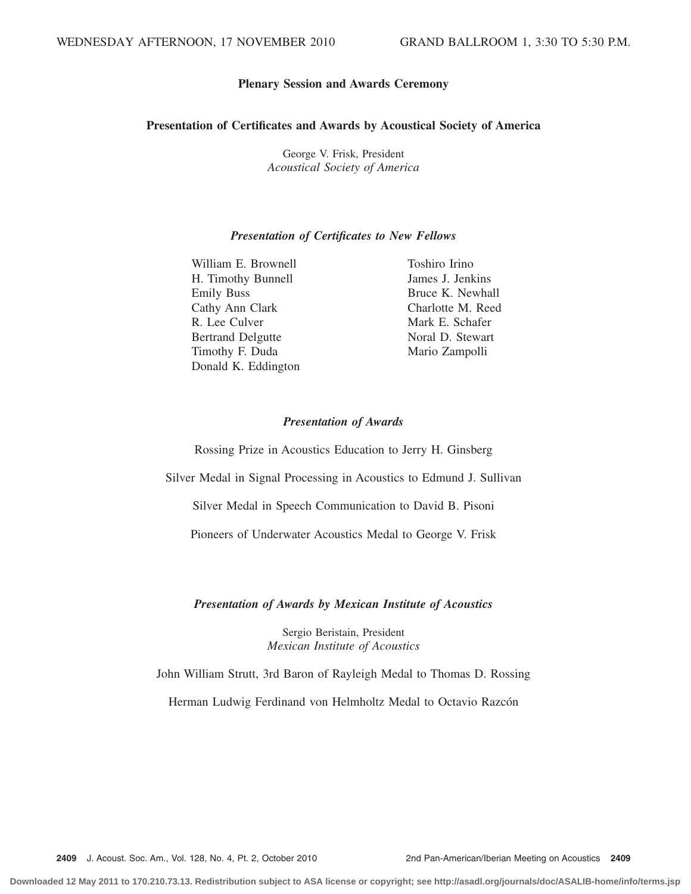WEDNESDAY AFTERNOON, 17 NOVEMBER 2010 GRAND BALLROOM 1, 3:30 TO 5:30 P.M.

# Plenary Session and Awards Ceremony

## Presentation of Certificates and Awards by Acoustical Society of America

George V. Frisk, President
*Acoustical Society of America*

### *Presentation of Certificates to New Fellows*

William E. Brownell
H. Timothy Bunnell
Emily Buss
Cathy Ann Clark
R. Lee Culver
Bertrand Delgutte
Timothy F. Duda
Donald K. Eddington
Toshiro Irino
James J. Jenkins
Bruce K. Newhall
Charlotte M. Reed
Mark E. Schafer
Noral D. Stewart
Mario Zampolli

### *Presentation of Awards*

Rossing Prize in Acoustics Education to Jerry H. Ginsberg

Silver Medal in Signal Processing in Acoustics to Edmund J. Sullivan

Silver Medal in Speech Communication to David B. Pisoni

Pioneers of Underwater Acoustics Medal to George V. Frisk

### *Presentation of Awards by Mexican Institute of Acoustics*

Sergio Beristain, President
*Mexican Institute of Acoustics*

John William Strutt, 3rd Baron of Rayleigh Medal to Thomas D. Rossing

Herman Ludwig Ferdinand von Helmholtz Medal to Octavio Razcón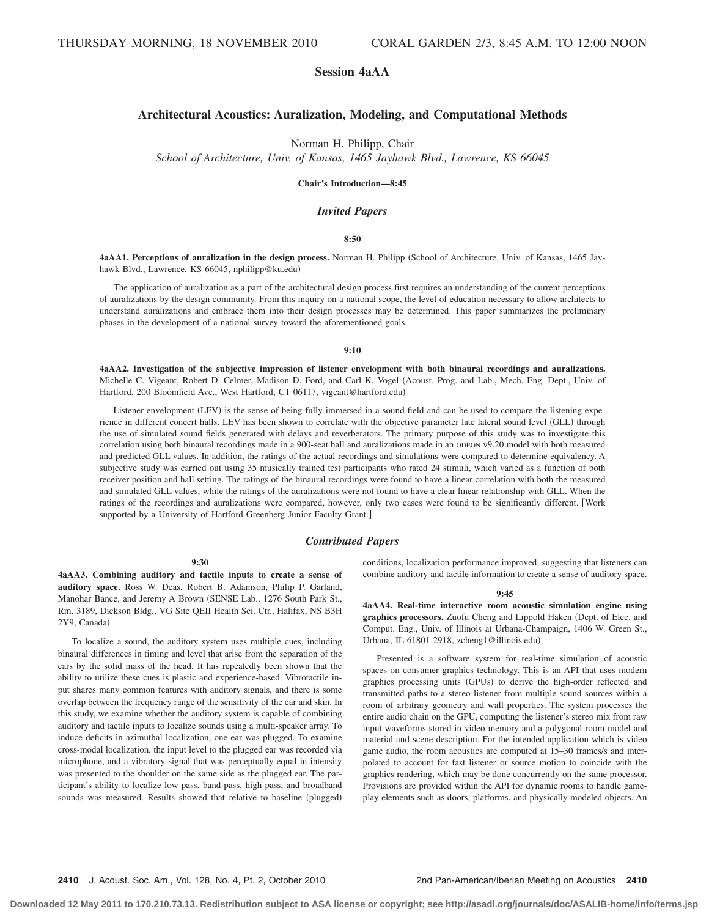THURSDAY MORNING, 18 NOVEMBER 2010 CORAL GARDEN 2/3, 8:45 A.M. TO 12:00 NOON

# Session 4aAA

## Architectural Acoustics: Auralization, Modeling, and Computational Methods

Norman H. Philipp, Chair
*School of Architecture, Univ. of Kansas, 1465 Jayhawk Blvd., Lawrence, KS 66045*

**Chair's Introduction—8:45**

### *Invited Papers*

**8:50**

**4aAA1. Perceptions of auralization in the design process.** Norman H. Philipp (School of Architecture, Univ. of Kansas, 1465 Jayhawk Blvd., Lawrence, KS 66045, nphilipp@ku.edu)

The application of auralization as a part of the architectural design process first requires an understanding of the current perceptions of auralizations by the design community. From this inquiry on a national scope, the level of education necessary to allow architects to understand auralizations and embrace them into their design processes may be determined. This paper summarizes the preliminary phases in the development of a national survey toward the aforementioned goals.

**9:10**

**4aAA2. Investigation of the subjective impression of listener envelopment with both binaural recordings and auralizations.** Michelle C. Vigeant, Robert D. Celmer, Madison D. Ford, and Carl K. Vogel (Acoust. Prog. and Lab., Mech. Eng. Dept., Univ. of Hartford, 200 Bloomfield Ave., West Hartford, CT 06117, vigeant@hartford.edu)

Listener envelopment (LEV) is the sense of being fully immersed in a sound field and can be used to compare the listening experience in different concert halls. LEV has been shown to correlate with the objective parameter late lateral sound level (GLL) through the use of simulated sound fields generated with delays and reverberators. The primary purpose of this study was to investigate this correlation using both binaural recordings made in a 900-seat hall and auralizations made in an ODEON v9.20 model with both measured and predicted GLL values. In addition, the ratings of the actual recordings and simulations were compared to determine equivalency. A subjective study was carried out using 35 musically trained test participants who rated 24 stimuli, which varied as a function of both receiver position and hall setting. The ratings of the binaural recordings were found to have a linear correlation with both the measured and simulated GLL values, while the ratings of the auralizations were not found to have a clear linear relationship with GLL. When the ratings of the recordings and auralizations were compared, however, only two cases were found to be significantly different. [Work supported by a University of Hartford Greenberg Junior Faculty Grant.]

### *Contributed Papers*

**9:30**

**4aAA3. Combining auditory and tactile inputs to create a sense of auditory space.** Ross W. Deas, Robert B. Adamson, Philip P. Garland, Manohar Bance, and Jeremy A Brown (SENSE Lab., 1276 South Park St., Rm. 3189, Dickson Bldg., VG Site QEII Health Sci. Ctr., Halifax, NS B3H 2Y9, Canada)

To localize a sound, the auditory system uses multiple cues, including binaural differences in timing and level that arise from the separation of the ears by the solid mass of the head. It has repeatedly been shown that the ability to utilize these cues is plastic and experience-based. Vibrotactile input shares many common features with auditory signals, and there is some overlap between the frequency range of the sensitivity of the ear and skin. In this study, we examine whether the auditory system is capable of combining auditory and tactile inputs to localize sounds using a multi-speaker array. To induce deficits in azimuthal localization, one ear was plugged. To examine cross-modal localization, the input level to the plugged ear was recorded via microphone, and a vibratory signal that was perceptually equal in intensity was presented to the shoulder on the same side as the plugged ear. The participant's ability to localize low-pass, band-pass, high-pass, and broadband sounds was measured. Results showed that relative to baseline (plugged) conditions, localization performance improved, suggesting that listeners can combine auditory and tactile information to create a sense of auditory space.

**9:45**

**4aAA4. Real-time interactive room acoustic simulation engine using graphics processors.** Zuofu Cheng and Lippold Haken (Dept. of Elec. and Comput. Eng., Univ. of Illinois at Urbana-Champaign, 1406 W. Green St., Urbana, IL 61801-2918, zcheng1@illinois.edu)

Presented is a software system for real-time simulation of acoustic spaces on consumer graphics technology. This is an API that uses modern graphics processing units (GPUs) to derive the high-order reflected and transmitted paths to a stereo listener from multiple sound sources within a room of arbitrary geometry and wall properties. The system processes the entire audio chain on the GPU, computing the listener's stereo mix from raw input waveforms stored in video memory and a polygonal room model and material and scene description. For the intended application which is video game audio, the room acoustics are computed at 15–30 frames/s and interpolated to account for fast listener or source motion to coincide with the graphics rendering, which may be done concurrently on the same processor. Provisions are provided within the API for dynamic rooms to handle gameplay elements such as doors, platforms, and physically modeled objects. An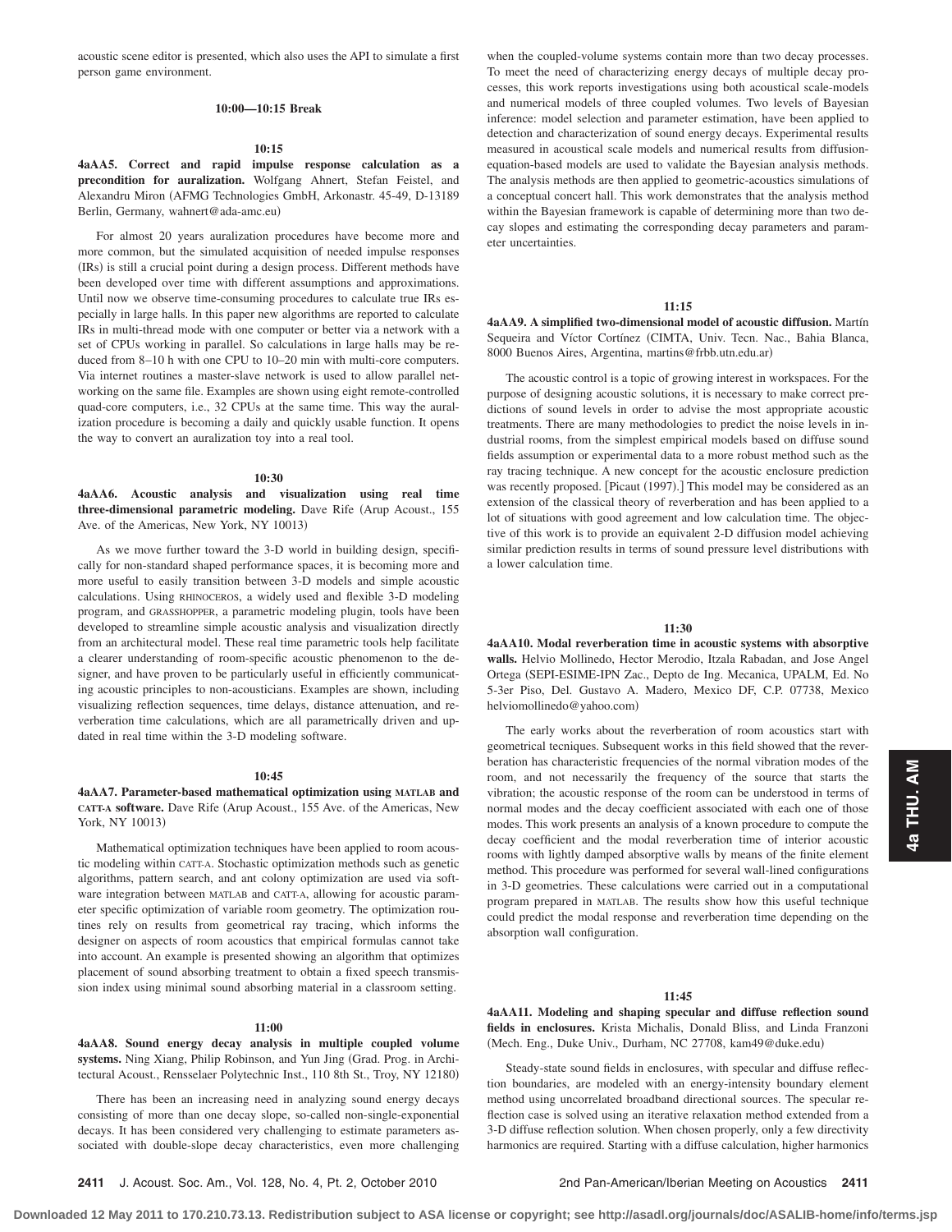acoustic scene editor is presented, which also uses the API to simulate a first person game environment.

**10:00—10:15 Break**

**10:15**

**4aAA5. Correct and rapid impulse response calculation as a precondition for auralization.** Wolfgang Ahnert, Stefan Feistel, and Alexandru Miron (AFMG Technologies GmbH, Arkonastr. 45-49, D-13189 Berlin, Germany, wahnert@ada-amc.eu)

For almost 20 years auralization procedures have become more and more common, but the simulated acquisition of needed impulse responses (IRs) is still a crucial point during a design process. Different methods have been developed over time with different assumptions and approximations. Until now we observe time-consuming procedures to calculate true IRs especially in large halls. In this paper new algorithms are reported to calculate IRs in multi-thread mode with one computer or better via a network with a set of CPUs working in parallel. So calculations in large halls may be reduced from 8–10 h with one CPU to 10–20 min with multi-core computers. Via internet routines a master-slave network is used to allow parallel networking on the same file. Examples are shown using eight remote-controlled quad-core computers, i.e., 32 CPUs at the same time. This way the auralization procedure is becoming a daily and quickly usable function. It opens the way to convert an auralization toy into a real tool.

**10:30**

**4aAA6. Acoustic analysis and visualization using real time three-dimensional parametric modeling.** Dave Rife (Arup Acoust., 155 Ave. of the Americas, New York, NY 10013)

As we move further toward the 3-D world in building design, specifically for non-standard shaped performance spaces, it is becoming more and more useful to easily transition between 3-D models and simple acoustic calculations. Using RHINOCEROS, a widely used and flexible 3-D modeling program, and GRASSHOPPER, a parametric modeling plugin, tools have been developed to streamline simple acoustic analysis and visualization directly from an architectural model. These real time parametric tools help facilitate a clearer understanding of room-specific acoustic phenomenon to the designer, and have proven to be particularly useful in efficiently communicating acoustic principles to non-acousticians. Examples are shown, including visualizing reflection sequences, time delays, distance attenuation, and reverberation time calculations, which are all parametrically driven and updated in real time within the 3-D modeling software.

**10:45**

**4aAA7. Parameter-based mathematical optimization using MATLAB and CATT-A software.** Dave Rife (Arup Acoust., 155 Ave. of the Americas, New York, NY 10013)

Mathematical optimization techniques have been applied to room acoustic modeling within CATT-A. Stochastic optimization methods such as genetic algorithms, pattern search, and ant colony optimization are used via software integration between MATLAB and CATT-A, allowing for acoustic parameter specific optimization of variable room geometry. The optimization routines rely on results from geometrical ray tracing, which informs the designer on aspects of room acoustics that empirical formulas cannot take into account. An example is presented showing an algorithm that optimizes placement of sound absorbing treatment to obtain a fixed speech transmission index using minimal sound absorbing material in a classroom setting.

**11:00**

**4aAA8. Sound energy decay analysis in multiple coupled volume systems.** Ning Xiang, Philip Robinson, and Yun Jing (Grad. Prog. in Architectural Acoust., Rensselaer Polytechnic Inst., 110 8th St., Troy, NY 12180)

There has been an increasing need in analyzing sound energy decays consisting of more than one decay slope, so-called non-single-exponential decays. It has been considered very challenging to estimate parameters associated with double-slope decay characteristics, even more challenging when the coupled-volume systems contain more than two decay processes. To meet the need of characterizing energy decays of multiple decay processes, this work reports investigations using both acoustical scale-models and numerical models of three coupled volumes. Two levels of Bayesian inference: model selection and parameter estimation, have been applied to detection and characterization of sound energy decays. Experimental results measured in acoustical scale models and numerical results from diffusion-equation-based models are used to validate the Bayesian analysis methods. The analysis methods are then applied to geometric-acoustics simulations of a conceptual concert hall. This work demonstrates that the analysis method within the Bayesian framework is capable of determining more than two decay slopes and estimating the corresponding decay parameters and parameter uncertainties.

**11:15**

**4aAA9. A simplified two-dimensional model of acoustic diffusion.** Martín Sequeira and Víctor Cortínez (CIMTA, Univ. Tecn. Nac., Bahia Blanca, 8000 Buenos Aires, Argentina, martins@frbb.utn.edu.ar)

The acoustic control is a topic of growing interest in workspaces. For the purpose of designing acoustic solutions, it is necessary to make correct predictions of sound levels in order to advise the most appropriate acoustic treatments. There are many methodologies to predict the noise levels in industrial rooms, from the simplest empirical models based on diffuse sound fields assumption or experimental data to a more robust method such as the ray tracing technique. A new concept for the acoustic enclosure prediction was recently proposed. [Picaut (1997).] This model may be considered as an extension of the classical theory of reverberation and has been applied to a lot of situations with good agreement and low calculation time. The objective of this work is to provide an equivalent 2-D diffusion model achieving similar prediction results in terms of sound pressure level distributions with a lower calculation time.

**11:30**

**4aAA10. Modal reverberation time in acoustic systems with absorptive walls.** Helvio Mollinedo, Hector Merodio, Itzala Rabadan, and Jose Angel Ortega (SEPI-ESIME-IPN Zac., Depto de Ing. Mecanica, UPALM, Ed. No 5-3er Piso, Del. Gustavo A. Madero, Mexico DF, C.P. 07738, Mexico helviomollinedo@yahoo.com)

The early works about the reverberation of room acoustics start with geometrical tecniques. Subsequent works in this field showed that the reverberation has characteristic frequencies of the normal vibration modes of the room, and not necessarily the frequency of the source that starts the vibration; the acoustic response of the room can be understood in terms of normal modes and the decay coefficient associated with each one of those modes. This work presents an analysis of a known procedure to compute the decay coefficient and the modal reverberation time of interior acoustic rooms with lightly damped absorptive walls by means of the finite element method. This procedure was performed for several wall-lined configurations in 3-D geometries. These calculations were carried out in a computational program prepared in MATLAB. The results show how this useful technique could predict the modal response and reverberation time depending on the absorption wall configuration.

**11:45**

**4aAA11. Modeling and shaping specular and diffuse reflection sound fields in enclosures.** Krista Michalis, Donald Bliss, and Linda Franzoni (Mech. Eng., Duke Univ., Durham, NC 27708, kam49@duke.edu)

Steady-state sound fields in enclosures, with specular and diffuse reflection boundaries, are modeled with an energy-intensity boundary element method using uncorrelated broadband directional sources. The specular reflection case is solved using an iterative relaxation method extended from a 3-D diffuse reflection solution. When chosen properly, only a few directivity harmonics are required. Starting with a diffuse calculation, higher harmonics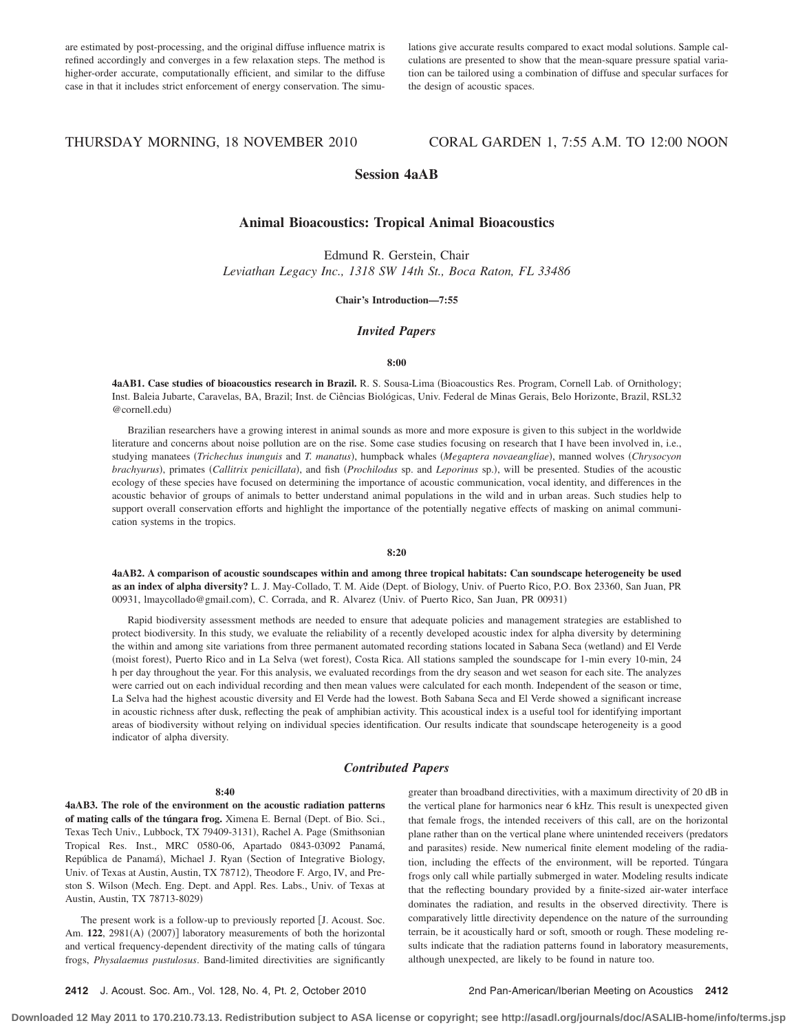are estimated by post-processing, and the original diffuse influence matrix is refined accordingly and converges in a few relaxation steps. The method is higher-order accurate, computationally efficient, and similar to the diffuse case in that it includes strict enforcement of energy conservation. The simulations give accurate results compared to exact modal solutions. Sample calculations are presented to show that the mean-square pressure spatial variation can be tailored using a combination of diffuse and specular surfaces for the design of acoustic spaces.

THURSDAY MORNING, 18 NOVEMBER 2010 CORAL GARDEN 1, 7:55 A.M. TO 12:00 NOON

## Session 4aAB

## Animal Bioacoustics: Tropical Animal Bioacoustics

Edmund R. Gerstein, Chair
*Leviathan Legacy Inc., 1318 SW 14th St., Boca Raton, FL 33486*

**Chair's Introduction—7:55**

### *Invited Papers*

**8:00**

**4aAB1. Case studies of bioacoustics research in Brazil.** R. S. Sousa-Lima (Bioacoustics Res. Program, Cornell Lab. of Ornithology; Inst. Baleia Jubarte, Caravelas, BA, Brazil; Inst. de Ciências Biológicas, Univ. Federal de Minas Gerais, Belo Horizonte, Brazil, RSL32@cornell.edu)

Brazilian researchers have a growing interest in animal sounds as more and more exposure is given to this subject in the worldwide literature and concerns about noise pollution are on the rise. Some case studies focusing on research that I have been involved in, i.e., studying manatees (*Trichechus inunguis* and *T. manatus*), humpback whales (*Megaptera novaeangliae*), manned wolves (*Chrysocyon brachyurus*), primates (*Callitrix penicillata*), and fish (*Prochilodus* sp. and *Leporinus* sp.), will be presented. Studies of the acoustic ecology of these species have focused on determining the importance of acoustic communication, vocal identity, and differences in the acoustic behavior of groups of animals to better understand animal populations in the wild and in urban areas. Such studies help to support overall conservation efforts and highlight the importance of the potentially negative effects of masking on animal communication systems in the tropics.

**8:20**

**4aAB2. A comparison of acoustic soundscapes within and among three tropical habitats: Can soundscape heterogeneity be used as an index of alpha diversity?** L. J. May-Collado, T. M. Aide (Dept. of Biology, Univ. of Puerto Rico, P.O. Box 23360, San Juan, PR 00931, lmaycollado@gmail.com), C. Corrada, and R. Alvarez (Univ. of Puerto Rico, San Juan, PR 00931)

Rapid biodiversity assessment methods are needed to ensure that adequate policies and management strategies are established to protect biodiversity. In this study, we evaluate the reliability of a recently developed acoustic index for alpha diversity by determining the within and among site variations from three permanent automated recording stations located in Sabana Seca (wetland) and El Verde (moist forest), Puerto Rico and in La Selva (wet forest), Costa Rica. All stations sampled the soundscape for 1-min every 10-min, 24 h per day throughout the year. For this analysis, we evaluated recordings from the dry season and wet season for each site. The analyzes were carried out on each individual recording and then mean values were calculated for each month. Independent of the season or time, La Selva had the highest acoustic diversity and El Verde had the lowest. Both Sabana Seca and El Verde showed a significant increase in acoustic richness after dusk, reflecting the peak of amphibian activity. This acoustical index is a useful tool for identifying important areas of biodiversity without relying on individual species identification. Our results indicate that soundscape heterogeneity is a good indicator of alpha diversity.

### *Contributed Papers*

**8:40**

**4aAB3. The role of the environment on the acoustic radiation patterns of mating calls of the túngara frog.** Ximena E. Bernal (Dept. of Bio. Sci., Texas Tech Univ., Lubbock, TX 79409-3131), Rachel A. Page (Smithsonian Tropical Res. Inst., MRC 0580-06, Apartado 0843-03092 Panamá, República de Panamá), Michael J. Ryan (Section of Integrative Biology, Univ. of Texas at Austin, Austin, TX 78712), Theodore F. Argo, IV, and Preston S. Wilson (Mech. Eng. Dept. and Appl. Res. Labs., Univ. of Texas at Austin, Austin, TX 78713-8029)

The present work is a follow-up to previously reported [J. Acoust. Soc. Am. **122**, 2981(A) (2007)] laboratory measurements of both the horizontal and vertical frequency-dependent directivity of the mating calls of túngara frogs, *Physalaemus pustulosus*. Band-limited directivities are significantly greater than broadband directivities, with a maximum directivity of 20 dB in the vertical plane for harmonics near 6 kHz. This result is unexpected given that female frogs, the intended receivers of this call, are on the horizontal plane rather than on the vertical plane where unintended receivers (predators and parasites) reside. New numerical finite element modeling of the radiation, including the effects of the environment, will be reported. Túngara frogs only call while partially submerged in water. Modeling results indicate that the reflecting boundary provided by a finite-sized air-water interface dominates the radiation, and results in the observed directivity. There is comparatively little directivity dependence on the nature of the surrounding terrain, be it acoustically hard or soft, smooth or rough. These modeling results indicate that the radiation patterns found in laboratory measurements, although unexpected, are likely to be found in nature too.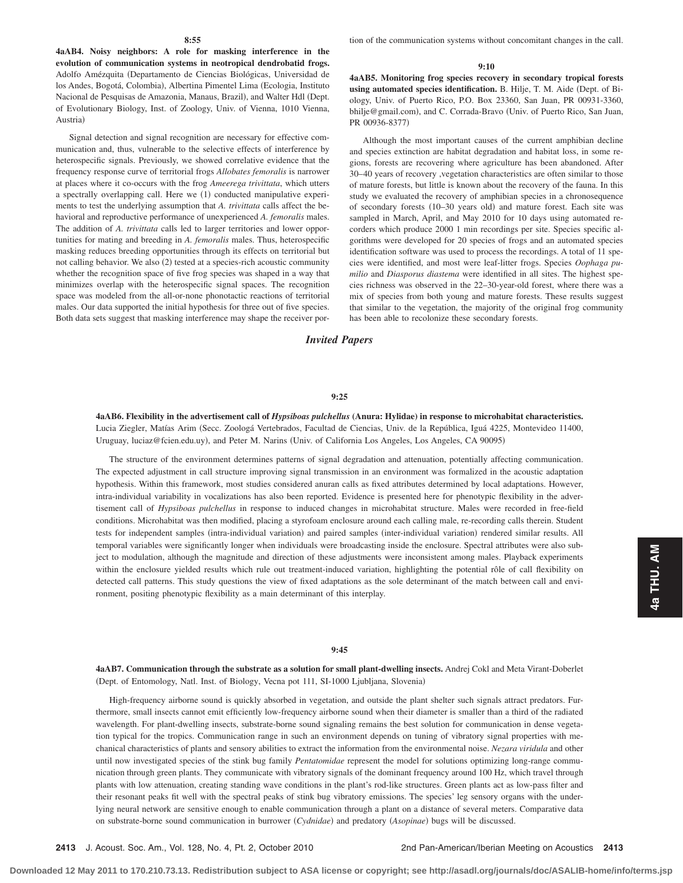**8:55**

**4aAB4. Noisy neighbors: A role for masking interference in the evolution of communication systems in neotropical dendrobatid frogs.** Adolfo Amézquita (Departamento de Ciencias Biológicas, Universidad de los Andes, Bogotá, Colombia), Albertina Pimentel Lima (Ecologia, Instituto Nacional de Pesquisas de Amazonia, Manaus, Brazil), and Walter Hdl (Dept. of Evolutionary Biology, Inst. of Zoology, Univ. of Vienna, 1010 Vienna, Austria)

Signal detection and signal recognition are necessary for effective communication and, thus, vulnerable to the selective effects of interference by heterospecific signals. Previously, we showed correlative evidence that the frequency response curve of territorial frogs *Allobates femoralis* is narrower at places where it co-occurs with the frog *Ameerega trivittata*, which utters a spectrally overlapping call. Here we (1) conducted manipulative experiments to test the underlying assumption that *A. trivittata* calls affect the behavioral and reproductive performance of unexperienced *A. femoralis* males. The addition of *A. trivittata* calls led to larger territories and lower opportunities for mating and breeding in *A. femoralis* males. Thus, heterospecific masking reduces breeding opportunities through its effects on territorial but not calling behavior. We also (2) tested at a species-rich acoustic community whether the recognition space of five frog species was shaped in a way that minimizes overlap with the heterospecific signal spaces. The recognition space was modeled from the all-or-none phonotactic reactions of territorial males. Our data supported the initial hypothesis for three out of five species. Both data sets suggest that masking interference may shape the receiver portion of the communication systems without concomitant changes in the call.

**9:10**

**4aAB5. Monitoring frog species recovery in secondary tropical forests using automated species identification.** B. Hilje, T. M. Aide (Dept. of Biology, Univ. of Puerto Rico, P.O. Box 23360, San Juan, PR 00931-3360, bhilje@gmail.com), and C. Corrada-Bravo (Univ. of Puerto Rico, San Juan, PR 00936-8377)

Although the most important causes of the current amphibian decline and species extinction are habitat degradation and habitat loss, in some regions, forests are recovering where agriculture has been abandoned. After 30–40 years of recovery ,vegetation characteristics are often similar to those of mature forests, but little is known about the recovery of the fauna. In this study we evaluated the recovery of amphibian species in a chronosequence of secondary forests (10–30 years old) and mature forest. Each site was sampled in March, April, and May 2010 for 10 days using automated recorders which produce 2000 1 min recordings per site. Species specific algorithms were developed for 20 species of frogs and an automated species identification software was used to process the recordings. A total of 11 species were identified, and most were leaf-litter frogs. Species *Oophaga pumilio* and *Diasporus diastema* were identified in all sites. The highest species richness was observed in the 22–30-year-old forest, where there was a mix of species from both young and mature forests. These results suggest that similar to the vegetation, the majority of the original frog community has been able to recolonize these secondary forests.

## *Invited Papers*

**9:25**

**4aAB6. Flexibility in the advertisement call of *Hypsiboas pulchellus* (Anura: Hylidae) in response to microhabitat characteristics.** Lucia Ziegler, Matías Arim (Secc. Zoologá Vertebrados, Facultad de Ciencias, Univ. de la República, Iguá 4225, Montevideo 11400, Uruguay, luciaz@fcien.edu.uy), and Peter M. Narins (Univ. of California Los Angeles, Los Angeles, CA 90095)

The structure of the environment determines patterns of signal degradation and attenuation, potentially affecting communication. The expected adjustment in call structure improving signal transmission in an environment was formalized in the acoustic adaptation hypothesis. Within this framework, most studies considered anuran calls as fixed attributes determined by local adaptations. However, intra-individual variability in vocalizations has also been reported. Evidence is presented here for phenotypic flexibility in the advertisement call of *Hypsiboas pulchellus* in response to induced changes in microhabitat structure. Males were recorded in free-field conditions. Microhabitat was then modified, placing a styrofoam enclosure around each calling male, re-recording calls therein. Student tests for independent samples (intra-individual variation) and paired samples (inter-individual variation) rendered similar results. All temporal variables were significantly longer when individuals were broadcasting inside the enclosure. Spectral attributes were also subject to modulation, although the magnitude and direction of these adjustments were inconsistent among males. Playback experiments within the enclosure yielded results which rule out treatment-induced variation, highlighting the potential rôle of call flexibility on detected call patterns. This study questions the view of fixed adaptations as the sole determinant of the match between call and environment, positing phenotypic flexibility as a main determinant of this interplay.

**9:45**

**4aAB7. Communication through the substrate as a solution for small plant-dwelling insects.** Andrej Cokl and Meta Virant-Doberlet (Dept. of Entomology, Natl. Inst. of Biology, Vecna pot 111, SI-1000 Ljubljana, Slovenia)

High-frequency airborne sound is quickly absorbed in vegetation, and outside the plant shelter such signals attract predators. Furthermore, small insects cannot emit efficiently low-frequency airborne sound when their diameter is smaller than a third of the radiated wavelength. For plant-dwelling insects, substrate-borne sound signaling remains the best solution for communication in dense vegetation typical for the tropics. Communication range in such an environment depends on tuning of vibratory signal properties with mechanical characteristics of plants and sensory abilities to extract the information from the environmental noise. *Nezara viridula* and other until now investigated species of the stink bug family *Pentatomidae* represent the model for solutions optimizing long-range communication through green plants. They communicate with vibratory signals of the dominant frequency around 100 Hz, which travel through plants with low attenuation, creating standing wave conditions in the plant's rod-like structures. Green plants act as low-pass filter and their resonant peaks fit well with the spectral peaks of stink bug vibratory emissions. The species' leg sensory organs with the underlying neural network are sensitive enough to enable communication through a plant on a distance of several meters. Comparative data on substrate-borne sound communication in burrower (*Cydnidae*) and predatory (*Asopinae*) bugs will be discussed.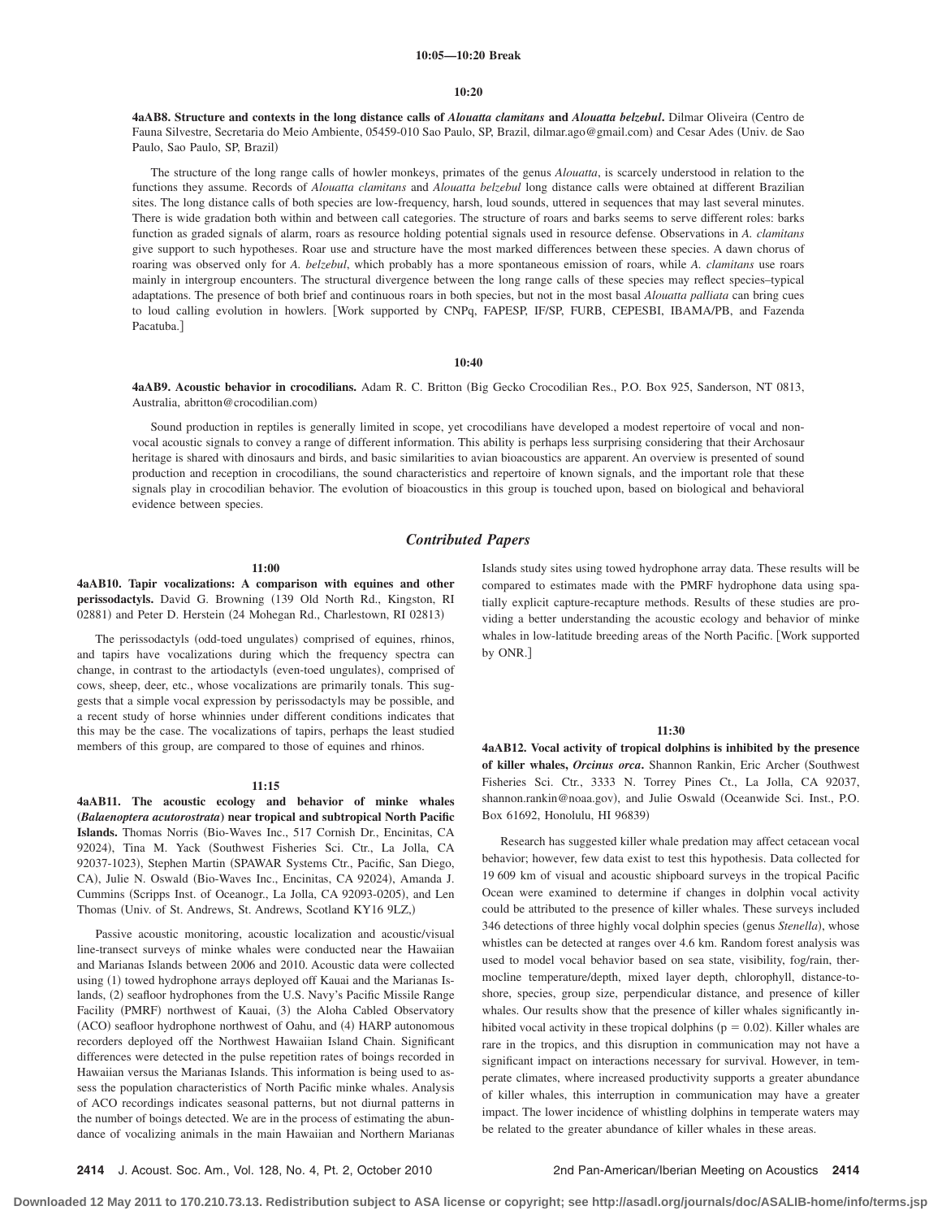**10:05—10:20 Break**

**10:20**

**4aAB8. Structure and contexts in the long distance calls of *Alouatta clamitans* and *Alouatta belzebul*.** Dilmar Oliveira (Centro de Fauna Silvestre, Secretaria do Meio Ambiente, 05459-010 Sao Paulo, SP, Brazil, dilmar.ago@gmail.com) and Cesar Ades (Univ. de Sao Paulo, Sao Paulo, SP, Brazil)

The structure of the long range calls of howler monkeys, primates of the genus *Alouatta*, is scarcely understood in relation to the functions they assume. Records of *Alouatta clamitans* and *Alouatta belzebul* long distance calls were obtained at different Brazilian sites. The long distance calls of both species are low-frequency, harsh, loud sounds, uttered in sequences that may last several minutes. There is wide gradation both within and between call categories. The structure of roars and barks seems to serve different roles: barks function as graded signals of alarm, roars as resource holding potential signals used in resource defense. Observations in *A. clamitans* give support to such hypotheses. Roar use and structure have the most marked differences between these species. A dawn chorus of roaring was observed only for *A. belzebul*, which probably has a more spontaneous emission of roars, while *A. clamitans* use roars mainly in intergroup encounters. The structural divergence between the long range calls of these species may reflect species–typical adaptations. The presence of both brief and continuous roars in both species, but not in the most basal *Alouatta palliata* can bring cues to loud calling evolution in howlers. [Work supported by CNPq, FAPESP, IF/SP, FURB, CEPESBI, IBAMA/PB, and Fazenda Pacatuba.]

**10:40**

**4aAB9. Acoustic behavior in crocodilians.** Adam R. C. Britton (Big Gecko Crocodilian Res., P.O. Box 925, Sanderson, NT 0813, Australia, abritton@crocodilian.com)

Sound production in reptiles is generally limited in scope, yet crocodilians have developed a modest repertoire of vocal and non-vocal acoustic signals to convey a range of different information. This ability is perhaps less surprising considering that their Archosaur heritage is shared with dinosaurs and birds, and basic similarities to avian bioacoustics are apparent. An overview is presented of sound production and reception in crocodilians, the sound characteristics and repertoire of known signals, and the important role that these signals play in crocodilian behavior. The evolution of bioacoustics in this group is touched upon, based on biological and behavioral evidence between species.

## *Contributed Papers*

**11:00**

**4aAB10. Tapir vocalizations: A comparison with equines and other perissodactyls.** David G. Browning (139 Old North Rd., Kingston, RI 02881) and Peter D. Herstein (24 Mohegan Rd., Charlestown, RI 02813)

The perissodactyls (odd-toed ungulates) comprised of equines, rhinos, and tapirs have vocalizations during which the frequency spectra can change, in contrast to the artiodactyls (even-toed ungulates), comprised of cows, sheep, deer, etc., whose vocalizations are primarily tonals. This suggests that a simple vocal expression by perissodactyls may be possible, and a recent study of horse whinnies under different conditions indicates that this may be the case. The vocalizations of tapirs, perhaps the least studied members of this group, are compared to those of equines and rhinos.

**11:15**

**4aAB11. The acoustic ecology and behavior of minke whales (*Balaenoptera acutorostrata*) near tropical and subtropical North Pacific Islands.** Thomas Norris (Bio-Waves Inc., 517 Cornish Dr., Encinitas, CA 92024), Tina M. Yack (Southwest Fisheries Sci. Ctr., La Jolla, CA 92037-1023), Stephen Martin (SPAWAR Systems Ctr., Pacific, San Diego, CA), Julie N. Oswald (Bio-Waves Inc., Encinitas, CA 92024), Amanda J. Cummins (Scripps Inst. of Oceanogr., La Jolla, CA 92093-0205), and Len Thomas (Univ. of St. Andrews, St. Andrews, Scotland KY16 9LZ,)

Passive acoustic monitoring, acoustic localization and acoustic/visual line-transect surveys of minke whales were conducted near the Hawaiian and Marianas Islands between 2006 and 2010. Acoustic data were collected using (1) towed hydrophone arrays deployed off Kauai and the Marianas Islands, (2) seafloor hydrophones from the U.S. Navy's Pacific Missile Range Facility (PMRF) northwest of Kauai, (3) the Aloha Cabled Observatory (ACO) seafloor hydrophone northwest of Oahu, and (4) HARP autonomous recorders deployed off the Northwest Hawaiian Island Chain. Significant differences were detected in the pulse repetition rates of boings recorded in Hawaiian versus the Marianas Islands. This information is being used to assess the population characteristics of North Pacific minke whales. Analysis of ACO recordings indicates seasonal patterns, but not diurnal patterns in the number of boings detected. We are in the process of estimating the abundance of vocalizing animals in the main Hawaiian and Northern Marianas Islands study sites using towed hydrophone array data. These results will be compared to estimates made with the PMRF hydrophone data using spatially explicit capture-recapture methods. Results of these studies are providing a better understanding the acoustic ecology and behavior of minke whales in low-latitude breeding areas of the North Pacific. [Work supported by ONR.]

**11:30**

**4aAB12. Vocal activity of tropical dolphins is inhibited by the presence of killer whales, *Orcinus orca*.** Shannon Rankin, Eric Archer (Southwest Fisheries Sci. Ctr., 3333 N. Torrey Pines Ct., La Jolla, CA 92037, shannon.rankin@noaa.gov), and Julie Oswald (Oceanwide Sci. Inst., P.O. Box 61692, Honolulu, HI 96839)

Research has suggested killer whale predation may affect cetacean vocal behavior; however, few data exist to test this hypothesis. Data collected for 19 609 km of visual and acoustic shipboard surveys in the tropical Pacific Ocean were examined to determine if changes in dolphin vocal activity could be attributed to the presence of killer whales. These surveys included 346 detections of three highly vocal dolphin species (genus *Stenella*), whose whistles can be detected at ranges over 4.6 km. Random forest analysis was used to model vocal behavior based on sea state, visibility, fog/rain, thermocline temperature/depth, mixed layer depth, chlorophyll, distance-to-shore, species, group size, perpendicular distance, and presence of killer whales. Our results show that the presence of killer whales significantly inhibited vocal activity in these tropical dolphins ($p = 0.02$). Killer whales are rare in the tropics, and this disruption in communication may not have a significant impact on interactions necessary for survival. However, in temperate climates, where increased productivity supports a greater abundance of killer whales, this interruption in communication may have a greater impact. The lower incidence of whistling dolphins in temperate waters may be related to the greater abundance of killer whales in these areas.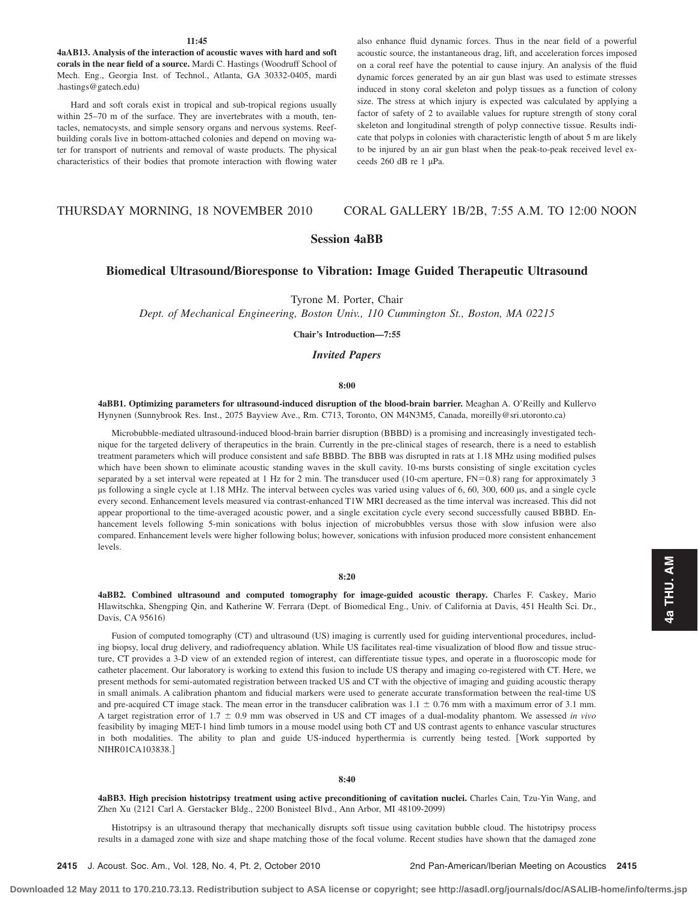**11:45**

**4aAB13. Analysis of the interaction of acoustic waves with hard and soft corals in the near field of a source.** Mardi C. Hastings (Woodruff School of Mech. Eng., Georgia Inst. of Technol., Atlanta, GA 30332-0405, mardi.hastings@gatech.edu)

Hard and soft corals exist in tropical and sub-tropical regions usually within 25–70 m of the surface. They are invertebrates with a mouth, tentacles, nematocysts, and simple sensory organs and nervous systems. Reef-building corals live in bottom-attached colonies and depend on moving water for transport of nutrients and removal of waste products. The physical characteristics of their bodies that promote interaction with flowing water also enhance fluid dynamic forces. Thus in the near field of a powerful acoustic source, the instantaneous drag, lift, and acceleration forces imposed on a coral reef have the potential to cause injury. An analysis of the fluid dynamic forces generated by an air gun blast was used to estimate stresses induced in stony coral skeleton and polyp tissues as a function of colony size. The stress at which injury is expected was calculated by applying a factor of safety of 2 to available values for rupture strength of stony coral skeleton and longitudinal strength of polyp connective tissue. Results indicate that polyps in colonies with characteristic length of about 5 m are likely to be injured by an air gun blast when the peak-to-peak received level exceeds 260 dB re 1 μPa.

THURSDAY MORNING, 18 NOVEMBER 2010 CORAL GALLERY 1B/2B, 7:55 A.M. TO 12:00 NOON

## Session 4aBB

## Biomedical Ultrasound/Bioresponse to Vibration: Image Guided Therapeutic Ultrasound

Tyrone M. Porter, Chair

*Dept. of Mechanical Engineering, Boston Univ., 110 Cummington St., Boston, MA 02215*

**Chair's Introduction—7:55**

### *Invited Papers*

**8:00**

**4aBB1. Optimizing parameters for ultrasound-induced disruption of the blood-brain barrier.** Meaghan A. O'Reilly and Kullervo Hynynen (Sunnybrook Res. Inst., 2075 Bayview Ave., Rm. C713, Toronto, ON M4N3M5, Canada, moreilly@sri.utoronto.ca)

Microbubble-mediated ultrasound-induced blood-brain barrier disruption (BBBD) is a promising and increasingly investigated technique for the targeted delivery of therapeutics in the brain. Currently in the pre-clinical stages of research, there is a need to establish treatment parameters which will produce consistent and safe BBBD. The BBB was disrupted in rats at 1.18 MHz using modified pulses which have been shown to eliminate acoustic standing waves in the skull cavity. 10-ms bursts consisting of single excitation cycles separated by a set interval were repeated at 1 Hz for 2 min. The transducer used (10-cm aperture, FN=0.8) rang for approximately 3 μs following a single cycle at 1.18 MHz. The interval between cycles was varied using values of 6, 60, 300, 600 μs, and a single cycle every second. Enhancement levels measured via contrast-enhanced T1W MRI decreased as the time interval was increased. This did not appear proportional to the time-averaged acoustic power, and a single excitation cycle every second successfully caused BBBD. Enhancement levels following 5-min sonications with bolus injection of microbubbles versus those with slow infusion were also compared. Enhancement levels were higher following bolus; however, sonications with infusion produced more consistent enhancement levels.

**8:20**

**4aBB2. Combined ultrasound and computed tomography for image-guided acoustic therapy.** Charles F. Caskey, Mario Hlawitschka, Shengping Qin, and Katherine W. Ferrara (Dept. of Biomedical Eng., Univ. of California at Davis, 451 Health Sci. Dr., Davis, CA 95616)

Fusion of computed tomography (CT) and ultrasound (US) imaging is currently used for guiding interventional procedures, including biopsy, local drug delivery, and radiofrequency ablation. While US facilitates real-time visualization of blood flow and tissue structure, CT provides a 3-D view of an extended region of interest, can differentiate tissue types, and operate in a fluoroscopic mode for catheter placement. Our laboratory is working to extend this fusion to include US therapy and imaging co-registered with CT. Here, we present methods for semi-automated registration between tracked US and CT with the objective of imaging and guiding acoustic therapy in small animals. A calibration phantom and fiducial markers were used to generate accurate transformation between the real-time US and pre-acquired CT image stack. The mean error in the transducer calibration was 1.1 ± 0.76 mm with a maximum error of 3.1 mm. A target registration error of 1.7 ± 0.9 mm was observed in US and CT images of a dual-modality phantom. We assessed *in vivo* feasibility by imaging MET-1 hind limb tumors in a mouse model using both CT and US contrast agents to enhance vascular structures in both modalities. The ability to plan and guide US-induced hyperthermia is currently being tested. [Work supported by NIHR01CA103838.]

**8:40**

**4aBB3. High precision histotripsy treatment using active preconditioning of cavitation nuclei.** Charles Cain, Tzu-Yin Wang, and Zhen Xu (2121 Carl A. Gerstacker Bldg., 2200 Bonisteel Blvd., Ann Arbor, MI 48109-2099)

Histotripsy is an ultrasound therapy that mechanically disrupts soft tissue using cavitation bubble cloud. The histotripsy process results in a damaged zone with size and shape matching those of the focal volume. Recent studies have shown that the damaged zone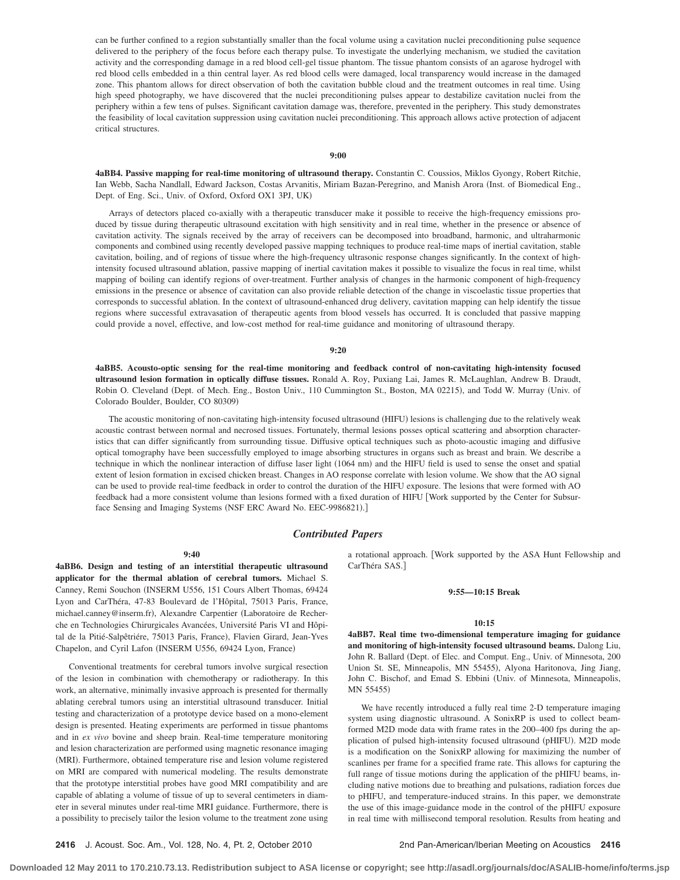can be further confined to a region substantially smaller than the focal volume using a cavitation nuclei preconditioning pulse sequence delivered to the periphery of the focus before each therapy pulse. To investigate the underlying mechanism, we studied the cavitation activity and the corresponding damage in a red blood cell-gel tissue phantom. The tissue phantom consists of an agarose hydrogel with red blood cells embedded in a thin central layer. As red blood cells were damaged, local transparency would increase in the damaged zone. This phantom allows for direct observation of both the cavitation bubble cloud and the treatment outcomes in real time. Using high speed photography, we have discovered that the nuclei preconditioning pulses appear to destabilize cavitation nuclei from the periphery within a few tens of pulses. Significant cavitation damage was, therefore, prevented in the periphery. This study demonstrates the feasibility of local cavitation suppression using cavitation nuclei preconditioning. This approach allows active protection of adjacent critical structures.

**9:00**

**4aBB4. Passive mapping for real-time monitoring of ultrasound therapy.** Constantin C. Coussios, Miklos Gyongy, Robert Ritchie, Ian Webb, Sacha Nandlall, Edward Jackson, Costas Arvanitis, Miriam Bazan-Peregrino, and Manish Arora (Inst. of Biomedical Eng., Dept. of Eng. Sci., Univ. of Oxford, Oxford OX1 3PJ, UK)

Arrays of detectors placed co-axially with a therapeutic transducer make it possible to receive the high-frequency emissions produced by tissue during therapeutic ultrasound excitation with high sensitivity and in real time, whether in the presence or absence of cavitation activity. The signals received by the array of receivers can be decomposed into broadband, harmonic, and ultraharmonic components and combined using recently developed passive mapping techniques to produce real-time maps of inertial cavitation, stable cavitation, boiling, and of regions of tissue where the high-frequency ultrasonic response changes significantly. In the context of high-intensity focused ultrasound ablation, passive mapping of inertial cavitation makes it possible to visualize the focus in real time, whilst mapping of boiling can identify regions of over-treatment. Further analysis of changes in the harmonic component of high-frequency emissions in the presence or absence of cavitation can also provide reliable detection of the change in viscoelastic tissue properties that corresponds to successful ablation. In the context of ultrasound-enhanced drug delivery, cavitation mapping can help identify the tissue regions where successful extravasation of therapeutic agents from blood vessels has occurred. It is concluded that passive mapping could provide a novel, effective, and low-cost method for real-time guidance and monitoring of ultrasound therapy.

**9:20**

**4aBB5. Acousto-optic sensing for the real-time monitoring and feedback control of non-cavitating high-intensity focused ultrasound lesion formation in optically diffuse tissues.** Ronald A. Roy, Puxiang Lai, James R. McLaughlan, Andrew B. Draudt, Robin O. Cleveland (Dept. of Mech. Eng., Boston Univ., 110 Cummington St., Boston, MA 02215), and Todd W. Murray (Univ. of Colorado Boulder, Boulder, CO 80309)

The acoustic monitoring of non-cavitating high-intensity focused ultrasound (HIFU) lesions is challenging due to the relatively weak acoustic contrast between normal and necrosed tissues. Fortunately, thermal lesions posses optical scattering and absorption characteristics that can differ significantly from surrounding tissue. Diffusive optical techniques such as photo-acoustic imaging and diffusive optical tomography have been successfully employed to image absorbing structures in organs such as breast and brain. We describe a technique in which the nonlinear interaction of diffuse laser light (1064 nm) and the HIFU field is used to sense the onset and spatial extent of lesion formation in excised chicken breast. Changes in AO response correlate with lesion volume. We show that the AO signal can be used to provide real-time feedback in order to control the duration of the HIFU exposure. The lesions that were formed with AO feedback had a more consistent volume than lesions formed with a fixed duration of HIFU [Work supported by the Center for Subsurface Sensing and Imaging Systems (NSF ERC Award No. EEC-9986821).]

## *Contributed Papers*

**9:40**

**4aBB6. Design and testing of an interstitial therapeutic ultrasound applicator for the thermal ablation of cerebral tumors.** Michael S. Canney, Remi Souchon (INSERM U556, 151 Cours Albert Thomas, 69424 Lyon and CarThéra, 47-83 Boulevard de l'Hôpital, 75013 Paris, France, michael.canney@inserm.fr), Alexandre Carpentier (Laboratoire de Recherche en Technologies Chirurgicales Avancées, Université Paris VI and Hôpital de la Pitié-Salpêtriére, 75013 Paris, France), Flavien Girard, Jean-Yves Chapelon, and Cyril Lafon (INSERM U556, 69424 Lyon, France)

Conventional treatments for cerebral tumors involve surgical resection of the lesion in combination with chemotherapy or radiotherapy. In this work, an alternative, minimally invasive approach is presented for thermally ablating cerebral tumors using an interstitial ultrasound transducer. Initial testing and characterization of a prototype device based on a mono-element design is presented. Heating experiments are performed in tissue phantoms and in *ex vivo* bovine and sheep brain. Real-time temperature monitoring and lesion characterization are performed using magnetic resonance imaging (MRI). Furthermore, obtained temperature rise and lesion volume registered on MRI are compared with numerical modeling. The results demonstrate that the prototype interstitial probes have good MRI compatibility and are capable of ablating a volume of tissue of up to several centimeters in diameter in several minutes under real-time MRI guidance. Furthermore, there is a possibility to precisely tailor the lesion volume to the treatment zone using a rotational approach. [Work supported by the ASA Hunt Fellowship and CarThéra SAS.]

**9:55—10:15 Break**

**10:15**

**4aBB7. Real time two-dimensional temperature imaging for guidance and monitoring of high-intensity focused ultrasound beams.** Dalong Liu, John R. Ballard (Dept. of Elec. and Comput. Eng., Univ. of Minnesota, 200 Union St. SE, Minneapolis, MN 55455), Alyona Haritonova, Jing Jiang, John C. Bischof, and Emad S. Ebbini (Univ. of Minnesota, Minneapolis, MN 55455)

We have recently introduced a fully real time 2-D temperature imaging system using diagnostic ultrasound. A SonixRP is used to collect beamformed M2D mode data with frame rates in the 200–400 fps during the application of pulsed high-intensity focused ultrasound (pHIFU). M2D mode is a modification on the SonixRP allowing for maximizing the number of scanlines per frame for a specified frame rate. This allows for capturing the full range of tissue motions during the application of the pHIFU beams, including native motions due to breathing and pulsations, radiation forces due to pHIFU, and temperature-induced strains. In this paper, we demonstrate the use of this image-guidance mode in the control of the pHIFU exposure in real time with millisecond temporal resolution. Results from heating and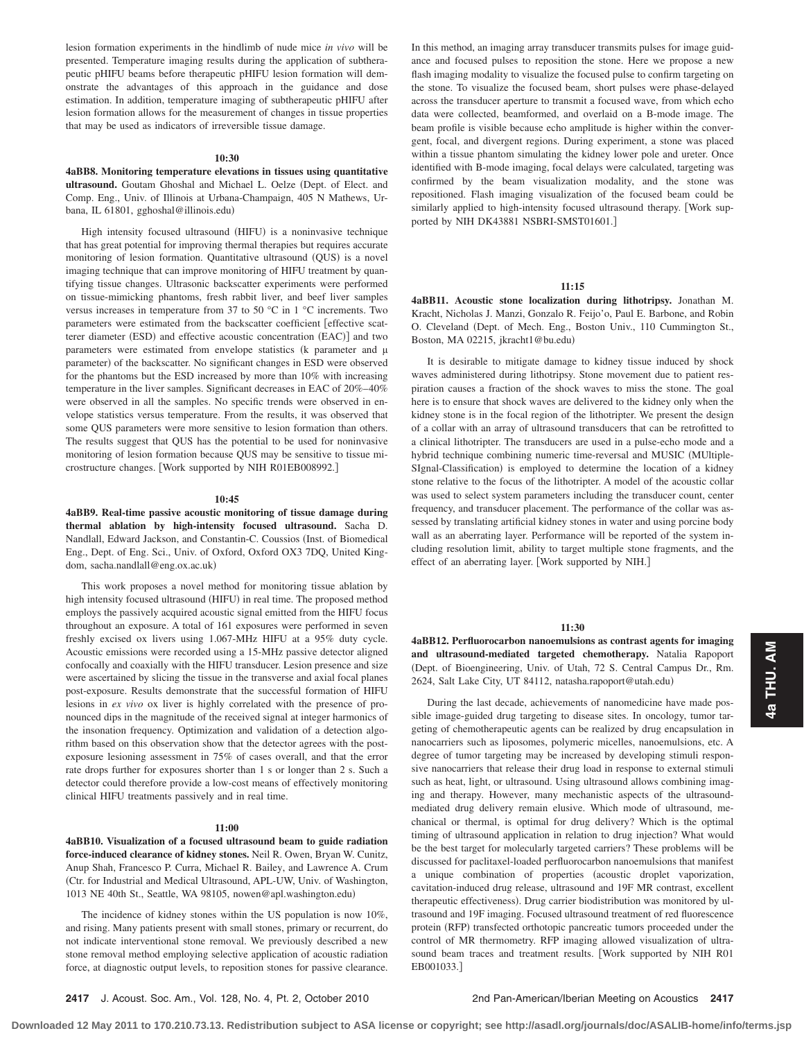lesion formation experiments in the hindlimb of nude mice *in vivo* will be presented. Temperature imaging results during the application of subtherapeutic pHIFU beams before therapeutic pHIFU lesion formation will demonstrate the advantages of this approach in the guidance and dose estimation. In addition, temperature imaging of subtherapeutic pHIFU after lesion formation allows for the measurement of changes in tissue properties that may be used as indicators of irreversible tissue damage.

**10:30**

**4aBB8. Monitoring temperature elevations in tissues using quantitative ultrasound.** Goutam Ghoshal and Michael L. Oelze (Dept. of Elect. and Comp. Eng., Univ. of Illinois at Urbana-Champaign, 405 N Mathews, Urbana, IL 61801, gghoshal@illinois.edu)

High intensity focused ultrasound (HIFU) is a noninvasive technique that has great potential for improving thermal therapies but requires accurate monitoring of lesion formation. Quantitative ultrasound (QUS) is a novel imaging technique that can improve monitoring of HIFU treatment by quantifying tissue changes. Ultrasonic backscatter experiments were performed on tissue-mimicking phantoms, fresh rabbit liver, and beef liver samples versus increases in temperature from 37 to 50 °C in 1 °C increments. Two parameters were estimated from the backscatter coefficient [effective scatterer diameter (ESD) and effective acoustic concentration (EAC)] and two parameters were estimated from envelope statistics (k parameter and μ parameter) of the backscatter. No significant changes in ESD were observed for the phantoms but the ESD increased by more than 10% with increasing temperature in the liver samples. Significant decreases in EAC of 20%–40% were observed in all the samples. No specific trends were observed in envelope statistics versus temperature. From the results, it was observed that some QUS parameters were more sensitive to lesion formation than others. The results suggest that QUS has the potential to be used for noninvasive monitoring of lesion formation because QUS may be sensitive to tissue microstructure changes. [Work supported by NIH R01EB008992.]

**10:45**

**4aBB9. Real-time passive acoustic monitoring of tissue damage during thermal ablation by high-intensity focused ultrasound.** Sacha D. Nandlall, Edward Jackson, and Constantin-C. Coussios (Inst. of Biomedical Eng., Dept. of Eng. Sci., Univ. of Oxford, Oxford OX3 7DQ, United Kingdom, sacha.nandlall@eng.ox.ac.uk)

This work proposes a novel method for monitoring tissue ablation by high intensity focused ultrasound (HIFU) in real time. The proposed method employs the passively acquired acoustic signal emitted from the HIFU focus throughout an exposure. A total of 161 exposures were performed in seven freshly excised ox livers using 1.067-MHz HIFU at a 95% duty cycle. Acoustic emissions were recorded using a 15-MHz passive detector aligned confocally and coaxially with the HIFU transducer. Lesion presence and size were ascertained by slicing the tissue in the transverse and axial focal planes post-exposure. Results demonstrate that the successful formation of HIFU lesions in *ex vivo* ox liver is highly correlated with the presence of pronounced dips in the magnitude of the received signal at integer harmonics of the insonation frequency. Optimization and validation of a detection algorithm based on this observation show that the detector agrees with the post-exposure lesioning assessment in 75% of cases overall, and that the error rate drops further for exposures shorter than 1 s or longer than 2 s. Such a detector could therefore provide a low-cost means of effectively monitoring clinical HIFU treatments passively and in real time.

**11:00**

**4aBB10. Visualization of a focused ultrasound beam to guide radiation force-induced clearance of kidney stones.** Neil R. Owen, Bryan W. Cunitz, Anup Shah, Francesco P. Curra, Michael R. Bailey, and Lawrence A. Crum (Ctr. for Industrial and Medical Ultrasound, APL-UW, Univ. of Washington, 1013 NE 40th St., Seattle, WA 98105, nowen@apl.washington.edu)

The incidence of kidney stones within the US population is now 10%, and rising. Many patients present with small stones, primary or recurrent, do not indicate interventional stone removal. We previously described a new stone removal method employing selective application of acoustic radiation force, at diagnostic output levels, to reposition stones for passive clearance. In this method, an imaging array transducer transmits pulses for image guidance and focused pulses to reposition the stone. Here we propose a new flash imaging modality to visualize the focused pulse to confirm targeting on the stone. To visualize the focused beam, short pulses were phase-delayed across the transducer aperture to transmit a focused wave, from which echo data were collected, beamformed, and overlaid on a B-mode image. The beam profile is visible because echo amplitude is higher within the convergent, focal, and divergent regions. During experiment, a stone was placed within a tissue phantom simulating the kidney lower pole and ureter. Once identified with B-mode imaging, focal delays were calculated, targeting was confirmed by the beam visualization modality, and the stone was repositioned. Flash imaging visualization of the focused beam could be similarly applied to high-intensity focused ultrasound therapy. [Work supported by NIH DK43881 NSBRI-SMST01601.]

**11:15**

**4aBB11. Acoustic stone localization during lithotripsy.** Jonathan M. Kracht, Nicholas J. Manzi, Gonzalo R. Feijo'o, Paul E. Barbone, and Robin O. Cleveland (Dept. of Mech. Eng., Boston Univ., 110 Cummington St., Boston, MA 02215, jkracht1@bu.edu)

It is desirable to mitigate damage to kidney tissue induced by shock waves administered during lithotripsy. Stone movement due to patient respiration causes a fraction of the shock waves to miss the stone. The goal here is to ensure that shock waves are delivered to the kidney only when the kidney stone is in the focal region of the lithotripter. We present the design of a collar with an array of ultrasound transducers that can be retrofitted to a clinical lithotripter. The transducers are used in a pulse-echo mode and a hybrid technique combining numeric time-reversal and MUSIC (MUltiple-SIgnal-Classification) is employed to determine the location of a kidney stone relative to the focus of the lithotripter. A model of the acoustic collar was used to select system parameters including the transducer count, center frequency, and transducer placement. The performance of the collar was assessed by translating artificial kidney stones in water and using porcine body wall as an aberrating layer. Performance will be reported of the system including resolution limit, ability to target multiple stone fragments, and the effect of an aberrating layer. [Work supported by NIH.]

**11:30**

**4aBB12. Perfluorocarbon nanoemulsions as contrast agents for imaging and ultrasound-mediated targeted chemotherapy.** Natalia Rapoport (Dept. of Bioengineering, Univ. of Utah, 72 S. Central Campus Dr., Rm. 2624, Salt Lake City, UT 84112, natasha.rapoport@utah.edu)

During the last decade, achievements of nanomedicine have made possible image-guided drug targeting to disease sites. In oncology, tumor targeting of chemotherapeutic agents can be realized by drug encapsulation in nanocarriers such as liposomes, polymeric micelles, nanoemulsions, etc. A degree of tumor targeting may be increased by developing stimuli responsive nanocarriers that release their drug load in response to external stimuli such as heat, light, or ultrasound. Using ultrasound allows combining imaging and therapy. However, many mechanistic aspects of the ultrasound-mediated drug delivery remain elusive. Which mode of ultrasound, mechanical or thermal, is optimal for drug delivery? Which is the optimal timing of ultrasound application in relation to drug injection? What would be the best target for molecularly targeted carriers? These problems will be discussed for paclitaxel-loaded perfluorocarbon nanoemulsions that manifest a unique combination of properties (acoustic droplet vaporization, cavitation-induced drug release, ultrasound and 19F MR contrast, excellent therapeutic effectiveness). Drug carrier biodistribution was monitored by ultrasound and 19F imaging. Focused ultrasound treatment of red fluorescence protein (RFP) transfected orthotopic pancreatic tumors proceeded under the control of MR thermometry. RFP imaging allowed visualization of ultrasound beam traces and treatment results. [Work supported by NIH R01 EB001033.]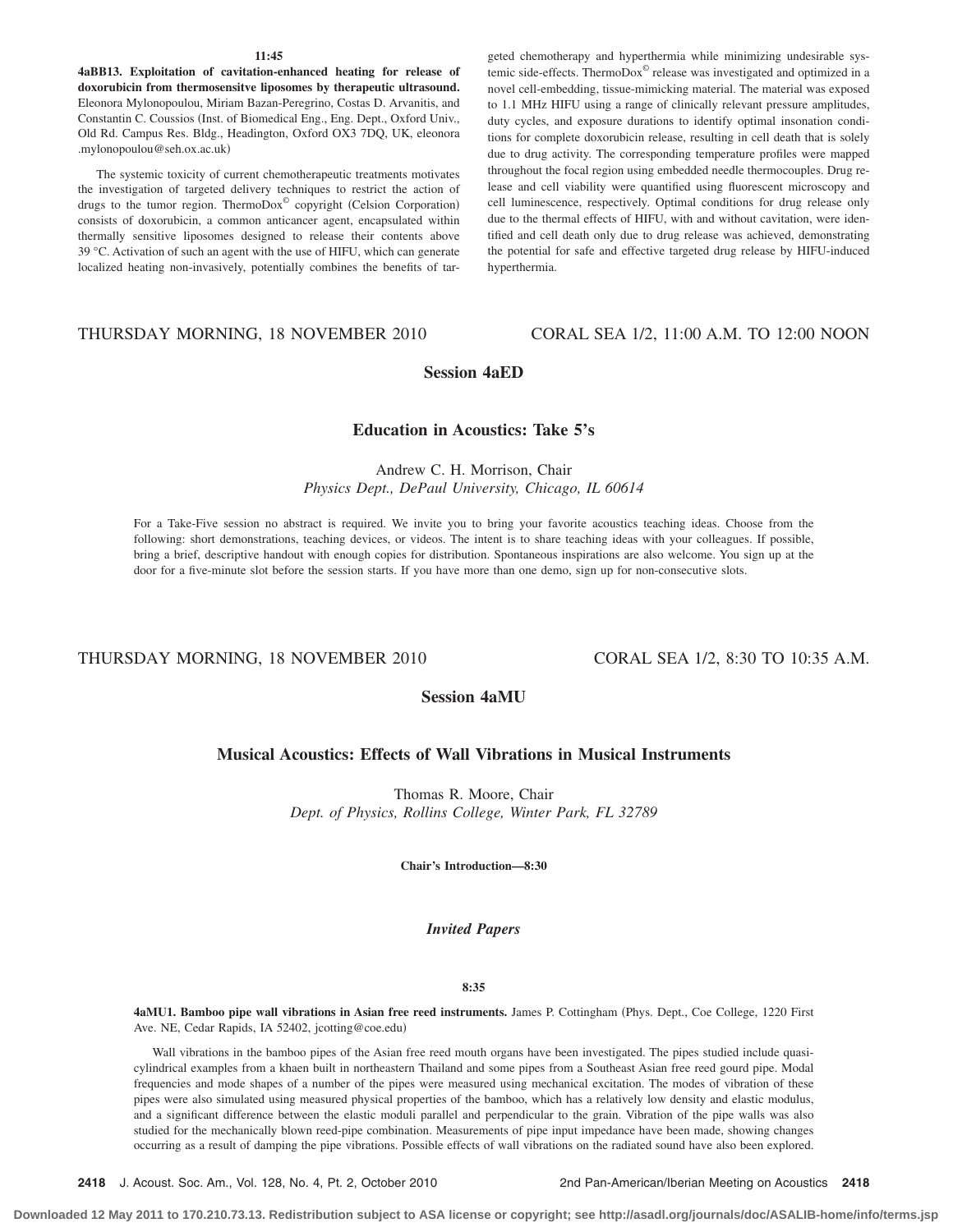**11:45**

**4aBB13. Exploitation of cavitation-enhanced heating for release of doxorubicin from thermosensitve liposomes by therapeutic ultrasound.** Eleonora Mylonopoulou, Miriam Bazan-Peregrino, Costas D. Arvanitis, and Constantin C. Coussios (Inst. of Biomedical Eng., Eng. Dept., Oxford Univ., Old Rd. Campus Res. Bldg., Headington, Oxford OX3 7DQ, UK, eleonora.mylonopoulou@seh.ox.ac.uk)

The systemic toxicity of current chemotherapeutic treatments motivates the investigation of targeted delivery techniques to restrict the action of drugs to the tumor region. ThermoDox© copyright (Celsion Corporation) consists of doxorubicin, a common anticancer agent, encapsulated within thermally sensitive liposomes designed to release their contents above 39 °C. Activation of such an agent with the use of HIFU, which can generate localized heating non-invasively, potentially combines the benefits of targeted chemotherapy and hyperthermia while minimizing undesirable systemic side-effects. ThermoDox© release was investigated and optimized in a novel cell-embedding, tissue-mimicking material. The material was exposed to 1.1 MHz HIFU using a range of clinically relevant pressure amplitudes, duty cycles, and exposure durations to identify optimal insonation conditions for complete doxorubicin release, resulting in cell death that is solely due to drug activity. The corresponding temperature profiles were mapped throughout the focal region using embedded needle thermocouples. Drug release and cell viability were quantified using fluorescent microscopy and cell luminescence, respectively. Optimal conditions for drug release only due to the thermal effects of HIFU, with and without cavitation, were identified and cell death only due to drug release was achieved, demonstrating the potential for safe and effective targeted drug release by HIFU-induced hyperthermia.

THURSDAY MORNING, 18 NOVEMBER 2010 CORAL SEA 1/2, 11:00 A.M. TO 12:00 NOON

## Session 4aED

## Education in Acoustics: Take 5's

Andrew C. H. Morrison, Chair
*Physics Dept., DePaul University, Chicago, IL 60614*

For a Take-Five session no abstract is required. We invite you to bring your favorite acoustics teaching ideas. Choose from the following: short demonstrations, teaching devices, or videos. The intent is to share teaching ideas with your colleagues. If possible, bring a brief, descriptive handout with enough copies for distribution. Spontaneous inspirations are also welcome. You sign up at the door for a five-minute slot before the session starts. If you have more than one demo, sign up for non-consecutive slots.

THURSDAY MORNING, 18 NOVEMBER 2010 CORAL SEA 1/2, 8:30 TO 10:35 A.M.

## Session 4aMU

## Musical Acoustics: Effects of Wall Vibrations in Musical Instruments

Thomas R. Moore, Chair
*Dept. of Physics, Rollins College, Winter Park, FL 32789*

**Chair's Introduction—8:30**

### *Invited Papers*

**8:35**

**4aMU1. Bamboo pipe wall vibrations in Asian free reed instruments.** James P. Cottingham (Phys. Dept., Coe College, 1220 First Ave. NE, Cedar Rapids, IA 52402, jcotting@coe.edu)

Wall vibrations in the bamboo pipes of the Asian free reed mouth organs have been investigated. The pipes studied include quasi-cylindrical examples from a khaen built in northeastern Thailand and some pipes from a Southeast Asian free reed gourd pipe. Modal frequencies and mode shapes of a number of the pipes were measured using mechanical excitation. The modes of vibration of these pipes were also simulated using measured physical properties of the bamboo, which has a relatively low density and elastic modulus, and a significant difference between the elastic moduli parallel and perpendicular to the grain. Vibration of the pipe walls was also studied for the mechanically blown reed-pipe combination. Measurements of pipe input impedance have been made, showing changes occurring as a result of damping the pipe vibrations. Possible effects of wall vibrations on the radiated sound have also been explored.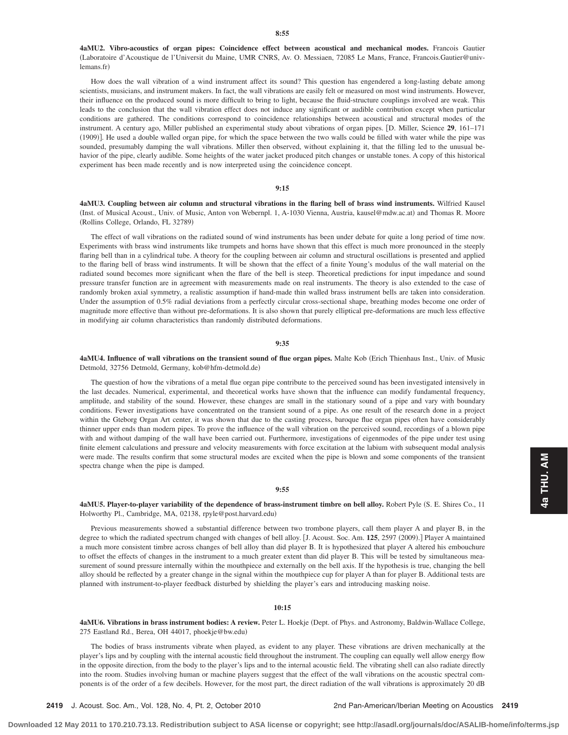**8:55**

**4aMU2. Vibro-acoustics of organ pipes: Coincidence effect between acoustical and mechanical modes.** Francois Gautier (Laboratoire d'Acoustique de l'Universit du Maine, UMR CNRS, Av. O. Messiaen, 72085 Le Mans, France, Francois.Gautier@univ-lemans.fr)

How does the wall vibration of a wind instrument affect its sound? This question has engendered a long-lasting debate among scientists, musicians, and instrument makers. In fact, the wall vibrations are easily felt or measured on most wind instruments. However, their influence on the produced sound is more difficult to bring to light, because the fluid-structure couplings involved are weak. This leads to the conclusion that the wall vibration effect does not induce any significant or audible contribution except when particular conditions are gathered. The conditions correspond to coincidence relationships between acoustical and structural modes of the instrument. A century ago, Miller published an experimental study about vibrations of organ pipes. [D. Miller, Science **29**, 161–171 (1909)]. He used a double walled organ pipe, for which the space between the two walls could be filled with water while the pipe was sounded, presumably damping the wall vibrations. Miller then observed, without explaining it, that the filling led to the unusual behavior of the pipe, clearly audible. Some heights of the water jacket produced pitch changes or unstable tones. A copy of this historical experiment has been made recently and is now interpreted using the coincidence concept.

**9:15**

**4aMU3. Coupling between air column and structural vibrations in the flaring bell of brass wind instruments.** Wilfried Kausel (Inst. of Musical Acoust., Univ. of Music, Anton von Webernpl. 1, A-1030 Vienna, Austria, kausel@mdw.ac.at) and Thomas R. Moore (Rollins College, Orlando, FL 32789)

The effect of wall vibrations on the radiated sound of wind instruments has been under debate for quite a long period of time now. Experiments with brass wind instruments like trumpets and horns have shown that this effect is much more pronounced in the steeply flaring bell than in a cylindrical tube. A theory for the coupling between air column and structural oscillations is presented and applied to the flaring bell of brass wind instruments. It will be shown that the effect of a finite Young's modulus of the wall material on the radiated sound becomes more significant when the flare of the bell is steep. Theoretical predictions for input impedance and sound pressure transfer function are in agreement with measurements made on real instruments. The theory is also extended to the case of randomly broken axial symmetry, a realistic assumption if hand-made thin walled brass instrument bells are taken into consideration. Under the assumption of 0.5% radial deviations from a perfectly circular cross-sectional shape, breathing modes become one order of magnitude more effective than without pre-deformations. It is also shown that purely elliptical pre-deformations are much less effective in modifying air column characteristics than randomly distributed deformations.

**9:35**

**4aMU4. Influence of wall vibrations on the transient sound of flue organ pipes.** Malte Kob (Erich Thienhaus Inst., Univ. of Music Detmold, 32756 Detmold, Germany, kob@hfm-detmold.de)

The question of how the vibrations of a metal flue organ pipe contribute to the perceived sound has been investigated intensively in the last decades. Numerical, experimental, and theoretical works have shown that the influence can modify fundamental frequency, amplitude, and stability of the sound. However, these changes are small in the stationary sound of a pipe and vary with boundary conditions. Fewer investigations have concentrated on the transient sound of a pipe. As one result of the research done in a project within the Gteborg Organ Art center, it was shown that due to the casting process, baroque flue organ pipes often have considerably thinner upper ends than modern pipes. To prove the influence of the wall vibration on the perceived sound, recordings of a blown pipe with and without damping of the wall have been carried out. Furthermore, investigations of eigenmodes of the pipe under test using finite element calculations and pressure and velocity measurements with force excitation at the labium with subsequent modal analysis were made. The results confirm that some structural modes are excited when the pipe is blown and some components of the transient spectra change when the pipe is damped.

**9:55**

**4aMU5. Player-to-player variability of the dependence of brass-instrument timbre on bell alloy.** Robert Pyle (S. E. Shires Co., 11 Holworthy Pl., Cambridge, MA, 02138, rpyle@post.harvard.edu)

Previous measurements showed a substantial difference between two trombone players, call them player A and player B, in the degree to which the radiated spectrum changed with changes of bell alloy. [J. Acoust. Soc. Am. **125**, 2597 (2009).] Player A maintained a much more consistent timbre across changes of bell alloy than did player B. It is hypothesized that player A altered his embouchure to offset the effects of changes in the instrument to a much greater extent than did player B. This will be tested by simultaneous measurement of sound pressure internally within the mouthpiece and externally on the bell axis. If the hypothesis is true, changing the bell alloy should be reflected by a greater change in the signal within the mouthpiece cup for player A than for player B. Additional tests are planned with instrument-to-player feedback disturbed by shielding the player's ears and introducing masking noise.

**10:15**

**4aMU6. Vibrations in brass instrument bodies: A review.** Peter L. Hoekje (Dept. of Phys. and Astronomy, Baldwin-Wallace College, 275 Eastland Rd., Berea, OH 44017, phoekje@bw.edu)

The bodies of brass instruments vibrate when played, as evident to any player. These vibrations are driven mechanically at the player's lips and by coupling with the internal acoustic field throughout the instrument. The coupling can equally well allow energy flow in the opposite direction, from the body to the player's lips and to the internal acoustic field. The vibrating shell can also radiate directly into the room. Studies involving human or machine players suggest that the effect of the wall vibrations on the acoustic spectral components is of the order of a few decibels. However, for the most part, the direct radiation of the wall vibrations is approximately 20 dB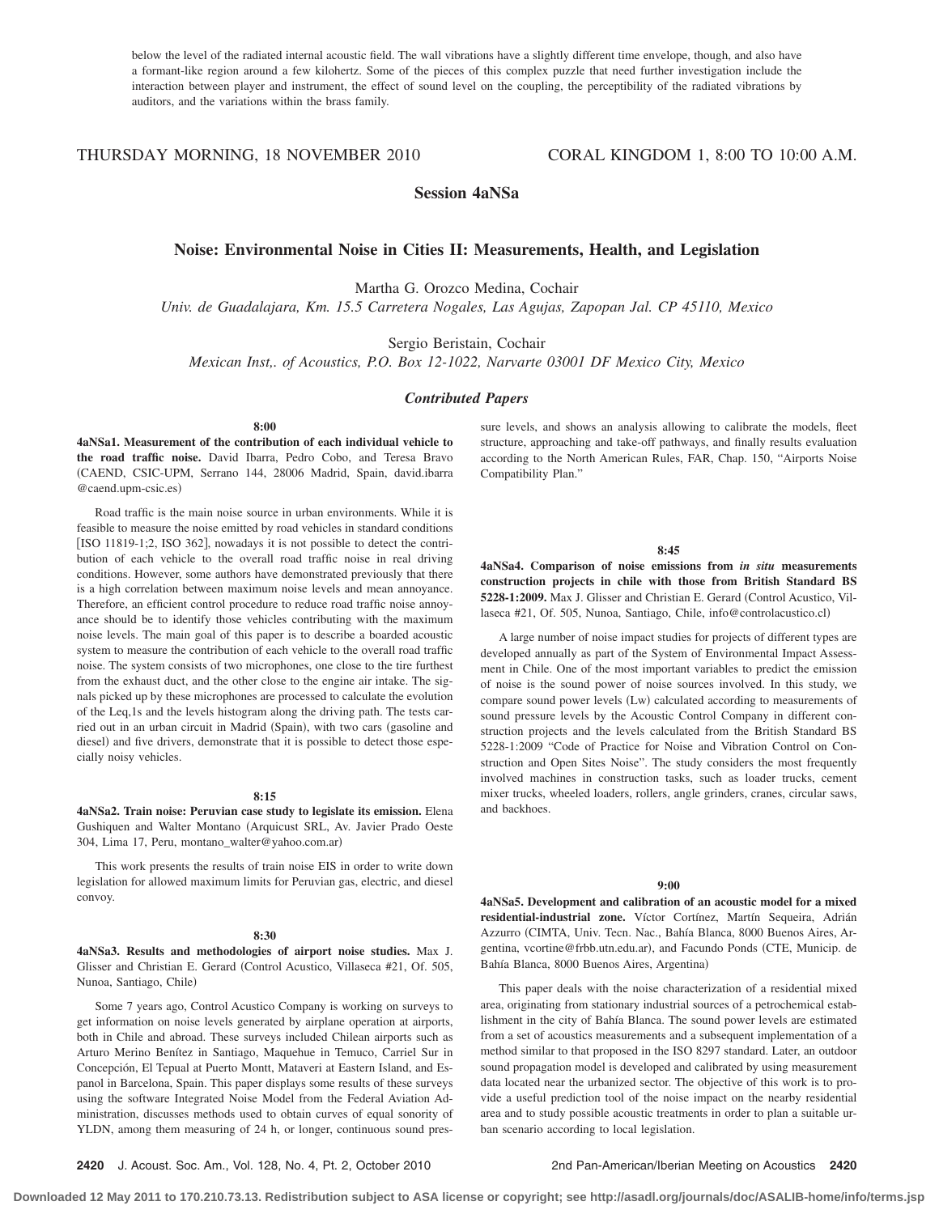below the level of the radiated internal acoustic field. The wall vibrations have a slightly different time envelope, though, and also have a formant-like region around a few kilohertz. Some of the pieces of this complex puzzle that need further investigation include the interaction between player and instrument, the effect of sound level on the coupling, the perceptibility of the radiated vibrations by auditors, and the variations within the brass family.

THURSDAY MORNING, 18 NOVEMBER 2010 CORAL KINGDOM 1, 8:00 TO 10:00 A.M.

## Session 4aNSa

## Noise: Environmental Noise in Cities II: Measurements, Health, and Legislation

Martha G. Orozco Medina, Cochair
*Univ. de Guadalajara, Km. 15.5 Carretera Nogales, Las Agujas, Zapopan Jal. CP 45110, Mexico*

Sergio Beristain, Cochair
*Mexican Inst,. of Acoustics, P.O. Box 12-1022, Narvarte 03001 DF Mexico City, Mexico*

### *Contributed Papers*

**8:00**

**4aNSa1. Measurement of the contribution of each individual vehicle to the road traffic noise.** David Ibarra, Pedro Cobo, and Teresa Bravo (CAEND, CSIC-UPM, Serrano 144, 28006 Madrid, Spain, david.ibarra@caend.upm-csic.es)

Road traffic is the main noise source in urban environments. While it is feasible to measure the noise emitted by road vehicles in standard conditions [ISO 11819-1;2, ISO 362], nowadays it is not possible to detect the contribution of each vehicle to the overall road traffic noise in real driving conditions. However, some authors have demonstrated previously that there is a high correlation between maximum noise levels and mean annoyance. Therefore, an efficient control procedure to reduce road traffic noise annoyance should be to identify those vehicles contributing with the maximum noise levels. The main goal of this paper is to describe a boarded acoustic system to measure the contribution of each vehicle to the overall road traffic noise. The system consists of two microphones, one close to the tire furthest from the exhaust duct, and the other close to the engine air intake. The signals picked up by these microphones are processed to calculate the evolution of the Leq,1s and the levels histogram along the driving path. The tests carried out in an urban circuit in Madrid (Spain), with two cars (gasoline and diesel) and five drivers, demonstrate that it is possible to detect those especially noisy vehicles.

**8:15**

**4aNSa2. Train noise: Peruvian case study to legislate its emission.** Elena Gushiquen and Walter Montano (Arquicust SRL, Av. Javier Prado Oeste 304, Lima 17, Peru, montano_walter@yahoo.com.ar)

This work presents the results of train noise EIS in order to write down legislation for allowed maximum limits for Peruvian gas, electric, and diesel convoy.

**8:30**

**4aNSa3. Results and methodologies of airport noise studies.** Max J. Glisser and Christian E. Gerard (Control Acustico, Villaseca #21, Of. 505, Nunoa, Santiago, Chile)

Some 7 years ago, Control Acustico Company is working on surveys to get information on noise levels generated by airplane operation at airports, both in Chile and abroad. These surveys included Chilean airports such as Arturo Merino Benítez in Santiago, Maquehue in Temuco, Carriel Sur in Concepción, El Tepual at Puerto Montt, Mataveri at Eastern Island, and Espanol in Barcelona, Spain. This paper displays some results of these surveys using the software Integrated Noise Model from the Federal Aviation Administration, discusses methods used to obtain curves of equal sonority of YLDN, among them measuring of 24 h, or longer, continuous sound pressure levels, and shows an analysis allowing to calibrate the models, fleet structure, approaching and take-off pathways, and finally results evaluation according to the North American Rules, FAR, Chap. 150, "Airports Noise Compatibility Plan."

**8:45**

**4aNSa4. Comparison of noise emissions from *in situ* measurements construction projects in chile with those from British Standard BS 5228-1:2009.** Max J. Glisser and Christian E. Gerard (Control Acustico, Villaseca #21, Of. 505, Nunoa, Santiago, Chile, info@controlacustico.cl)

A large number of noise impact studies for projects of different types are developed annually as part of the System of Environmental Impact Assessment in Chile. One of the most important variables to predict the emission of noise is the sound power of noise sources involved. In this study, we compare sound power levels (Lw) calculated according to measurements of sound pressure levels by the Acoustic Control Company in different construction projects and the levels calculated from the British Standard BS 5228-1:2009 "Code of Practice for Noise and Vibration Control on Construction and Open Sites Noise". The study considers the most frequently involved machines in construction tasks, such as loader trucks, cement mixer trucks, wheeled loaders, rollers, angle grinders, cranes, circular saws, and backhoes.

**9:00**

**4aNSa5. Development and calibration of an acoustic model for a mixed residential-industrial zone.** Víctor Cortínez, Martín Sequeira, Adrián Azzurro (CIMTA, Univ. Tecn. Nac., Bahía Blanca, 8000 Buenos Aires, Argentina, vcortine@frbb.utn.edu.ar), and Facundo Ponds (CTE, Municip. de Bahía Blanca, 8000 Buenos Aires, Argentina)

This paper deals with the noise characterization of a residential mixed area, originating from stationary industrial sources of a petrochemical establishment in the city of Bahía Blanca. The sound power levels are estimated from a set of acoustics measurements and a subsequent implementation of a method similar to that proposed in the ISO 8297 standard. Later, an outdoor sound propagation model is developed and calibrated by using measurement data located near the urbanized sector. The objective of this work is to provide a useful prediction tool of the noise impact on the nearby residential area and to study possible acoustic treatments in order to plan a suitable urban scenario according to local legislation.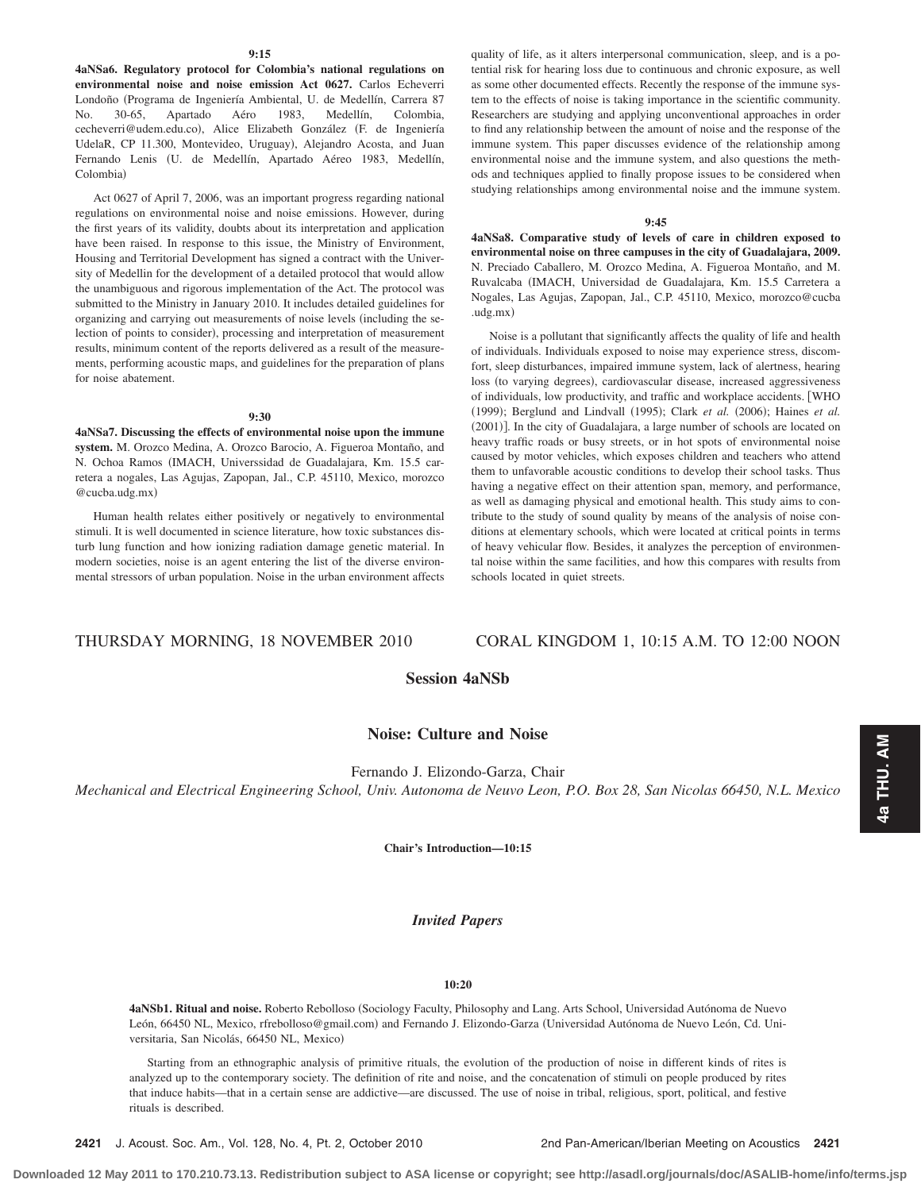**9:15**

**4aNSa6. Regulatory protocol for Colombia's national regulations on environmental noise and noise emission Act 0627.** Carlos Echeverri Londoño (Programa de Ingeniería Ambiental, U. de Medellín, Carrera 87 No. 30-65, Apartado Aéro 1983, Medellín, Colombia, cecheverri@udem.edu.co), Alice Elizabeth González (F. de Ingeniería UdelaR, CP 11.300, Montevideo, Uruguay), Alejandro Acosta, and Juan Fernando Lenis (U. de Medellín, Apartado Aéreo 1983, Medellín, Colombia)

Act 0627 of April 7, 2006, was an important progress regarding national regulations on environmental noise and noise emissions. However, during the first years of its validity, doubts about its interpretation and application have been raised. In response to this issue, the Ministry of Environment, Housing and Territorial Development has signed a contract with the University of Medellin for the development of a detailed protocol that would allow the unambiguous and rigorous implementation of the Act. The protocol was submitted to the Ministry in January 2010. It includes detailed guidelines for organizing and carrying out measurements of noise levels (including the selection of points to consider), processing and interpretation of measurement results, minimum content of the reports delivered as a result of the measurements, performing acoustic maps, and guidelines for the preparation of plans for noise abatement.

**9:30**

**4aNSa7. Discussing the effects of environmental noise upon the immune system.** M. Orozco Medina, A. Orozco Barocio, A. Figueroa Montaño, and N. Ochoa Ramos (IMACH, Universsidad de Guadalajara, Km. 15.5 carretera a nogales, Las Agujas, Zapopan, Jal., C.P. 45110, Mexico, morozco@cucba.udg.mx)

Human health relates either positively or negatively to environmental stimuli. It is well documented in science literature, how toxic substances disturb lung function and how ionizing radiation damage genetic material. In modern societies, noise is an agent entering the list of the diverse environmental stressors of urban population. Noise in the urban environment affects quality of life, as it alters interpersonal communication, sleep, and is a potential risk for hearing loss due to continuous and chronic exposure, as well as some other documented effects. Recently the response of the immune system to the effects of noise is taking importance in the scientific community. Researchers are studying and applying unconventional approaches in order to find any relationship between the amount of noise and the response of the immune system. This paper discusses evidence of the relationship among environmental noise and the immune system, and also questions the methods and techniques applied to finally propose issues to be considered when studying relationships among environmental noise and the immune system.

**9:45**

**4aNSa8. Comparative study of levels of care in children exposed to environmental noise on three campuses in the city of Guadalajara, 2009.** N. Preciado Caballero, M. Orozco Medina, A. Figueroa Montaño, and M. Ruvalcaba (IMACH, Universidad de Guadalajara, Km. 15.5 Carretera a Nogales, Las Agujas, Zapopan, Jal., C.P. 45110, Mexico, morozco@cucba.udg.mx)

Noise is a pollutant that significantly affects the quality of life and health of individuals. Individuals exposed to noise may experience stress, discomfort, sleep disturbances, impaired immune system, lack of alertness, hearing loss (to varying degrees), cardiovascular disease, increased aggressiveness of individuals, low productivity, and traffic and workplace accidents. [WHO (1999); Berglund and Lindvall (1995); Clark *et al.* (2006); Haines *et al.* (2001)]. In the city of Guadalajara, a large number of schools are located on heavy traffic roads or busy streets, or in hot spots of environmental noise caused by motor vehicles, which exposes children and teachers who attend them to unfavorable acoustic conditions to develop their school tasks. Thus having a negative effect on their attention span, memory, and performance, as well as damaging physical and emotional health. This study aims to contribute to the study of sound quality by means of the analysis of noise conditions at elementary schools, which were located at critical points in terms of heavy vehicular flow. Besides, it analyzes the perception of environmental noise within the same facilities, and how this compares with results from schools located in quiet streets.

THURSDAY MORNING, 18 NOVEMBER 2010 — CORAL KINGDOM 1, 10:15 A.M. TO 12:00 NOON

## Session 4aNSb

## Noise: Culture and Noise

Fernando J. Elizondo-Garza, Chair
*Mechanical and Electrical Engineering School, Univ. Autonoma de Neuvo Leon, P.O. Box 28, San Nicolas 66450, N.L. Mexico*

**Chair's Introduction—10:15**

### *Invited Papers*

**10:20**

**4aNSb1. Ritual and noise.** Roberto Rebolloso (Sociology Faculty, Philosophy and Lang. Arts School, Universidad Autónoma de Nuevo León, 66450 NL, Mexico, rfrebolloso@gmail.com) and Fernando J. Elizondo-Garza (Universidad Autónoma de Nuevo León, Cd. Universitaria, San Nicolás, 66450 NL, Mexico)

Starting from an ethnographic analysis of primitive rituals, the evolution of the production of noise in different kinds of rites is analyzed up to the contemporary society. The definition of rite and noise, and the concatenation of stimuli on people produced by rites that induce habits—that in a certain sense are addictive—are discussed. The use of noise in tribal, religious, sport, political, and festive rituals is described.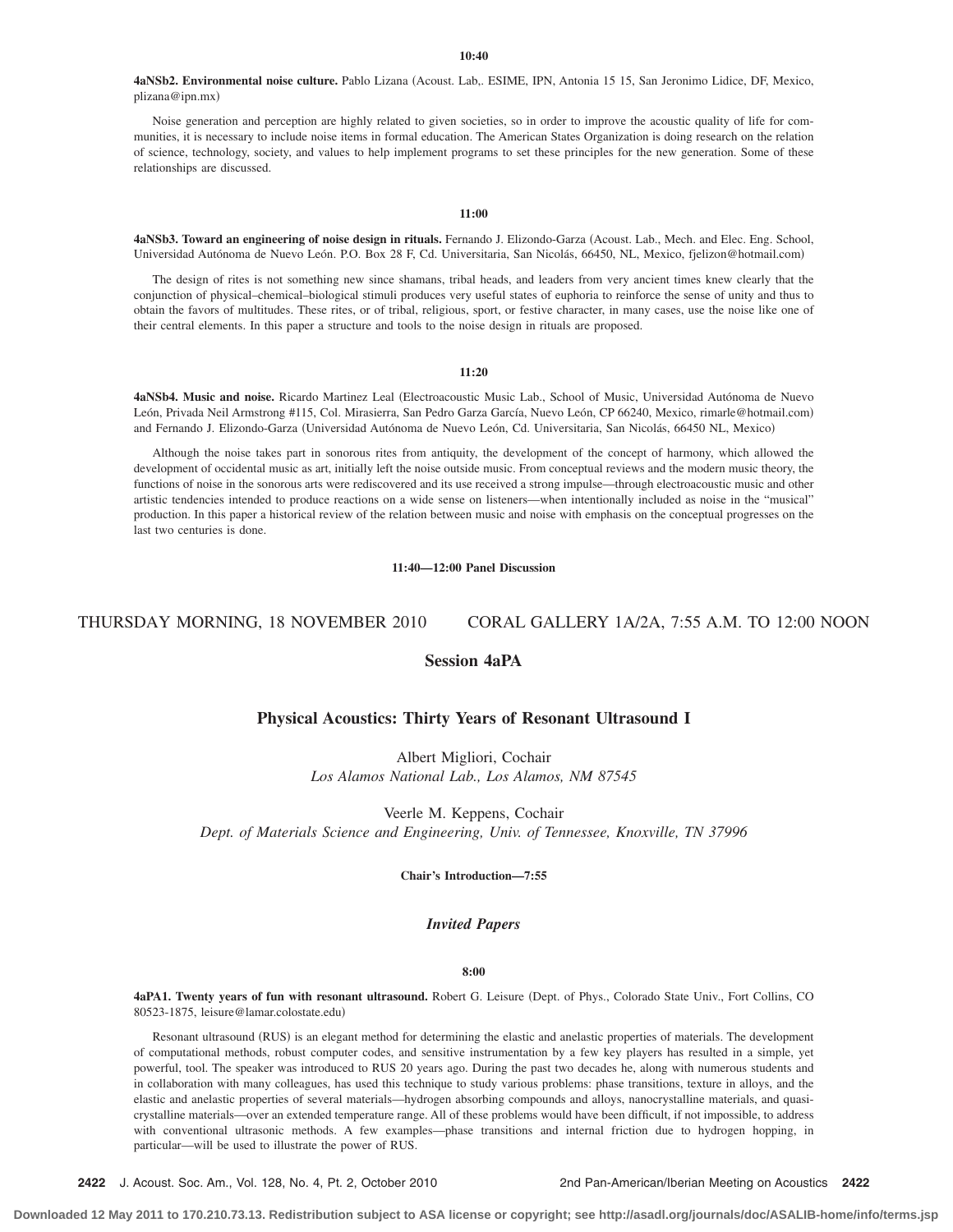**10:40**

**4aNSb2. Environmental noise culture.** Pablo Lizana (Acoust. Lab,. ESIME, IPN, Antonia 15 15, San Jeronimo Lidice, DF, Mexico, plizana@ipn.mx)

Noise generation and perception are highly related to given societies, so in order to improve the acoustic quality of life for communities, it is necessary to include noise items in formal education. The American States Organization is doing research on the relation of science, technology, society, and values to help implement programs to set these principles for the new generation. Some of these relationships are discussed.

**11:00**

**4aNSb3. Toward an engineering of noise design in rituals.** Fernando J. Elizondo-Garza (Acoust. Lab., Mech. and Elec. Eng. School, Universidad Autónoma de Nuevo León. P.O. Box 28 F, Cd. Universitaria, San Nicolás, 66450, NL, Mexico, fjelizon@hotmail.com)

The design of rites is not something new since shamans, tribal heads, and leaders from very ancient times knew clearly that the conjunction of physical–chemical–biological stimuli produces very useful states of euphoria to reinforce the sense of unity and thus to obtain the favors of multitudes. These rites, or of tribal, religious, sport, or festive character, in many cases, use the noise like one of their central elements. In this paper a structure and tools to the noise design in rituals are proposed.

**11:20**

**4aNSb4. Music and noise.** Ricardo Martinez Leal (Electroacoustic Music Lab., School of Music, Universidad Autónoma de Nuevo León, Privada Neil Armstrong #115, Col. Mirasierra, San Pedro Garza García, Nuevo León, CP 66240, Mexico, rimarle@hotmail.com) and Fernando J. Elizondo-Garza (Universidad Autónoma de Nuevo León, Cd. Universitaria, San Nicolás, 66450 NL, Mexico)

Although the noise takes part in sonorous rites from antiquity, the development of the concept of harmony, which allowed the development of occidental music as art, initially left the noise outside music. From conceptual reviews and the modern music theory, the functions of noise in the sonorous arts were rediscovered and its use received a strong impulse—through electroacoustic music and other artistic tendencies intended to produce reactions on a wide sense on listeners—when intentionally included as noise in the "musical" production. In this paper a historical review of the relation between music and noise with emphasis on the conceptual progresses on the last two centuries is done.

**11:40—12:00 Panel Discussion**

## THURSDAY MORNING, 18 NOVEMBER 2010 CORAL GALLERY 1A/2A, 7:55 A.M. TO 12:00 NOON

## Session 4aPA

### Physical Acoustics: Thirty Years of Resonant Ultrasound I

Albert Migliori, Cochair
*Los Alamos National Lab., Los Alamos, NM 87545*

Veerle M. Keppens, Cochair
*Dept. of Materials Science and Engineering, Univ. of Tennessee, Knoxville, TN 37996*

**Chair's Introduction—7:55**

### *Invited Papers*

**8:00**

**4aPA1. Twenty years of fun with resonant ultrasound.** Robert G. Leisure (Dept. of Phys., Colorado State Univ., Fort Collins, CO 80523-1875, leisure@lamar.colostate.edu)

Resonant ultrasound (RUS) is an elegant method for determining the elastic and anelastic properties of materials. The development of computational methods, robust computer codes, and sensitive instrumentation by a few key players has resulted in a simple, yet powerful, tool. The speaker was introduced to RUS 20 years ago. During the past two decades he, along with numerous students and in collaboration with many colleagues, has used this technique to study various problems: phase transitions, texture in alloys, and the elastic and anelastic properties of several materials—hydrogen absorbing compounds and alloys, nanocrystalline materials, and quasi-crystalline materials—over an extended temperature range. All of these problems would have been difficult, if not impossible, to address with conventional ultrasonic methods. A few examples—phase transitions and internal friction due to hydrogen hopping, in particular—will be used to illustrate the power of RUS.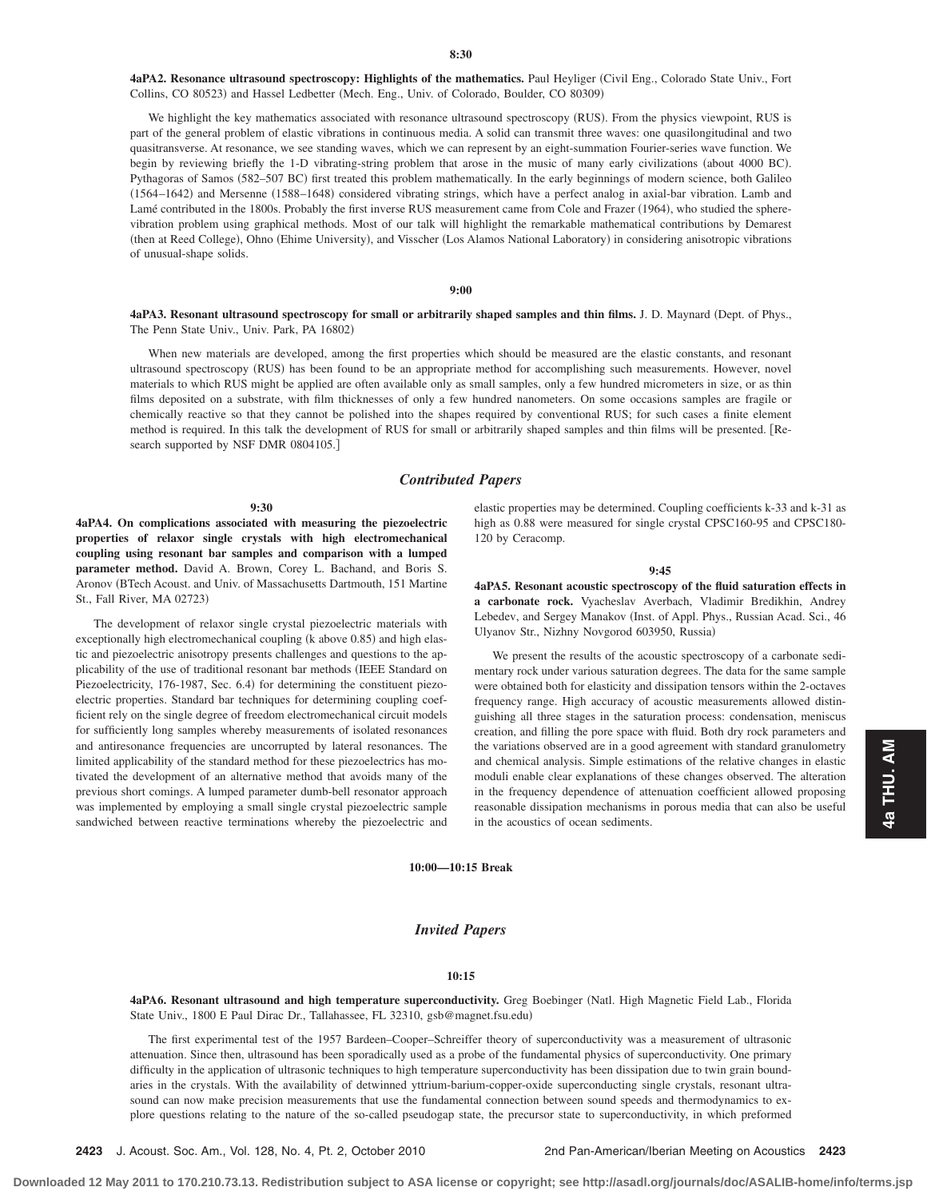**8:30**

**4aPA2. Resonance ultrasound spectroscopy: Highlights of the mathematics.** Paul Heyliger (Civil Eng., Colorado State Univ., Fort Collins, CO 80523) and Hassel Ledbetter (Mech. Eng., Univ. of Colorado, Boulder, CO 80309)

We highlight the key mathematics associated with resonance ultrasound spectroscopy (RUS). From the physics viewpoint, RUS is part of the general problem of elastic vibrations in continuous media. A solid can transmit three waves: one quasilongitudinal and two quasitransverse. At resonance, we see standing waves, which we can represent by an eight-summation Fourier-series wave function. We begin by reviewing briefly the 1-D vibrating-string problem that arose in the music of many early civilizations (about 4000 BC). Pythagoras of Samos (582–507 BC) first treated this problem mathematically. In the early beginnings of modern science, both Galileo (1564–1642) and Mersenne (1588–1648) considered vibrating strings, which have a perfect analog in axial-bar vibration. Lamb and Lamé contributed in the 1800s. Probably the first inverse RUS measurement came from Cole and Frazer (1964), who studied the sphere-vibration problem using graphical methods. Most of our talk will highlight the remarkable mathematical contributions by Demarest (then at Reed College), Ohno (Ehime University), and Visscher (Los Alamos National Laboratory) in considering anisotropic vibrations of unusual-shape solids.

**9:00**

**4aPA3. Resonant ultrasound spectroscopy for small or arbitrarily shaped samples and thin films.** J. D. Maynard (Dept. of Phys., The Penn State Univ., Univ. Park, PA 16802)

When new materials are developed, among the first properties which should be measured are the elastic constants, and resonant ultrasound spectroscopy (RUS) has been found to be an appropriate method for accomplishing such measurements. However, novel materials to which RUS might be applied are often available only as small samples, only a few hundred micrometers in size, or as thin films deposited on a substrate, with film thicknesses of only a few hundred nanometers. On some occasions samples are fragile or chemically reactive so that they cannot be polished into the shapes required by conventional RUS; for such cases a finite element method is required. In this talk the development of RUS for small or arbitrarily shaped samples and thin films will be presented. [Research supported by NSF DMR 0804105.]

## *Contributed Papers*

**9:30**

**4aPA4. On complications associated with measuring the piezoelectric properties of relaxor single crystals with high electromechanical coupling using resonant bar samples and comparison with a lumped parameter method.** David A. Brown, Corey L. Bachand, and Boris S. Aronov (BTech Acoust. and Univ. of Massachusetts Dartmouth, 151 Martine St., Fall River, MA 02723)

The development of relaxor single crystal piezoelectric materials with exceptionally high electromechanical coupling (k above 0.85) and high elastic and piezoelectric anisotropy presents challenges and questions to the applicability of the use of traditional resonant bar methods (IEEE Standard on Piezoelectricity, 176-1987, Sec. 6.4) for determining the constituent piezoelectric properties. Standard bar techniques for determining coupling coefficient rely on the single degree of freedom electromechanical circuit models for sufficiently long samples whereby measurements of isolated resonances and antiresonance frequencies are uncorrupted by lateral resonances. The limited applicability of the standard method for these piezoelectrics has motivated the development of an alternative method that avoids many of the previous short comings. A lumped parameter dumb-bell resonator approach was implemented by employing a small single crystal piezoelectric sample sandwiched between reactive terminations whereby the piezoelectric and elastic properties may be determined. Coupling coefficients k-33 and k-31 as high as 0.88 were measured for single crystal CPSC160-95 and CPSC180-120 by Ceracomp.

**9:45**

**4aPA5. Resonant acoustic spectroscopy of the fluid saturation effects in a carbonate rock.** Vyacheslav Averbach, Vladimir Bredikhin, Andrey Lebedev, and Sergey Manakov (Inst. of Appl. Phys., Russian Acad. Sci., 46 Ulyanov Str., Nizhny Novgorod 603950, Russia)

We present the results of the acoustic spectroscopy of a carbonate sedimentary rock under various saturation degrees. The data for the same sample were obtained both for elasticity and dissipation tensors within the 2-octaves frequency range. High accuracy of acoustic measurements allowed distinguishing all three stages in the saturation process: condensation, meniscus creation, and filling the pore space with fluid. Both dry rock parameters and the variations observed are in a good agreement with standard granulometry and chemical analysis. Simple estimations of the relative changes in elastic moduli enable clear explanations of these changes observed. The alteration in the frequency dependence of attenuation coefficient allowed proposing reasonable dissipation mechanisms in porous media that can also be useful in the acoustics of ocean sediments.

**10:00—10:15 Break**

## *Invited Papers*

**10:15**

**4aPA6. Resonant ultrasound and high temperature superconductivity.** Greg Boebinger (Natl. High Magnetic Field Lab., Florida State Univ., 1800 E Paul Dirac Dr., Tallahassee, FL 32310, gsb@magnet.fsu.edu)

The first experimental test of the 1957 Bardeen–Cooper–Schreiffer theory of superconductivity was a measurement of ultrasonic attenuation. Since then, ultrasound has been sporadically used as a probe of the fundamental physics of superconductivity. One primary difficulty in the application of ultrasonic techniques to high temperature superconductivity has been dissipation due to twin grain boundaries in the crystals. With the availability of detwinned yttrium-barium-copper-oxide superconducting single crystals, resonant ultrasound can now make precision measurements that use the fundamental connection between sound speeds and thermodynamics to explore questions relating to the nature of the so-called pseudogap state, the precursor state to superconductivity, in which preformed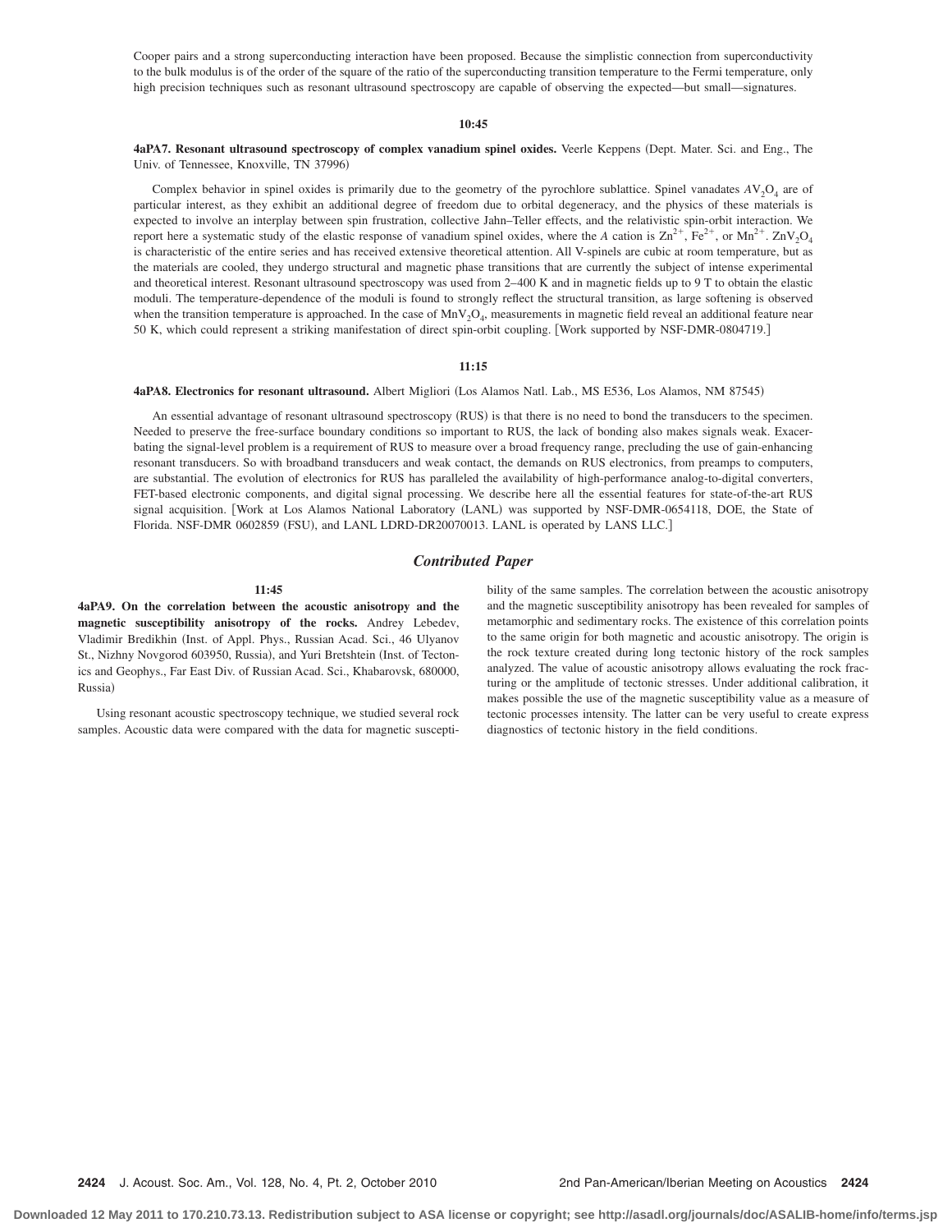Cooper pairs and a strong superconducting interaction have been proposed. Because the simplistic connection from superconductivity to the bulk modulus is of the order of the square of the ratio of the superconducting transition temperature to the Fermi temperature, only high precision techniques such as resonant ultrasound spectroscopy are capable of observing the expected—but small—signatures.

**10:45**

**4aPA7. Resonant ultrasound spectroscopy of complex vanadium spinel oxides.** Veerle Keppens (Dept. Mater. Sci. and Eng., The Univ. of Tennessee, Knoxville, TN 37996)

Complex behavior in spinel oxides is primarily due to the geometry of the pyrochlore sublattice. Spinel vanadates $AV_2O_4$ are of particular interest, as they exhibit an additional degree of freedom due to orbital degeneracy, and the physics of these materials is expected to involve an interplay between spin frustration, collective Jahn–Teller effects, and the relativistic spin-orbit interaction. We report here a systematic study of the elastic response of vanadium spinel oxides, where the *A* cation is $Zn^{2+}$, $Fe^{2+}$, or $Mn^{2+}$. $ZnV_2O_4$ is characteristic of the entire series and has received extensive theoretical attention. All V-spinels are cubic at room temperature, but as the materials are cooled, they undergo structural and magnetic phase transitions that are currently the subject of intense experimental and theoretical interest. Resonant ultrasound spectroscopy was used from 2–400 K and in magnetic fields up to 9 T to obtain the elastic moduli. The temperature-dependence of the moduli is found to strongly reflect the structural transition, as large softening is observed when the transition temperature is approached. In the case of $MnV_2O_4$, measurements in magnetic field reveal an additional feature near 50 K, which could represent a striking manifestation of direct spin-orbit coupling. [Work supported by NSF-DMR-0804719.]

**11:15**

**4aPA8. Electronics for resonant ultrasound.** Albert Migliori (Los Alamos Natl. Lab., MS E536, Los Alamos, NM 87545)

An essential advantage of resonant ultrasound spectroscopy (RUS) is that there is no need to bond the transducers to the specimen. Needed to preserve the free-surface boundary conditions so important to RUS, the lack of bonding also makes signals weak. Exacerbating the signal-level problem is a requirement of RUS to measure over a broad frequency range, precluding the use of gain-enhancing resonant transducers. So with broadband transducers and weak contact, the demands on RUS electronics, from preamps to computers, are substantial. The evolution of electronics for RUS has paralleled the availability of high-performance analog-to-digital converters, FET-based electronic components, and digital signal processing. We describe here all the essential features for state-of-the-art RUS signal acquisition. [Work at Los Alamos National Laboratory (LANL) was supported by NSF-DMR-0654118, DOE, the State of Florida. NSF-DMR 0602859 (FSU), and LANL LDRD-DR20070013. LANL is operated by LANS LLC.]

## *Contributed Paper*

**11:45**

**4aPA9. On the correlation between the acoustic anisotropy and the magnetic susceptibility anisotropy of the rocks.** Andrey Lebedev, Vladimir Bredikhin (Inst. of Appl. Phys., Russian Acad. Sci., 46 Ulyanov St., Nizhny Novgorod 603950, Russia), and Yuri Bretshtein (Inst. of Tectonics and Geophys., Far East Div. of Russian Acad. Sci., Khabarovsk, 680000, Russia)

Using resonant acoustic spectroscopy technique, we studied several rock samples. Acoustic data were compared with the data for magnetic susceptibility of the same samples. The correlation between the acoustic anisotropy and the magnetic susceptibility anisotropy has been revealed for samples of metamorphic and sedimentary rocks. The existence of this correlation points to the same origin for both magnetic and acoustic anisotropy. The origin is the rock texture created during long tectonic history of the rock samples analyzed. The value of acoustic anisotropy allows evaluating the rock fracturing or the amplitude of tectonic stresses. Under additional calibration, it makes possible the use of the magnetic susceptibility value as a measure of tectonic processes intensity. The latter can be very useful to create express diagnostics of tectonic history in the field conditions.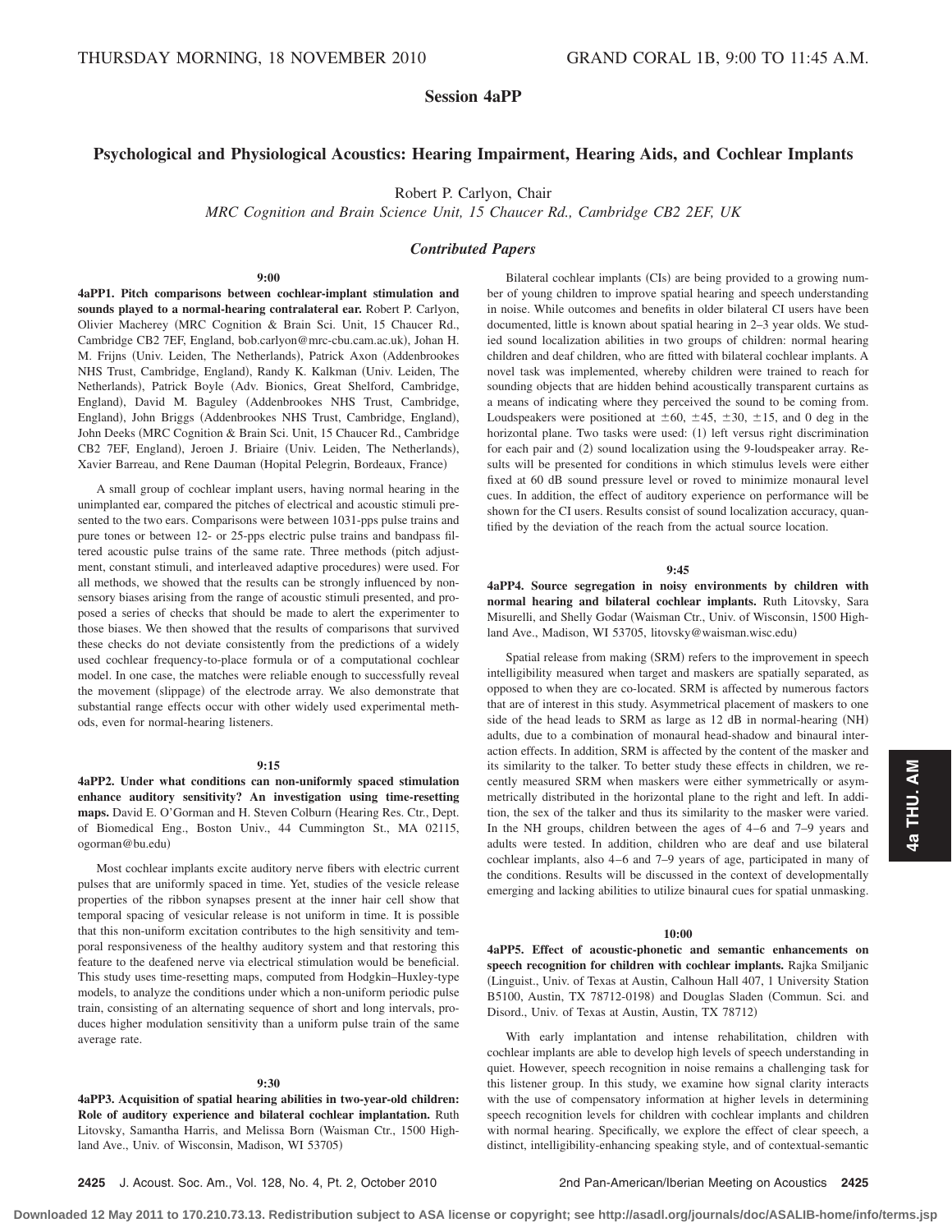# Session 4aPP

## Psychological and Physiological Acoustics: Hearing Impairment, Hearing Aids, and Cochlear Implants

Robert P. Carlyon, Chair

*MRC Cognition and Brain Science Unit, 15 Chaucer Rd., Cambridge CB2 2EF, UK*

### *Contributed Papers*

**9:00**

**4aPP1. Pitch comparisons between cochlear-implant stimulation and sounds played to a normal-hearing contralateral ear.** Robert P. Carlyon, Olivier Macherey (MRC Cognition & Brain Sci. Unit, 15 Chaucer Rd., Cambridge CB2 7EF, England, bob.carlyon@mrc-cbu.cam.ac.uk), Johan H. M. Frijns (Univ. Leiden, The Netherlands), Patrick Axon (Addenbrookes NHS Trust, Cambridge, England), Randy K. Kalkman (Univ. Leiden, The Netherlands), Patrick Boyle (Adv. Bionics, Great Shelford, Cambridge, England), David M. Baguley (Addenbrookes NHS Trust, Cambridge, England), John Briggs (Addenbrookes NHS Trust, Cambridge, England), John Deeks (MRC Cognition & Brain Sci. Unit, 15 Chaucer Rd., Cambridge CB2 7EF, England), Jeroen J. Briaire (Univ. Leiden, The Netherlands), Xavier Barreau, and Rene Dauman (Hopital Pelegrin, Bordeaux, France)

A small group of cochlear implant users, having normal hearing in the unimplanted ear, compared the pitches of electrical and acoustic stimuli presented to the two ears. Comparisons were between 1031-pps pulse trains and pure tones or between 12- or 25-pps electric pulse trains and bandpass filtered acoustic pulse trains of the same rate. Three methods (pitch adjustment, constant stimuli, and interleaved adaptive procedures) were used. For all methods, we showed that the results can be strongly influenced by non-sensory biases arising from the range of acoustic stimuli presented, and proposed a series of checks that should be made to alert the experimenter to those biases. We then showed that the results of comparisons that survived these checks do not deviate consistently from the predictions of a widely used cochlear frequency-to-place formula or of a computational cochlear model. In one case, the matches were reliable enough to successfully reveal the movement (slippage) of the electrode array. We also demonstrate that substantial range effects occur with other widely used experimental methods, even for normal-hearing listeners.

**9:15**

**4aPP2. Under what conditions can non-uniformly spaced stimulation enhance auditory sensitivity? An investigation using time-resetting maps.** David E. O'Gorman and H. Steven Colburn (Hearing Res. Ctr., Dept. of Biomedical Eng., Boston Univ., 44 Cummington St., MA 02115, ogorman@bu.edu)

Most cochlear implants excite auditory nerve fibers with electric current pulses that are uniformly spaced in time. Yet, studies of the vesicle release properties of the ribbon synapses present at the inner hair cell show that temporal spacing of vesicular release is not uniform in time. It is possible that this non-uniform excitation contributes to the high sensitivity and temporal responsiveness of the healthy auditory system and that restoring this feature to the deafened nerve via electrical stimulation would be beneficial. This study uses time-resetting maps, computed from Hodgkin–Huxley-type models, to analyze the conditions under which a non-uniform periodic pulse train, consisting of an alternating sequence of short and long intervals, produces higher modulation sensitivity than a uniform pulse train of the same average rate.

**9:30**

**4aPP3. Acquisition of spatial hearing abilities in two-year-old children: Role of auditory experience and bilateral cochlear implantation.** Ruth Litovsky, Samantha Harris, and Melissa Born (Waisman Ctr., 1500 Highland Ave., Univ. of Wisconsin, Madison, WI 53705)

Bilateral cochlear implants (CIs) are being provided to a growing number of young children to improve spatial hearing and speech understanding in noise. While outcomes and benefits in older bilateral CI users have been documented, little is known about spatial hearing in 2–3 year olds. We studied sound localization abilities in two groups of children: normal hearing children and deaf children, who are fitted with bilateral cochlear implants. A novel task was implemented, whereby children were trained to reach for sounding objects that are hidden behind acoustically transparent curtains as a means of indicating where they perceived the sound to be coming from. Loudspeakers were positioned at ±60, ±45, ±30, ±15, and 0 deg in the horizontal plane. Two tasks were used: (1) left versus right discrimination for each pair and (2) sound localization using the 9-loudspeaker array. Results will be presented for conditions in which stimulus levels were either fixed at 60 dB sound pressure level or roved to minimize monaural level cues. In addition, the effect of auditory experience on performance will be shown for the CI users. Results consist of sound localization accuracy, quantified by the deviation of the reach from the actual source location.

**9:45**

**4aPP4. Source segregation in noisy environments by children with normal hearing and bilateral cochlear implants.** Ruth Litovsky, Sara Misurelli, and Shelly Godar (Waisman Ctr., Univ. of Wisconsin, 1500 Highland Ave., Madison, WI 53705, litovsky@waisman.wisc.edu)

Spatial release from making (SRM) refers to the improvement in speech intelligibility measured when target and maskers are spatially separated, as opposed to when they are co-located. SRM is affected by numerous factors that are of interest in this study. Asymmetrical placement of maskers to one side of the head leads to SRM as large as 12 dB in normal-hearing (NH) adults, due to a combination of monaural head-shadow and binaural interaction effects. In addition, SRM is affected by the content of the masker and its similarity to the talker. To better study these effects in children, we recently measured SRM when maskers were either symmetrically or asymmetrically distributed in the horizontal plane to the right and left. In addition, the sex of the talker and thus its similarity to the masker were varied. In the NH groups, children between the ages of 4–6 and 7–9 years and adults were tested. In addition, children who are deaf and use bilateral cochlear implants, also 4–6 and 7–9 years of age, participated in many of the conditions. Results will be discussed in the context of developmentally emerging and lacking abilities to utilize binaural cues for spatial unmasking.

**10:00**

**4aPP5. Effect of acoustic-phonetic and semantic enhancements on speech recognition for children with cochlear implants.** Rajka Smiljanic (Linguist., Univ. of Texas at Austin, Calhoun Hall 407, 1 University Station B5100, Austin, TX 78712-0198) and Douglas Sladen (Commun. Sci. and Disord., Univ. of Texas at Austin, Austin, TX 78712)

With early implantation and intense rehabilitation, children with cochlear implants are able to develop high levels of speech understanding in quiet. However, speech recognition in noise remains a challenging task for this listener group. In this study, we examine how signal clarity interacts with the use of compensatory information at higher levels in determining speech recognition levels for children with cochlear implants and children with normal hearing. Specifically, we explore the effect of clear speech, a distinct, intelligibility-enhancing speaking style, and of contextual-semantic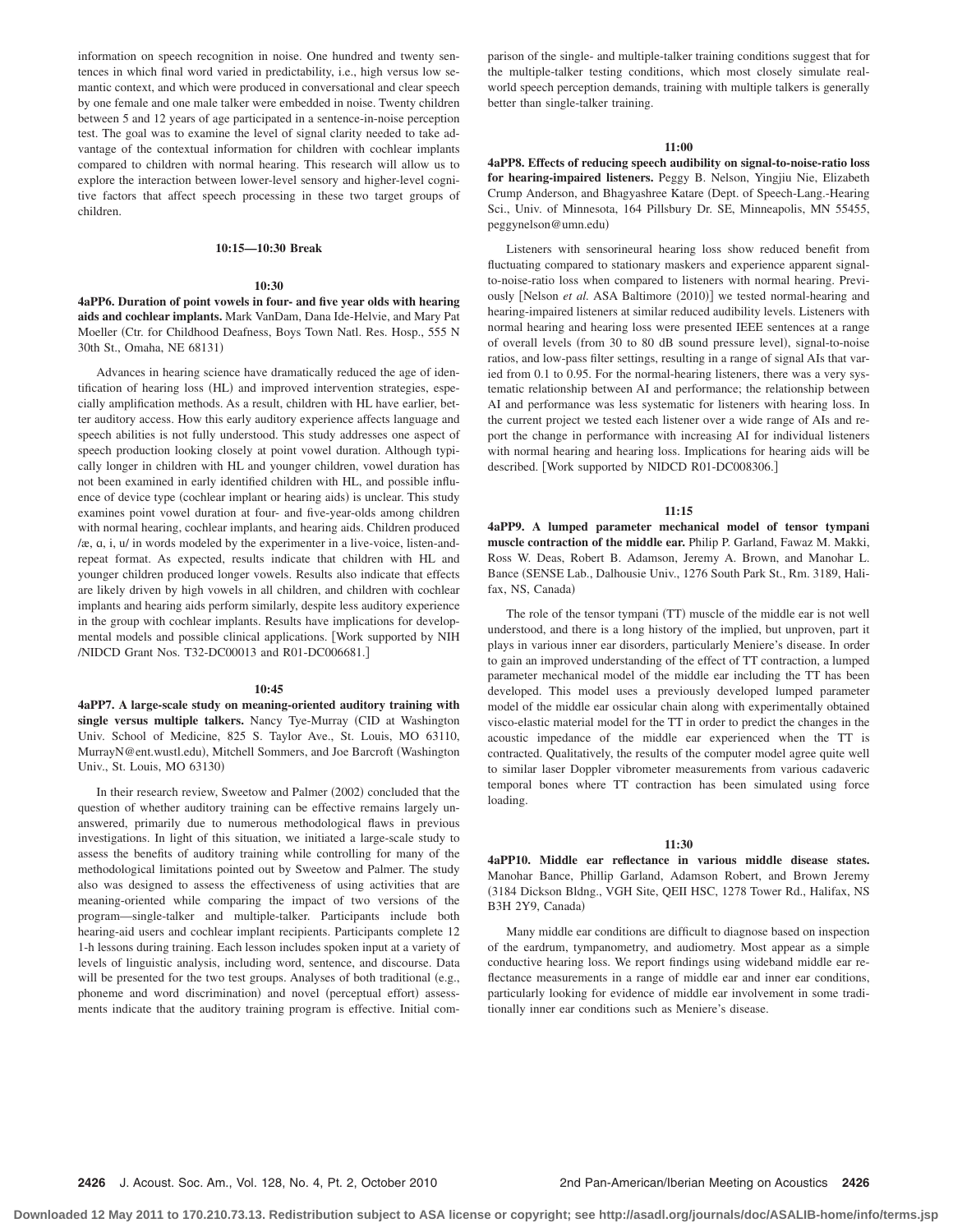information on speech recognition in noise. One hundred and twenty sentences in which final word varied in predictability, i.e., high versus low semantic context, and which were produced in conversational and clear speech by one female and one male talker were embedded in noise. Twenty children between 5 and 12 years of age participated in a sentence-in-noise perception test. The goal was to examine the level of signal clarity needed to take advantage of the contextual information for children with cochlear implants compared to children with normal hearing. This research will allow us to explore the interaction between lower-level sensory and higher-level cognitive factors that affect speech processing in these two target groups of children.

**10:15—10:30 Break**

**10:30**

**4aPP6. Duration of point vowels in four- and five year olds with hearing aids and cochlear implants.** Mark VanDam, Dana Ide-Helvie, and Mary Pat Moeller (Ctr. for Childhood Deafness, Boys Town Natl. Res. Hosp., 555 N 30th St., Omaha, NE 68131)

Advances in hearing science have dramatically reduced the age of identification of hearing loss (HL) and improved intervention strategies, especially amplification methods. As a result, children with HL have earlier, better auditory access. How this early auditory experience affects language and speech abilities is not fully understood. This study addresses one aspect of speech production looking closely at point vowel duration. Although typically longer in children with HL and younger children, vowel duration has not been examined in early identified children with HL, and possible influence of device type (cochlear implant or hearing aids) is unclear. This study examines point vowel duration at four- and five-year-olds among children with normal hearing, cochlear implants, and hearing aids. Children produced /æ, ɑ, i, u/ in words modeled by the experimenter in a live-voice, listen-and-repeat format. As expected, results indicate that children with HL and younger children produced longer vowels. Results also indicate that effects are likely driven by high vowels in all children, and children with cochlear implants and hearing aids perform similarly, despite less auditory experience in the group with cochlear implants. Results have implications for developmental models and possible clinical applications. [Work supported by NIH /NIDCD Grant Nos. T32-DC00013 and R01-DC006681.]

**10:45**

**4aPP7. A large-scale study on meaning-oriented auditory training with single versus multiple talkers.** Nancy Tye-Murray (CID at Washington Univ. School of Medicine, 825 S. Taylor Ave., St. Louis, MO 63110, MurrayN@ent.wustl.edu), Mitchell Sommers, and Joe Barcroft (Washington Univ., St. Louis, MO 63130)

In their research review, Sweetow and Palmer (2002) concluded that the question of whether auditory training can be effective remains largely unanswered, primarily due to numerous methodological flaws in previous investigations. In light of this situation, we initiated a large-scale study to assess the benefits of auditory training while controlling for many of the methodological limitations pointed out by Sweetow and Palmer. The study also was designed to assess the effectiveness of using activities that are meaning-oriented while comparing the impact of two versions of the program—single-talker and multiple-talker. Participants include both hearing-aid users and cochlear implant recipients. Participants complete 12 1-h lessons during training. Each lesson includes spoken input at a variety of levels of linguistic analysis, including word, sentence, and discourse. Data will be presented for the two test groups. Analyses of both traditional (e.g., phoneme and word discrimination) and novel (perceptual effort) assessments indicate that the auditory training program is effective. Initial comparison of the single- and multiple-talker training conditions suggest that for the multiple-talker testing conditions, which most closely simulate real-world speech perception demands, training with multiple talkers is generally better than single-talker training.

**11:00**

**4aPP8. Effects of reducing speech audibility on signal-to-noise-ratio loss for hearing-impaired listeners.** Peggy B. Nelson, Yingjiu Nie, Elizabeth Crump Anderson, and Bhagyashree Katare (Dept. of Speech-Lang.-Hearing Sci., Univ. of Minnesota, 164 Pillsbury Dr. SE, Minneapolis, MN 55455, peggynelson@umn.edu)

Listeners with sensorineural hearing loss show reduced benefit from fluctuating compared to stationary maskers and experience apparent signal-to-noise-ratio loss when compared to listeners with normal hearing. Previously [Nelson *et al.* ASA Baltimore (2010)] we tested normal-hearing and hearing-impaired listeners at similar reduced audibility levels. Listeners with normal hearing and hearing loss were presented IEEE sentences at a range of overall levels (from 30 to 80 dB sound pressure level), signal-to-noise ratios, and low-pass filter settings, resulting in a range of signal AIs that varied from 0.1 to 0.95. For the normal-hearing listeners, there was a very systematic relationship between AI and performance; the relationship between AI and performance was less systematic for listeners with hearing loss. In the current project we tested each listener over a wide range of AIs and report the change in performance with increasing AI for individual listeners with normal hearing and hearing loss. Implications for hearing aids will be described. [Work supported by NIDCD R01-DC008306.]

**11:15**

**4aPP9. A lumped parameter mechanical model of tensor tympani muscle contraction of the middle ear.** Philip P. Garland, Fawaz M. Makki, Ross W. Deas, Robert B. Adamson, Jeremy A. Brown, and Manohar L. Bance (SENSE Lab., Dalhousie Univ., 1276 South Park St., Rm. 3189, Halifax, NS, Canada)

The role of the tensor tympani (TT) muscle of the middle ear is not well understood, and there is a long history of the implied, but unproven, part it plays in various inner ear disorders, particularly Meniere's disease. In order to gain an improved understanding of the effect of TT contraction, a lumped parameter mechanical model of the middle ear including the TT has been developed. This model uses a previously developed lumped parameter model of the middle ear ossicular chain along with experimentally obtained visco-elastic material model for the TT in order to predict the changes in the acoustic impedance of the middle ear experienced when the TT is contracted. Qualitatively, the results of the computer model agree quite well to similar laser Doppler vibrometer measurements from various cadaveric temporal bones where TT contraction has been simulated using force loading.

**11:30**

**4aPP10. Middle ear reflectance in various middle disease states.** Manohar Bance, Phillip Garland, Adamson Robert, and Brown Jeremy (3184 Dickson Bldng., VGH Site, QEII HSC, 1278 Tower Rd., Halifax, NS B3H 2Y9, Canada)

Many middle ear conditions are difficult to diagnose based on inspection of the eardrum, tympanometry, and audiometry. Most appear as a simple conductive hearing loss. We report findings using wideband middle ear reflectance measurements in a range of middle ear and inner ear conditions, particularly looking for evidence of middle ear involvement in some traditionally inner ear conditions such as Meniere's disease.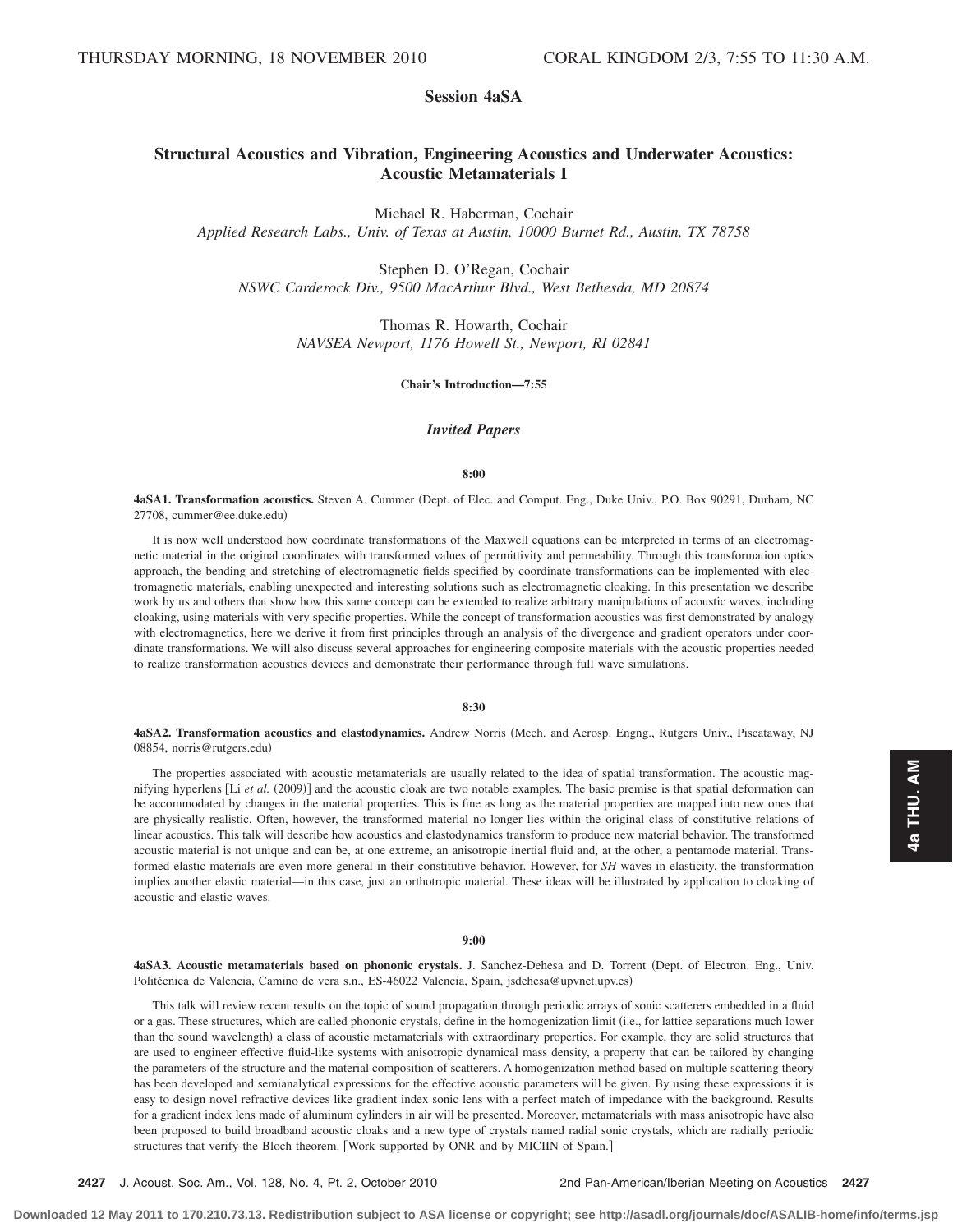## Session 4aSA

### Structural Acoustics and Vibration, Engineering Acoustics and Underwater Acoustics: Acoustic Metamaterials I

Michael R. Haberman, Cochair
*Applied Research Labs., Univ. of Texas at Austin, 10000 Burnet Rd., Austin, TX 78758*

Stephen D. O'Regan, Cochair
*NSWC Carderock Div., 9500 MacArthur Blvd., West Bethesda, MD 20874*

Thomas R. Howarth, Cochair
*NAVSEA Newport, 1176 Howell St., Newport, RI 02841*

**Chair's Introduction—7:55**

### *Invited Papers*

**8:00**

**4aSA1. Transformation acoustics.** Steven A. Cummer (Dept. of Elec. and Comput. Eng., Duke Univ., P.O. Box 90291, Durham, NC 27708, cummer@ee.duke.edu)

It is now well understood how coordinate transformations of the Maxwell equations can be interpreted in terms of an electromagnetic material in the original coordinates with transformed values of permittivity and permeability. Through this transformation optics approach, the bending and stretching of electromagnetic fields specified by coordinate transformations can be implemented with electromagnetic materials, enabling unexpected and interesting solutions such as electromagnetic cloaking. In this presentation we describe work by us and others that show how this same concept can be extended to realize arbitrary manipulations of acoustic waves, including cloaking, using materials with very specific properties. While the concept of transformation acoustics was first demonstrated by analogy with electromagnetics, here we derive it from first principles through an analysis of the divergence and gradient operators under coordinate transformations. We will also discuss several approaches for engineering composite materials with the acoustic properties needed to realize transformation acoustics devices and demonstrate their performance through full wave simulations.

**8:30**

**4aSA2. Transformation acoustics and elastodynamics.** Andrew Norris (Mech. and Aerosp. Engng., Rutgers Univ., Piscataway, NJ 08854, norris@rutgers.edu)

The properties associated with acoustic metamaterials are usually related to the idea of spatial transformation. The acoustic magnifying hyperlens [Li *et al.* (2009)] and the acoustic cloak are two notable examples. The basic premise is that spatial deformation can be accommodated by changes in the material properties. This is fine as long as the material properties are mapped into new ones that are physically realistic. Often, however, the transformed material no longer lies within the original class of constitutive relations of linear acoustics. This talk will describe how acoustics and elastodynamics transform to produce new material behavior. The transformed acoustic material is not unique and can be, at one extreme, an anisotropic inertial fluid and, at the other, a pentamode material. Transformed elastic materials are even more general in their constitutive behavior. However, for *SH* waves in elasticity, the transformation implies another elastic material—in this case, just an orthotropic material. These ideas will be illustrated by application to cloaking of acoustic and elastic waves.

**9:00**

**4aSA3. Acoustic metamaterials based on phononic crystals.** J. Sanchez-Dehesa and D. Torrent (Dept. of Electron. Eng., Univ. Politécnica de Valencia, Camino de vera s.n., ES-46022 Valencia, Spain, jsdehesa@upvnet.upv.es)

This talk will review recent results on the topic of sound propagation through periodic arrays of sonic scatterers embedded in a fluid or a gas. These structures, which are called phononic crystals, define in the homogenization limit (i.e., for lattice separations much lower than the sound wavelength) a class of acoustic metamaterials with extraordinary properties. For example, they are solid structures that are used to engineer effective fluid-like systems with anisotropic dynamical mass density, a property that can be tailored by changing the parameters of the structure and the material composition of scatterers. A homogenization method based on multiple scattering theory has been developed and semianalytical expressions for the effective acoustic parameters will be given. By using these expressions it is easy to design novel refractive devices like gradient index sonic lens with a perfect match of impedance with the background. Results for a gradient index lens made of aluminum cylinders in air will be presented. Moreover, metamaterials with mass anisotropic have also been proposed to build broadband acoustic cloaks and a new type of crystals named radial sonic crystals, which are radially periodic structures that verify the Bloch theorem. [Work supported by ONR and by MICIIN of Spain.]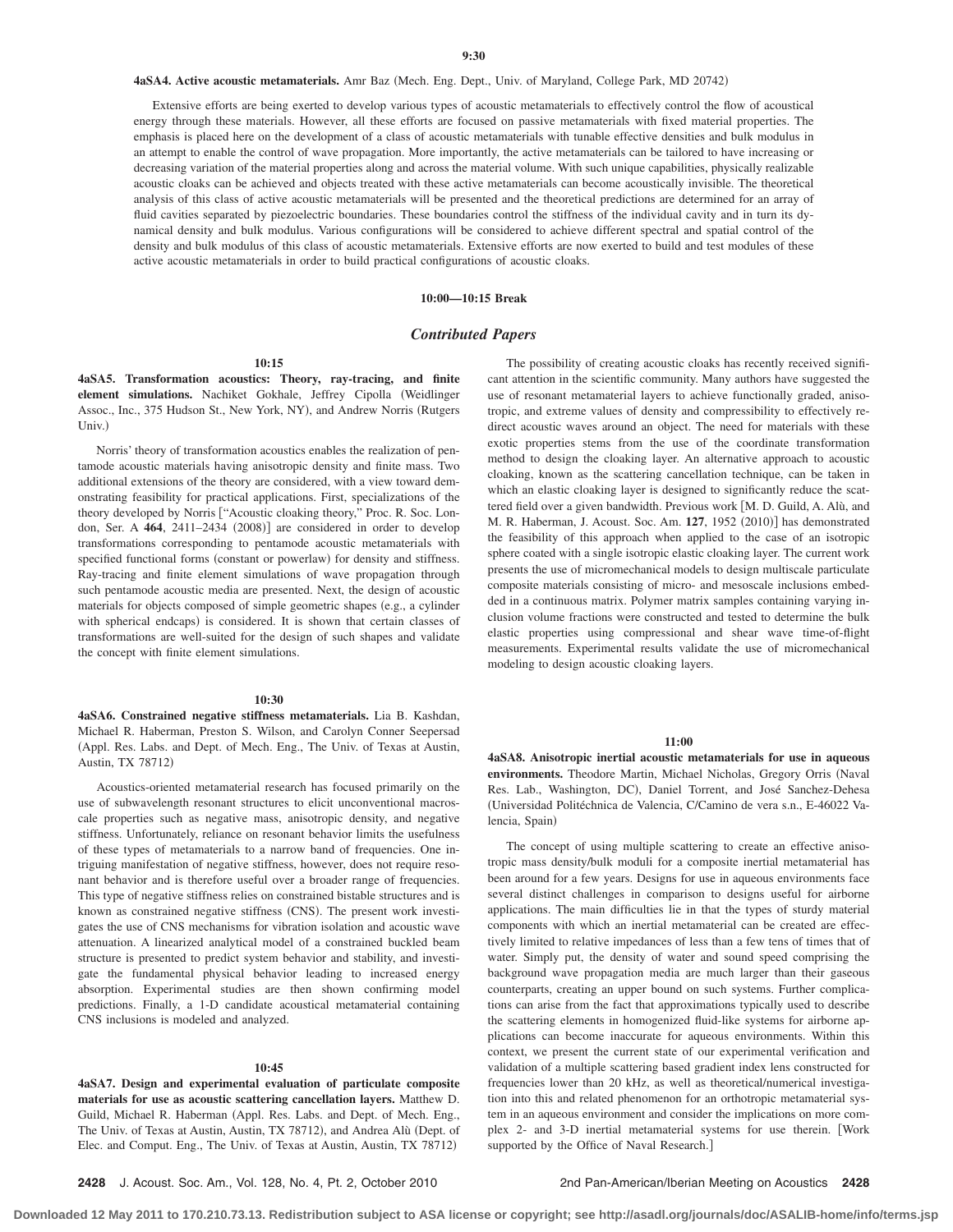**9:30**

**4aSA4. Active acoustic metamaterials.** Amr Baz (Mech. Eng. Dept., Univ. of Maryland, College Park, MD 20742)

Extensive efforts are being exerted to develop various types of acoustic metamaterials to effectively control the flow of acoustical energy through these materials. However, all these efforts are focused on passive metamaterials with fixed material properties. The emphasis is placed here on the development of a class of acoustic metamaterials with tunable effective densities and bulk modulus in an attempt to enable the control of wave propagation. More importantly, the active metamaterials can be tailored to have increasing or decreasing variation of the material properties along and across the material volume. With such unique capabilities, physically realizable acoustic cloaks can be achieved and objects treated with these active metamaterials can become acoustically invisible. The theoretical analysis of this class of active acoustic metamaterials will be presented and the theoretical predictions are determined for an array of fluid cavities separated by piezoelectric boundaries. These boundaries control the stiffness of the individual cavity and in turn its dynamical density and bulk modulus. Various configurations will be considered to achieve different spectral and spatial control of the density and bulk modulus of this class of acoustic metamaterials. Extensive efforts are now exerted to build and test modules of these active acoustic metamaterials in order to build practical configurations of acoustic cloaks.

**10:00—10:15 Break**

## *Contributed Papers*

**10:15**

**4aSA5. Transformation acoustics: Theory, ray-tracing, and finite element simulations.** Nachiket Gokhale, Jeffrey Cipolla (Weidlinger Assoc., Inc., 375 Hudson St., New York, NY), and Andrew Norris (Rutgers Univ.)

Norris' theory of transformation acoustics enables the realization of pentamode acoustic materials having anisotropic density and finite mass. Two additional extensions of the theory are considered, with a view toward demonstrating feasibility for practical applications. First, specializations of the theory developed by Norris ["Acoustic cloaking theory," Proc. R. Soc. London, Ser. A **464**, 2411–2434 (2008)] are considered in order to develop transformations corresponding to pentamode acoustic metamaterials with specified functional forms (constant or powerlaw) for density and stiffness. Ray-tracing and finite element simulations of wave propagation through such pentamode acoustic media are presented. Next, the design of acoustic materials for objects composed of simple geometric shapes (e.g., a cylinder with spherical endcaps) is considered. It is shown that certain classes of transformations are well-suited for the design of such shapes and validate the concept with finite element simulations.

**10:30**

**4aSA6. Constrained negative stiffness metamaterials.** Lia B. Kashdan, Michael R. Haberman, Preston S. Wilson, and Carolyn Conner Seepersad (Appl. Res. Labs. and Dept. of Mech. Eng., The Univ. of Texas at Austin, Austin, TX 78712)

Acoustics-oriented metamaterial research has focused primarily on the use of subwavelength resonant structures to elicit unconventional macroscale properties such as negative mass, anisotropic density, and negative stiffness. Unfortunately, reliance on resonant behavior limits the usefulness of these types of metamaterials to a narrow band of frequencies. One intriguing manifestation of negative stiffness, however, does not require resonant behavior and is therefore useful over a broader range of frequencies. This type of negative stiffness relies on constrained bistable structures and is known as constrained negative stiffness (CNS). The present work investigates the use of CNS mechanisms for vibration isolation and acoustic wave attenuation. A linearized analytical model of a constrained buckled beam structure is presented to predict system behavior and stability, and investigate the fundamental physical behavior leading to increased energy absorption. Experimental studies are then shown confirming model predictions. Finally, a 1-D candidate acoustical metamaterial containing CNS inclusions is modeled and analyzed.

**10:45**

**4aSA7. Design and experimental evaluation of particulate composite materials for use as acoustic scattering cancellation layers.** Matthew D. Guild, Michael R. Haberman (Appl. Res. Labs. and Dept. of Mech. Eng., The Univ. of Texas at Austin, Austin, TX 78712), and Andrea Alù (Dept. of Elec. and Comput. Eng., The Univ. of Texas at Austin, Austin, TX 78712)

The possibility of creating acoustic cloaks has recently received significant attention in the scientific community. Many authors have suggested the use of resonant metamaterial layers to achieve functionally graded, anisotropic, and extreme values of density and compressibility to effectively redirect acoustic waves around an object. The need for materials with these exotic properties stems from the use of the coordinate transformation method to design the cloaking layer. An alternative approach to acoustic cloaking, known as the scattering cancellation technique, can be taken in which an elastic cloaking layer is designed to significantly reduce the scattered field over a given bandwidth. Previous work [M. D. Guild, A. Alù, and M. R. Haberman, J. Acoust. Soc. Am. **127**, 1952 (2010)] has demonstrated the feasibility of this approach when applied to the case of an isotropic sphere coated with a single isotropic elastic cloaking layer. The current work presents the use of micromechanical models to design multiscale particulate composite materials consisting of micro- and mesoscale inclusions embedded in a continuous matrix. Polymer matrix samples containing varying inclusion volume fractions were constructed and tested to determine the bulk elastic properties using compressional and shear wave time-of-flight measurements. Experimental results validate the use of micromechanical modeling to design acoustic cloaking layers.

**11:00**

**4aSA8. Anisotropic inertial acoustic metamaterials for use in aqueous environments.** Theodore Martin, Michael Nicholas, Gregory Orris (Naval Res. Lab., Washington, DC), Daniel Torrent, and José Sanchez-Dehesa (Universidad Politéchnica de Valencia, C/Camino de vera s.n., E-46022 Valencia, Spain)

The concept of using multiple scattering to create an effective anisotropic mass density/bulk moduli for a composite inertial metamaterial has been around for a few years. Designs for use in aqueous environments face several distinct challenges in comparison to designs useful for airborne applications. The main difficulties lie in that the types of sturdy material components with which an inertial metamaterial can be created are effectively limited to relative impedances of less than a few tens of times that of water. Simply put, the density of water and sound speed comprising the background wave propagation media are much larger than their gaseous counterparts, creating an upper bound on such systems. Further complications can arise from the fact that approximations typically used to describe the scattering elements in homogenized fluid-like systems for airborne applications can become inaccurate for aqueous environments. Within this context, we present the current state of our experimental verification and validation of a multiple scattering based gradient index lens constructed for frequencies lower than 20 kHz, as well as theoretical/numerical investigation into this and related phenomenon for an orthotropic metamaterial system in an aqueous environment and consider the implications on more complex 2- and 3-D inertial metamaterial systems for use therein. [Work supported by the Office of Naval Research.]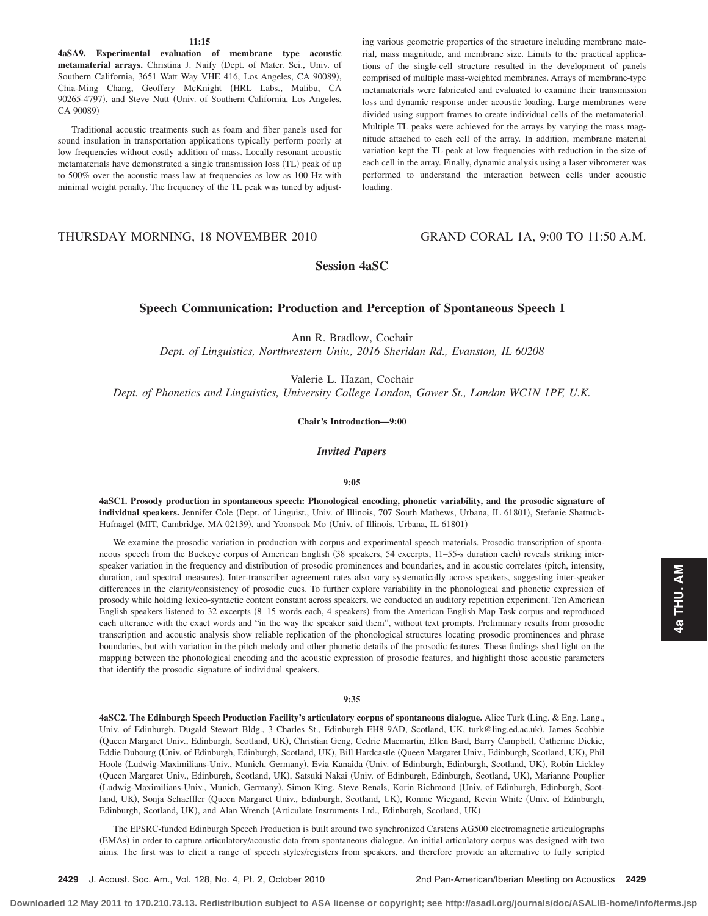**11:15**

**4aSA9. Experimental evaluation of membrane type acoustic metamaterial arrays.** Christina J. Naify (Dept. of Mater. Sci., Univ. of Southern California, 3651 Watt Way VHE 416, Los Angeles, CA 90089), Chia-Ming Chang, Geoffery McKnight (HRL Labs., Malibu, CA 90265-4797), and Steve Nutt (Univ. of Southern California, Los Angeles, CA 90089)

Traditional acoustic treatments such as foam and fiber panels used for sound insulation in transportation applications typically perform poorly at low frequencies without costly addition of mass. Locally resonant acoustic metamaterials have demonstrated a single transmission loss (TL) peak of up to 500% over the acoustic mass law at frequencies as low as 100 Hz with minimal weight penalty. The frequency of the TL peak was tuned by adjusting various geometric properties of the structure including membrane material, mass magnitude, and membrane size. Limits to the practical applications of the single-cell structure resulted in the development of panels comprised of multiple mass-weighted membranes. Arrays of membrane-type metamaterials were fabricated and evaluated to examine their transmission loss and dynamic response under acoustic loading. Large membranes were divided using support frames to create individual cells of the metamaterial. Multiple TL peaks were achieved for the arrays by varying the mass magnitude attached to each cell of the array. In addition, membrane material variation kept the TL peak at low frequencies with reduction in the size of each cell in the array. Finally, dynamic analysis using a laser vibrometer was performed to understand the interaction between cells under acoustic loading.

THURSDAY MORNING, 18 NOVEMBER 2010 — GRAND CORAL 1A, 9:00 TO 11:50 A.M.

## Session 4aSC

## Speech Communication: Production and Perception of Spontaneous Speech I

Ann R. Bradlow, Cochair
*Dept. of Linguistics, Northwestern Univ., 2016 Sheridan Rd., Evanston, IL 60208*

Valerie L. Hazan, Cochair
*Dept. of Phonetics and Linguistics, University College London, Gower St., London WC1N 1PF, U.K.*

**Chair's Introduction—9:00**

### *Invited Papers*

**9:05**

**4aSC1. Prosody production in spontaneous speech: Phonological encoding, phonetic variability, and the prosodic signature of individual speakers.** Jennifer Cole (Dept. of Linguist., Univ. of Illinois, 707 South Mathews, Urbana, IL 61801), Stefanie Shattuck-Hufnagel (MIT, Cambridge, MA 02139), and Yoonsook Mo (Univ. of Illinois, Urbana, IL 61801)

We examine the prosodic variation in production with corpus and experimental speech materials. Prosodic transcription of spontaneous speech from the Buckeye corpus of American English (38 speakers, 54 excerpts, 11–55-s duration each) reveals striking inter-speaker variation in the frequency and distribution of prosodic prominences and boundaries, and in acoustic correlates (pitch, intensity, duration, and spectral measures). Inter-transcriber agreement rates also vary systematically across speakers, suggesting inter-speaker differences in the clarity/consistency of prosodic cues. To further explore variability in the phonological and phonetic expression of prosody while holding lexico-syntactic content constant across speakers, we conducted an auditory repetition experiment. Ten American English speakers listened to 32 excerpts (8–15 words each, 4 speakers) from the American English Map Task corpus and reproduced each utterance with the exact words and "in the way the speaker said them", without text prompts. Preliminary results from prosodic transcription and acoustic analysis show reliable replication of the phonological structures locating prosodic prominences and phrase boundaries, but with variation in the pitch melody and other phonetic details of the prosodic features. These findings shed light on the mapping between the phonological encoding and the acoustic expression of prosodic features, and highlight those acoustic parameters that identify the prosodic signature of individual speakers.

**9:35**

**4aSC2. The Edinburgh Speech Production Facility's articulatory corpus of spontaneous dialogue.** Alice Turk (Ling. & Eng. Lang., Univ. of Edinburgh, Dugald Stewart Bldg., 3 Charles St., Edinburgh EH8 9AD, Scotland, UK, turk@ling.ed.ac.uk), James Scobbie (Queen Margaret Univ., Edinburgh, Scotland, UK), Christian Geng, Cedric Macmartin, Ellen Bard, Barry Campbell, Catherine Dickie, Eddie Dubourg (Univ. of Edinburgh, Edinburgh, Scotland, UK), Bill Hardcastle (Queen Margaret Univ., Edinburgh, Scotland, UK), Phil Hoole (Ludwig-Maximilians-Univ., Munich, Germany), Evia Kanaida (Univ. of Edinburgh, Edinburgh, Scotland, UK), Robin Lickley (Queen Margaret Univ., Edinburgh, Scotland, UK), Satsuki Nakai (Univ. of Edinburgh, Edinburgh, Scotland, UK), Marianne Pouplier (Ludwig-Maximilians-Univ., Munich, Germany), Simon King, Steve Renals, Korin Richmond (Univ. of Edinburgh, Edinburgh, Scotland, UK), Sonja Schaeffler (Queen Margaret Univ., Edinburgh, Scotland, UK), Ronnie Wiegand, Kevin White (Univ. of Edinburgh, Edinburgh, Scotland, UK), and Alan Wrench (Articulate Instruments Ltd., Edinburgh, Scotland, UK)

The EPSRC-funded Edinburgh Speech Production is built around two synchronized Carstens AG500 electromagnetic articulographs (EMAs) in order to capture articulatory/acoustic data from spontaneous dialogue. An initial articulatory corpus was designed with two aims. The first was to elicit a range of speech styles/registers from speakers, and therefore provide an alternative to fully scripted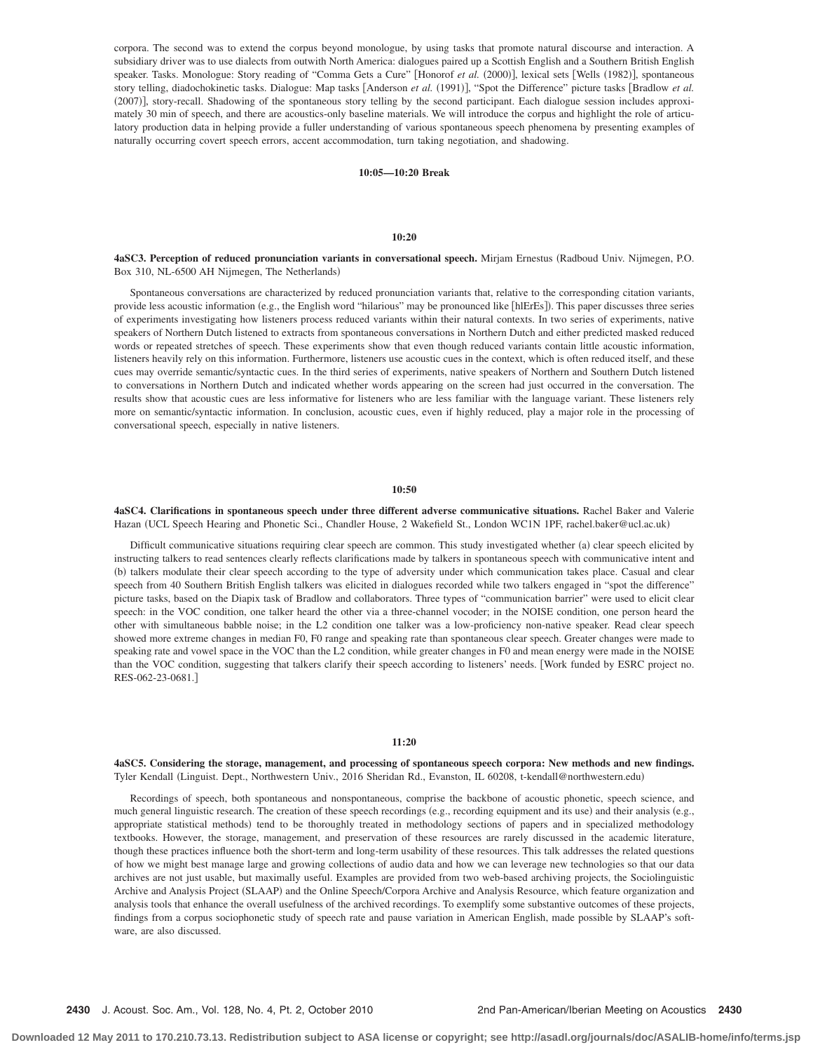corpora. The second was to extend the corpus beyond monologue, by using tasks that promote natural discourse and interaction. A subsidiary driver was to use dialects from outwith North America: dialogues paired up a Scottish English and a Southern British English speaker. Tasks. Monologue: Story reading of "Comma Gets a Cure" [Honorof *et al.* (2000)], lexical sets [Wells (1982)], spontaneous story telling, diadochokinetic tasks. Dialogue: Map tasks [Anderson *et al.* (1991)], "Spot the Difference" picture tasks [Bradlow *et al.* (2007)], story-recall. Shadowing of the spontaneous story telling by the second participant. Each dialogue session includes approximately 30 min of speech, and there are acoustics-only baseline materials. We will introduce the corpus and highlight the role of articulatory production data in helping provide a fuller understanding of various spontaneous speech phenomena by presenting examples of naturally occurring covert speech errors, accent accommodation, turn taking negotiation, and shadowing.

**10:05—10:20 Break**

**10:20**

**4aSC3. Perception of reduced pronunciation variants in conversational speech.** Mirjam Ernestus (Radboud Univ. Nijmegen, P.O. Box 310, NL-6500 AH Nijmegen, The Netherlands)

Spontaneous conversations are characterized by reduced pronunciation variants that, relative to the corresponding citation variants, provide less acoustic information (e.g., the English word "hilarious" may be pronounced like [hlErEs]). This paper discusses three series of experiments investigating how listeners process reduced variants within their natural contexts. In two series of experiments, native speakers of Northern Dutch listened to extracts from spontaneous conversations in Northern Dutch and either predicted masked reduced words or repeated stretches of speech. These experiments show that even though reduced variants contain little acoustic information, listeners heavily rely on this information. Furthermore, listeners use acoustic cues in the context, which is often reduced itself, and these cues may override semantic/syntactic cues. In the third series of experiments, native speakers of Northern and Southern Dutch listened to conversations in Northern Dutch and indicated whether words appearing on the screen had just occurred in the conversation. The results show that acoustic cues are less informative for listeners who are less familiar with the language variant. These listeners rely more on semantic/syntactic information. In conclusion, acoustic cues, even if highly reduced, play a major role in the processing of conversational speech, especially in native listeners.

**10:50**

**4aSC4. Clarifications in spontaneous speech under three different adverse communicative situations.** Rachel Baker and Valerie Hazan (UCL Speech Hearing and Phonetic Sci., Chandler House, 2 Wakefield St., London WC1N 1PF, rachel.baker@ucl.ac.uk)

Difficult communicative situations requiring clear speech are common. This study investigated whether (a) clear speech elicited by instructing talkers to read sentences clearly reflects clarifications made by talkers in spontaneous speech with communicative intent and (b) talkers modulate their clear speech according to the type of adversity under which communication takes place. Casual and clear speech from 40 Southern British English talkers was elicited in dialogues recorded while two talkers engaged in "spot the difference" picture tasks, based on the Diapix task of Bradlow and collaborators. Three types of "communication barrier" were used to elicit clear speech: in the VOC condition, one talker heard the other via a three-channel vocoder; in the NOISE condition, one person heard the other with simultaneous babble noise; in the L2 condition one talker was a low-proficiency non-native speaker. Read clear speech showed more extreme changes in median F0, F0 range and speaking rate than spontaneous clear speech. Greater changes were made to speaking rate and vowel space in the VOC than the L2 condition, while greater changes in F0 and mean energy were made in the NOISE than the VOC condition, suggesting that talkers clarify their speech according to listeners' needs. [Work funded by ESRC project no. RES-062-23-0681.]

**11:20**

**4aSC5. Considering the storage, management, and processing of spontaneous speech corpora: New methods and new findings.** Tyler Kendall (Linguist. Dept., Northwestern Univ., 2016 Sheridan Rd., Evanston, IL 60208, t-kendall@northwestern.edu)

Recordings of speech, both spontaneous and nonspontaneous, comprise the backbone of acoustic phonetic, speech science, and much general linguistic research. The creation of these speech recordings (e.g., recording equipment and its use) and their analysis (e.g., appropriate statistical methods) tend to be thoroughly treated in methodology sections of papers and in specialized methodology textbooks. However, the storage, management, and preservation of these resources are rarely discussed in the academic literature, though these practices influence both the short-term and long-term usability of these resources. This talk addresses the related questions of how we might best manage large and growing collections of audio data and how we can leverage new technologies so that our data archives are not just usable, but maximally useful. Examples are provided from two web-based archiving projects, the Sociolinguistic Archive and Analysis Project (SLAAP) and the Online Speech/Corpora Archive and Analysis Resource, which feature organization and analysis tools that enhance the overall usefulness of the archived recordings. To exemplify some substantive outcomes of these projects, findings from a corpus sociophonetic study of speech rate and pause variation in American English, made possible by SLAAP's software, are also discussed.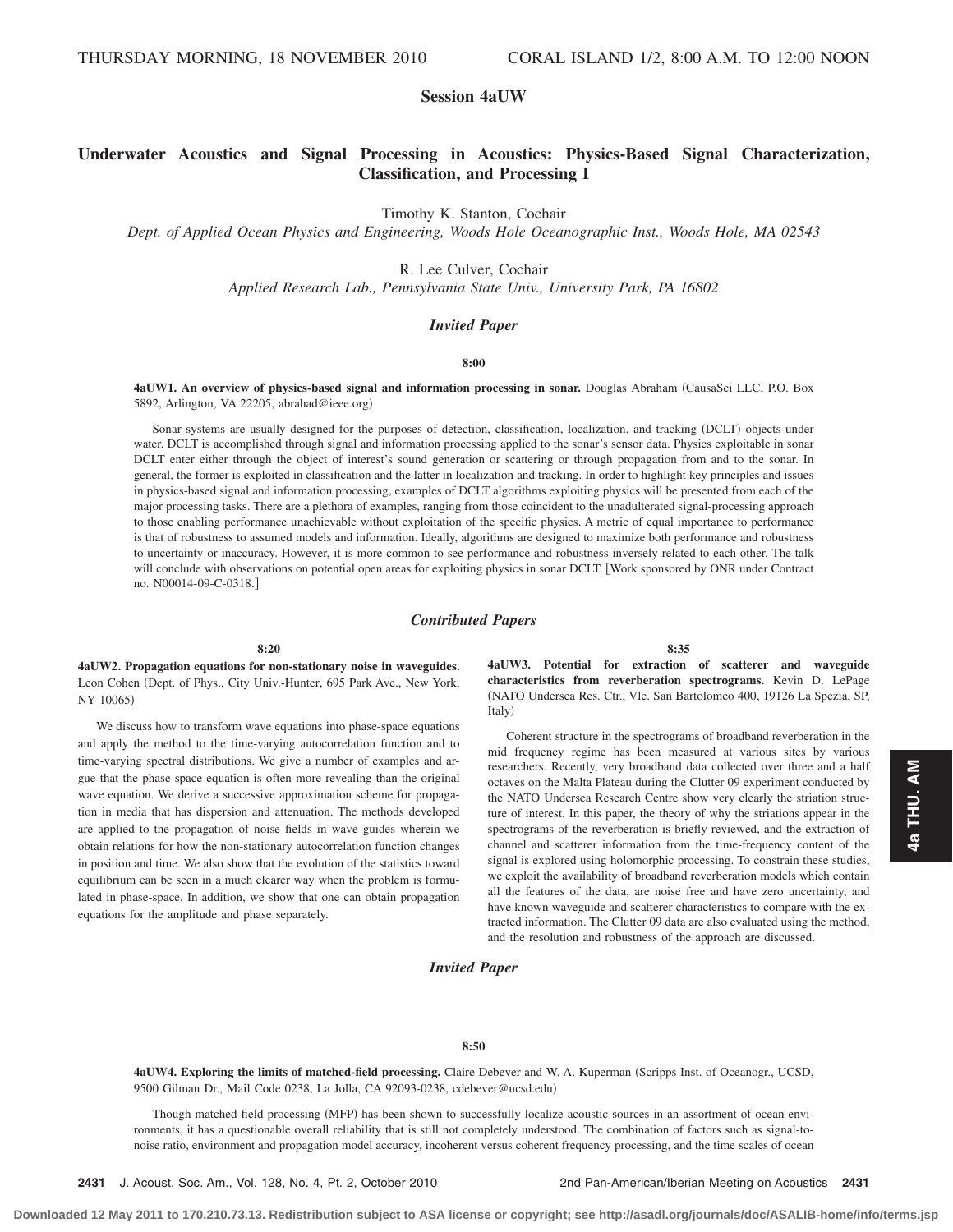THURSDAY MORNING, 18 NOVEMBER 2010 CORAL ISLAND 1/2, 8:00 A.M. TO 12:00 NOON

## Session 4aUW

# Underwater Acoustics and Signal Processing in Acoustics: Physics-Based Signal Characterization, Classification, and Processing I

Timothy K. Stanton, Cochair
*Dept. of Applied Ocean Physics and Engineering, Woods Hole Oceanographic Inst., Woods Hole, MA 02543*

R. Lee Culver, Cochair
*Applied Research Lab., Pennsylvania State Univ., University Park, PA 16802*

### *Invited Paper*

**8:00**

**4aUW1. An overview of physics-based signal and information processing in sonar.** Douglas Abraham (CausaSci LLC, P.O. Box 5892, Arlington, VA 22205, abrahad@ieee.org)

Sonar systems are usually designed for the purposes of detection, classification, localization, and tracking (DCLT) objects under water. DCLT is accomplished through signal and information processing applied to the sonar's sensor data. Physics exploitable in sonar DCLT enter either through the object of interest's sound generation or scattering or through propagation from and to the sonar. In general, the former is exploited in classification and the latter in localization and tracking. In order to highlight key principles and issues in physics-based signal and information processing, examples of DCLT algorithms exploiting physics will be presented from each of the major processing tasks. There are a plethora of examples, ranging from those coincident to the unadulterated signal-processing approach to those enabling performance unachievable without exploitation of the specific physics. A metric of equal importance to performance is that of robustness to assumed models and information. Ideally, algorithms are designed to maximize both performance and robustness to uncertainty or inaccuracy. However, it is more common to see performance and robustness inversely related to each other. The talk will conclude with observations on potential open areas for exploiting physics in sonar DCLT. [Work sponsored by ONR under Contract no. N00014-09-C-0318.]

### *Contributed Papers*

**8:20**

**4aUW2. Propagation equations for non-stationary noise in waveguides.** Leon Cohen (Dept. of Phys., City Univ.-Hunter, 695 Park Ave., New York, NY 10065)

We discuss how to transform wave equations into phase-space equations and apply the method to the time-varying autocorrelation function and to time-varying spectral distributions. We give a number of examples and argue that the phase-space equation is often more revealing than the original wave equation. We derive a successive approximation scheme for propagation in media that has dispersion and attenuation. The methods developed are applied to the propagation of noise fields in wave guides wherein we obtain relations for how the non-stationary autocorrelation function changes in position and time. We also show that the evolution of the statistics toward equilibrium can be seen in a much clearer way when the problem is formulated in phase-space. In addition, we show that one can obtain propagation equations for the amplitude and phase separately.

**8:35**

**4aUW3. Potential for extraction of scatterer and waveguide characteristics from reverberation spectrograms.** Kevin D. LePage (NATO Undersea Res. Ctr., Vle. San Bartolomeo 400, 19126 La Spezia, SP, Italy)

Coherent structure in the spectrograms of broadband reverberation in the mid frequency regime has been measured at various sites by various researchers. Recently, very broadband data collected over three and a half octaves on the Malta Plateau during the Clutter 09 experiment conducted by the NATO Undersea Research Centre show very clearly the striation structure of interest. In this paper, the theory of why the striations appear in the spectrograms of the reverberation is briefly reviewed, and the extraction of channel and scatterer information from the time-frequency content of the signal is explored using holomorphic processing. To constrain these studies, we exploit the availability of broadband reverberation models which contain all the features of the data, are noise free and have zero uncertainty, and have known waveguide and scatterer characteristics to compare with the extracted information. The Clutter 09 data are also evaluated using the method, and the resolution and robustness of the approach are discussed.

### *Invited Paper*

**8:50**

**4aUW4. Exploring the limits of matched-field processing.** Claire Debever and W. A. Kuperman (Scripps Inst. of Oceanogr., UCSD, 9500 Gilman Dr., Mail Code 0238, La Jolla, CA 92093-0238, cdebever@ucsd.edu)

Though matched-field processing (MFP) has been shown to successfully localize acoustic sources in an assortment of ocean environments, it has a questionable overall reliability that is still not completely understood. The combination of factors such as signal-to-noise ratio, environment and propagation model accuracy, incoherent versus coherent frequency processing, and the time scales of ocean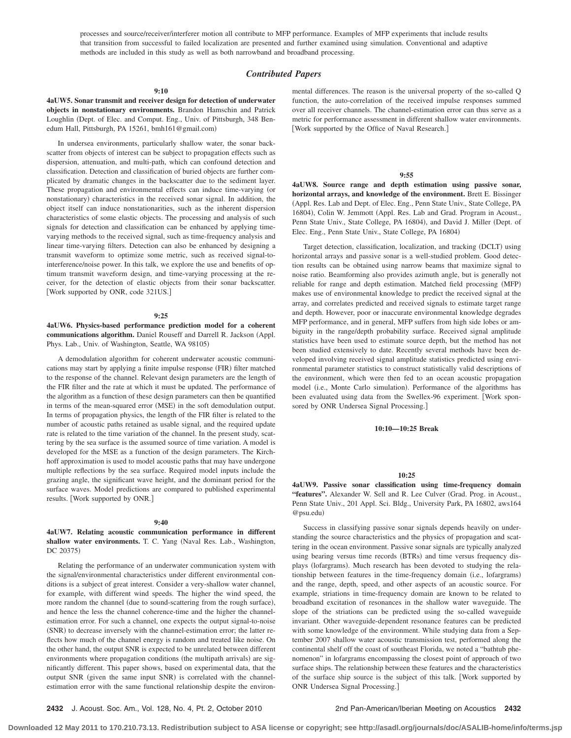processes and source/receiver/interferer motion all contribute to MFP performance. Examples of MFP experiments that include results that transition from successful to failed localization are presented and further examined using simulation. Conventional and adaptive methods are included in this study as well as both narrowband and broadband processing.

## *Contributed Papers*

**9:10**

**4aUW5. Sonar transmit and receiver design for detection of underwater objects in nonstationary environments.** Brandon Hamschin and Patrick Loughlin (Dept. of Elec. and Comput. Eng., Univ. of Pittsburgh, 348 Benedum Hall, Pittsburgh, PA 15261, bmh161@gmail.com)

In undersea environments, particularly shallow water, the sonar backscatter from objects of interest can be subject to propagation effects such as dispersion, attenuation, and multi-path, which can confound detection and classification. Detection and classification of buried objects are further complicated by dramatic changes in the backscatter due to the sediment layer. These propagation and environmental effects can induce time-varying (or nonstationary) characteristics in the received sonar signal. In addition, the object itself can induce nonstationarities, such as the inherent dispersion characteristics of some elastic objects. The processing and analysis of such signals for detection and classification can be enhanced by applying time-varying methods to the received signal, such as time-frequency analysis and linear time-varying filters. Detection can also be enhanced by designing a transmit waveform to optimize some metric, such as received signal-to-interference/noise power. In this talk, we explore the use and benefits of optimum transmit waveform design, and time-varying processing at the receiver, for the detection of elastic objects from their sonar backscatter. [Work supported by ONR, code 321US.]

**9:25**

**4aUW6. Physics-based performance prediction model for a coherent communications algorithm.** Daniel Rouseff and Darrell R. Jackson (Appl. Phys. Lab., Univ. of Washington, Seattle, WA 98105)

A demodulation algorithm for coherent underwater acoustic communications may start by applying a finite impulse response (FIR) filter matched to the response of the channel. Relevant design parameters are the length of the FIR filter and the rate at which it must be updated. The performance of the algorithm as a function of these design parameters can then be quantified in terms of the mean-squared error (MSE) in the soft demodulation output. In terms of propagation physics, the length of the FIR filter is related to the number of acoustic paths retained as usable signal, and the required update rate is related to the time variation of the channel. In the present study, scattering by the sea surface is the assumed source of time variation. A model is developed for the MSE as a function of the design parameters. The Kirchhoff approximation is used to model acoustic paths that may have undergone multiple reflections by the sea surface. Required model inputs include the grazing angle, the significant wave height, and the dominant period for the surface waves. Model predictions are compared to published experimental results. [Work supported by ONR.]

**9:40**

**4aUW7. Relating acoustic communication performance in different shallow water environments.** T. C. Yang (Naval Res. Lab., Washington, DC 20375)

Relating the performance of an underwater communication system with the signal/environmental characteristics under different environmental conditions is a subject of great interest. Consider a very-shallow water channel, for example, with different wind speeds. The higher the wind speed, the more random the channel (due to sound-scattering from the rough surface), and hence the less the channel coherence-time and the higher the channel-estimation error. For such a channel, one expects the output signal-to-noise (SNR) to decrease inversely with the channel-estimation error; the latter reflects how much of the channel energy is random and treated like noise. On the other hand, the output SNR is expected to be unrelated between different environments where propagation conditions (the multipath arrivals) are significantly different. This paper shows, based on experimental data, that the output SNR (given the same input SNR) is correlated with the channel-estimation error with the same functional relationship despite the environmental differences. The reason is the universal property of the so-called Q function, the auto-correlation of the received impulse responses summed over all receiver channels. The channel-estimation error can thus serve as a metric for performance assessment in different shallow water environments. [Work supported by the Office of Naval Research.]

**9:55**

**4aUW8. Source range and depth estimation using passive sonar, horizontal arrays, and knowledge of the environment.** Brett E. Bissinger (Appl. Res. Lab and Dept. of Elec. Eng., Penn State Univ., State College, PA 16804), Colin W. Jemmott (Appl. Res. Lab and Grad. Program in Acoust., Penn State Univ., State College, PA 16804), and David J. Miller (Dept. of Elec. Eng., Penn State Univ., State College, PA 16804)

Target detection, classification, localization, and tracking (DCLT) using horizontal arrays and passive sonar is a well-studied problem. Good detection results can be obtained using narrow beams that maximize signal to noise ratio. Beamforming also provides azimuth angle, but is generally not reliable for range and depth estimation. Matched field processing (MFP) makes use of environmental knowledge to predict the received signal at the array, and correlates predicted and received signals to estimate target range and depth. However, poor or inaccurate environmental knowledge degrades MFP performance, and in general, MFP suffers from high side lobes or ambiguity in the range/depth probability surface. Received signal amplitude statistics have been used to estimate source depth, but the method has not been studied extensively to date. Recently several methods have been developed involving received signal amplitude statistics predicted using environmental parameter statistics to construct statistically valid descriptions of the environment, which were then fed to an ocean acoustic propagation model (i.e., Monte Carlo simulation). Performance of the algorithms has been evaluated using data from the Swellex-96 experiment. [Work sponsored by ONR Undersea Signal Processing.]

**10:10—10:25 Break**

**10:25**

**4aUW9. Passive sonar classification using time-frequency domain "features".** Alexander W. Sell and R. Lee Culver (Grad. Prog. in Acoust., Penn State Univ., 201 Appl. Sci. Bldg., University Park, PA 16802, aws164@psu.edu)

Success in classifying passive sonar signals depends heavily on understanding the source characteristics and the physics of propagation and scattering in the ocean environment. Passive sonar signals are typically analyzed using bearing versus time records (BTRs) and time versus frequency displays (lofargrams). Much research has been devoted to studying the relationship between features in the time-frequency domain (i.e., lofargrams) and the range, depth, speed, and other aspects of an acoustic source. For example, striations in time-frequency domain are known to be related to broadband excitation of resonances in the shallow water waveguide. The slope of the striations can be predicted using the so-called waveguide invariant. Other waveguide-dependent resonance features can be predicted with some knowledge of the environment. While studying data from a September 2007 shallow water acoustic transmission test, performed along the continental shelf off the coast of southeast Florida, we noted a "bathtub phenomenon" in lofargrams encompassing the closest point of approach of two surface ships. The relationship between these features and the characteristics of the surface ship source is the subject of this talk. [Work supported by ONR Undersea Signal Processing.]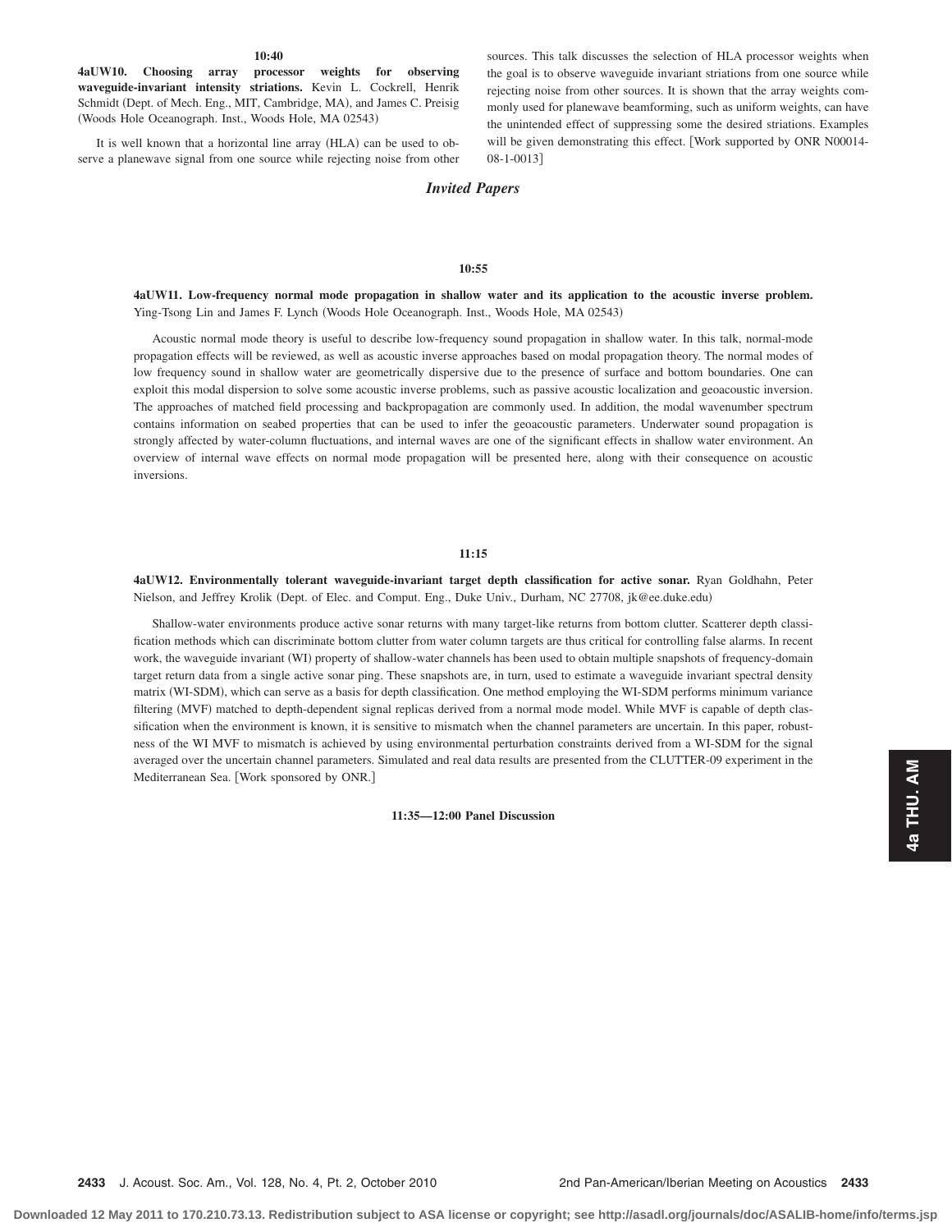**10:40**

**4aUW10. Choosing array processor weights for observing waveguide-invariant intensity striations.** Kevin L. Cockrell, Henrik Schmidt (Dept. of Mech. Eng., MIT, Cambridge, MA), and James C. Preisig (Woods Hole Oceanograph. Inst., Woods Hole, MA 02543)

It is well known that a horizontal line array (HLA) can be used to observe a planewave signal from one source while rejecting noise from other sources. This talk discusses the selection of HLA processor weights when the goal is to observe waveguide invariant striations from one source while rejecting noise from other sources. It is shown that the array weights commonly used for planewave beamforming, such as uniform weights, can have the unintended effect of suppressing some the desired striations. Examples will be given demonstrating this effect. [Work supported by ONR N00014-08-1-0013]

## *Invited Papers*

**10:55**

**4aUW11. Low-frequency normal mode propagation in shallow water and its application to the acoustic inverse problem.** Ying-Tsong Lin and James F. Lynch (Woods Hole Oceanograph. Inst., Woods Hole, MA 02543)

Acoustic normal mode theory is useful to describe low-frequency sound propagation in shallow water. In this talk, normal-mode propagation effects will be reviewed, as well as acoustic inverse approaches based on modal propagation theory. The normal modes of low frequency sound in shallow water are geometrically dispersive due to the presence of surface and bottom boundaries. One can exploit this modal dispersion to solve some acoustic inverse problems, such as passive acoustic localization and geoacoustic inversion. The approaches of matched field processing and backpropagation are commonly used. In addition, the modal wavenumber spectrum contains information on seabed properties that can be used to infer the geoacoustic parameters. Underwater sound propagation is strongly affected by water-column fluctuations, and internal waves are one of the significant effects in shallow water environment. An overview of internal wave effects on normal mode propagation will be presented here, along with their consequence on acoustic inversions.

**11:15**

**4aUW12. Environmentally tolerant waveguide-invariant target depth classification for active sonar.** Ryan Goldhahn, Peter Nielson, and Jeffrey Krolik (Dept. of Elec. and Comput. Eng., Duke Univ., Durham, NC 27708, jk@ee.duke.edu)

Shallow-water environments produce active sonar returns with many target-like returns from bottom clutter. Scatterer depth classification methods which can discriminate bottom clutter from water column targets are thus critical for controlling false alarms. In recent work, the waveguide invariant (WI) property of shallow-water channels has been used to obtain multiple snapshots of frequency-domain target return data from a single active sonar ping. These snapshots are, in turn, used to estimate a waveguide invariant spectral density matrix (WI-SDM), which can serve as a basis for depth classification. One method employing the WI-SDM performs minimum variance filtering (MVF) matched to depth-dependent signal replicas derived from a normal mode model. While MVF is capable of depth classification when the environment is known, it is sensitive to mismatch when the channel parameters are uncertain. In this paper, robustness of the WI MVF to mismatch is achieved by using environmental perturbation constraints derived from a WI-SDM for the signal averaged over the uncertain channel parameters. Simulated and real data results are presented from the CLUTTER-09 experiment in the Mediterranean Sea. [Work sponsored by ONR.]

**11:35—12:00 Panel Discussion**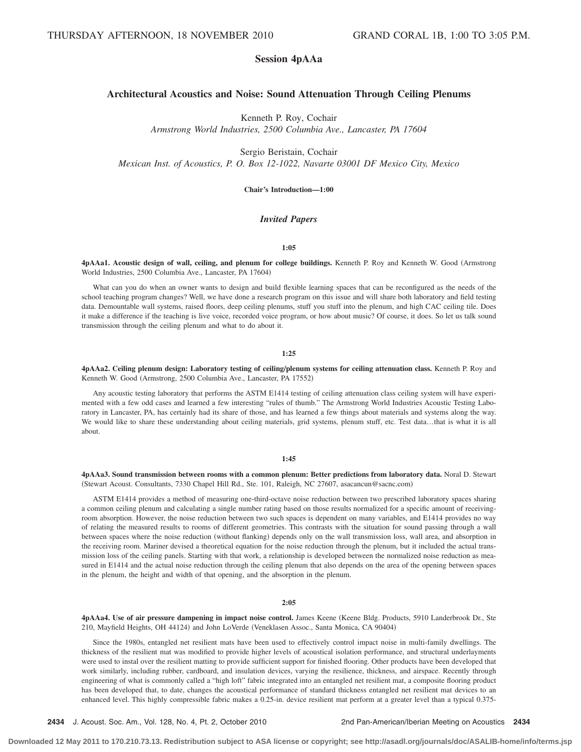THURSDAY AFTERNOON, 18 NOVEMBER 2010 GRAND CORAL 1B, 1:00 TO 3:05 P.M.

## Session 4pAAa

## Architectural Acoustics and Noise: Sound Attenuation Through Ceiling Plenums

Kenneth P. Roy, Cochair
*Armstrong World Industries, 2500 Columbia Ave., Lancaster, PA 17604*

Sergio Beristain, Cochair
*Mexican Inst. of Acoustics, P. O. Box 12-1022, Navarte 03001 DF Mexico City, Mexico*

**Chair's Introduction—1:00**

### *Invited Papers*

**1:05**

**4pAAa1. Acoustic design of wall, ceiling, and plenum for college buildings.** Kenneth P. Roy and Kenneth W. Good (Armstrong World Industries, 2500 Columbia Ave., Lancaster, PA 17604)

What can you do when an owner wants to design and build flexible learning spaces that can be reconfigured as the needs of the school teaching program changes? Well, we have done a research program on this issue and will share both laboratory and field testing data. Demountable wall systems, raised floors, deep ceiling plenums, stuff you stuff into the plenum, and high CAC ceiling tile. Does it make a difference if the teaching is live voice, recorded voice program, or how about music? Of course, it does. So let us talk sound transmission through the ceiling plenum and what to do about it.

**1:25**

**4pAAa2. Ceiling plenum design: Laboratory testing of ceiling/plenum systems for ceiling attenuation class.** Kenneth P. Roy and Kenneth W. Good (Armstrong, 2500 Columbia Ave., Lancaster, PA 17552)

Any acoustic testing laboratory that performs the ASTM E1414 testing of ceiling attenuation class ceiling system will have experimented with a few odd cases and learned a few interesting "rules of thumb." The Armstrong World Industries Acoustic Testing Laboratory in Lancaster, PA, has certainly had its share of those, and has learned a few things about materials and systems along the way. We would like to share these understanding about ceiling materials, grid systems, plenum stuff, etc. Test data…that is what it is all about.

**1:45**

**4pAAa3. Sound transmission between rooms with a common plenum: Better predictions from laboratory data.** Noral D. Stewart (Stewart Acoust. Consultants, 7330 Chapel Hill Rd., Ste. 101, Raleigh, NC 27607, asacancun@sacnc.com)

ASTM E1414 provides a method of measuring one-third-octave noise reduction between two prescribed laboratory spaces sharing a common ceiling plenum and calculating a single number rating based on those results normalized for a specific amount of receiving-room absorption. However, the noise reduction between two such spaces is dependent on many variables, and E1414 provides no way of relating the measured results to rooms of different geometries. This contrasts with the situation for sound passing through a wall between spaces where the noise reduction (without flanking) depends only on the wall transmission loss, wall area, and absorption in the receiving room. Mariner devised a theoretical equation for the noise reduction through the plenum, but it included the actual transmission loss of the ceiling panels. Starting with that work, a relationship is developed between the normalized noise reduction as measured in E1414 and the actual noise reduction through the ceiling plenum that also depends on the area of the opening between spaces in the plenum, the height and width of that opening, and the absorption in the plenum.

**2:05**

**4pAAa4. Use of air pressure dampening in impact noise control.** James Keene (Keene Bldg. Products, 5910 Landerbrook Dr., Ste 210, Mayfield Heights, OH 44124) and John LoVerde (Veneklasen Assoc., Santa Monica, CA 90404)

Since the 1980s, entangled net resilient mats have been used to effectively control impact noise in multi-family dwellings. The thickness of the resilient mat was modified to provide higher levels of acoustical isolation performance, and structural underlayments were used to instal over the resilient matting to provide sufficient support for finished flooring. Other products have been developed that work similarly, including rubber, cardboard, and insulation devices, varying the resilience, thickness, and airspace. Recently through engineering of what is commonly called a "high loft" fabric integrated into an entangled net resilient mat, a composite flooring product has been developed that, to date, changes the acoustical performance of standard thickness entangled net resilient mat devices to an enhanced level. This highly compressible fabric makes a 0.25-in. device resilient mat perform at a greater level than a typical 0.375-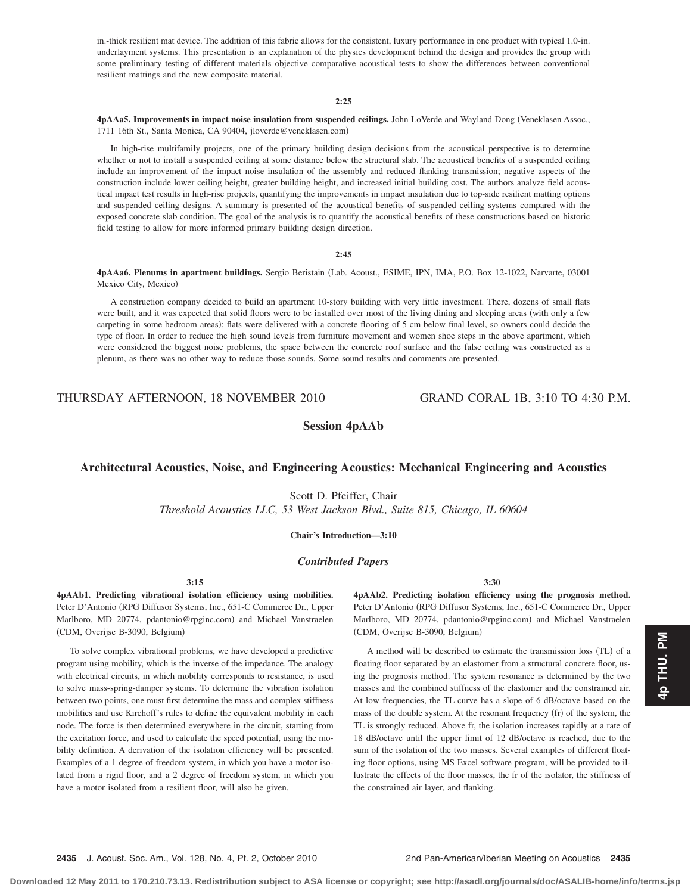in.-thick resilient mat device. The addition of this fabric allows for the consistent, luxury performance in one product with typical 1.0-in. underlayment systems. This presentation is an explanation of the physics development behind the design and provides the group with some preliminary testing of different materials objective comparative acoustical tests to show the differences between conventional resilient mattings and the new composite material.

**2:25**

**4pAAa5. Improvements in impact noise insulation from suspended ceilings.** John LoVerde and Wayland Dong (Veneklasen Assoc., 1711 16th St., Santa Monica, CA 90404, jloverde@veneklasen.com)

In high-rise multifamily projects, one of the primary building design decisions from the acoustical perspective is to determine whether or not to install a suspended ceiling at some distance below the structural slab. The acoustical benefits of a suspended ceiling include an improvement of the impact noise insulation of the assembly and reduced flanking transmission; negative aspects of the construction include lower ceiling height, greater building height, and increased initial building cost. The authors analyze field acoustical impact test results in high-rise projects, quantifying the improvements in impact insulation due to top-side resilient matting options and suspended ceiling designs. A summary is presented of the acoustical benefits of suspended ceiling systems compared with the exposed concrete slab condition. The goal of the analysis is to quantify the acoustical benefits of these constructions based on historic field testing to allow for more informed primary building design direction.

**2:45**

**4pAAa6. Plenums in apartment buildings.** Sergio Beristain (Lab. Acoust., ESIME, IPN, IMA, P.O. Box 12-1022, Narvarte, 03001 Mexico City, Mexico)

A construction company decided to build an apartment 10-story building with very little investment. There, dozens of small flats were built, and it was expected that solid floors were to be installed over most of the living dining and sleeping areas (with only a few carpeting in some bedroom areas); flats were delivered with a concrete flooring of 5 cm below final level, so owners could decide the type of floor. In order to reduce the high sound levels from furniture movement and women shoe steps in the above apartment, which were considered the biggest noise problems, the space between the concrete roof surface and the false ceiling was constructed as a plenum, as there was no other way to reduce those sounds. Some sound results and comments are presented.

THURSDAY AFTERNOON, 18 NOVEMBER 2010 — GRAND CORAL 1B, 3:10 TO 4:30 P.M.

## Session 4pAAb

## Architectural Acoustics, Noise, and Engineering Acoustics: Mechanical Engineering and Acoustics

Scott D. Pfeiffer, Chair
*Threshold Acoustics LLC, 53 West Jackson Blvd., Suite 815, Chicago, IL 60604*

**Chair's Introduction—3:10**

### *Contributed Papers*

**3:15**

**4pAAb1. Predicting vibrational isolation efficiency using mobilities.** Peter D'Antonio (RPG Diffusor Systems, Inc., 651-C Commerce Dr., Upper Marlboro, MD 20774, pdantonio@rpginc.com) and Michael Vanstraelen (CDM, Overijse B-3090, Belgium)

To solve complex vibrational problems, we have developed a predictive program using mobility, which is the inverse of the impedance. The analogy with electrical circuits, in which mobility corresponds to resistance, is used to solve mass-spring-damper systems. To determine the vibration isolation between two points, one must first determine the mass and complex stiffness mobilities and use Kirchoff's rules to define the equivalent mobility in each node. The force is then determined everywhere in the circuit, starting from the excitation force, and used to calculate the speed potential, using the mobility definition. A derivation of the isolation efficiency will be presented. Examples of a 1 degree of freedom system, in which you have a motor isolated from a rigid floor, and a 2 degree of freedom system, in which you have a motor isolated from a resilient floor, will also be given.

**3:30**

**4pAAb2. Predicting isolation efficiency using the prognosis method.** Peter D'Antonio (RPG Diffusor Systems, Inc., 651-C Commerce Dr., Upper Marlboro, MD 20774, pdantonio@rpginc.com) and Michael Vanstraelen (CDM, Overijse B-3090, Belgium)

A method will be described to estimate the transmission loss (TL) of a floating floor separated by an elastomer from a structural concrete floor, using the prognosis method. The system resonance is determined by the two masses and the combined stiffness of the elastomer and the constrained air. At low frequencies, the TL curve has a slope of 6 dB/octave based on the mass of the double system. At the resonant frequency (fr) of the system, the TL is strongly reduced. Above fr, the isolation increases rapidly at a rate of 18 dB/octave until the upper limit of 12 dB/octave is reached, due to the sum of the isolation of the two masses. Several examples of different floating floor options, using MS Excel software program, will be provided to illustrate the effects of the floor masses, the fr of the isolator, the stiffness of the constrained air layer, and flanking.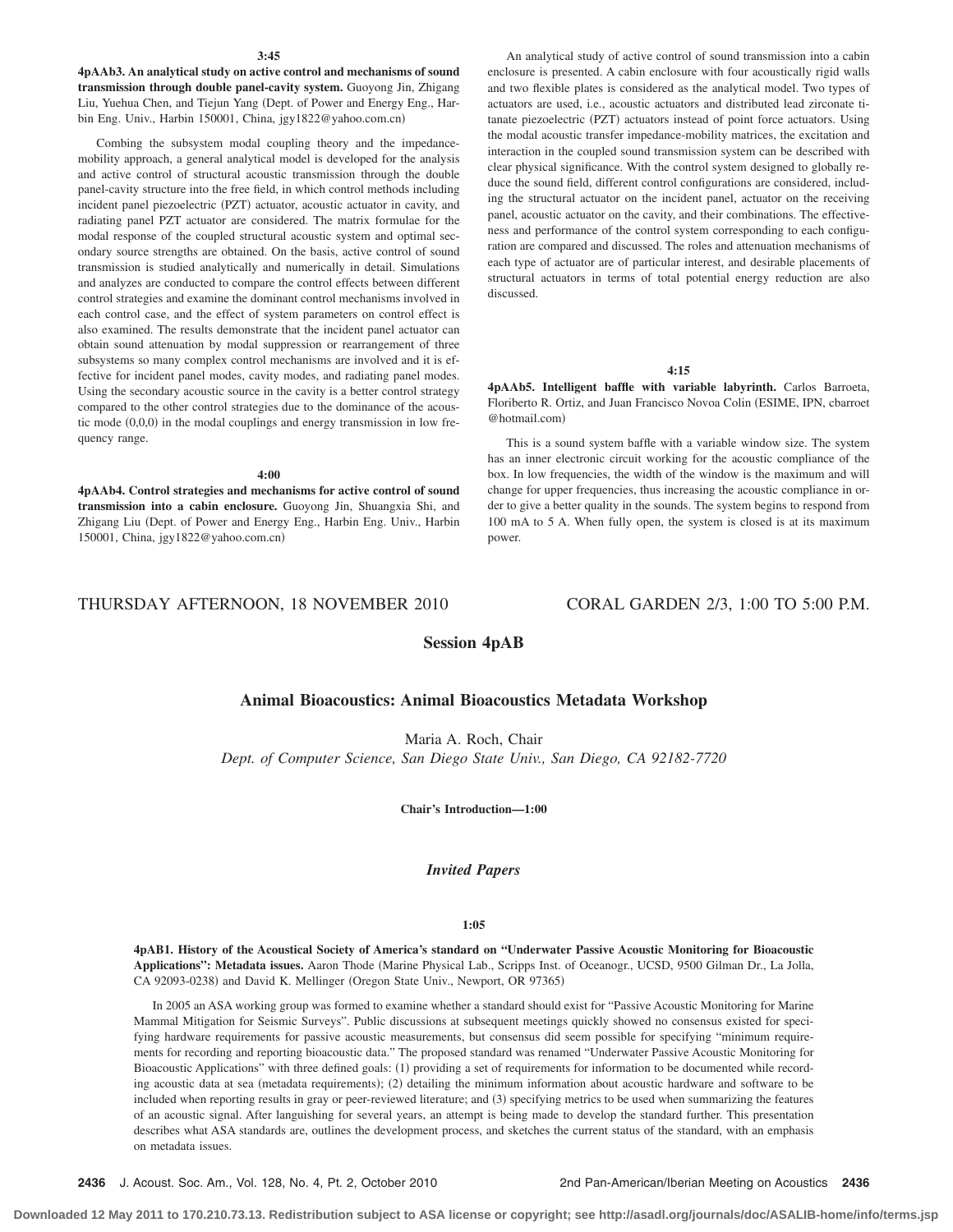**3:45**

**4pAAb3. An analytical study on active control and mechanisms of sound transmission through double panel-cavity system.** Guoyong Jin, Zhigang Liu, Yuehua Chen, and Tiejun Yang (Dept. of Power and Energy Eng., Harbin Eng. Univ., Harbin 150001, China, jgy1822@yahoo.com.cn)

Combing the subsystem modal coupling theory and the impedance-mobility approach, a general analytical model is developed for the analysis and active control of structural acoustic transmission through the double panel-cavity structure into the free field, in which control methods including incident panel piezoelectric (PZT) actuator, acoustic actuator in cavity, and radiating panel PZT actuator are considered. The matrix formulae for the modal response of the coupled structural acoustic system and optimal secondary source strengths are obtained. On the basis, active control of sound transmission is studied analytically and numerically in detail. Simulations and analyzes are conducted to compare the control effects between different control strategies and examine the dominant control mechanisms involved in each control case, and the effect of system parameters on control effect is also examined. The results demonstrate that the incident panel actuator can obtain sound attenuation by modal suppression or rearrangement of three subsystems so many complex control mechanisms are involved and it is effective for incident panel modes, cavity modes, and radiating panel modes. Using the secondary acoustic source in the cavity is a better control strategy compared to the other control strategies due to the dominance of the acoustic mode (0,0,0) in the modal couplings and energy transmission in low frequency range.

**4:00**

**4pAAb4. Control strategies and mechanisms for active control of sound transmission into a cabin enclosure.** Guoyong Jin, Shuangxia Shi, and Zhigang Liu (Dept. of Power and Energy Eng., Harbin Eng. Univ., Harbin 150001, China, jgy1822@yahoo.com.cn)

An analytical study of active control of sound transmission into a cabin enclosure is presented. A cabin enclosure with four acoustically rigid walls and two flexible plates is considered as the analytical model. Two types of actuators are used, i.e., acoustic actuators and distributed lead zirconate titanate piezoelectric (PZT) actuators instead of point force actuators. Using the modal acoustic transfer impedance-mobility matrices, the excitation and interaction in the coupled sound transmission system can be described with clear physical significance. With the control system designed to globally reduce the sound field, different control configurations are considered, including the structural actuator on the incident panel, actuator on the receiving panel, acoustic actuator on the cavity, and their combinations. The effectiveness and performance of the control system corresponding to each configuration are compared and discussed. The roles and attenuation mechanisms of each type of actuator are of particular interest, and desirable placements of structural actuators in terms of total potential energy reduction are also discussed.

**4:15**

**4pAAb5. Intelligent baffle with variable labyrinth.** Carlos Barroeta, Floriberto R. Ortiz, and Juan Francisco Novoa Colin (ESIME, IPN, cbarroet@hotmail.com)

This is a sound system baffle with a variable window size. The system has an inner electronic circuit working for the acoustic compliance of the box. In low frequencies, the width of the window is the maximum and will change for upper frequencies, thus increasing the acoustic compliance in order to give a better quality in the sounds. The system begins to respond from 100 mA to 5 A. When fully open, the system is closed is at its maximum power.

THURSDAY AFTERNOON, 18 NOVEMBER 2010 — CORAL GARDEN 2/3, 1:00 TO 5:00 P.M.

## Session 4pAB

### Animal Bioacoustics: Animal Bioacoustics Metadata Workshop

Maria A. Roch, Chair
*Dept. of Computer Science, San Diego State Univ., San Diego, CA 92182-7720*

**Chair's Introduction—1:00**

### *Invited Papers*

**1:05**

**4pAB1. History of the Acoustical Society of America's standard on "Underwater Passive Acoustic Monitoring for Bioacoustic Applications": Metadata issues.** Aaron Thode (Marine Physical Lab., Scripps Inst. of Oceanogr., UCSD, 9500 Gilman Dr., La Jolla, CA 92093-0238) and David K. Mellinger (Oregon State Univ., Newport, OR 97365)

In 2005 an ASA working group was formed to examine whether a standard should exist for "Passive Acoustic Monitoring for Marine Mammal Mitigation for Seismic Surveys". Public discussions at subsequent meetings quickly showed no consensus existed for specifying hardware requirements for passive acoustic measurements, but consensus did seem possible for specifying "minimum requirements for recording and reporting bioacoustic data." The proposed standard was renamed "Underwater Passive Acoustic Monitoring for Bioacoustic Applications" with three defined goals: (1) providing a set of requirements for information to be documented while recording acoustic data at sea (metadata requirements); (2) detailing the minimum information about acoustic hardware and software to be included when reporting results in gray or peer-reviewed literature; and (3) specifying metrics to be used when summarizing the features of an acoustic signal. After languishing for several years, an attempt is being made to develop the standard further. This presentation describes what ASA standards are, outlines the development process, and sketches the current status of the standard, with an emphasis on metadata issues.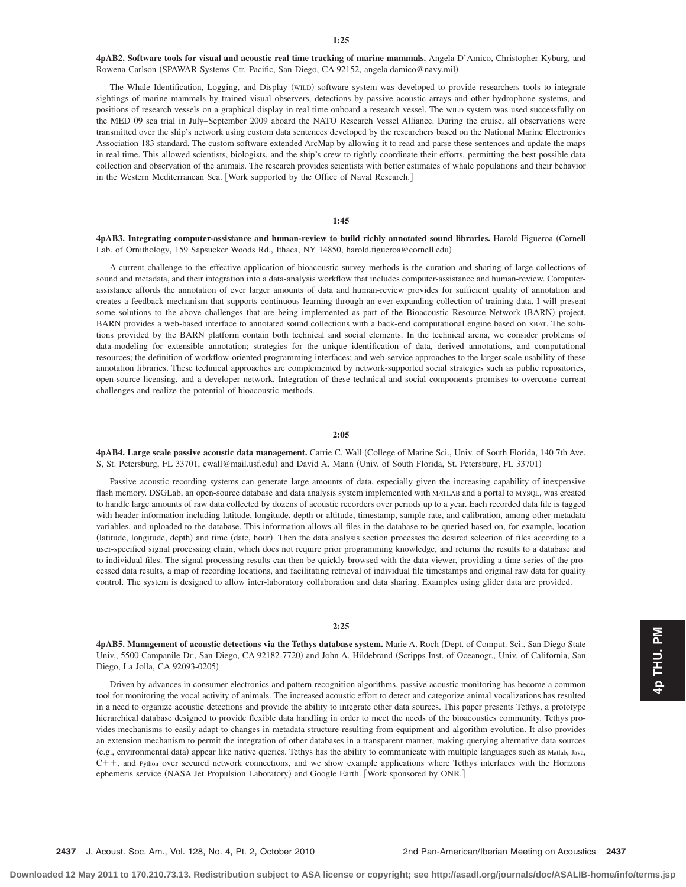**1:25**

**4pAB2. Software tools for visual and acoustic real time tracking of marine mammals.** Angela D'Amico, Christopher Kyburg, and Rowena Carlson (SPAWAR Systems Ctr. Pacific, San Diego, CA 92152, angela.damico@navy.mil)

The Whale Identification, Logging, and Display (WILD) software system was developed to provide researchers tools to integrate sightings of marine mammals by trained visual observers, detections by passive acoustic arrays and other hydrophone systems, and positions of research vessels on a graphical display in real time onboard a research vessel. The WILD system was used successfully on the MED 09 sea trial in July–September 2009 aboard the NATO Research Vessel Alliance. During the cruise, all observations were transmitted over the ship's network using custom data sentences developed by the researchers based on the National Marine Electronics Association 183 standard. The custom software extended ArcMap by allowing it to read and parse these sentences and update the maps in real time. This allowed scientists, biologists, and the ship's crew to tightly coordinate their efforts, permitting the best possible data collection and observation of the animals. The research provides scientists with better estimates of whale populations and their behavior in the Western Mediterranean Sea. [Work supported by the Office of Naval Research.]

**1:45**

**4pAB3. Integrating computer-assistance and human-review to build richly annotated sound libraries.** Harold Figueroa (Cornell Lab. of Ornithology, 159 Sapsucker Woods Rd., Ithaca, NY 14850, harold.figueroa@cornell.edu)

A current challenge to the effective application of bioacoustic survey methods is the curation and sharing of large collections of sound and metadata, and their integration into a data-analysis workflow that includes computer-assistance and human-review. Computer-assistance affords the annotation of ever larger amounts of data and human-review provides for sufficient quality of annotation and creates a feedback mechanism that supports continuous learning through an ever-expanding collection of training data. I will present some solutions to the above challenges that are being implemented as part of the Bioacoustic Resource Network (BARN) project. BARN provides a web-based interface to annotated sound collections with a back-end computational engine based on XBAT. The solutions provided by the BARN platform contain both technical and social elements. In the technical arena, we consider problems of data-modeling for extensible annotation; strategies for the unique identification of data, derived annotations, and computational resources; the definition of workflow-oriented programming interfaces; and web-service approaches to the larger-scale usability of these annotation libraries. These technical approaches are complemented by network-supported social strategies such as public repositories, open-source licensing, and a developer network. Integration of these technical and social components promises to overcome current challenges and realize the potential of bioacoustic methods.

**2:05**

**4pAB4. Large scale passive acoustic data management.** Carrie C. Wall (College of Marine Sci., Univ. of South Florida, 140 7th Ave. S, St. Petersburg, FL 33701, cwall@mail.usf.edu) and David A. Mann (Univ. of South Florida, St. Petersburg, FL 33701)

Passive acoustic recording systems can generate large amounts of data, especially given the increasing capability of inexpensive flash memory. DSGLab, an open-source database and data analysis system implemented with MATLAB and a portal to MYSQL, was created to handle large amounts of raw data collected by dozens of acoustic recorders over periods up to a year. Each recorded data file is tagged with header information including latitude, longitude, depth or altitude, timestamp, sample rate, and calibration, among other metadata variables, and uploaded to the database. This information allows all files in the database to be queried based on, for example, location (latitude, longitude, depth) and time (date, hour). Then the data analysis section processes the desired selection of files according to a user-specified signal processing chain, which does not require prior programming knowledge, and returns the results to a database and to individual files. The signal processing results can then be quickly browsed with the data viewer, providing a time-series of the processed data results, a map of recording locations, and facilitating retrieval of individual file timestamps and original raw data for quality control. The system is designed to allow inter-laboratory collaboration and data sharing. Examples using glider data are provided.

**2:25**

**4pAB5. Management of acoustic detections via the Tethys database system.** Marie A. Roch (Dept. of Comput. Sci., San Diego State Univ., 5500 Campanile Dr., San Diego, CA 92182-7720) and John A. Hildebrand (Scripps Inst. of Oceanogr., Univ. of California, San Diego, La Jolla, CA 92093-0205)

Driven by advances in consumer electronics and pattern recognition algorithms, passive acoustic monitoring has become a common tool for monitoring the vocal activity of animals. The increased acoustic effort to detect and categorize animal vocalizations has resulted in a need to organize acoustic detections and provide the ability to integrate other data sources. This paper presents Tethys, a prototype hierarchical database designed to provide flexible data handling in order to meet the needs of the bioacoustics community. Tethys provides mechanisms to easily adapt to changes in metadata structure resulting from equipment and algorithm evolution. It also provides an extension mechanism to permit the integration of other databases in a transparent manner, making querying alternative data sources (e.g., environmental data) appear like native queries. Tethys has the ability to communicate with multiple languages such as Matlab, Java, C++, and Python over secured network connections, and we show example applications where Tethys interfaces with the Horizons ephemeris service (NASA Jet Propulsion Laboratory) and Google Earth. [Work sponsored by ONR.]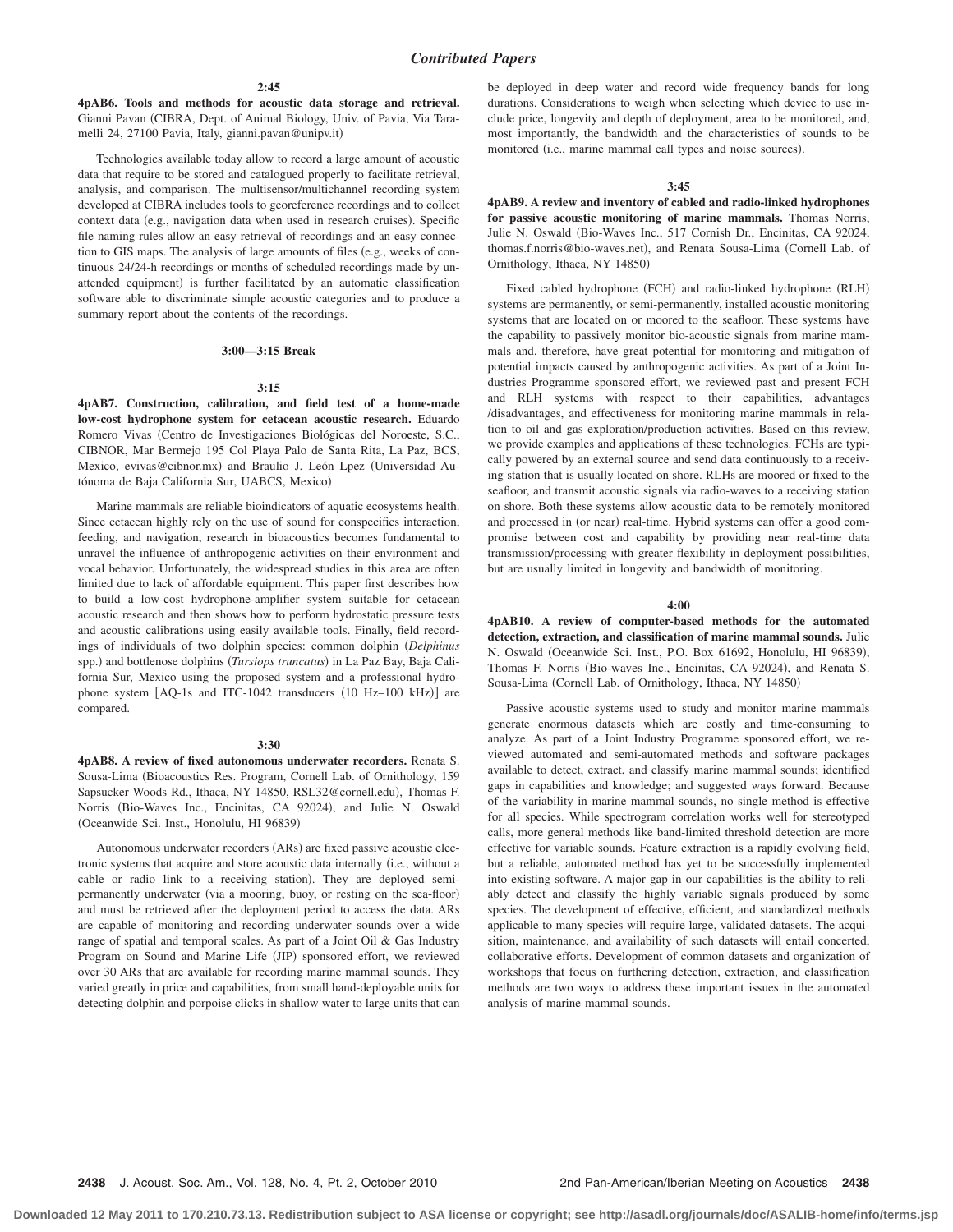## Contributed Papers

**2:45**

**4pAB6. Tools and methods for acoustic data storage and retrieval.** Gianni Pavan (CIBRA, Dept. of Animal Biology, Univ. of Pavia, Via Taramelli 24, 27100 Pavia, Italy, gianni.pavan@unipv.it)

Technologies available today allow to record a large amount of acoustic data that require to be stored and catalogued properly to facilitate retrieval, analysis, and comparison. The multisensor/multichannel recording system developed at CIBRA includes tools to georeference recordings and to collect context data (e.g., navigation data when used in research cruises). Specific file naming rules allow an easy retrieval of recordings and an easy connection to GIS maps. The analysis of large amounts of files (e.g., weeks of continuous 24/24-h recordings or months of scheduled recordings made by unattended equipment) is further facilitated by an automatic classification software able to discriminate simple acoustic categories and to produce a summary report about the contents of the recordings.

**3:00—3:15 Break**

**3:15**

**4pAB7. Construction, calibration, and field test of a home-made low-cost hydrophone system for cetacean acoustic research.** Eduardo Romero Vivas (Centro de Investigaciones Biológicas del Noroeste, S.C., CIBNOR, Mar Bermejo 195 Col Playa Palo de Santa Rita, La Paz, BCS, Mexico, evivas@cibnor.mx) and Braulio J. León Lpez (Universidad Autónoma de Baja California Sur, UABCS, Mexico)

Marine mammals are reliable bioindicators of aquatic ecosystems health. Since cetacean highly rely on the use of sound for conspecifics interaction, feeding, and navigation, research in bioacoustics becomes fundamental to unravel the influence of anthropogenic activities on their environment and vocal behavior. Unfortunately, the widespread studies in this area are often limited due to lack of affordable equipment. This paper first describes how to build a low-cost hydrophone-amplifier system suitable for cetacean acoustic research and then shows how to perform hydrostatic pressure tests and acoustic calibrations using easily available tools. Finally, field recordings of individuals of two dolphin species: common dolphin (*Delphinus* spp.) and bottlenose dolphins (*Tursiops truncatus*) in La Paz Bay, Baja California Sur, Mexico using the proposed system and a professional hydrophone system [AQ-1s and ITC-1042 transducers (10 Hz–100 kHz)] are compared.

**3:30**

**4pAB8. A review of fixed autonomous underwater recorders.** Renata S. Sousa-Lima (Bioacoustics Res. Program, Cornell Lab. of Ornithology, 159 Sapsucker Woods Rd., Ithaca, NY 14850, RSL32@cornell.edu), Thomas F. Norris (Bio-Waves Inc., Encinitas, CA 92024), and Julie N. Oswald (Oceanwide Sci. Inst., Honolulu, HI 96839)

Autonomous underwater recorders (ARs) are fixed passive acoustic electronic systems that acquire and store acoustic data internally (i.e., without a cable or radio link to a receiving station). They are deployed semi-permanently underwater (via a mooring, buoy, or resting on the sea-floor) and must be retrieved after the deployment period to access the data. ARs are capable of monitoring and recording underwater sounds over a wide range of spatial and temporal scales. As part of a Joint Oil & Gas Industry Program on Sound and Marine Life (JIP) sponsored effort, we reviewed over 30 ARs that are available for recording marine mammal sounds. They varied greatly in price and capabilities, from small hand-deployable units for detecting dolphin and porpoise clicks in shallow water to large units that can be deployed in deep water and record wide frequency bands for long durations. Considerations to weigh when selecting which device to use include price, longevity and depth of deployment, area to be monitored, and, most importantly, the bandwidth and the characteristics of sounds to be monitored (i.e., marine mammal call types and noise sources).

**3:45**

**4pAB9. A review and inventory of cabled and radio-linked hydrophones for passive acoustic monitoring of marine mammals.** Thomas Norris, Julie N. Oswald (Bio-Waves Inc., 517 Cornish Dr., Encinitas, CA 92024, thomas.f.norris@bio-waves.net), and Renata Sousa-Lima (Cornell Lab. of Ornithology, Ithaca, NY 14850)

Fixed cabled hydrophone (FCH) and radio-linked hydrophone (RLH) systems are permanently, or semi-permanently, installed acoustic monitoring systems that are located on or moored to the seafloor. These systems have the capability to passively monitor bio-acoustic signals from marine mammals and, therefore, have great potential for monitoring and mitigation of potential impacts caused by anthropogenic activities. As part of a Joint Industries Programme sponsored effort, we reviewed past and present FCH and RLH systems with respect to their capabilities, advantages /disadvantages, and effectiveness for monitoring marine mammals in relation to oil and gas exploration/production activities. Based on this review, we provide examples and applications of these technologies. FCHs are typically powered by an external source and send data continuously to a receiving station that is usually located on shore. RLHs are moored or fixed to the seafloor, and transmit acoustic signals via radio-waves to a receiving station on shore. Both these systems allow acoustic data to be remotely monitored and processed in (or near) real-time. Hybrid systems can offer a good compromise between cost and capability by providing near real-time data transmission/processing with greater flexibility in deployment possibilities, but are usually limited in longevity and bandwidth of monitoring.

**4:00**

**4pAB10. A review of computer-based methods for the automated detection, extraction, and classification of marine mammal sounds.** Julie N. Oswald (Oceanwide Sci. Inst., P.O. Box 61692, Honolulu, HI 96839), Thomas F. Norris (Bio-waves Inc., Encinitas, CA 92024), and Renata S. Sousa-Lima (Cornell Lab. of Ornithology, Ithaca, NY 14850)

Passive acoustic systems used to study and monitor marine mammals generate enormous datasets which are costly and time-consuming to analyze. As part of a Joint Industry Programme sponsored effort, we reviewed automated and semi-automated methods and software packages available to detect, extract, and classify marine mammal sounds; identified gaps in capabilities and knowledge; and suggested ways forward. Because of the variability in marine mammal sounds, no single method is effective for all species. While spectrogram correlation works well for stereotyped calls, more general methods like band-limited threshold detection are more effective for variable sounds. Feature extraction is a rapidly evolving field, but a reliable, automated method has yet to be successfully implemented into existing software. A major gap in our capabilities is the ability to reliably detect and classify the highly variable signals produced by some species. The development of effective, efficient, and standardized methods applicable to many species will require large, validated datasets. The acquisition, maintenance, and availability of such datasets will entail concerted, collaborative efforts. Development of common datasets and organization of workshops that focus on furthering detection, extraction, and classification methods are two ways to address these important issues in the automated analysis of marine mammal sounds.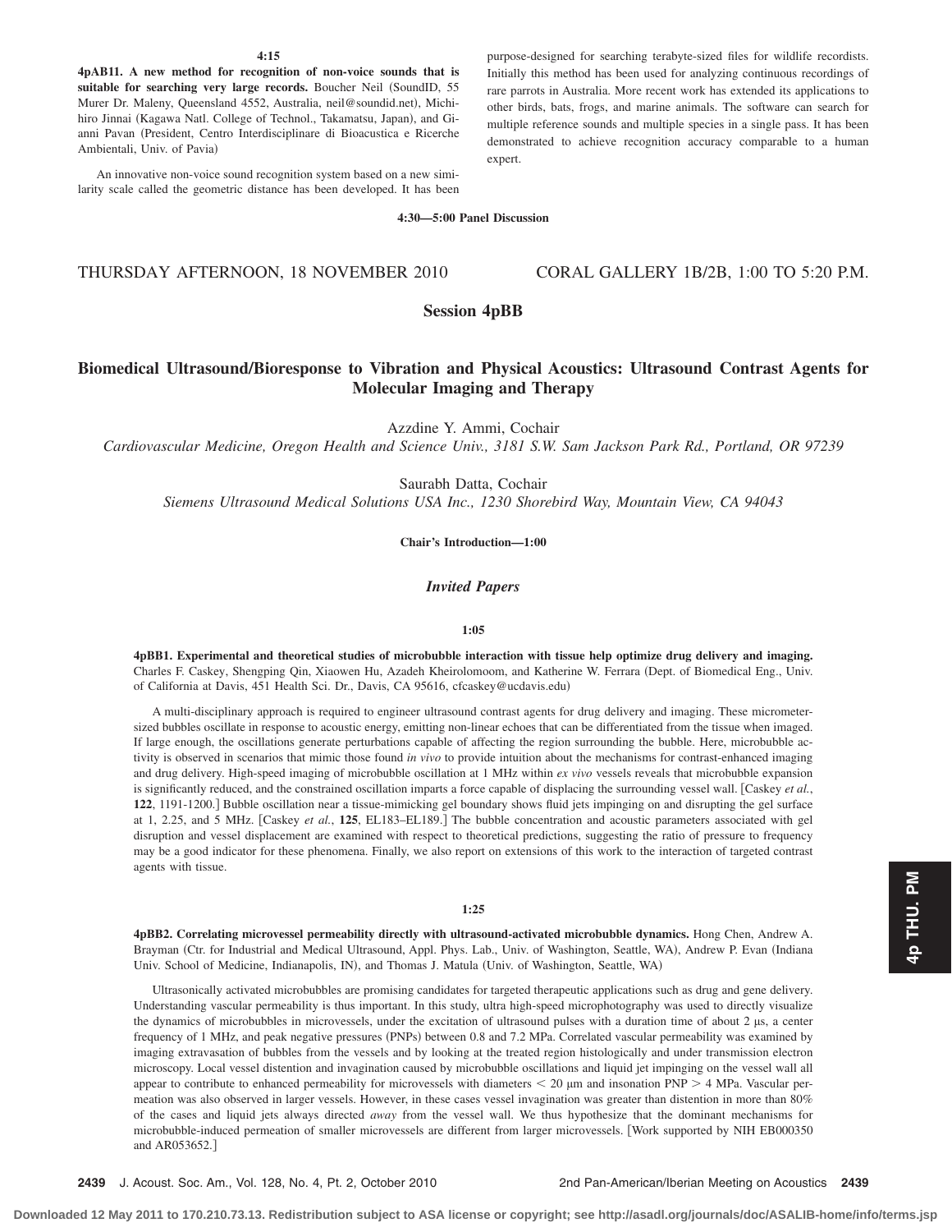**4:15**

**4pAB11. A new method for recognition of non-voice sounds that is suitable for searching very large records.** Boucher Neil (SoundID, 55 Murer Dr. Maleny, Queensland 4552, Australia, neil@soundid.net), Michihiro Jinnai (Kagawa Natl. College of Technol., Takamatsu, Japan), and Gianni Pavan (President, Centro Interdisciplinare di Bioacustica e Ricerche Ambientali, Univ. of Pavia)

An innovative non-voice sound recognition system based on a new similarity scale called the geometric distance has been developed. It has been purpose-designed for searching terabyte-sized files for wildlife recordists. Initially this method has been used for analyzing continuous recordings of rare parrots in Australia. More recent work has extended its applications to other birds, bats, frogs, and marine animals. The software can search for multiple reference sounds and multiple species in a single pass. It has been demonstrated to achieve recognition accuracy comparable to a human expert.

**4:30—5:00 Panel Discussion**

THURSDAY AFTERNOON, 18 NOVEMBER 2010 — CORAL GALLERY 1B/2B, 1:00 TO 5:20 P.M.

## Session 4pBB

## Biomedical Ultrasound/Bioresponse to Vibration and Physical Acoustics: Ultrasound Contrast Agents for Molecular Imaging and Therapy

Azzdine Y. Ammi, Cochair
*Cardiovascular Medicine, Oregon Health and Science Univ., 3181 S.W. Sam Jackson Park Rd., Portland, OR 97239*

Saurabh Datta, Cochair
*Siemens Ultrasound Medical Solutions USA Inc., 1230 Shorebird Way, Mountain View, CA 94043*

**Chair's Introduction—1:00**

### *Invited Papers*

**1:05**

**4pBB1. Experimental and theoretical studies of microbubble interaction with tissue help optimize drug delivery and imaging.** Charles F. Caskey, Shengping Qin, Xiaowen Hu, Azadeh Kheirolomoom, and Katherine W. Ferrara (Dept. of Biomedical Eng., Univ. of California at Davis, 451 Health Sci. Dr., Davis, CA 95616, cfcaskey@ucdavis.edu)

A multi-disciplinary approach is required to engineer ultrasound contrast agents for drug delivery and imaging. These micrometer-sized bubbles oscillate in response to acoustic energy, emitting non-linear echoes that can be differentiated from the tissue when imaged. If large enough, the oscillations generate perturbations capable of affecting the region surrounding the bubble. Here, microbubble activity is observed in scenarios that mimic those found *in vivo* to provide intuition about the mechanisms for contrast-enhanced imaging and drug delivery. High-speed imaging of microbubble oscillation at 1 MHz within *ex vivo* vessels reveals that microbubble expansion is significantly reduced, and the constrained oscillation imparts a force capable of displacing the surrounding vessel wall. [Caskey *et al.*, **122**, 1191-1200.] Bubble oscillation near a tissue-mimicking gel boundary shows fluid jets impinging on and disrupting the gel surface at 1, 2.25, and 5 MHz. [Caskey *et al.*, **125**, EL183–EL189.] The bubble concentration and acoustic parameters associated with gel disruption and vessel displacement are examined with respect to theoretical predictions, suggesting the ratio of pressure to frequency may be a good indicator for these phenomena. Finally, we also report on extensions of this work to the interaction of targeted contrast agents with tissue.

**1:25**

**4pBB2. Correlating microvessel permeability directly with ultrasound-activated microbubble dynamics.** Hong Chen, Andrew A. Brayman (Ctr. for Industrial and Medical Ultrasound, Appl. Phys. Lab., Univ. of Washington, Seattle, WA), Andrew P. Evan (Indiana Univ. School of Medicine, Indianapolis, IN), and Thomas J. Matula (Univ. of Washington, Seattle, WA)

Ultrasonically activated microbubbles are promising candidates for targeted therapeutic applications such as drug and gene delivery. Understanding vascular permeability is thus important. In this study, ultra high-speed microphotography was used to directly visualize the dynamics of microbubbles in microvessels, under the excitation of ultrasound pulses with a duration time of about 2 μs, a center frequency of 1 MHz, and peak negative pressures (PNPs) between 0.8 and 7.2 MPa. Correlated vascular permeability was examined by imaging extravasation of bubbles from the vessels and by looking at the treated region histologically and under transmission electron microscopy. Local vessel distention and invagination caused by microbubble oscillations and liquid jet impinging on the vessel wall all appear to contribute to enhanced permeability for microvessels with diameters $< 20$ μm and insonation PNP $> 4$ MPa. Vascular permeation was also observed in larger vessels. However, in these cases vessel invagination was greater than distention in more than 80% of the cases and liquid jets always directed *away* from the vessel wall. We thus hypothesize that the dominant mechanisms for microbubble-induced permeation of smaller microvessels are different from larger microvessels. [Work supported by NIH EB000350 and AR053652.]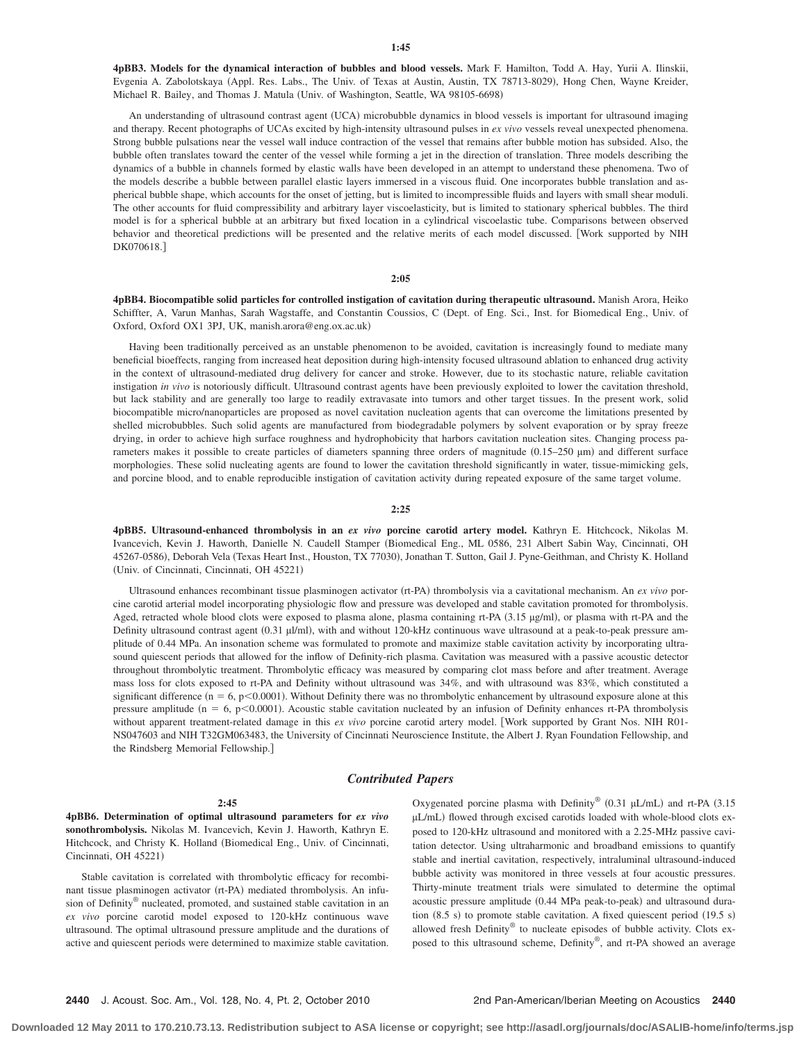**1:45**

**4pBB3. Models for the dynamical interaction of bubbles and blood vessels.** Mark F. Hamilton, Todd A. Hay, Yurii A. Ilinskii, Evgenia A. Zabolotskaya (Appl. Res. Labs., The Univ. of Texas at Austin, Austin, TX 78713-8029), Hong Chen, Wayne Kreider, Michael R. Bailey, and Thomas J. Matula (Univ. of Washington, Seattle, WA 98105-6698)

An understanding of ultrasound contrast agent (UCA) microbubble dynamics in blood vessels is important for ultrasound imaging and therapy. Recent photographs of UCAs excited by high-intensity ultrasound pulses in *ex vivo* vessels reveal unexpected phenomena. Strong bubble pulsations near the vessel wall induce contraction of the vessel that remains after bubble motion has subsided. Also, the bubble often translates toward the center of the vessel while forming a jet in the direction of translation. Three models describing the dynamics of a bubble in channels formed by elastic walls have been developed in an attempt to understand these phenomena. Two of the models describe a bubble between parallel elastic layers immersed in a viscous fluid. One incorporates bubble translation and aspherical bubble shape, which accounts for the onset of jetting, but is limited to incompressible fluids and layers with small shear moduli. The other accounts for fluid compressibility and arbitrary layer viscoelasticity, but is limited to stationary spherical bubbles. The third model is for a spherical bubble at an arbitrary but fixed location in a cylindrical viscoelastic tube. Comparisons between observed behavior and theoretical predictions will be presented and the relative merits of each model discussed. [Work supported by NIH DK070618.]

**2:05**

**4pBB4. Biocompatible solid particles for controlled instigation of cavitation during therapeutic ultrasound.** Manish Arora, Heiko Schiffter, A, Varun Manhas, Sarah Wagstaffe, and Constantin Coussios, C (Dept. of Eng. Sci., Inst. for Biomedical Eng., Univ. of Oxford, Oxford OX1 3PJ, UK, manish.arora@eng.ox.ac.uk)

Having been traditionally perceived as an unstable phenomenon to be avoided, cavitation is increasingly found to mediate many beneficial bioeffects, ranging from increased heat deposition during high-intensity focused ultrasound ablation to enhanced drug activity in the context of ultrasound-mediated drug delivery for cancer and stroke. However, due to its stochastic nature, reliable cavitation instigation *in vivo* is notoriously difficult. Ultrasound contrast agents have been previously exploited to lower the cavitation threshold, but lack stability and are generally too large to readily extravasate into tumors and other target tissues. In the present work, solid biocompatible micro/nanoparticles are proposed as novel cavitation nucleation agents that can overcome the limitations presented by shelled microbubbles. Such solid agents are manufactured from biodegradable polymers by solvent evaporation or by spray freeze drying, in order to achieve high surface roughness and hydrophobicity that harbors cavitation nucleation sites. Changing process parameters makes it possible to create particles of diameters spanning three orders of magnitude (0.15–250 μm) and different surface morphologies. These solid nucleating agents are found to lower the cavitation threshold significantly in water, tissue-mimicking gels, and porcine blood, and to enable reproducible instigation of cavitation activity during repeated exposure of the same target volume.

**2:25**

**4pBB5. Ultrasound-enhanced thrombolysis in an *ex vivo* porcine carotid artery model.** Kathryn E. Hitchcock, Nikolas M. Ivancevich, Kevin J. Haworth, Danielle N. Caudell Stamper (Biomedical Eng., ML 0586, 231 Albert Sabin Way, Cincinnati, OH 45267-0586), Deborah Vela (Texas Heart Inst., Houston, TX 77030), Jonathan T. Sutton, Gail J. Pyne-Geithman, and Christy K. Holland (Univ. of Cincinnati, Cincinnati, OH 45221)

Ultrasound enhances recombinant tissue plasminogen activator (rt-PA) thrombolysis via a cavitational mechanism. An *ex vivo* porcine carotid arterial model incorporating physiologic flow and pressure was developed and stable cavitation promoted for thrombolysis. Aged, retracted whole blood clots were exposed to plasma alone, plasma containing rt-PA (3.15 μg/ml), or plasma with rt-PA and the Definity ultrasound contrast agent (0.31 μl/ml), with and without 120-kHz continuous wave ultrasound at a peak-to-peak pressure amplitude of 0.44 MPa. An insonation scheme was formulated to promote and maximize stable cavitation activity by incorporating ultrasound quiescent periods that allowed for the inflow of Definity-rich plasma. Cavitation was measured with a passive acoustic detector throughout thrombolytic treatment. Thrombolytic efficacy was measured by comparing clot mass before and after treatment. Average mass loss for clots exposed to rt-PA and Definity without ultrasound was 34%, and with ultrasound was 83%, which constituted a significant difference ($n = 6$, $p<0.0001$). Without Definity there was no thrombolytic enhancement by ultrasound exposure alone at this pressure amplitude ($n = 6$, $p<0.0001$). Acoustic stable cavitation nucleated by an infusion of Definity enhances rt-PA thrombolysis without apparent treatment-related damage in this *ex vivo* porcine carotid artery model. [Work supported by Grant Nos. NIH R01-NS047603 and NIH T32GM063483, the University of Cincinnati Neuroscience Institute, the Albert J. Ryan Foundation Fellowship, and the Rindsberg Memorial Fellowship.]

## *Contributed Papers*

**2:45**

**4pBB6. Determination of optimal ultrasound parameters for *ex vivo* sonothrombolysis.** Nikolas M. Ivancevich, Kevin J. Haworth, Kathryn E. Hitchcock, and Christy K. Holland (Biomedical Eng., Univ. of Cincinnati, Cincinnati, OH 45221)

Stable cavitation is correlated with thrombolytic efficacy for recombinant tissue plasminogen activator (rt-PA) mediated thrombolysis. An infusion of Definity® nucleated, promoted, and sustained stable cavitation in an *ex vivo* porcine carotid model exposed to 120-kHz continuous wave ultrasound. The optimal ultrasound pressure amplitude and the durations of active and quiescent periods were determined to maximize stable cavitation. Oxygenated porcine plasma with Definity® (0.31 μL/mL) and rt-PA (3.15 μL/mL) flowed through excised carotids loaded with whole-blood clots exposed to 120-kHz ultrasound and monitored with a 2.25-MHz passive cavitation detector. Using ultraharmonic and broadband emissions to quantify stable and inertial cavitation, respectively, intraluminal ultrasound-induced bubble activity was monitored in three vessels at four acoustic pressures. Thirty-minute treatment trials were simulated to determine the optimal acoustic pressure amplitude (0.44 MPa peak-to-peak) and ultrasound duration (8.5 s) to promote stable cavitation. A fixed quiescent period (19.5 s) allowed fresh Definity® to nucleate episodes of bubble activity. Clots exposed to this ultrasound scheme, Definity®, and rt-PA showed an average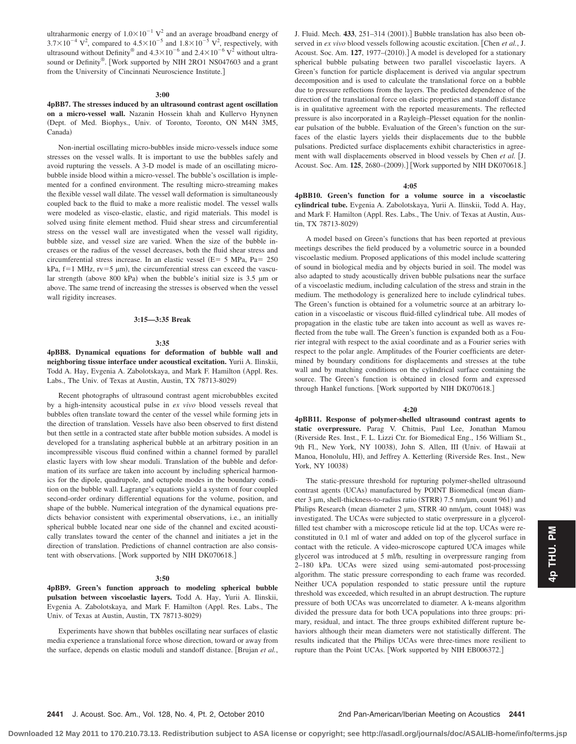ultraharmonic energy of $1.0\times10^{-1}$ $V^2$ and an average broadband energy of $3.7\times10^{-4}$ $V^2$, compared to $4.5\times10^{-5}$ and $1.8\times10^{-5}$ $V^2$, respectively, with ultrasound without Definity® and $4.3\times10^{-6}$ and $2.4\times10^{-6}$ $V^2$ without ultrasound or Definity®. [Work supported by NIH 2RO1 NS047603 and a grant from the University of Cincinnati Neuroscience Institute.]

**3:00**

**4pBB7. The stresses induced by an ultrasound contrast agent oscillation on a micro-vessel wall.** Nazanin Hossein khah and Kullervo Hynynen (Dept. of Med. Biophys., Univ. of Toronto, Toronto, ON M4N 3M5, Canada)

Non-inertial oscillating micro-bubbles inside micro-vessels induce some stresses on the vessel walls. It is important to use the bubbles safely and avoid rupturing the vessels. A 3-D model is made of an oscillating microbubble inside blood within a micro-vessel. The bubble's oscillation is implemented for a confined environment. The resulting micro-streaming makes the flexible vessel wall dilate. The vessel wall deformation is simultaneously coupled back to the fluid to make a more realistic model. The vessel walls were modeled as visco-elastic, elastic, and rigid materials. This model is solved using finite element method. Fluid shear stress and circumferential stress on the vessel wall are investigated when the vessel wall rigidity, bubble size, and vessel size are varied. When the size of the bubble increases or the radius of the vessel decreases, both the fluid shear stress and circumferential stress increase. In an elastic vessel (E= 5 MPa, Pa= 250 kPa, f=1 MHz, rv=5 μm), the circumferential stress can exceed the vascular strength (above 800 kPa) when the bubble's initial size is 3.5 μm or above. The same trend of increasing the stresses is observed when the vessel wall rigidity increases.

**3:15—3:35 Break**

**3:35**

**4pBB8. Dynamical equations for deformation of bubble wall and neighboring tissue interface under acoustical excitation.** Yurii A. Ilinskii, Todd A. Hay, Evgenia A. Zabolotskaya, and Mark F. Hamilton (Appl. Res. Labs., The Univ. of Texas at Austin, Austin, TX 78713-8029)

Recent photographs of ultrasound contrast agent microbubbles excited by a high-intensity acoustical pulse in *ex vivo* blood vessels reveal that bubbles often translate toward the center of the vessel while forming jets in the direction of translation. Vessels have also been observed to first distend but then settle in a contracted state after bubble motion subsides. A model is developed for a translating aspherical bubble at an arbitrary position in an incompressible viscous fluid confined within a channel formed by parallel elastic layers with low shear moduli. Translation of the bubble and deformation of its surface are taken into account by including spherical harmonics for the dipole, quadrupole, and octupole modes in the boundary condition on the bubble wall. Lagrange's equations yield a system of four coupled second-order ordinary differential equations for the volume, position, and shape of the bubble. Numerical integration of the dynamical equations predicts behavior consistent with experimental observations, i.e., an initially spherical bubble located near one side of the channel and excited acoustically translates toward the center of the channel and initiates a jet in the direction of translation. Predictions of channel contraction are also consistent with observations. [Work supported by NIH DK070618.]

**3:50**

**4pBB9. Green's function approach to modeling spherical bubble pulsation between viscoelastic layers.** Todd A. Hay, Yurii A. Ilinskii, Evgenia A. Zabolotskaya, and Mark F. Hamilton (Appl. Res. Labs., The Univ. of Texas at Austin, Austin, TX 78713-8029)

Experiments have shown that bubbles oscillating near surfaces of elastic media experience a translational force whose direction, toward or away from the surface, depends on elastic moduli and standoff distance. [Brujan *et al.*, J. Fluid. Mech. **433**, 251–314 (2001).] Bubble translation has also been observed in *ex vivo* blood vessels following acoustic excitation. [Chen *et al.*, J. Acoust. Soc. Am. **127**, 1977–(2010).] A model is developed for a stationary spherical bubble pulsating between two parallel viscoelastic layers. A Green's function for particle displacement is derived via angular spectrum decomposition and is used to calculate the translational force on a bubble due to pressure reflections from the layers. The predicted dependence of the direction of the translational force on elastic properties and standoff distance is in qualitative agreement with the reported measurements. The reflected pressure is also incorporated in a Rayleigh–Plesset equation for the nonlinear pulsation of the bubble. Evaluation of the Green's function on the surfaces of the elastic layers yields their displacements due to the bubble pulsations. Predicted surface displacements exhibit characteristics in agreement with wall displacements observed in blood vessels by Chen *et al.* [J. Acoust. Soc. Am. **125**, 2680–(2009).] [Work supported by NIH DK070618.]

**4:05**

**4pBB10. Green's function for a volume source in a viscoelastic cylindrical tube.** Evgenia A. Zabolotskaya, Yurii A. Ilinskii, Todd A. Hay, and Mark F. Hamilton (Appl. Res. Labs., The Univ. of Texas at Austin, Austin, TX 78713-8029)

A model based on Green's functions that has been reported at previous meetings describes the field produced by a volumetric source in a bounded viscoelastic medium. Proposed applications of this model include scattering of sound in biological media and by objects buried in soil. The model was also adapted to study acoustically driven bubble pulsations near the surface of a viscoelastic medium, including calculation of the stress and strain in the medium. The methodology is generalized here to include cylindrical tubes. The Green's function is obtained for a volumetric source at an arbitrary location in a viscoelastic or viscous fluid-filled cylindrical tube. All modes of propagation in the elastic tube are taken into account as well as waves reflected from the tube wall. The Green's function is expanded both as a Fourier integral with respect to the axial coordinate and as a Fourier series with respect to the polar angle. Amplitudes of the Fourier coefficients are determined by boundary conditions for displacements and stresses at the tube wall and by matching conditions on the cylindrical surface containing the source. The Green's function is obtained in closed form and expressed through Hankel functions. [Work supported by NIH DK070618.]

**4:20**

**4pBB11. Response of polymer-shelled ultrasound contrast agents to static overpressure.** Parag V. Chitnis, Paul Lee, Jonathan Mamou (Riverside Res. Inst., F. L. Lizzi Ctr. for Biomedical Eng., 156 William St., 9th Fl., New York, NY 10038), John S. Allen, III (Univ. of Hawaii at Manoa, Honolulu, HI), and Jeffrey A. Ketterling (Riverside Res. Inst., New York, NY 10038)

The static-pressure threshold for rupturing polymer-shelled ultrasound contrast agents (UCAs) manufactured by POINT Biomedical (mean diameter 3 μm, shell-thickness-to-radius ratio (STRR) 7.5 nm/μm, count 961) and Philips Research (mean diameter 2 μm, STRR 40 nm/μm, count 1048) was investigated. The UCAs were subjected to static overpressure in a glycerol-filled test chamber with a microscope reticule lid at the top. UCAs were reconstituted in 0.1 ml of water and added on top of the glycerol surface in contact with the reticule. A video-microscope captured UCA images while glycerol was introduced at 5 ml/h, resulting in overpressure ranging from 2–180 kPa. UCAs were sized using semi-automated post-processing algorithm. The static pressure corresponding to each frame was recorded. Neither UCA population responded to static pressure until the rupture threshold was exceeded, which resulted in an abrupt destruction. The rupture pressure of both UCAs was uncorrelated to diameter. A k-means algorithm divided the pressure data for both UCA populations into three groups: primary, residual, and intact. The three groups exhibited different rupture behaviors although their mean diameters were not statistically different. The results indicated that the Philips UCAs were three-times more resilient to rupture than the Point UCAs. [Work supported by NIH EB006372.]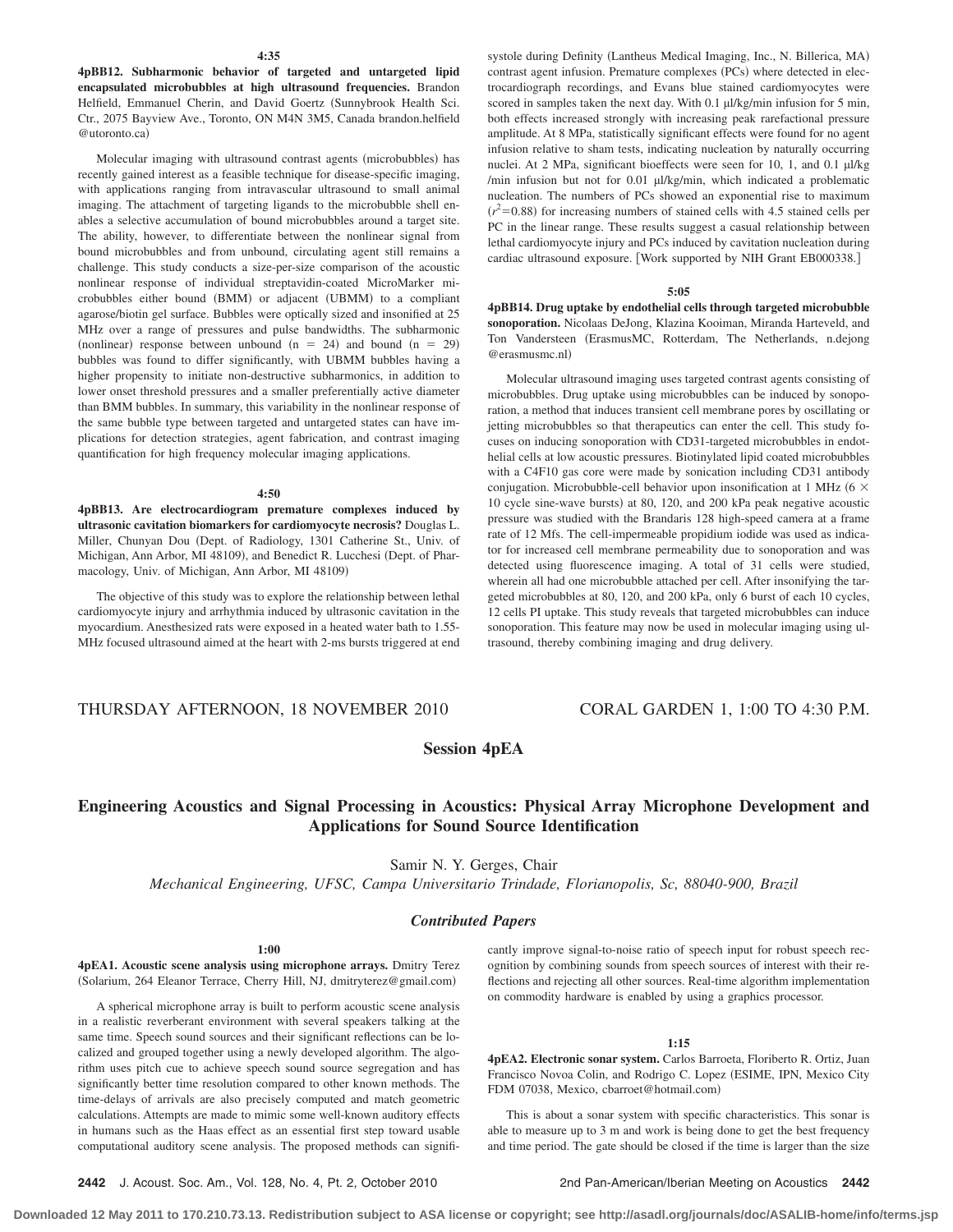**4:35**

**4pBB12. Subharmonic behavior of targeted and untargeted lipid encapsulated microbubbles at high ultrasound frequencies.** Brandon Helfield, Emmanuel Cherin, and David Goertz (Sunnybrook Health Sci. Ctr., 2075 Bayview Ave., Toronto, ON M4N 3M5, Canada brandon.helfield @utoronto.ca)

Molecular imaging with ultrasound contrast agents (microbubbles) has recently gained interest as a feasible technique for disease-specific imaging, with applications ranging from intravascular ultrasound to small animal imaging. The attachment of targeting ligands to the microbubble shell enables a selective accumulation of bound microbubbles around a target site. The ability, however, to differentiate between the nonlinear signal from bound microbubbles and from unbound, circulating agent still remains a challenge. This study conducts a size-per-size comparison of the acoustic nonlinear response of individual streptavidin-coated MicroMarker microbubbles either bound (BMM) or adjacent (UBMM) to a compliant agarose/biotin gel surface. Bubbles were optically sized and insonified at 25 MHz over a range of pressures and pulse bandwidths. The subharmonic (nonlinear) response between unbound (n = 24) and bound (n = 29) bubbles was found to differ significantly, with UBMM bubbles having a higher propensity to initiate non-destructive subharmonics, in addition to lower onset threshold pressures and a smaller preferentially active diameter than BMM bubbles. In summary, this variability in the nonlinear response of the same bubble type between targeted and untargeted states can have implications for detection strategies, agent fabrication, and contrast imaging quantification for high frequency molecular imaging applications.

**4:50**

**4pBB13. Are electrocardiogram premature complexes induced by ultrasonic cavitation biomarkers for cardiomyocyte necrosis?** Douglas L. Miller, Chunyan Dou (Dept. of Radiology, 1301 Catherine St., Univ. of Michigan, Ann Arbor, MI 48109), and Benedict R. Lucchesi (Dept. of Pharmacology, Univ. of Michigan, Ann Arbor, MI 48109)

The objective of this study was to explore the relationship between lethal cardiomyocyte injury and arrhythmia induced by ultrasonic cavitation in the myocardium. Anesthesized rats were exposed in a heated water bath to 1.55-MHz focused ultrasound aimed at the heart with 2-ms bursts triggered at end systole during Definity (Lantheus Medical Imaging, Inc., N. Billerica, MA) contrast agent infusion. Premature complexes (PCs) where detected in electrocardiograph recordings, and Evans blue stained cardiomyocytes were scored in samples taken the next day. With 0.1 μl/kg/min infusion for 5 min, both effects increased strongly with increasing peak rarefactional pressure amplitude. At 8 MPa, statistically significant effects were found for no agent infusion relative to sham tests, indicating nucleation by naturally occurring nuclei. At 2 MPa, significant bioeffects were seen for 10, 1, and 0.1 μl/kg /min infusion but not for 0.01 μl/kg/min, which indicated a problematic nucleation. The numbers of PCs showed an exponential rise to maximum ($r^2$=0.88) for increasing numbers of stained cells with 4.5 stained cells per PC in the linear range. These results suggest a casual relationship between lethal cardiomyocyte injury and PCs induced by cavitation nucleation during cardiac ultrasound exposure. [Work supported by NIH Grant EB000338.]

**5:05**

**4pBB14. Drug uptake by endothelial cells through targeted microbubble sonoporation.** Nicolaas DeJong, Klazina Kooiman, Miranda Harteveld, and Ton Vandersteen (ErasmusMC, Rotterdam, The Netherlands, n.dejong @erasmusmc.nl)

Molecular ultrasound imaging uses targeted contrast agents consisting of microbubbles. Drug uptake using microbubbles can be induced by sonoporation, a method that induces transient cell membrane pores by oscillating or jetting microbubbles so that therapeutics can enter the cell. This study focuses on inducing sonoporation with CD31-targeted microbubbles in endothelial cells at low acoustic pressures. Biotinylated lipid coated microbubbles with a C4F10 gas core were made by sonication including CD31 antibody conjugation. Microbubble-cell behavior upon insonification at 1 MHz (6 × 10 cycle sine-wave bursts) at 80, 120, and 200 kPa peak negative acoustic pressure was studied with the Brandaris 128 high-speed camera at a frame rate of 12 Mfs. The cell-impermeable propidium iodide was used as indicator for increased cell membrane permeability due to sonoporation and was detected using fluorescence imaging. A total of 31 cells were studied, wherein all had one microbubble attached per cell. After insonifying the targeted microbubbles at 80, 120, and 200 kPa, only 6 burst of each 10 cycles, 12 cells PI uptake. This study reveals that targeted microbubbles can induce sonoporation. This feature may now be used in molecular imaging using ultrasound, thereby combining imaging and drug delivery.

THURSDAY AFTERNOON, 18 NOVEMBER 2010 — CORAL GARDEN 1, 1:00 TO 4:30 P.M.

## Session 4pEA

## Engineering Acoustics and Signal Processing in Acoustics: Physical Array Microphone Development and Applications for Sound Source Identification

Samir N. Y. Gerges, Chair
*Mechanical Engineering, UFSC, Campa Universitario Trindade, Florianopolis, Sc, 88040-900, Brazil*

### *Contributed Papers*

**1:00**

**4pEA1. Acoustic scene analysis using microphone arrays.** Dmitry Terez (Solarium, 264 Eleanor Terrace, Cherry Hill, NJ, dmitryterez@gmail.com)

A spherical microphone array is built to perform acoustic scene analysis in a realistic reverberant environment with several speakers talking at the same time. Speech sound sources and their significant reflections can be localized and grouped together using a newly developed algorithm. The algorithm uses pitch cue to achieve speech sound source segregation and has significantly better time resolution compared to other known methods. The time-delays of arrivals are also precisely computed and match geometric calculations. Attempts are made to mimic some well-known auditory effects in humans such as the Haas effect as an essential first step toward usable computational auditory scene analysis. The proposed methods can significantly improve signal-to-noise ratio of speech input for robust speech recognition by combining sounds from speech sources of interest with their reflections and rejecting all other sources. Real-time algorithm implementation on commodity hardware is enabled by using a graphics processor.

**1:15**

**4pEA2. Electronic sonar system.** Carlos Barroeta, Floriberto R. Ortiz, Juan Francisco Novoa Colin, and Rodrigo C. Lopez (ESIME, IPN, Mexico City FDM 07038, Mexico, cbarroet@hotmail.com)

This is about a sonar system with specific characteristics. This sonar is able to measure up to 3 m and work is being done to get the best frequency and time period. The gate should be closed if the time is larger than the size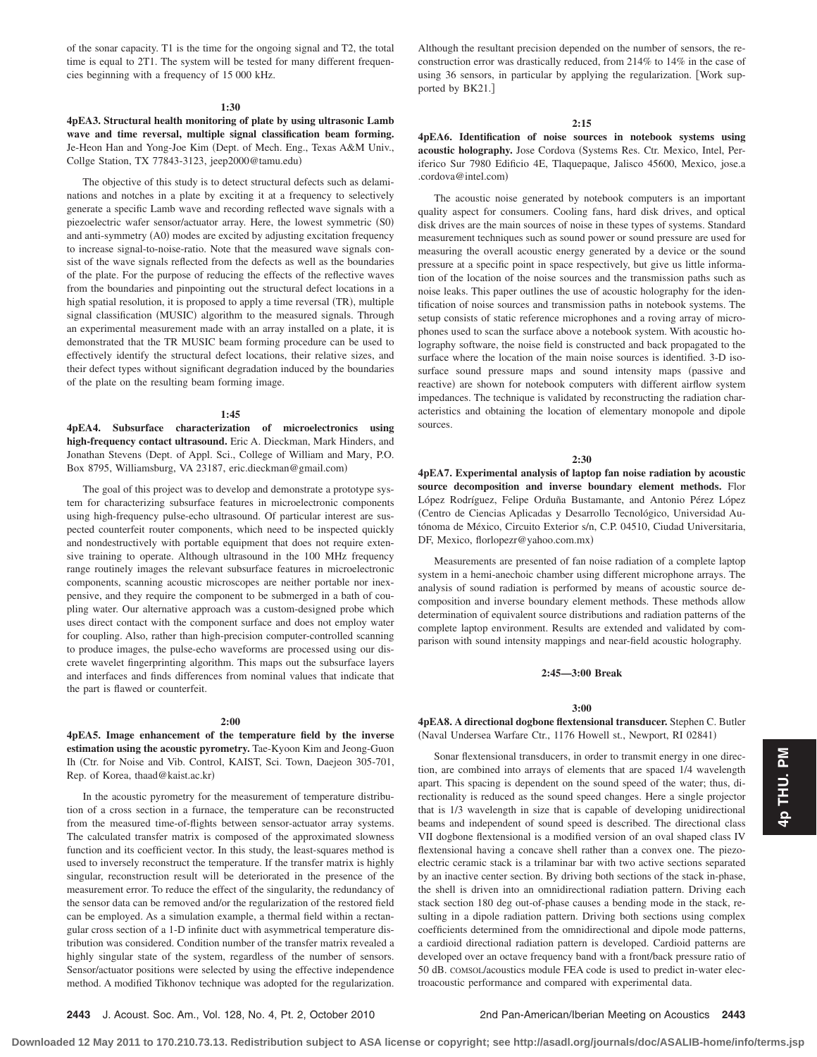of the sonar capacity. T1 is the time for the ongoing signal and T2, the total time is equal to 2T1. The system will be tested for many different frequencies beginning with a frequency of 15 000 kHz.

**1:30**

**4pEA3. Structural health monitoring of plate by using ultrasonic Lamb wave and time reversal, multiple signal classification beam forming.** Je-Heon Han and Yong-Joe Kim (Dept. of Mech. Eng., Texas A&M Univ., Collge Station, TX 77843-3123, jeep2000@tamu.edu)

The objective of this study is to detect structural defects such as delaminations and notches in a plate by exciting it at a frequency to selectively generate a specific Lamb wave and recording reflected wave signals with a piezoelectric wafer sensor/actuator array. Here, the lowest symmetric (S0) and anti-symmetry (A0) modes are excited by adjusting excitation frequency to increase signal-to-noise-ratio. Note that the measured wave signals consist of the wave signals reflected from the defects as well as the boundaries of the plate. For the purpose of reducing the effects of the reflective waves from the boundaries and pinpointing out the structural defect locations in a high spatial resolution, it is proposed to apply a time reversal (TR), multiple signal classification (MUSIC) algorithm to the measured signals. Through an experimental measurement made with an array installed on a plate, it is demonstrated that the TR MUSIC beam forming procedure can be used to effectively identify the structural defect locations, their relative sizes, and their defect types without significant degradation induced by the boundaries of the plate on the resulting beam forming image.

**1:45**

**4pEA4. Subsurface characterization of microelectronics using high-frequency contact ultrasound.** Eric A. Dieckman, Mark Hinders, and Jonathan Stevens (Dept. of Appl. Sci., College of William and Mary, P.O. Box 8795, Williamsburg, VA 23187, eric.dieckman@gmail.com)

The goal of this project was to develop and demonstrate a prototype system for characterizing subsurface features in microelectronic components using high-frequency pulse-echo ultrasound. Of particular interest are suspected counterfeit router components, which need to be inspected quickly and nondestructively with portable equipment that does not require extensive training to operate. Although ultrasound in the 100 MHz frequency range routinely images the relevant subsurface features in microelectronic components, scanning acoustic microscopes are neither portable nor inexpensive, and they require the component to be submerged in a bath of coupling water. Our alternative approach was a custom-designed probe which uses direct contact with the component surface and does not employ water for coupling. Also, rather than high-precision computer-controlled scanning to produce images, the pulse-echo waveforms are processed using our discrete wavelet fingerprinting algorithm. This maps out the subsurface layers and interfaces and finds differences from nominal values that indicate that the part is flawed or counterfeit.

**2:00**

**4pEA5. Image enhancement of the temperature field by the inverse estimation using the acoustic pyrometry.** Tae-Kyoon Kim and Jeong-Guon Ih (Ctr. for Noise and Vib. Control, KAIST, Sci. Town, Daejeon 305-701, Rep. of Korea, thaad@kaist.ac.kr)

In the acoustic pyrometry for the measurement of temperature distribution of a cross section in a furnace, the temperature can be reconstructed from the measured time-of-flights between sensor-actuator array systems. The calculated transfer matrix is composed of the approximated slowness function and its coefficient vector. In this study, the least-squares method is used to inversely reconstruct the temperature. If the transfer matrix is highly singular, reconstruction result will be deteriorated in the presence of the measurement error. To reduce the effect of the singularity, the redundancy of the sensor data can be removed and/or the regularization of the restored field can be employed. As a simulation example, a thermal field within a rectangular cross section of a 1-D infinite duct with asymmetrical temperature distribution was considered. Condition number of the transfer matrix revealed a highly singular state of the system, regardless of the number of sensors. Sensor/actuator positions were selected by using the effective independence method. A modified Tikhonov technique was adopted for the regularization. Although the resultant precision depended on the number of sensors, the reconstruction error was drastically reduced, from 214% to 14% in the case of using 36 sensors, in particular by applying the regularization. [Work supported by BK21.]

**2:15**

**4pEA6. Identification of noise sources in notebook systems using acoustic holography.** Jose Cordova (Systems Res. Ctr. Mexico, Intel, Periferico Sur 7980 Edificio 4E, Tlaquepaque, Jalisco 45600, Mexico, jose.a.cordova@intel.com)

The acoustic noise generated by notebook computers is an important quality aspect for consumers. Cooling fans, hard disk drives, and optical disk drives are the main sources of noise in these types of systems. Standard measurement techniques such as sound power or sound pressure are used for measuring the overall acoustic energy generated by a device or the sound pressure at a specific point in space respectively, but give us little information of the location of the noise sources and the transmission paths such as noise leaks. This paper outlines the use of acoustic holography for the identification of noise sources and transmission paths in notebook systems. The setup consists of static reference microphones and a roving array of microphones used to scan the surface above a notebook system. With acoustic holography software, the noise field is constructed and back propagated to the surface where the location of the main noise sources is identified. 3-D isosurface sound pressure maps and sound intensity maps (passive and reactive) are shown for notebook computers with different airflow system impedances. The technique is validated by reconstructing the radiation characteristics and obtaining the location of elementary monopole and dipole sources.

**2:30**

**4pEA7. Experimental analysis of laptop fan noise radiation by acoustic source decomposition and inverse boundary element methods.** Flor López Rodríguez, Felipe Orduña Bustamante, and Antonio Pérez López (Centro de Ciencias Aplicadas y Desarrollo Tecnológico, Universidad Autónoma de México, Circuito Exterior s/n, C.P. 04510, Ciudad Universitaria, DF, Mexico, florlopezr@yahoo.com.mx)

Measurements are presented of fan noise radiation of a complete laptop system in a hemi-anechoic chamber using different microphone arrays. The analysis of sound radiation is performed by means of acoustic source decomposition and inverse boundary element methods. These methods allow determination of equivalent source distributions and radiation patterns of the complete laptop environment. Results are extended and validated by comparison with sound intensity mappings and near-field acoustic holography.

**2:45—3:00 Break**

**3:00**

**4pEA8. A directional dogbone flextensional transducer.** Stephen C. Butler (Naval Undersea Warfare Ctr., 1176 Howell st., Newport, RI 02841)

Sonar flextensional transducers, in order to transmit energy in one direction, are combined into arrays of elements that are spaced 1/4 wavelength apart. This spacing is dependent on the sound speed of the water; thus, directionality is reduced as the sound speed changes. Here a single projector that is 1/3 wavelength in size that is capable of developing unidirectional beams and independent of sound speed is described. The directional class VII dogbone flextensional is a modified version of an oval shaped class IV flextensional having a concave shell rather than a convex one. The piezoelectric ceramic stack is a trilaminar bar with two active sections separated by an inactive center section. By driving both sections of the stack in-phase, the shell is driven into an omnidirectional radiation pattern. Driving each stack section 180 deg out-of-phase causes a bending mode in the stack, resulting in a dipole radiation pattern. Driving both sections using complex coefficients determined from the omnidirectional and dipole mode patterns, a cardioid directional radiation pattern is developed. Cardioid patterns are developed over an octave frequency band with a front/back pressure ratio of 50 dB. COMSOL/acoustics module FEA code is used to predict in-water electroacoustic performance and compared with experimental data.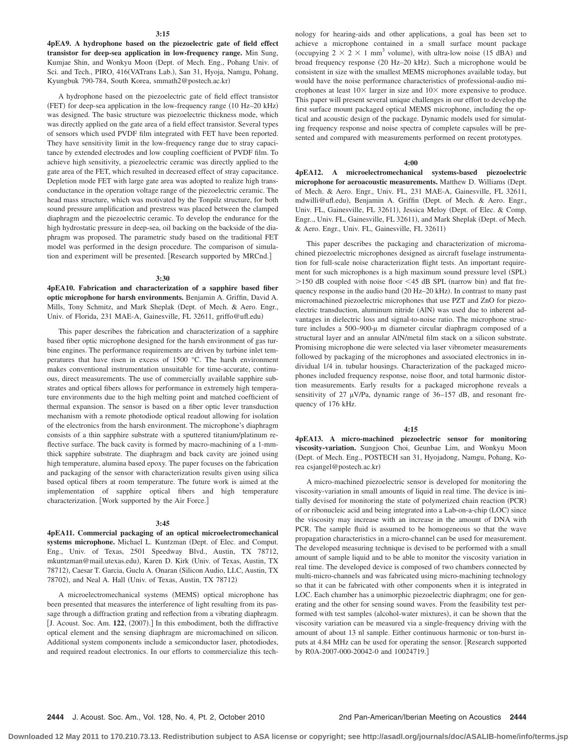**3:15**

**4pEA9. A hydrophone based on the piezoelectric gate of field effect transistor for deep-sea application in low-frequency range.** Min Sung, Kumjae Shin, and Wonkyu Moon (Dept. of Mech. Eng., Pohang Univ. of Sci. and Tech., PIRO, 416(VATrans Lab.), San 31, Hyoja, Namgu, Pohang, Kyungbuk 790-784, South Korea, smmath2@postech.ac.kr)

A hydrophone based on the piezoelectric gate of field effect transistor (FET) for deep-sea application in the low-frequency range (10 Hz–20 kHz) was designed. The basic structure was piezoelectric thickness mode, which was directly applied on the gate area of a field effect transistor. Several types of sensors which used PVDF film integrated with FET have been reported. They have sensitivity limit in the low-frequency range due to stray capacitance by extended electrodes and low coupling coefficient of PVDF film. To achieve high sensitivity, a piezoelectric ceramic was directly applied to the gate area of the FET, which resulted in decreased effect of stray capacitance. Depletion mode FET with large gate area was adopted to realize high transconductance in the operation voltage range of the piezoelectric ceramic. The head mass structure, which was motivated by the Tonpilz structure, for both sound pressure amplification and prestress was placed between the clamped diaphragm and the piezoelectric ceramic. To develop the endurance for the high hydrostatic pressure in deep-sea, oil backing on the backside of the diaphragm was proposed. The parametric study based on the traditional FET model was performed in the design procedure. The comparison of simulation and experiment will be presented. [Research supported by MRCnd.]

**3:30**

**4pEA10. Fabrication and characterization of a sapphire based fiber optic microphone for harsh environments.** Benjamin A. Griffin, David A. Mills, Tony Schmitz, and Mark Sheplak (Dept. of Mech. & Aero. Engr., Univ. of Florida, 231 MAE-A, Gainesville, FL 32611, griffo@ufl.edu)

This paper describes the fabrication and characterization of a sapphire based fiber optic microphone designed for the harsh environment of gas turbine engines. The performance requirements are driven by turbine inlet temperatures that have risen in excess of 1500 °C. The harsh environment makes conventional instrumentation unsuitable for time-accurate, continuous, direct measurements. The use of commercially available sapphire substrates and optical fibers allows for performance in extremely high temperature environments due to the high melting point and matched coefficient of thermal expansion. The sensor is based on a fiber optic lever transduction mechanism with a remote photodiode optical readout allowing for isolation of the electronics from the harsh environment. The microphone's diaphragm consists of a thin sapphire substrate with a sputtered titanium/platinum reflective surface. The back cavity is formed by macro-machining of a 1-mm-thick sapphire substrate. The diaphragm and back cavity are joined using high temperature, alumina based epoxy. The paper focuses on the fabrication and packaging of the sensor with characterization results given using silica based optical fibers at room temperature. The future work is aimed at the implementation of sapphire optical fibers and high temperature characterization. [Work supported by the Air Force.]

**3:45**

**4pEA11. Commercial packaging of an optical microelectromechanical systems microphone.** Michael L. Kuntzman (Dept. of Elec. and Comput. Eng., Univ. of Texas, 2501 Speedway Blvd., Austin, TX 78712, mkuntzman@mail.utexas.edu), Karen D. Kirk (Univ. of Texas, Austin, TX 78712), Caesar T. Garcia, Guclu A. Onaran (Silicon Audio, LLC, Austin, TX 78702), and Neal A. Hall (Univ. of Texas, Austin, TX 78712)

A microelectromechanical systems (MEMS) optical microphone has been presented that measures the interference of light resulting from its passage through a diffraction grating and reflection from a vibrating diaphragm. [J. Acoust. Soc. Am. **122**, (2007).] In this embodiment, both the diffractive optical element and the sensing diaphragm are micromachined on silicon. Additional system components include a semiconductor laser, photodiodes, and required readout electronics. In our efforts to commercialize this technology for hearing-aids and other applications, a goal has been set to achieve a microphone contained in a small surface mount package (occupying $2 \times 2 \times 1$ mm$^3$ volume), with ultra-low noise (15 dBA) and broad frequency response (20 Hz–20 kHz). Such a microphone would be consistent in size with the smallest MEMS microphones available today, but would have the noise performance characteristics of professional-audio microphones at least 10× larger in size and 10× more expensive to produce. This paper will present several unique challenges in our effort to develop the first surface mount packaged optical MEMS microphone, including the optical and acoustic design of the package. Dynamic models used for simulating frequency response and noise spectra of complete capsules will be presented and compared with measurements performed on recent prototypes.

**4:00**

**4pEA12. A microelectromechanical systems-based piezoelectric microphone for aeroacoustic measurements.** Matthew D. Williams (Dept. of Mech. & Aero. Engr., Univ. FL, 231 MAE-A, Gainesville, FL 32611, mdwilli@ufl.edu), Benjamin A. Griffin (Dept. of Mech. & Aero. Engr., Univ. FL, Gainesville, FL 32611), Jessica Meloy (Dept. of Elec. & Comp. Engr.., Univ. FL, Gainesville, FL 32611), and Mark Sheplak (Dept. of Mech. & Aero. Engr., Univ. FL, Gainesville, FL 32611)

This paper describes the packaging and characterization of micromachined piezoelectric microphones designed as aircraft fuselage instrumentation for full-scale noise characterization flight tests. An important requirement for such microphones is a high maximum sound pressure level (SPL) >150 dB coupled with noise floor <45 dB SPL (narrow bin) and flat frequency response in the audio band (20 Hz–20 kHz). In contrast to many past micromachined piezoelectric microphones that use PZT and ZnO for piezoelectric transduction, aluminum nitride (AlN) was used due to inherent advantages in dielectric loss and signal-to-noise ratio. The microphone structure includes a 500–900-μ m diameter circular diaphragm composed of a structural layer and an annular AlN/metal film stack on a silicon substrate. Promising microphone die were selected via laser vibrometer measurements followed by packaging of the microphones and associated electronics in individual 1/4 in. tubular housings. Characterization of the packaged microphones included frequency response, noise floor, and total harmonic distortion measurements. Early results for a packaged microphone reveals a sensitivity of 27 μV/Pa, dynamic range of 36–157 dB, and resonant frequency of 176 kHz.

**4:15**

**4pEA13. A micro-machined piezoelectric sensor for monitoring viscosity-variation.** Sungjoon Choi, Geunbae Lim, and Wonkyu Moon (Dept. of Mech. Eng., POSTECH san 31, Hyojadong, Namgu, Pohang, Korea csjangel@postech.ac.kr)

A micro-machined piezoelectric sensor is developed for monitoring the viscosity-variation in small amounts of liquid in real time. The device is initially devised for monitoring the state of polymerized chain reaction (PCR) of or ribonucleic acid and being integrated into a Lab-on-a-chip (LOC) since the viscosity may increase with an increase in the amount of DNA with PCR. The sample fluid is assumed to be homogeneous so that the wave propagation characteristics in a micro-channel can be used for measurement. The developed measuring technique is devised to be performed with a small amount of sample liquid and to be able to monitor the viscosity variation in real time. The developed device is composed of two chambers connected by multi-micro-channels and was fabricated using micro-machining technology so that it can be fabricated with other components when it is integrated in LOC. Each chamber has a unimorphic piezoelectric diaphragm; one for generating and the other for sensing sound waves. From the feasibility test performed with test samples (alcohol-water mixtures), it can be shown that the viscosity variation can be measured via a single-frequency driving with the amount of about 13 nl sample. Either continuous harmonic or ton-burst inputs at 4.84 MHz can be used for operating the sensor. [Research supported by R0A-2007-000-20042-0 and 10024719.]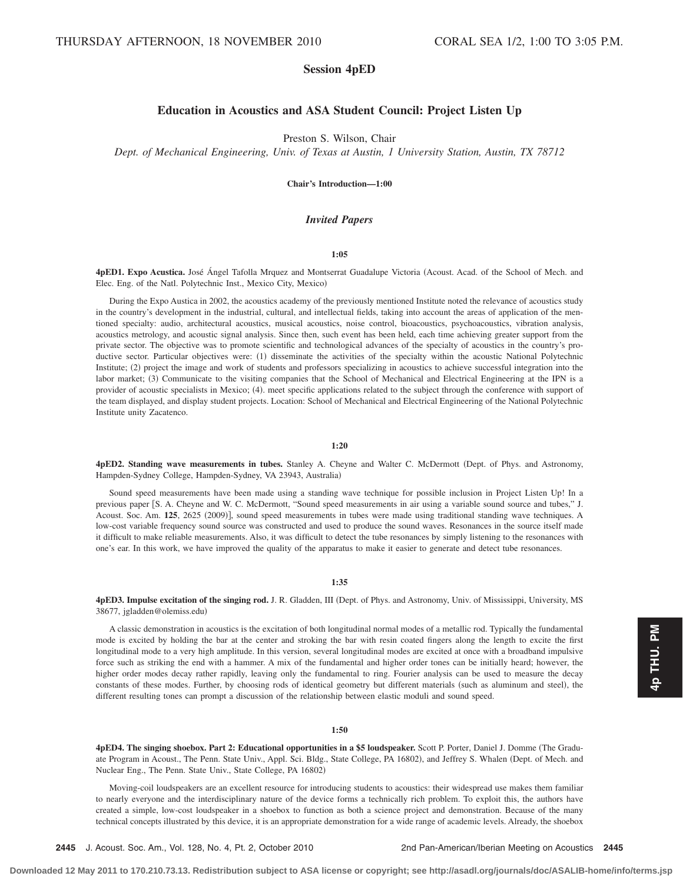THURSDAY AFTERNOON, 18 NOVEMBER 2010 CORAL SEA 1/2, 1:00 TO 3:05 P.M.

## Session 4pED

## Education in Acoustics and ASA Student Council: Project Listen Up

Preston S. Wilson, Chair

*Dept. of Mechanical Engineering, Univ. of Texas at Austin, 1 University Station, Austin, TX 78712*

**Chair's Introduction—1:00**

### *Invited Papers*

**1:05**

**4pED1. Expo Acustica.** José Ángel Tafolla Mrquez and Montserrat Guadalupe Victoria (Acoust. Acad. of the School of Mech. and Elec. Eng. of the Natl. Polytechnic Inst., Mexico City, Mexico)

During the Expo Austica in 2002, the acoustics academy of the previously mentioned Institute noted the relevance of acoustics study in the country's development in the industrial, cultural, and intellectual fields, taking into account the areas of application of the mentioned specialty: audio, architectural acoustics, musical acoustics, noise control, bioacoustics, psychoacoustics, vibration analysis, acoustics metrology, and acoustic signal analysis. Since then, such event has been held, each time achieving greater support from the private sector. The objective was to promote scientific and technological advances of the specialty of acoustics in the country's productive sector. Particular objectives were: (1) disseminate the activities of the specialty within the acoustic National Polytechnic Institute; (2) project the image and work of students and professors specializing in acoustics to achieve successful integration into the labor market; (3) Communicate to the visiting companies that the School of Mechanical and Electrical Engineering at the IPN is a provider of acoustic specialists in Mexico; (4). meet specific applications related to the subject through the conference with support of the team displayed, and display student projects. Location: School of Mechanical and Electrical Engineering of the National Polytechnic Institute unity Zacatenco.

**1:20**

**4pED2. Standing wave measurements in tubes.** Stanley A. Cheyne and Walter C. McDermott (Dept. of Phys. and Astronomy, Hampden-Sydney College, Hampden-Sydney, VA 23943, Australia)

Sound speed measurements have been made using a standing wave technique for possible inclusion in Project Listen Up! In a previous paper [S. A. Cheyne and W. C. McDermott, "Sound speed measurements in air using a variable sound source and tubes," J. Acoust. Soc. Am. **125**, 2625 (2009)], sound speed measurements in tubes were made using traditional standing wave techniques. A low-cost variable frequency sound source was constructed and used to produce the sound waves. Resonances in the source itself made it difficult to make reliable measurements. Also, it was difficult to detect the tube resonances by simply listening to the resonances with one's ear. In this work, we have improved the quality of the apparatus to make it easier to generate and detect tube resonances.

**1:35**

**4pED3. Impulse excitation of the singing rod.** J. R. Gladden, III (Dept. of Phys. and Astronomy, Univ. of Mississippi, University, MS 38677, jgladden@olemiss.edu)

A classic demonstration in acoustics is the excitation of both longitudinal normal modes of a metallic rod. Typically the fundamental mode is excited by holding the bar at the center and stroking the bar with resin coated fingers along the length to excite the first longitudinal mode to a very high amplitude. In this version, several longitudinal modes are excited at once with a broadband impulsive force such as striking the end with a hammer. A mix of the fundamental and higher order tones can be initially heard; however, the higher order modes decay rather rapidly, leaving only the fundamental to ring. Fourier analysis can be used to measure the decay constants of these modes. Further, by choosing rods of identical geometry but different materials (such as aluminum and steel), the different resulting tones can prompt a discussion of the relationship between elastic moduli and sound speed.

**1:50**

**4pED4. The singing shoebox. Part 2: Educational opportunities in a $5 loudspeaker.** Scott P. Porter, Daniel J. Domme (The Graduate Program in Acoust., The Penn. State Univ., Appl. Sci. Bldg., State College, PA 16802), and Jeffrey S. Whalen (Dept. of Mech. and Nuclear Eng., The Penn. State Univ., State College, PA 16802)

Moving-coil loudspeakers are an excellent resource for introducing students to acoustics: their widespread use makes them familiar to nearly everyone and the interdisciplinary nature of the device forms a technically rich problem. To exploit this, the authors have created a simple, low-cost loudspeaker in a shoebox to function as both a science project and demonstration. Because of the many technical concepts illustrated by this device, it is an appropriate demonstration for a wide range of academic levels. Already, the shoebox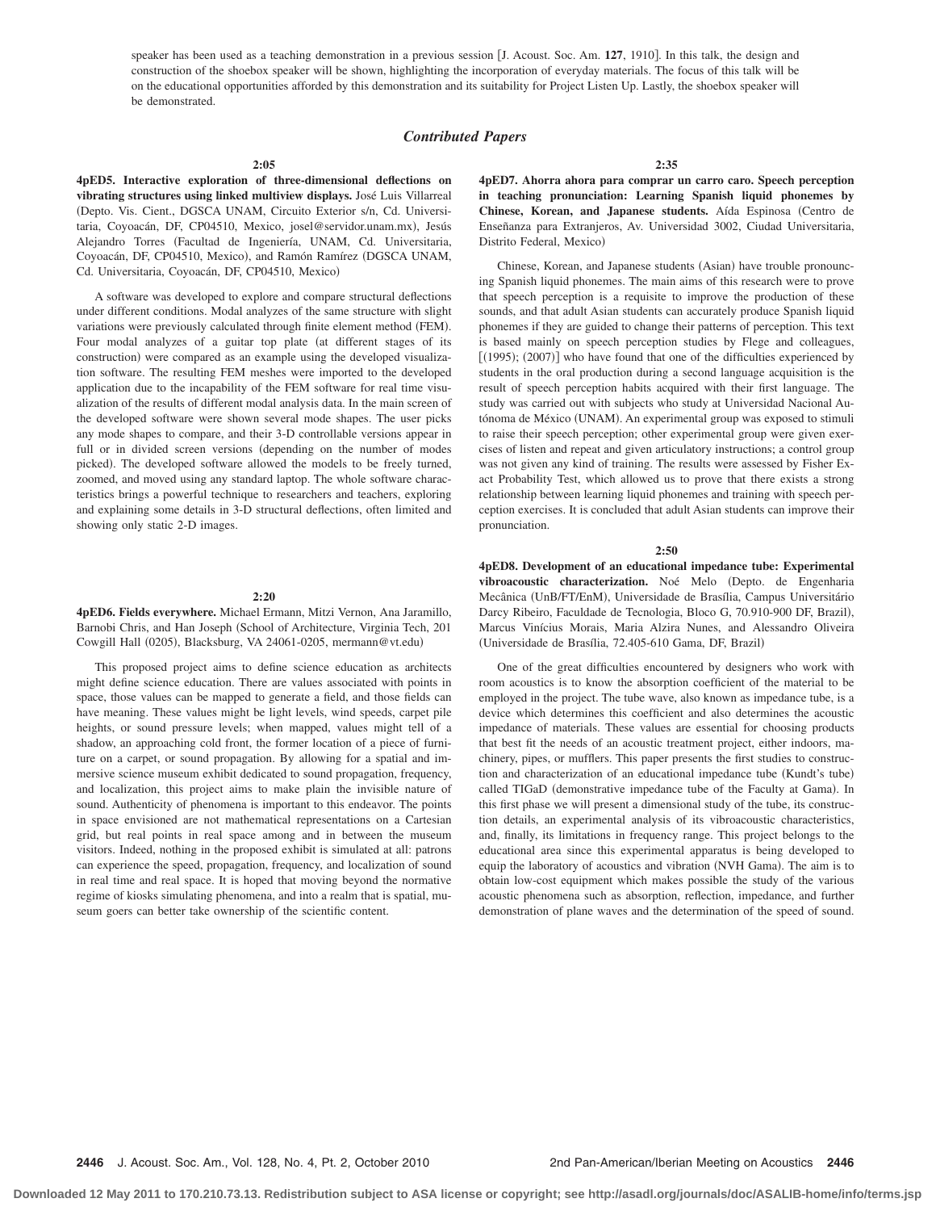speaker has been used as a teaching demonstration in a previous session [J. Acoust. Soc. Am. **127**, 1910]. In this talk, the design and construction of the shoebox speaker will be shown, highlighting the incorporation of everyday materials. The focus of this talk will be on the educational opportunities afforded by this demonstration and its suitability for Project Listen Up. Lastly, the shoebox speaker will be demonstrated.

## *Contributed Papers*

**2:05**

**4pED5. Interactive exploration of three-dimensional deflections on vibrating structures using linked multiview displays.** José Luis Villarreal (Depto. Vis. Cient., DGSCA UNAM, Circuito Exterior s/n, Cd. Universitaria, Coyoacán, DF, CP04510, Mexico, josel@servidor.unam.mx), Jesús Alejandro Torres (Facultad de Ingeniería, UNAM, Cd. Universitaria, Coyoacán, DF, CP04510, Mexico), and Ramón Ramírez (DGSCA UNAM, Cd. Universitaria, Coyoacán, DF, CP04510, Mexico)

A software was developed to explore and compare structural deflections under different conditions. Modal analyzes of the same structure with slight variations were previously calculated through finite element method (FEM). Four modal analyzes of a guitar top plate (at different stages of its construction) were compared as an example using the developed visualization software. The resulting FEM meshes were imported to the developed application due to the incapability of the FEM software for real time visualization of the results of different modal analysis data. In the main screen of the developed software were shown several mode shapes. The user picks any mode shapes to compare, and their 3-D controllable versions appear in full or in divided screen versions (depending on the number of modes picked). The developed software allowed the models to be freely turned, zoomed, and moved using any standard laptop. The whole software characteristics brings a powerful technique to researchers and teachers, exploring and explaining some details in 3-D structural deflections, often limited and showing only static 2-D images.

**2:20**

**4pED6. Fields everywhere.** Michael Ermann, Mitzi Vernon, Ana Jaramillo, Barnobi Chris, and Han Joseph (School of Architecture, Virginia Tech, 201 Cowgill Hall (0205), Blacksburg, VA 24061-0205, mermann@vt.edu)

This proposed project aims to define science education as architects might define science education. There are values associated with points in space, those values can be mapped to generate a field, and those fields can have meaning. These values might be light levels, wind speeds, carpet pile heights, or sound pressure levels; when mapped, values might tell of a shadow, an approaching cold front, the former location of a piece of furniture on a carpet, or sound propagation. By allowing for a spatial and immersive science museum exhibit dedicated to sound propagation, frequency, and localization, this project aims to make plain the invisible nature of sound. Authenticity of phenomena is important to this endeavor. The points in space envisioned are not mathematical representations on a Cartesian grid, but real points in real space among and in between the museum visitors. Indeed, nothing in the proposed exhibit is simulated at all: patrons can experience the speed, propagation, frequency, and localization of sound in real time and real space. It is hoped that moving beyond the normative regime of kiosks simulating phenomena, and into a realm that is spatial, museum goers can better take ownership of the scientific content.

**2:35**

**4pED7. Ahorra ahora para comprar un carro caro. Speech perception in teaching pronunciation: Learning Spanish liquid phonemes by Chinese, Korean, and Japanese students.** Aída Espinosa (Centro de Enseñanza para Extranjeros, Av. Universidad 3002, Ciudad Universitaria, Distrito Federal, Mexico)

Chinese, Korean, and Japanese students (Asian) have trouble pronouncing Spanish liquid phonemes. The main aims of this research were to prove that speech perception is a requisite to improve the production of these sounds, and that adult Asian students can accurately produce Spanish liquid phonemes if they are guided to change their patterns of perception. This text is based mainly on speech perception studies by Flege and colleagues, [(1995); (2007)] who have found that one of the difficulties experienced by students in the oral production during a second language acquisition is the result of speech perception habits acquired with their first language. The study was carried out with subjects who study at Universidad Nacional Autónoma de México (UNAM). An experimental group was exposed to stimuli to raise their speech perception; other experimental group were given exercises of listen and repeat and given articulatory instructions; a control group was not given any kind of training. The results were assessed by Fisher Exact Probability Test, which allowed us to prove that there exists a strong relationship between learning liquid phonemes and training with speech perception exercises. It is concluded that adult Asian students can improve their pronunciation.

**2:50**

**4pED8. Development of an educational impedance tube: Experimental vibroacoustic characterization.** Noé Melo (Depto. de Engenharia Mecânica (UnB/FT/EnM), Universidade de Brasília, Campus Universitário Darcy Ribeiro, Faculdade de Tecnologia, Bloco G, 70.910-900 DF, Brazil), Marcus Vinícius Morais, Maria Alzira Nunes, and Alessandro Oliveira (Universidade de Brasília, 72.405-610 Gama, DF, Brazil)

One of the great difficulties encountered by designers who work with room acoustics is to know the absorption coefficient of the material to be employed in the project. The tube wave, also known as impedance tube, is a device which determines this coefficient and also determines the acoustic impedance of materials. These values are essential for choosing products that best fit the needs of an acoustic treatment project, either indoors, machinery, pipes, or mufflers. This paper presents the first studies to construction and characterization of an educational impedance tube (Kundt's tube) called TIGaD (demonstrative impedance tube of the Faculty at Gama). In this first phase we will present a dimensional study of the tube, its construction details, an experimental analysis of its vibroacoustic characteristics, and, finally, its limitations in frequency range. This project belongs to the educational area since this experimental apparatus is being developed to equip the laboratory of acoustics and vibration (NVH Gama). The aim is to obtain low-cost equipment which makes possible the study of the various acoustic phenomena such as absorption, reflection, impedance, and further demonstration of plane waves and the determination of the speed of sound.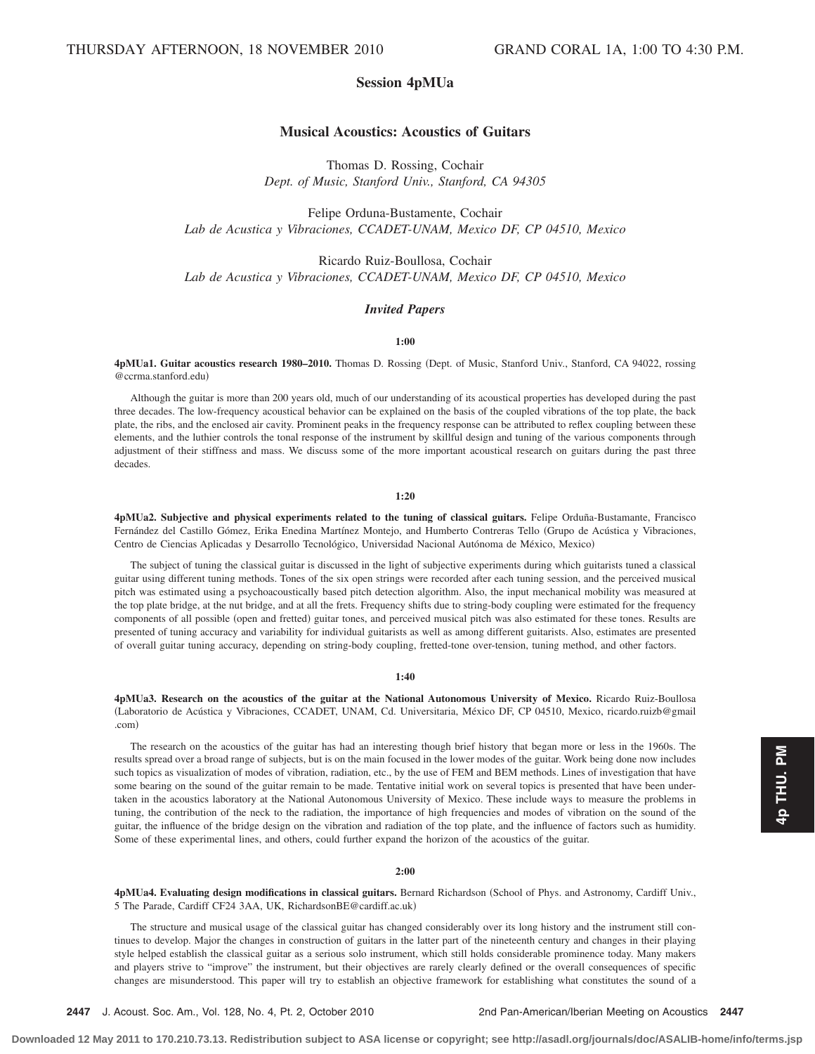THURSDAY AFTERNOON, 18 NOVEMBER 2010 GRAND CORAL 1A, 1:00 TO 4:30 P.M.

## Session 4pMUa

## Musical Acoustics: Acoustics of Guitars

Thomas D. Rossing, Cochair
*Dept. of Music, Stanford Univ., Stanford, CA 94305*

Felipe Orduna-Bustamente, Cochair
*Lab de Acustica y Vibraciones, CCADET-UNAM, Mexico DF, CP 04510, Mexico*

Ricardo Ruiz-Boullosa, Cochair
*Lab de Acustica y Vibraciones, CCADET-UNAM, Mexico DF, CP 04510, Mexico*

### *Invited Papers*

**1:00**

**4pMUa1. Guitar acoustics research 1980–2010.** Thomas D. Rossing (Dept. of Music, Stanford Univ., Stanford, CA 94022, rossing@ccrma.stanford.edu)

Although the guitar is more than 200 years old, much of our understanding of its acoustical properties has developed during the past three decades. The low-frequency acoustical behavior can be explained on the basis of the coupled vibrations of the top plate, the back plate, the ribs, and the enclosed air cavity. Prominent peaks in the frequency response can be attributed to reflex coupling between these elements, and the luthier controls the tonal response of the instrument by skillful design and tuning of the various components through adjustment of their stiffness and mass. We discuss some of the more important acoustical research on guitars during the past three decades.

**1:20**

**4pMUa2. Subjective and physical experiments related to the tuning of classical guitars.** Felipe Orduña-Bustamante, Francisco Fernández del Castillo Gómez, Erika Enedina Martínez Montejo, and Humberto Contreras Tello (Grupo de Acústica y Vibraciones, Centro de Ciencias Aplicadas y Desarrollo Tecnológico, Universidad Nacional Autónoma de México, Mexico)

The subject of tuning the classical guitar is discussed in the light of subjective experiments during which guitarists tuned a classical guitar using different tuning methods. Tones of the six open strings were recorded after each tuning session, and the perceived musical pitch was estimated using a psychoacoustically based pitch detection algorithm. Also, the input mechanical mobility was measured at the top plate bridge, at the nut bridge, and at all the frets. Frequency shifts due to string-body coupling were estimated for the frequency components of all possible (open and fretted) guitar tones, and perceived musical pitch was also estimated for these tones. Results are presented of tuning accuracy and variability for individual guitarists as well as among different guitarists. Also, estimates are presented of overall guitar tuning accuracy, depending on string-body coupling, fretted-tone over-tension, tuning method, and other factors.

**1:40**

**4pMUa3. Research on the acoustics of the guitar at the National Autonomous University of Mexico.** Ricardo Ruiz-Boullosa (Laboratorio de Acústica y Vibraciones, CCADET, UNAM, Cd. Universitaria, México DF, CP 04510, Mexico, ricardo.ruizb@gmail.com)

The research on the acoustics of the guitar has had an interesting though brief history that began more or less in the 1960s. The results spread over a broad range of subjects, but is on the main focused in the lower modes of the guitar. Work being done now includes such topics as visualization of modes of vibration, radiation, etc., by the use of FEM and BEM methods. Lines of investigation that have some bearing on the sound of the guitar remain to be made. Tentative initial work on several topics is presented that have been undertaken in the acoustics laboratory at the National Autonomous University of Mexico. These include ways to measure the problems in tuning, the contribution of the neck to the radiation, the importance of high frequencies and modes of vibration on the sound of the guitar, the influence of the bridge design on the vibration and radiation of the top plate, and the influence of factors such as humidity. Some of these experimental lines, and others, could further expand the horizon of the acoustics of the guitar.

**2:00**

**4pMUa4. Evaluating design modifications in classical guitars.** Bernard Richardson (School of Phys. and Astronomy, Cardiff Univ., 5 The Parade, Cardiff CF24 3AA, UK, RichardsonBE@cardiff.ac.uk)

The structure and musical usage of the classical guitar has changed considerably over its long history and the instrument still continues to develop. Major the changes in construction of guitars in the latter part of the nineteenth century and changes in their playing style helped establish the classical guitar as a serious solo instrument, which still holds considerable prominence today. Many makers and players strive to "improve" the instrument, but their objectives are rarely clearly defined or the overall consequences of specific changes are misunderstood. This paper will try to establish an objective framework for establishing what constitutes the sound of a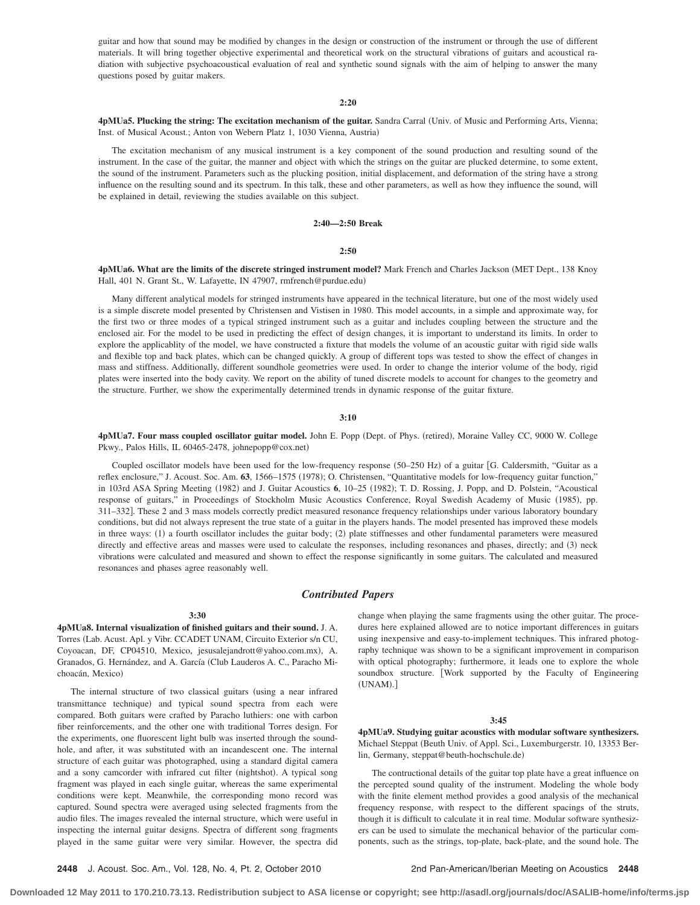guitar and how that sound may be modified by changes in the design or construction of the instrument or through the use of different materials. It will bring together objective experimental and theoretical work on the structural vibrations of guitars and acoustical radiation with subjective psychoacoustical evaluation of real and synthetic sound signals with the aim of helping to answer the many questions posed by guitar makers.

**2:20**

**4pMUa5. Plucking the string: The excitation mechanism of the guitar.** Sandra Carral (Univ. of Music and Performing Arts, Vienna; Inst. of Musical Acoust.; Anton von Webern Platz 1, 1030 Vienna, Austria)

The excitation mechanism of any musical instrument is a key component of the sound production and resulting sound of the instrument. In the case of the guitar, the manner and object with which the strings on the guitar are plucked determine, to some extent, the sound of the instrument. Parameters such as the plucking position, initial displacement, and deformation of the string have a strong influence on the resulting sound and its spectrum. In this talk, these and other parameters, as well as how they influence the sound, will be explained in detail, reviewing the studies available on this subject.

**2:40—2:50 Break**

**2:50**

**4pMUa6. What are the limits of the discrete stringed instrument model?** Mark French and Charles Jackson (MET Dept., 138 Knoy Hall, 401 N. Grant St., W. Lafayette, IN 47907, rmfrench@purdue.edu)

Many different analytical models for stringed instruments have appeared in the technical literature, but one of the most widely used is a simple discrete model presented by Christensen and Vistisen in 1980. This model accounts, in a simple and approximate way, for the first two or three modes of a typical stringed instrument such as a guitar and includes coupling between the structure and the enclosed air. For the model to be used in predicting the effect of design changes, it is important to understand its limits. In order to explore the applicablity of the model, we have constructed a fixture that models the volume of an acoustic guitar with rigid side walls and flexible top and back plates, which can be changed quickly. A group of different tops was tested to show the effect of changes in mass and stiffness. Additionally, different soundhole geometries were used. In order to change the interior volume of the body, rigid plates were inserted into the body cavity. We report on the ability of tuned discrete models to account for changes to the geometry and the structure. Further, we show the experimentally determined trends in dynamic response of the guitar fixture.

**3:10**

**4pMUa7. Four mass coupled oscillator guitar model.** John E. Popp (Dept. of Phys. (retired), Moraine Valley CC, 9000 W. College Pkwy., Palos Hills, IL 60465-2478, johnepopp@cox.net)

Coupled oscillator models have been used for the low-frequency response (50–250 Hz) of a guitar [G. Caldersmith, "Guitar as a reflex enclosure," J. Acoust. Soc. Am. **63**, 1566–1575 (1978); O. Christensen, "Quantitative models for low-frequency guitar function," in 103rd ASA Spring Meeting (1982) and J. Guitar Acoustics **6**, 10–25 (1982); T. D. Rossing, J. Popp, and D. Polstein, "Acoustical response of guitars," in Proceedings of Stockholm Music Acoustics Conference, Royal Swedish Academy of Music (1985), pp. 311–332]. These 2 and 3 mass models correctly predict measured resonance frequency relationships under various laboratory boundary conditions, but did not always represent the true state of a guitar in the players hands. The model presented has improved these models in three ways: (1) a fourth oscillator includes the guitar body; (2) plate stiffnesses and other fundamental parameters were measured directly and effective areas and masses were used to calculate the responses, including resonances and phases, directly; and (3) neck vibrations were calculated and measured and shown to effect the response significantly in some guitars. The calculated and measured resonances and phases agree reasonably well.

## *Contributed Papers*

**3:30**

**4pMUa8. Internal visualization of finished guitars and their sound.** J. A. Torres (Lab. Acust. Apl. y Vibr. CCADET UNAM, Circuito Exterior s/n CU, Coyoacan, DF, CP04510, Mexico, jesusalejandrott@yahoo.com.mx), A. Granados, G. Hernández, and A. García (Club Lauderos A. C., Paracho Michoacán, Mexico)

The internal structure of two classical guitars (using a near infrared transmittance technique) and typical sound spectra from each were compared. Both guitars were crafted by Paracho luthiers: one with carbon fiber reinforcements, and the other one with traditional Torres design. For the experiments, one fluorescent light bulb was inserted through the soundhole, and after, it was substituted with an incandescent one. The internal structure of each guitar was photographed, using a standard digital camera and a sony camcorder with infrared cut filter (nightshot). A typical song fragment was played in each single guitar, whereas the same experimental conditions were kept. Meanwhile, the corresponding mono record was captured. Sound spectra were averaged using selected fragments from the audio files. The images revealed the internal structure, which were useful in inspecting the internal guitar designs. Spectra of different song fragments played in the same guitar were very similar. However, the spectra did change when playing the same fragments using the other guitar. The procedures here explained allowed are to notice important differences in guitars using inexpensive and easy-to-implement techniques. This infrared photography technique was shown to be a significant improvement in comparison with optical photography; furthermore, it leads one to explore the whole soundbox structure. [Work supported by the Faculty of Engineering (UNAM).]

**3:45**

**4pMUa9. Studying guitar acoustics with modular software synthesizers.** Michael Steppat (Beuth Univ. of Appl. Sci., Luxemburgerstr. 10, 13353 Berlin, Germany, steppat@beuth-hochschule.de)

The contructional details of the guitar top plate have a great influence on the percepted sound quality of the instrument. Modeling the whole body with the finite element method provides a good analysis of the mechanical frequency response, with respect to the different spacings of the struts, though it is difficult to calculate it in real time. Modular software synthesizers can be used to simulate the mechanical behavior of the particular components, such as the strings, top-plate, back-plate, and the sound hole. The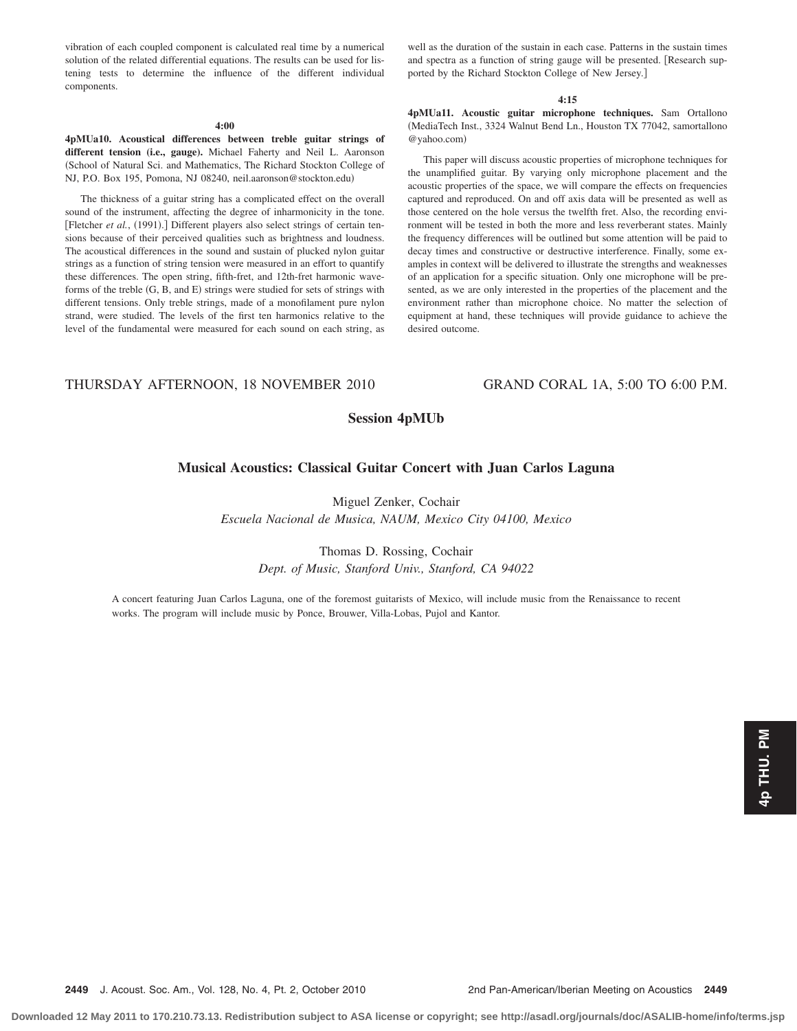vibration of each coupled component is calculated real time by a numerical solution of the related differential equations. The results can be used for listening tests to determine the influence of the different individual components.

**4:00**

**4pMUa10. Acoustical differences between treble guitar strings of different tension (i.e., gauge).** Michael Faherty and Neil L. Aaronson (School of Natural Sci. and Mathematics, The Richard Stockton College of NJ, P.O. Box 195, Pomona, NJ 08240, neil.aaronson@stockton.edu)

The thickness of a guitar string has a complicated effect on the overall sound of the instrument, affecting the degree of inharmonicity in the tone. [Fletcher *et al.*, (1991).] Different players also select strings of certain tensions because of their perceived qualities such as brightness and loudness. The acoustical differences in the sound and sustain of plucked nylon guitar strings as a function of string tension were measured in an effort to quantify these differences. The open string, fifth-fret, and 12th-fret harmonic waveforms of the treble (G, B, and E) strings were studied for sets of strings with different tensions. Only treble strings, made of a monofilament pure nylon strand, were studied. The levels of the first ten harmonics relative to the level of the fundamental were measured for each sound on each string, as well as the duration of the sustain in each case. Patterns in the sustain times and spectra as a function of string gauge will be presented. [Research supported by the Richard Stockton College of New Jersey.]

**4:15**

**4pMUa11. Acoustic guitar microphone techniques.** Sam Ortallono (MediaTech Inst., 3324 Walnut Bend Ln., Houston TX 77042, samortallono@yahoo.com)

This paper will discuss acoustic properties of microphone techniques for the unamplified guitar. By varying only microphone placement and the acoustic properties of the space, we will compare the effects on frequencies captured and reproduced. On and off axis data will be presented as well as those centered on the hole versus the twelfth fret. Also, the recording environment will be tested in both the more and less reverberant states. Mainly the frequency differences will be outlined but some attention will be paid to decay times and constructive or destructive interference. Finally, some examples in context will be delivered to illustrate the strengths and weaknesses of an application for a specific situation. Only one microphone will be presented, as we are only interested in the properties of the placement and the environment rather than microphone choice. No matter the selection of equipment at hand, these techniques will provide guidance to achieve the desired outcome.

THURSDAY AFTERNOON, 18 NOVEMBER 2010 — GRAND CORAL 1A, 5:00 TO 6:00 P.M.

## Session 4pMUb

### Musical Acoustics: Classical Guitar Concert with Juan Carlos Laguna

Miguel Zenker, Cochair
*Escuela Nacional de Musica, NAUM, Mexico City 04100, Mexico*

Thomas D. Rossing, Cochair
*Dept. of Music, Stanford Univ., Stanford, CA 94022*

A concert featuring Juan Carlos Laguna, one of the foremost guitarists of Mexico, will include music from the Renaissance to recent works. The program will include music by Ponce, Brouwer, Villa-Lobas, Pujol and Kantor.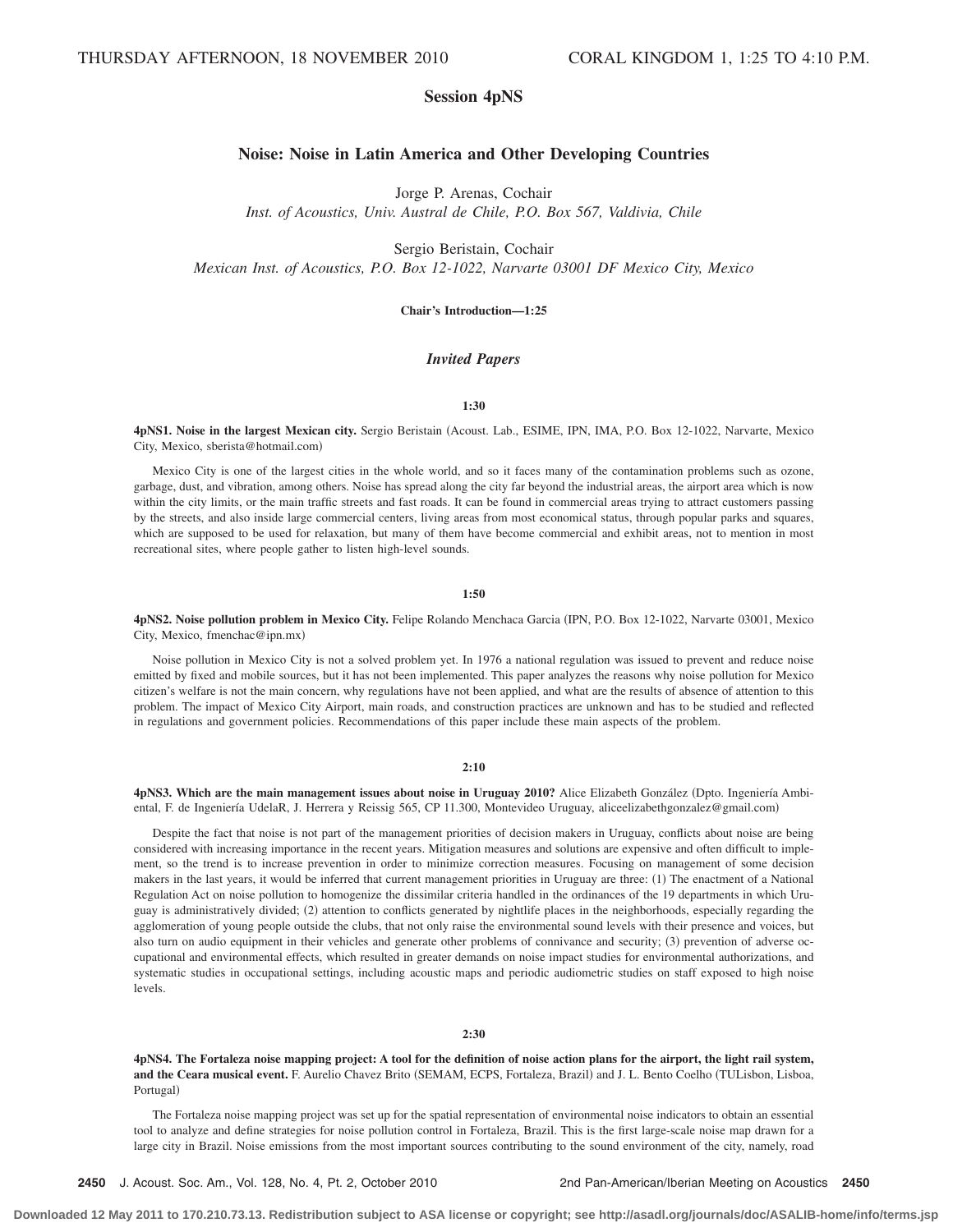THURSDAY AFTERNOON, 18 NOVEMBER 2010 CORAL KINGDOM 1, 1:25 TO 4:10 P.M.

## Session 4pNS

## Noise: Noise in Latin America and Other Developing Countries

Jorge P. Arenas, Cochair
*Inst. of Acoustics, Univ. Austral de Chile, P.O. Box 567, Valdivia, Chile*

Sergio Beristain, Cochair
*Mexican Inst. of Acoustics, P.O. Box 12-1022, Narvarte 03001 DF Mexico City, Mexico*

**Chair's Introduction—1:25**

### *Invited Papers*

**1:30**

**4pNS1. Noise in the largest Mexican city.** Sergio Beristain (Acoust. Lab., ESIME, IPN, IMA, P.O. Box 12-1022, Narvarte, Mexico City, Mexico, sberista@hotmail.com)

Mexico City is one of the largest cities in the whole world, and so it faces many of the contamination problems such as ozone, garbage, dust, and vibration, among others. Noise has spread along the city far beyond the industrial areas, the airport area which is now within the city limits, or the main traffic streets and fast roads. It can be found in commercial areas trying to attract customers passing by the streets, and also inside large commercial centers, living areas from most economical status, through popular parks and squares, which are supposed to be used for relaxation, but many of them have become commercial and exhibit areas, not to mention in most recreational sites, where people gather to listen high-level sounds.

**1:50**

**4pNS2. Noise pollution problem in Mexico City.** Felipe Rolando Menchaca Garcia (IPN, P.O. Box 12-1022, Narvarte 03001, Mexico City, Mexico, fmenchac@ipn.mx)

Noise pollution in Mexico City is not a solved problem yet. In 1976 a national regulation was issued to prevent and reduce noise emitted by fixed and mobile sources, but it has not been implemented. This paper analyzes the reasons why noise pollution for Mexico citizen's welfare is not the main concern, why regulations have not been applied, and what are the results of absence of attention to this problem. The impact of Mexico City Airport, main roads, and construction practices are unknown and has to be studied and reflected in regulations and government policies. Recommendations of this paper include these main aspects of the problem.

**2:10**

**4pNS3. Which are the main management issues about noise in Uruguay 2010?** Alice Elizabeth González (Dpto. Ingeniería Ambiental, F. de Ingeniería UdelaR, J. Herrera y Reissig 565, CP 11.300, Montevideo Uruguay, aliceelizabethgonzalez@gmail.com)

Despite the fact that noise is not part of the management priorities of decision makers in Uruguay, conflicts about noise are being considered with increasing importance in the recent years. Mitigation measures and solutions are expensive and often difficult to implement, so the trend is to increase prevention in order to minimize correction measures. Focusing on management of some decision makers in the last years, it would be inferred that current management priorities in Uruguay are three: (1) The enactment of a National Regulation Act on noise pollution to homogenize the dissimilar criteria handled in the ordinances of the 19 departments in which Uruguay is administratively divided; (2) attention to conflicts generated by nightlife places in the neighborhoods, especially regarding the agglomeration of young people outside the clubs, that not only raise the environmental sound levels with their presence and voices, but also turn on audio equipment in their vehicles and generate other problems of connivance and security; (3) prevention of adverse occupational and environmental effects, which resulted in greater demands on noise impact studies for environmental authorizations, and systematic studies in occupational settings, including acoustic maps and periodic audiometric studies on staff exposed to high noise levels.

**2:30**

**4pNS4. The Fortaleza noise mapping project: A tool for the definition of noise action plans for the airport, the light rail system, and the Ceara musical event.** F. Aurelio Chavez Brito (SEMAM, ECPS, Fortaleza, Brazil) and J. L. Bento Coelho (TULisbon, Lisboa, Portugal)

The Fortaleza noise mapping project was set up for the spatial representation of environmental noise indicators to obtain an essential tool to analyze and define strategies for noise pollution control in Fortaleza, Brazil. This is the first large-scale noise map drawn for a large city in Brazil. Noise emissions from the most important sources contributing to the sound environment of the city, namely, road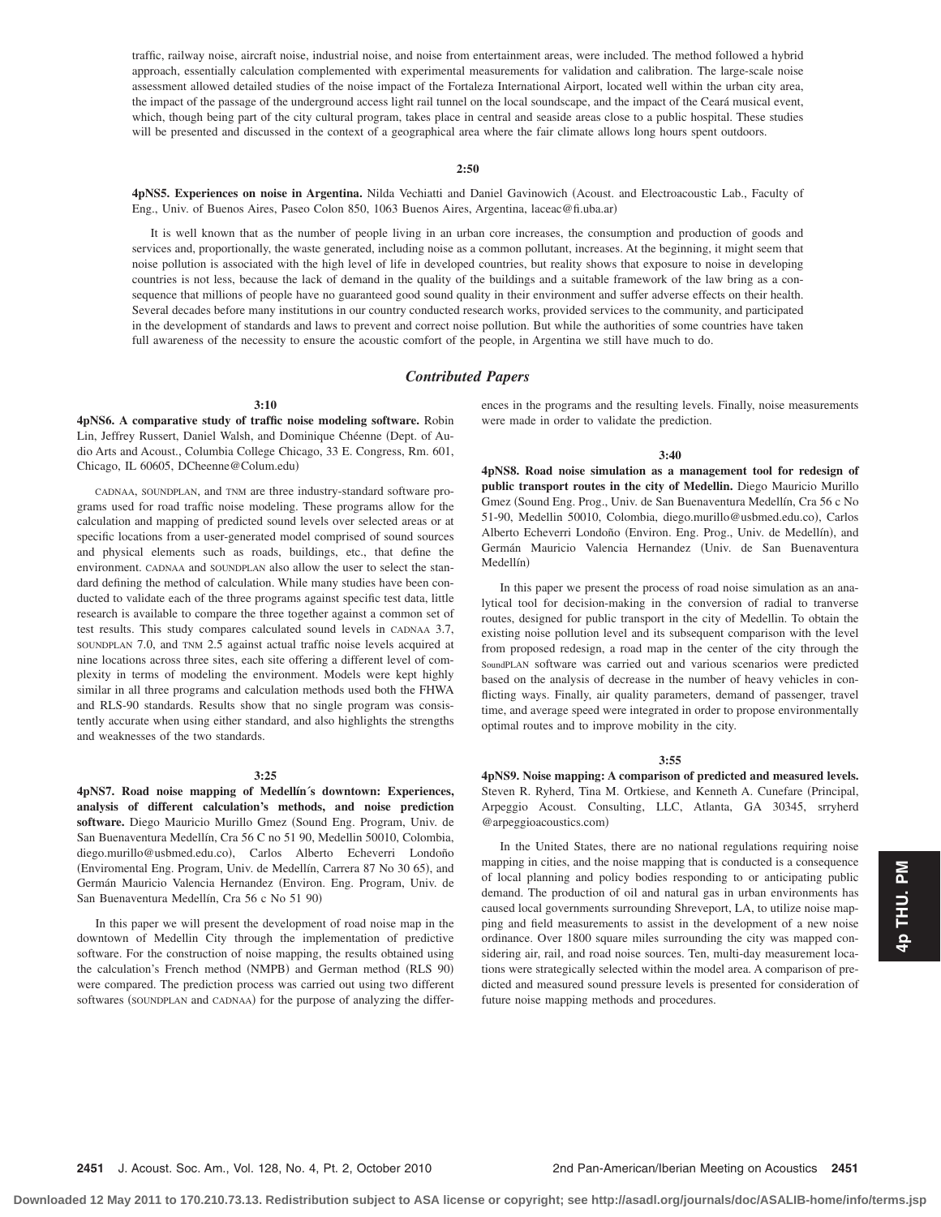traffic, railway noise, aircraft noise, industrial noise, and noise from entertainment areas, were included. The method followed a hybrid approach, essentially calculation complemented with experimental measurements for validation and calibration. The large-scale noise assessment allowed detailed studies of the noise impact of the Fortaleza International Airport, located well within the urban city area, the impact of the passage of the underground access light rail tunnel on the local soundscape, and the impact of the Ceará musical event, which, though being part of the city cultural program, takes place in central and seaside areas close to a public hospital. These studies will be presented and discussed in the context of a geographical area where the fair climate allows long hours spent outdoors.

**2:50**

**4pNS5. Experiences on noise in Argentina.** Nilda Vechiatti and Daniel Gavinowich (Acoust. and Electroacoustic Lab., Faculty of Eng., Univ. of Buenos Aires, Paseo Colon 850, 1063 Buenos Aires, Argentina, laceac@fi.uba.ar)

It is well known that as the number of people living in an urban core increases, the consumption and production of goods and services and, proportionally, the waste generated, including noise as a common pollutant, increases. At the beginning, it might seem that noise pollution is associated with the high level of life in developed countries, but reality shows that exposure to noise in developing countries is not less, because the lack of demand in the quality of the buildings and a suitable framework of the law bring as a consequence that millions of people have no guaranteed good sound quality in their environment and suffer adverse effects on their health. Several decades before many institutions in our country conducted research works, provided services to the community, and participated in the development of standards and laws to prevent and correct noise pollution. But while the authorities of some countries have taken full awareness of the necessity to ensure the acoustic comfort of the people, in Argentina we still have much to do.

## *Contributed Papers*

**3:10**

**4pNS6. A comparative study of traffic noise modeling software.** Robin Lin, Jeffrey Russert, Daniel Walsh, and Dominique Chéenne (Dept. of Audio Arts and Acoust., Columbia College Chicago, 33 E. Congress, Rm. 601, Chicago, IL 60605, DCheenne@Colum.edu)

CADNAA, SOUNDPLAN, and TNM are three industry-standard software programs used for road traffic noise modeling. These programs allow for the calculation and mapping of predicted sound levels over selected areas or at specific locations from a user-generated model comprised of sound sources and physical elements such as roads, buildings, etc., that define the environment. CADNAA and SOUNDPLAN also allow the user to select the standard defining the method of calculation. While many studies have been conducted to validate each of the three programs against specific test data, little research is available to compare the three together against a common set of test results. This study compares calculated sound levels in CADNAA 3.7, SOUNDPLAN 7.0, and TNM 2.5 against actual traffic noise levels acquired at nine locations across three sites, each site offering a different level of complexity in terms of modeling the environment. Models were kept highly similar in all three programs and calculation methods used both the FHWA and RLS-90 standards. Results show that no single program was consistently accurate when using either standard, and also highlights the strengths and weaknesses of the two standards.

**3:25**

**4pNS7. Road noise mapping of Medellín´s downtown: Experiences, analysis of different calculation's methods, and noise prediction software.** Diego Mauricio Murillo Gmez (Sound Eng. Program, Univ. de San Buenaventura Medellín, Cra 56 C no 51 90, Medellin 50010, Colombia, diego.murillo@usbmed.edu.co), Carlos Alberto Echeverri Londoño (Enviromental Eng. Program, Univ. de Medellín, Carrera 87 No 30 65), and Germán Mauricio Valencia Hernandez (Environ. Eng. Program, Univ. de San Buenaventura Medellín, Cra 56 c No 51 90)

In this paper we will present the development of road noise map in the downtown of Medellin City through the implementation of predictive software. For the construction of noise mapping, the results obtained using the calculation's French method (NMPB) and German method (RLS 90) were compared. The prediction process was carried out using two different softwares (SOUNDPLAN and CADNAA) for the purpose of analyzing the differences in the programs and the resulting levels. Finally, noise measurements were made in order to validate the prediction.

**3:40**

**4pNS8. Road noise simulation as a management tool for redesign of public transport routes in the city of Medellin.** Diego Mauricio Murillo Gmez (Sound Eng. Prog., Univ. de San Buenaventura Medellín, Cra 56 c No 51-90, Medellin 50010, Colombia, diego.murillo@usbmed.edu.co), Carlos Alberto Echeverri Londoño (Environ. Eng. Prog., Univ. de Medellín), and Germán Mauricio Valencia Hernandez (Univ. de San Buenaventura Medellín)

In this paper we present the process of road noise simulation as an analytical tool for decision-making in the conversion of radial to tranverse routes, designed for public transport in the city of Medellin. To obtain the existing noise pollution level and its subsequent comparison with the level from proposed redesign, a road map in the center of the city through the SoundPLAN software was carried out and various scenarios were predicted based on the analysis of decrease in the number of heavy vehicles in conflicting ways. Finally, air quality parameters, demand of passenger, travel time, and average speed were integrated in order to propose environmentally optimal routes and to improve mobility in the city.

**3:55**

**4pNS9. Noise mapping: A comparison of predicted and measured levels.** Steven R. Ryherd, Tina M. Ortkiese, and Kenneth A. Cunefare (Principal, Arpeggio Acoust. Consulting, LLC, Atlanta, GA 30345, srryherd@arpeggioacoustics.com)

In the United States, there are no national regulations requiring noise mapping in cities, and the noise mapping that is conducted is a consequence of local planning and policy bodies responding to or anticipating public demand. The production of oil and natural gas in urban environments has caused local governments surrounding Shreveport, LA, to utilize noise mapping and field measurements to assist in the development of a new noise ordinance. Over 1800 square miles surrounding the city was mapped considering air, rail, and road noise sources. Ten, multi-day measurement locations were strategically selected within the model area. A comparison of predicted and measured sound pressure levels is presented for consideration of future noise mapping methods and procedures.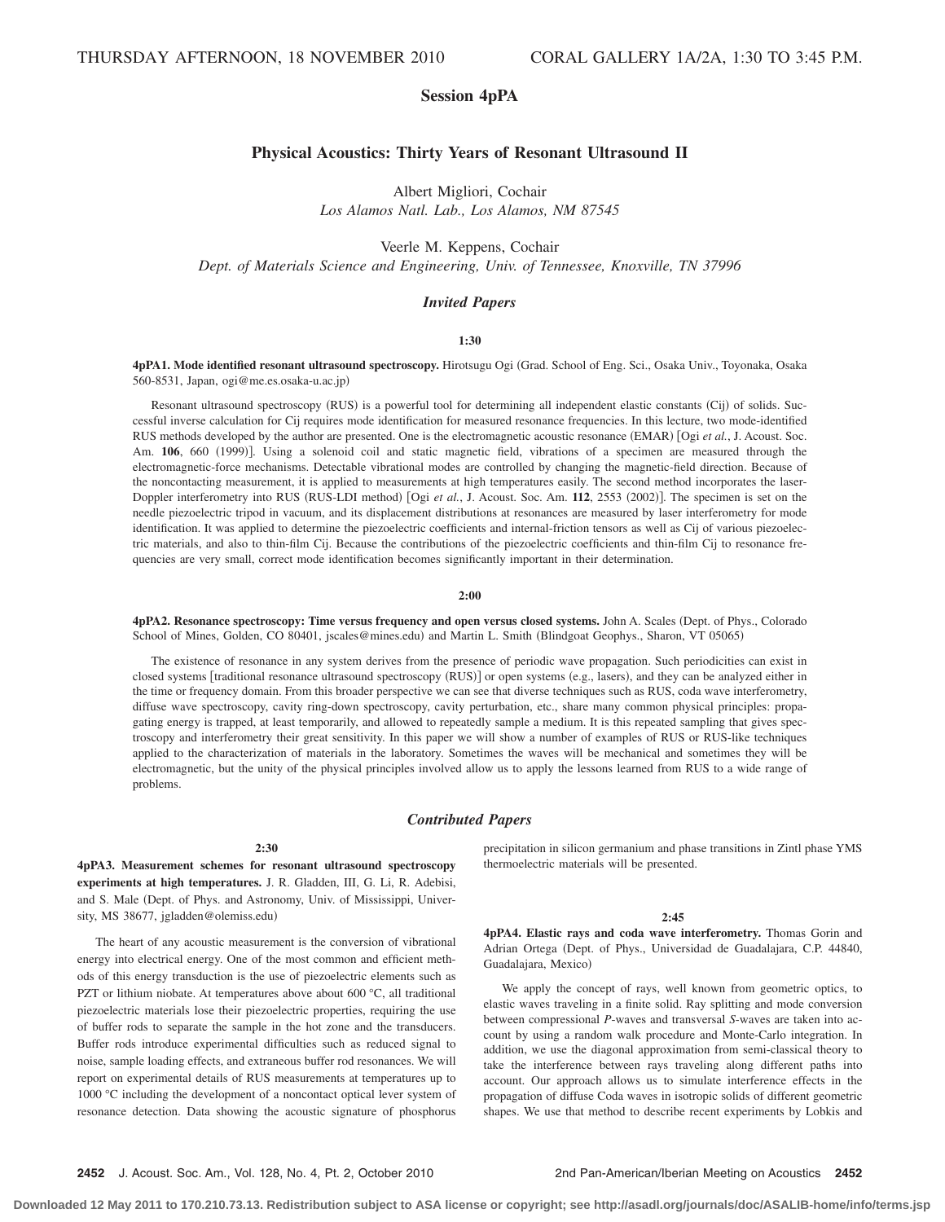THURSDAY AFTERNOON, 18 NOVEMBER 2010 CORAL GALLERY 1A/2A, 1:30 TO 3:45 P.M.

## Session 4pPA

# Physical Acoustics: Thirty Years of Resonant Ultrasound II

Albert Migliori, Cochair
*Los Alamos Natl. Lab., Los Alamos, NM 87545*

Veerle M. Keppens, Cochair
*Dept. of Materials Science and Engineering, Univ. of Tennessee, Knoxville, TN 37996*

### *Invited Papers*

**1:30**

**4pPA1. Mode identified resonant ultrasound spectroscopy.** Hirotsugu Ogi (Grad. School of Eng. Sci., Osaka Univ., Toyonaka, Osaka 560-8531, Japan, ogi@me.es.osaka-u.ac.jp)

Resonant ultrasound spectroscopy (RUS) is a powerful tool for determining all independent elastic constants (Cij) of solids. Successful inverse calculation for Cij requires mode identification for measured resonance frequencies. In this lecture, two mode-identified RUS methods developed by the author are presented. One is the electromagnetic acoustic resonance (EMAR) [Ogi *et al.*, J. Acoust. Soc. Am. **106**, 660 (1999)]. Using a solenoid coil and static magnetic field, vibrations of a specimen are measured through the electromagnetic-force mechanisms. Detectable vibrational modes are controlled by changing the magnetic-field direction. Because of the noncontacting measurement, it is applied to measurements at high temperatures easily. The second method incorporates the laser-Doppler interferometry into RUS (RUS-LDI method) [Ogi *et al.*, J. Acoust. Soc. Am. **112**, 2553 (2002)]. The specimen is set on the needle piezoelectric tripod in vacuum, and its displacement distributions at resonances are measured by laser interferometry for mode identification. It was applied to determine the piezoelectric coefficients and internal-friction tensors as well as Cij of various piezoelectric materials, and also to thin-film Cij. Because the contributions of the piezoelectric coefficients and thin-film Cij to resonance frequencies are very small, correct mode identification becomes significantly important in their determination.

**2:00**

**4pPA2. Resonance spectroscopy: Time versus frequency and open versus closed systems.** John A. Scales (Dept. of Phys., Colorado School of Mines, Golden, CO 80401, jscales@mines.edu) and Martin L. Smith (Blindgoat Geophys., Sharon, VT 05065)

The existence of resonance in any system derives from the presence of periodic wave propagation. Such periodicities can exist in closed systems [traditional resonance ultrasound spectroscopy (RUS)] or open systems (e.g., lasers), and they can be analyzed either in the time or frequency domain. From this broader perspective we can see that diverse techniques such as RUS, coda wave interferometry, diffuse wave spectroscopy, cavity ring-down spectroscopy, cavity perturbation, etc., share many common physical principles: propagating energy is trapped, at least temporarily, and allowed to repeatedly sample a medium. It is this repeated sampling that gives spectroscopy and interferometry their great sensitivity. In this paper we will show a number of examples of RUS or RUS-like techniques applied to the characterization of materials in the laboratory. Sometimes the waves will be mechanical and sometimes they will be electromagnetic, but the unity of the physical principles involved allow us to apply the lessons learned from RUS to a wide range of problems.

### *Contributed Papers*

**2:30**

**4pPA3. Measurement schemes for resonant ultrasound spectroscopy experiments at high temperatures.** J. R. Gladden, III, G. Li, R. Adebisi, and S. Male (Dept. of Phys. and Astronomy, Univ. of Mississippi, University, MS 38677, jgladden@olemiss.edu)

The heart of any acoustic measurement is the conversion of vibrational energy into electrical energy. One of the most common and efficient methods of this energy transduction is the use of piezoelectric elements such as PZT or lithium niobate. At temperatures above about 600 °C, all traditional piezoelectric materials lose their piezoelectric properties, requiring the use of buffer rods to separate the sample in the hot zone and the transducers. Buffer rods introduce experimental difficulties such as reduced signal to noise, sample loading effects, and extraneous buffer rod resonances. We will report on experimental details of RUS measurements at temperatures up to 1000 °C including the development of a noncontact optical lever system of resonance detection. Data showing the acoustic signature of phosphorus precipitation in silicon germanium and phase transitions in Zintl phase YMS thermoelectric materials will be presented.

**2:45**

**4pPA4. Elastic rays and coda wave interferometry.** Thomas Gorin and Adrian Ortega (Dept. of Phys., Universidad de Guadalajara, C.P. 44840, Guadalajara, Mexico)

We apply the concept of rays, well known from geometric optics, to elastic waves traveling in a finite solid. Ray splitting and mode conversion between compressional *P*-waves and transversal *S*-waves are taken into account by using a random walk procedure and Monte-Carlo integration. In addition, we use the diagonal approximation from semi-classical theory to take the interference between rays traveling along different paths into account. Our approach allows us to simulate interference effects in the propagation of diffuse Coda waves in isotropic solids of different geometric shapes. We use that method to describe recent experiments by Lobkis and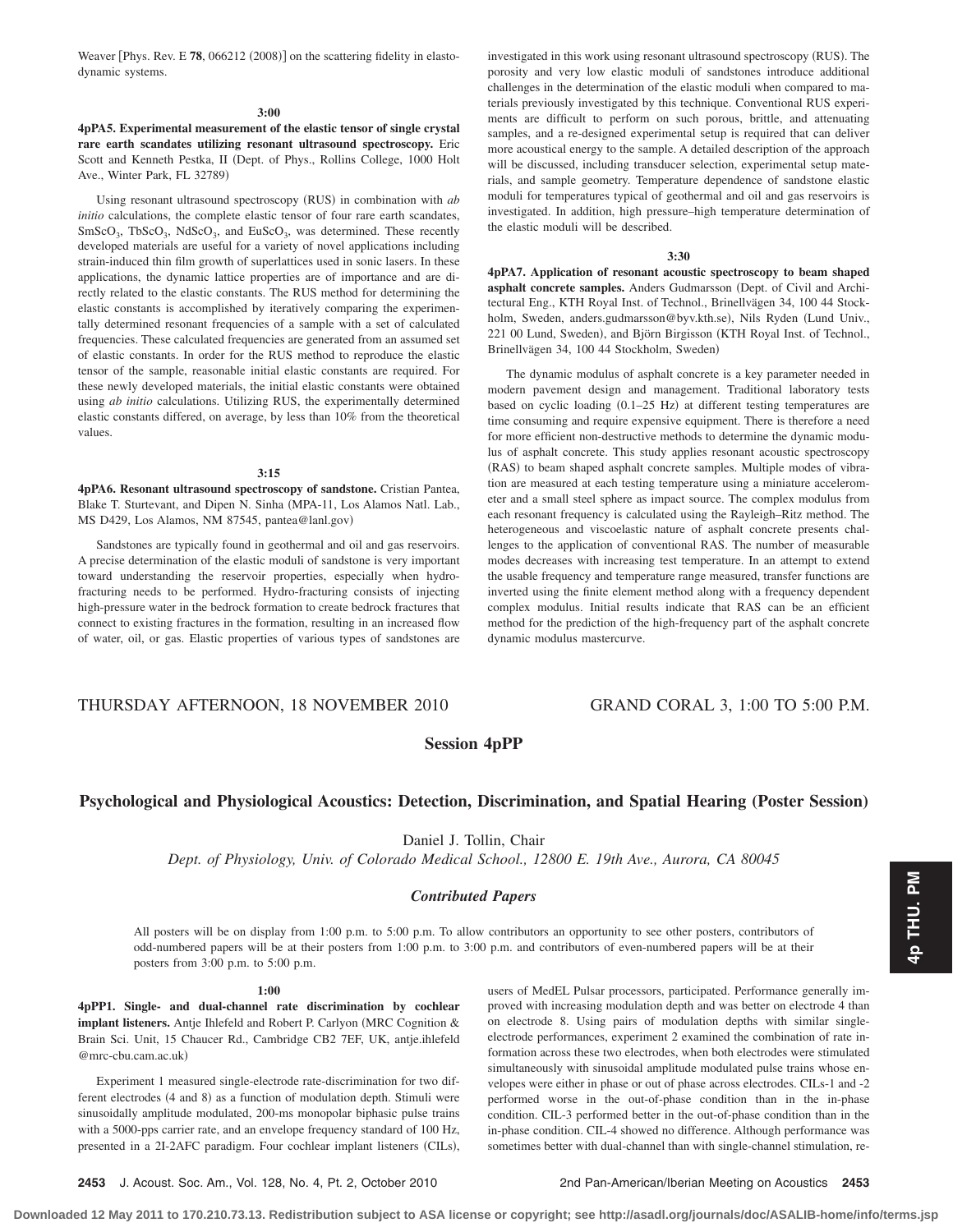Weaver [Phys. Rev. E **78**, 066212 (2008)] on the scattering fidelity in elastodynamic systems.

**3:00**

**4pPA5. Experimental measurement of the elastic tensor of single crystal rare earth scandates utilizing resonant ultrasound spectroscopy.** Eric Scott and Kenneth Pestka, II (Dept. of Phys., Rollins College, 1000 Holt Ave., Winter Park, FL 32789)

Using resonant ultrasound spectroscopy (RUS) in combination with *ab initio* calculations, the complete elastic tensor of four rare earth scandates, $SmScO_3$, $TbScO_3$, $NdScO_3$, and $EuScO_3$, was determined. These recently developed materials are useful for a variety of novel applications including strain-induced thin film growth of superlattices used in sonic lasers. In these applications, the dynamic lattice properties are of importance and are directly related to the elastic constants. The RUS method for determining the elastic constants is accomplished by iteratively comparing the experimentally determined resonant frequencies of a sample with a set of calculated frequencies. These calculated frequencies are generated from an assumed set of elastic constants. In order for the RUS method to reproduce the elastic tensor of the sample, reasonable initial elastic constants are required. For these newly developed materials, the initial elastic constants were obtained using *ab initio* calculations. Utilizing RUS, the experimentally determined elastic constants differed, on average, by less than 10% from the theoretical values.

**3:15**

**4pPA6. Resonant ultrasound spectroscopy of sandstone.** Cristian Pantea, Blake T. Sturtevant, and Dipen N. Sinha (MPA-11, Los Alamos Natl. Lab., MS D429, Los Alamos, NM 87545, pantea@lanl.gov)

Sandstones are typically found in geothermal and oil and gas reservoirs. A precise determination of the elastic moduli of sandstone is very important toward understanding the reservoir properties, especially when hydrofracturing needs to be performed. Hydro-fracturing consists of injecting high-pressure water in the bedrock formation to create bedrock fractures that connect to existing fractures in the formation, resulting in an increased flow of water, oil, or gas. Elastic properties of various types of sandstones are investigated in this work using resonant ultrasound spectroscopy (RUS). The porosity and very low elastic moduli of sandstones introduce additional challenges in the determination of the elastic moduli when compared to materials previously investigated by this technique. Conventional RUS experiments are difficult to perform on such porous, brittle, and attenuating samples, and a re-designed experimental setup is required that can deliver more acoustical energy to the sample. A detailed description of the approach will be discussed, including transducer selection, experimental setup materials, and sample geometry. Temperature dependence of sandstone elastic moduli for temperatures typical of geothermal and oil and gas reservoirs is investigated. In addition, high pressure–high temperature determination of the elastic moduli will be described.

**3:30**

**4pPA7. Application of resonant acoustic spectroscopy to beam shaped asphalt concrete samples.** Anders Gudmarsson (Dept. of Civil and Architectural Eng., KTH Royal Inst. of Technol., Brinellvägen 34, 100 44 Stockholm, Sweden, anders.gudmarsson@byv.kth.se), Nils Ryden (Lund Univ., 221 00 Lund, Sweden), and Björn Birgisson (KTH Royal Inst. of Technol., Brinellvägen 34, 100 44 Stockholm, Sweden)

The dynamic modulus of asphalt concrete is a key parameter needed in modern pavement design and management. Traditional laboratory tests based on cyclic loading (0.1–25 Hz) at different testing temperatures are time consuming and require expensive equipment. There is therefore a need for more efficient non-destructive methods to determine the dynamic modulus of asphalt concrete. This study applies resonant acoustic spectroscopy (RAS) to beam shaped asphalt concrete samples. Multiple modes of vibration are measured at each testing temperature using a miniature accelerometer and a small steel sphere as impact source. The complex modulus from each resonant frequency is calculated using the Rayleigh–Ritz method. The heterogeneous and viscoelastic nature of asphalt concrete presents challenges to the application of conventional RAS. The number of measurable modes decreases with increasing test temperature. In an attempt to extend the usable frequency and temperature range measured, transfer functions are inverted using the finite element method along with a frequency dependent complex modulus. Initial results indicate that RAS can be an efficient method for the prediction of the high-frequency part of the asphalt concrete dynamic modulus mastercurve.

THURSDAY AFTERNOON, 18 NOVEMBER 2010 — GRAND CORAL 3, 1:00 TO 5:00 P.M.

## Session 4pPP

### Psychological and Physiological Acoustics: Detection, Discrimination, and Spatial Hearing (Poster Session)

Daniel J. Tollin, Chair

*Dept. of Physiology, Univ. of Colorado Medical School., 12800 E. 19th Ave., Aurora, CA 80045*

#### *Contributed Papers*

All posters will be on display from 1:00 p.m. to 5:00 p.m. To allow contributors an opportunity to see other posters, contributors of odd-numbered papers will be at their posters from 1:00 p.m. to 3:00 p.m. and contributors of even-numbered papers will be at their posters from 3:00 p.m. to 5:00 p.m.

**1:00**

**4pPP1. Single- and dual-channel rate discrimination by cochlear implant listeners.** Antje Ihlefeld and Robert P. Carlyon (MRC Cognition & Brain Sci. Unit, 15 Chaucer Rd., Cambridge CB2 7EF, UK, antje.ihlefeld@mrc-cbu.cam.ac.uk)

Experiment 1 measured single-electrode rate-discrimination for two different electrodes (4 and 8) as a function of modulation depth. Stimuli were sinusoidally amplitude modulated, 200-ms monopolar biphasic pulse trains with a 5000-pps carrier rate, and an envelope frequency standard of 100 Hz, presented in a 2I-2AFC paradigm. Four cochlear implant listeners (CILs), users of MedEL Pulsar processors, participated. Performance generally improved with increasing modulation depth and was better on electrode 4 than on electrode 8. Using pairs of modulation depths with similar single-electrode performances, experiment 2 examined the combination of rate information across these two electrodes, when both electrodes were stimulated simultaneously with sinusoidal amplitude modulated pulse trains whose envelopes were either in phase or out of phase across electrodes. CILs-1 and -2 performed worse in the out-of-phase condition than in the in-phase condition. CIL-3 performed better in the out-of-phase condition than in the in-phase condition. CIL-4 showed no difference. Although performance was sometimes better with dual-channel than with single-channel stimulation, re-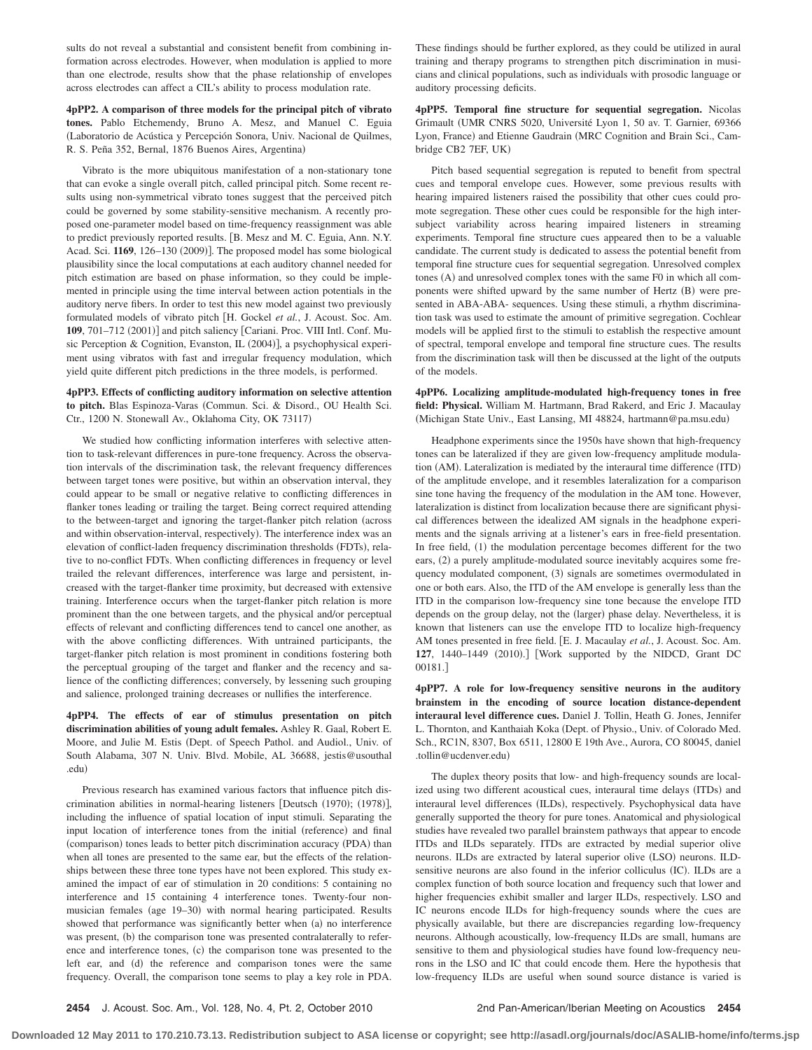sults do not reveal a substantial and consistent benefit from combining information across electrodes. However, when modulation is applied to more than one electrode, results show that the phase relationship of envelopes across electrodes can affect a CIL's ability to process modulation rate.

**4pPP2. A comparison of three models for the principal pitch of vibrato tones.** Pablo Etchemendy, Bruno A. Mesz, and Manuel C. Eguia (Laboratorio de Acústica y Percepción Sonora, Univ. Nacional de Quilmes, R. S. Peña 352, Bernal, 1876 Buenos Aires, Argentina)

Vibrato is the more ubiquitous manifestation of a non-stationary tone that can evoke a single overall pitch, called principal pitch. Some recent results using non-symmetrical vibrato tones suggest that the perceived pitch could be governed by some stability-sensitive mechanism. A recently proposed one-parameter model based on time-frequency reassignment was able to predict previously reported results. [B. Mesz and M. C. Eguia, Ann. N.Y. Acad. Sci. **1169**, 126–130 (2009)]. The proposed model has some biological plausibility since the local computations at each auditory channel needed for pitch estimation are based on phase information, so they could be implemented in principle using the time interval between action potentials in the auditory nerve fibers. In order to test this new model against two previously formulated models of vibrato pitch [H. Gockel *et al.*, J. Acoust. Soc. Am. **109**, 701–712 (2001)] and pitch saliency [Cariani. Proc. VIII Intl. Conf. Music Perception & Cognition, Evanston, IL (2004)], a psychophysical experiment using vibratos with fast and irregular frequency modulation, which yield quite different pitch predictions in the three models, is performed.

**4pPP3. Effects of conflicting auditory information on selective attention to pitch.** Blas Espinoza-Varas (Commun. Sci. & Disord., OU Health Sci. Ctr., 1200 N. Stonewall Av., Oklahoma City, OK 73117)

We studied how conflicting information interferes with selective attention to task-relevant differences in pure-tone frequency. Across the observation intervals of the discrimination task, the relevant frequency differences between target tones were positive, but within an observation interval, they could appear to be small or negative relative to conflicting differences in flanker tones leading or trailing the target. Being correct required attending to the between-target and ignoring the target-flanker pitch relation (across and within observation-interval, respectively). The interference index was an elevation of conflict-laden frequency discrimination thresholds (FDTs), relative to no-conflict FDTs. When conflicting differences in frequency or level trailed the relevant differences, interference was large and persistent, increased with the target-flanker time proximity, but decreased with extensive training. Interference occurs when the target-flanker pitch relation is more prominent than the one between targets, and the physical and/or perceptual effects of relevant and conflicting differences tend to cancel one another, as with the above conflicting differences. With untrained participants, the target-flanker pitch relation is most prominent in conditions fostering both the perceptual grouping of the target and flanker and the recency and salience of the conflicting differences; conversely, by lessening such grouping and salience, prolonged training decreases or nullifies the interference.

**4pPP4. The effects of ear of stimulus presentation on pitch discrimination abilities of young adult females.** Ashley R. Gaal, Robert E. Moore, and Julie M. Estis (Dept. of Speech Pathol. and Audiol., Univ. of South Alabama, 307 N. Univ. Blvd. Mobile, AL 36688, jestis@usouthal.edu)

Previous research has examined various factors that influence pitch discrimination abilities in normal-hearing listeners [Deutsch (1970); (1978)], including the influence of spatial location of input stimuli. Separating the input location of interference tones from the initial (reference) and final (comparison) tones leads to better pitch discrimination accuracy (PDA) than when all tones are presented to the same ear, but the effects of the relationships between these three tone types have not been explored. This study examined the impact of ear of stimulation in 20 conditions: 5 containing no interference and 15 containing 4 interference tones. Twenty-four non-musician females (age 19–30) with normal hearing participated. Results showed that performance was significantly better when (a) no interference was present, (b) the comparison tone was presented contralaterally to reference and interference tones, (c) the comparison tone was presented to the left ear, and (d) the reference and comparison tones were the same frequency. Overall, the comparison tone seems to play a key role in PDA. These findings should be further explored, as they could be utilized in aural training and therapy programs to strengthen pitch discrimination in musicians and clinical populations, such as individuals with prosodic language or auditory processing deficits.

**4pPP5. Temporal fine structure for sequential segregation.** Nicolas Grimault (UMR CNRS 5020, Université Lyon 1, 50 av. T. Garnier, 69366 Lyon, France) and Etienne Gaudrain (MRC Cognition and Brain Sci., Cambridge CB2 7EF, UK)

Pitch based sequential segregation is reputed to benefit from spectral cues and temporal envelope cues. However, some previous results with hearing impaired listeners raised the possibility that other cues could promote segregation. These other cues could be responsible for the high intersubject variability across hearing impaired listeners in streaming experiments. Temporal fine structure cues appeared then to be a valuable candidate. The current study is dedicated to assess the potential benefit from temporal fine structure cues for sequential segregation. Unresolved complex tones (A) and unresolved complex tones with the same F0 in which all components were shifted upward by the same number of Hertz (B) were presented in ABA-ABA- sequences. Using these stimuli, a rhythm discrimination task was used to estimate the amount of primitive segregation. Cochlear models will be applied first to the stimuli to establish the respective amount of spectral, temporal envelope and temporal fine structure cues. The results from the discrimination task will then be discussed at the light of the outputs of the models.

**4pPP6. Localizing amplitude-modulated high-frequency tones in free field: Physical.** William M. Hartmann, Brad Rakerd, and Eric J. Macaulay (Michigan State Univ., East Lansing, MI 48824, hartmann@pa.msu.edu)

Headphone experiments since the 1950s have shown that high-frequency tones can be lateralized if they are given low-frequency amplitude modulation (AM). Lateralization is mediated by the interaural time difference (ITD) of the amplitude envelope, and it resembles lateralization for a comparison sine tone having the frequency of the modulation in the AM tone. However, lateralization is distinct from localization because there are significant physical differences between the idealized AM signals in the headphone experiments and the signals arriving at a listener's ears in free-field presentation. In free field, (1) the modulation percentage becomes different for the two ears, (2) a purely amplitude-modulated source inevitably acquires some frequency modulated component, (3) signals are sometimes overmodulated in one or both ears. Also, the ITD of the AM envelope is generally less than the ITD in the comparison low-frequency sine tone because the envelope ITD depends on the group delay, not the (larger) phase delay. Nevertheless, it is known that listeners can use the envelope ITD to localize high-frequency AM tones presented in free field. [E. J. Macaulay *et al.*, J. Acoust. Soc. Am. **127**, 1440–1449 (2010).] [Work supported by the NIDCD, Grant DC 00181.]

**4pPP7. A role for low-frequency sensitive neurons in the auditory brainstem in the encoding of source location distance-dependent interaural level difference cues.** Daniel J. Tollin, Heath G. Jones, Jennifer L. Thornton, and Kanthaiah Koka (Dept. of Physio., Univ. of Colorado Med. Sch., RC1N, 8307, Box 6511, 12800 E 19th Ave., Aurora, CO 80045, daniel.tollin@ucdenver.edu)

The duplex theory posits that low- and high-frequency sounds are localized using two different acoustical cues, interaural time delays (ITDs) and interaural level differences (ILDs), respectively. Psychophysical data have generally supported the theory for pure tones. Anatomical and physiological studies have revealed two parallel brainstem pathways that appear to encode ITDs and ILDs separately. ITDs are extracted by medial superior olive neurons. ILDs are extracted by lateral superior olive (LSO) neurons. ILD-sensitive neurons are also found in the inferior colliculus (IC). ILDs are a complex function of both source location and frequency such that lower and higher frequencies exhibit smaller and larger ILDs, respectively. LSO and IC neurons encode ILDs for high-frequency sounds where the cues are physically available, but there are discrepancies regarding low-frequency neurons. Although acoustically, low-frequency ILDs are small, humans are sensitive to them and physiological studies have found low-frequency neurons in the LSO and IC that could encode them. Here the hypothesis that low-frequency ILDs are useful when sound source distance is varied is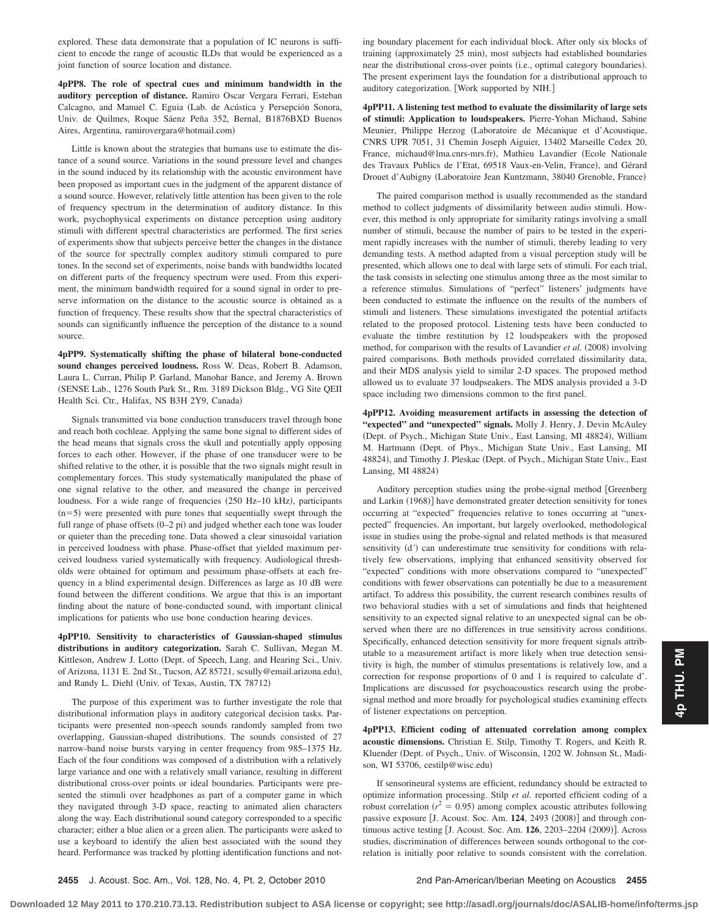explored. These data demonstrate that a population of IC neurons is sufficient to encode the range of acoustic ILDs that would be experienced as a joint function of source location and distance.

**4pPP8. The role of spectral cues and minimum bandwidth in the auditory perception of distance.** Ramiro Oscar Vergara Ferrari, Esteban Calcagno, and Manuel C. Eguia (Lab. de Acústica y Persepción Sonora, Univ. de Quilmes, Roque Sáenz Peña 352, Bernal, B1876BXD Buenos Aires, Argentina, ramirovergara@hotmail.com)

Little is known about the strategies that humans use to estimate the distance of a sound source. Variations in the sound pressure level and changes in the sound induced by its relationship with the acoustic environment have been proposed as important cues in the judgment of the apparent distance of a sound source. However, relatively little attention has been given to the role of frequency spectrum in the determination of auditory distance. In this work, psychophysical experiments on distance perception using auditory stimuli with different spectral characteristics are performed. The first series of experiments show that subjects perceive better the changes in the distance of the source for spectrally complex auditory stimuli compared to pure tones. In the second set of experiments, noise bands with bandwidths located on different parts of the frequency spectrum were used. From this experiment, the minimum bandwidth required for a sound signal in order to preserve information on the distance to the acoustic source is obtained as a function of frequency. These results show that the spectral characteristics of sounds can significantly influence the perception of the distance to a sound source.

**4pPP9. Systematically shifting the phase of bilateral bone-conducted sound changes perceived loudness.** Ross W. Deas, Robert B. Adamson, Laura L. Curran, Philip P. Garland, Manohar Bance, and Jeremy A. Brown (SENSE Lab., 1276 South Park St., Rm. 3189 Dickson Bldg., VG Site QEII Health Sci. Ctr., Halifax, NS B3H 2Y9, Canada)

Signals transmitted via bone conduction transducers travel through bone and reach both cochleae. Applying the same bone signal to different sides of the head means that signals cross the skull and potentially apply opposing forces to each other. However, if the phase of one transducer were to be shifted relative to the other, it is possible that the two signals might result in complementary forces. This study systematically manipulated the phase of one signal relative to the other, and measured the change in perceived loudness. For a wide range of frequencies (250 Hz–10 kHz), participants ($n=5$) were presented with pure tones that sequentially swept through the full range of phase offsets (0–2 pi) and judged whether each tone was louder or quieter than the preceding tone. Data showed a clear sinusoidal variation in perceived loudness with phase. Phase-offset that yielded maximum perceived loudness varied systematically with frequency. Audiological thresholds were obtained for optimum and pessimum phase-offsets at each frequency in a blind experimental design. Differences as large as 10 dB were found between the different conditions. We argue that this is an important finding about the nature of bone-conducted sound, with important clinical implications for patients who use bone conduction hearing devices.

**4pPP10. Sensitivity to characteristics of Gaussian-shaped stimulus distributions in auditory categorization.** Sarah C. Sullivan, Megan M. Kittleson, Andrew J. Lotto (Dept. of Speech, Lang. and Hearing Sci., Univ. of Arizona, 1131 E. 2nd St., Tucson, AZ 85721, scsully@email.arizona.edu), and Randy L. Diehl (Univ. of Texas, Austin, TX 78712)

The purpose of this experiment was to further investigate the role that distributional information plays in auditory categorical decision tasks. Participants were presented non-speech sounds randomly sampled from two overlapping, Gaussian-shaped distributions. The sounds consisted of 27 narrow-band noise bursts varying in center frequency from 985–1375 Hz. Each of the four conditions was composed of a distribution with a relatively large variance and one with a relatively small variance, resulting in different distributional cross-over points or ideal boundaries. Participants were presented the stimuli over headphones as part of a computer game in which they navigated through 3-D space, reacting to animated alien characters along the way. Each distributional sound category corresponded to a specific character; either a blue alien or a green alien. The participants were asked to use a keyboard to identify the alien best associated with the sound they heard. Performance was tracked by plotting identification functions and noting boundary placement for each individual block. After only six blocks of training (approximately 25 min), most subjects had established boundaries near the distributional cross-over points (i.e., optimal category boundaries). The present experiment lays the foundation for a distributional approach to auditory categorization. [Work supported by NIH.]

**4pPP11. A listening test method to evaluate the dissimilarity of large sets of stimuli: Application to loudspeakers.** Pierre-Yohan Michaud, Sabine Meunier, Philippe Herzog (Laboratoire de Mécanique et d'Acoustique, CNRS UPR 7051, 31 Chemin Joseph Aiguier, 13402 Marseille Cedex 20, France, michaud@lma.cnrs-mrs.fr), Mathieu Lavandier (Ecole Nationale des Travaux Publics de l'Etat, 69518 Vaux-en-Velin, France), and Gérard Drouet d'Aubigny (Laboratoire Jean Kuntzmann, 38040 Grenoble, France)

The paired comparison method is usually recommended as the standard method to collect judgments of dissimilarity between audio stimuli. However, this method is only appropriate for similarity ratings involving a small number of stimuli, because the number of pairs to be tested in the experiment rapidly increases with the number of stimuli, thereby leading to very demanding tests. A method adapted from a visual perception study will be presented, which allows one to deal with large sets of stimuli. For each trial, the task consists in selecting one stimulus among three as the most similar to a reference stimulus. Simulations of "perfect" listeners' judgments have been conducted to estimate the influence on the results of the numbers of stimuli and listeners. These simulations investigated the potential artifacts related to the proposed protocol. Listening tests have been conducted to evaluate the timbre restitution by 12 loudspeakers with the proposed method, for comparison with the results of Lavandier *et al.* (2008) involving paired comparisons. Both methods provided correlated dissimilarity data, and their MDS analysis yield to similar 2-D spaces. The proposed method allowed us to evaluate 37 loudspeakers. The MDS analysis provided a 3-D space including two dimensions common to the first panel.

**4pPP12. Avoiding measurement artifacts in assessing the detection of "expected" and "unexpected" signals.** Molly J. Henry, J. Devin McAuley (Dept. of Psych., Michigan State Univ., East Lansing, MI 48824), William M. Hartmann (Dept. of Phys., Michigan State Univ., East Lansing, MI 48824), and Timothy J. Pleskac (Dept. of Psych., Michigan State Univ., East Lansing, MI 48824)

Auditory perception studies using the probe-signal method [Greenberg and Larkin (1968)] have demonstrated greater detection sensitivity for tones occurring at "expected" frequencies relative to tones occurring at "unexpected" frequencies. An important, but largely overlooked, methodological issue in studies using the probe-signal and related methods is that measured sensitivity ($d'$) can underestimate true sensitivity for conditions with relatively few observations, implying that enhanced sensitivity observed for "expected" conditions with more observations compared to "unexpected" conditions with fewer observations can potentially be due to a measurement artifact. To address this possibility, the current research combines results of two behavioral studies with a set of simulations and finds that heightened sensitivity to an expected signal relative to an unexpected signal can be observed when there are no differences in true sensitivity across conditions. Specifically, enhanced detection sensitivity for more frequent signals attributable to a measurement artifact is more likely when true detection sensitivity is high, the number of stimulus presentations is relatively low, and a correction for response proportions of 0 and 1 is required to calculate d'. Implications are discussed for psychoacoustics research using the probe-signal method and more broadly for psychological studies examining effects of listener expectations on perception.

**4pPP13. Efficient coding of attenuated correlation among complex acoustic dimensions.** Christian E. Stilp, Timothy T. Rogers, and Keith R. Kluender (Dept. of Psych., Univ. of Wisconsin, 1202 W. Johnson St., Madison, WI 53706, cestilp@wisc.edu)

If sensorineural systems are efficient, redundancy should be extracted to optimize information processing. Stilp *et al.* reported efficient coding of a robust correlation ($r^2 = 0.95$) among complex acoustic attributes following passive exposure [J. Acoust. Soc. Am. **124**, 2493 (2008)] and through continuous active testing [J. Acoust. Soc. Am. **126**, 2203–2204 (2009)]. Across studies, discrimination of differences between sounds orthogonal to the correlation is initially poor relative to sounds consistent with the correlation.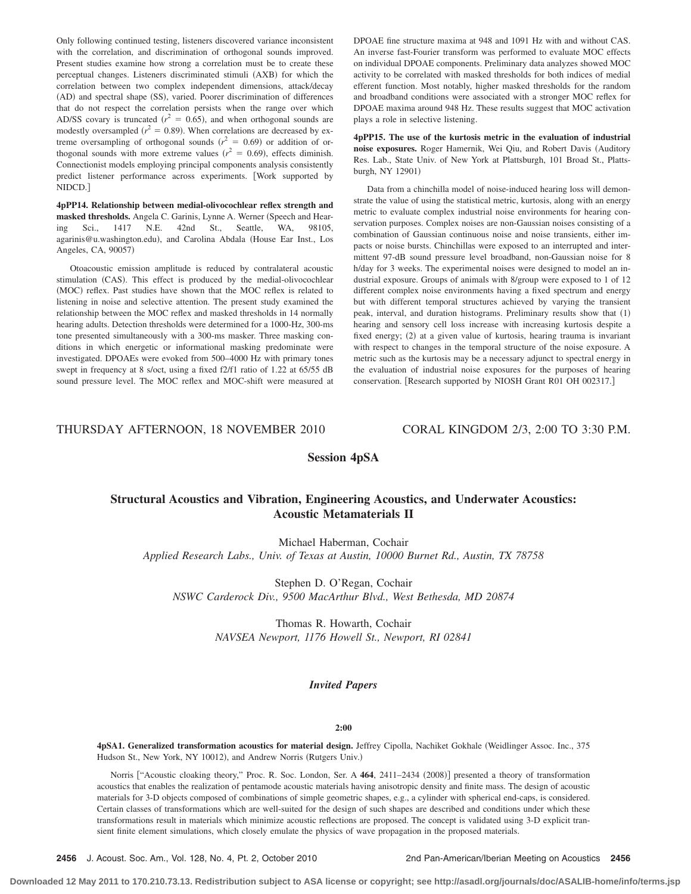Only following continued testing, listeners discovered variance inconsistent with the correlation, and discrimination of orthogonal sounds improved. Present studies examine how strong a correlation must be to create these perceptual changes. Listeners discriminated stimuli (AXB) for which the correlation between two complex independent dimensions, attack/decay (AD) and spectral shape (SS), varied. Poorer discrimination of differences that do not respect the correlation persists when the range over which AD/SS covary is truncated ($r^2 = 0.65$), and when orthogonal sounds are modestly oversampled ($r^2 = 0.89$). When correlations are decreased by extreme oversampling of orthogonal sounds ($r^2 = 0.69$) or addition of orthogonal sounds with more extreme values ($r^2 = 0.69$), effects diminish. Connectionist models employing principal components analysis consistently predict listener performance across experiments. [Work supported by NIDCD.]

**4pPP14. Relationship between medial-olivocochlear reflex strength and masked thresholds.** Angela C. Garinis, Lynne A. Werner (Speech and Hearing Sci., 1417 N.E. 42nd St., Seattle, WA, 98105, agarinis@u.washington.edu), and Carolina Abdala (House Ear Inst., Los Angeles, CA, 90057)

Otoacoustic emission amplitude is reduced by contralateral acoustic stimulation (CAS). This effect is produced by the medial-olivocochlear (MOC) reflex. Past studies have shown that the MOC reflex is related to listening in noise and selective attention. The present study examined the relationship between the MOC reflex and masked thresholds in 14 normally hearing adults. Detection thresholds were determined for a 1000-Hz, 300-ms tone presented simultaneously with a 300-ms masker. Three masking conditions in which energetic or informational masking predominate were investigated. DPOAEs were evoked from 500–4000 Hz with primary tones swept in frequency at 8 s/oct, using a fixed f2/f1 ratio of 1.22 at 65/55 dB sound pressure level. The MOC reflex and MOC-shift were measured at DPOAE fine structure maxima at 948 and 1091 Hz with and without CAS. An inverse fast-Fourier transform was performed to evaluate MOC effects on individual DPOAE components. Preliminary data analyzes showed MOC activity to be correlated with masked thresholds for both indices of medial efferent function. Most notably, higher masked thresholds for the random and broadband conditions were associated with a stronger MOC reflex for DPOAE maxima around 948 Hz. These results suggest that MOC activation plays a role in selective listening.

**4pPP15. The use of the kurtosis metric in the evaluation of industrial noise exposures.** Roger Hamernik, Wei Qiu, and Robert Davis (Auditory Res. Lab., State Univ. of New York at Plattsburgh, 101 Broad St., Plattsburgh, NY 12901)

Data from a chinchilla model of noise-induced hearing loss will demonstrate the value of using the statistical metric, kurtosis, along with an energy metric to evaluate complex industrial noise environments for hearing conservation purposes. Complex noises are non-Gaussian noises consisting of a combination of Gaussian continuous noise and noise transients, either impacts or noise bursts. Chinchillas were exposed to an interrupted and intermittent 97-dB sound pressure level broadband, non-Gaussian noise for 8 h/day for 3 weeks. The experimental noises were designed to model an industrial exposure. Groups of animals with 8/group were exposed to 1 of 12 different complex noise environments having a fixed spectrum and energy but with different temporal structures achieved by varying the transient peak, interval, and duration histograms. Preliminary results show that (1) hearing and sensory cell loss increase with increasing kurtosis despite a fixed energy; (2) at a given value of kurtosis, hearing trauma is invariant with respect to changes in the temporal structure of the noise exposure. A metric such as the kurtosis may be a necessary adjunct to spectral energy in the evaluation of industrial noise exposures for the purposes of hearing conservation. [Research supported by NIOSH Grant R01 OH 002317.]

THURSDAY AFTERNOON, 18 NOVEMBER 2010 — CORAL KINGDOM 2/3, 2:00 TO 3:30 P.M.

## Session 4pSA

## Structural Acoustics and Vibration, Engineering Acoustics, and Underwater Acoustics: Acoustic Metamaterials II

Michael Haberman, Cochair
*Applied Research Labs., Univ. of Texas at Austin, 10000 Burnet Rd., Austin, TX 78758*

Stephen D. O'Regan, Cochair
*NSWC Carderock Div., 9500 MacArthur Blvd., West Bethesda, MD 20874*

Thomas R. Howarth, Cochair
*NAVSEA Newport, 1176 Howell St., Newport, RI 02841*

### *Invited Papers*

**2:00**

**4pSA1. Generalized transformation acoustics for material design.** Jeffrey Cipolla, Nachiket Gokhale (Weidlinger Assoc. Inc., 375 Hudson St., New York, NY 10012), and Andrew Norris (Rutgers Univ.)

Norris ["Acoustic cloaking theory," Proc. R. Soc. London, Ser. A **464**, 2411–2434 (2008)] presented a theory of transformation acoustics that enables the realization of pentamode acoustic materials having anisotropic density and finite mass. The design of acoustic materials for 3-D objects composed of combinations of simple geometric shapes, e.g., a cylinder with spherical end-caps, is considered. Certain classes of transformations which are well-suited for the design of such shapes are described and conditions under which these transformations result in materials which minimize acoustic reflections are proposed. The concept is validated using 3-D explicit transient finite element simulations, which closely emulate the physics of wave propagation in the proposed materials.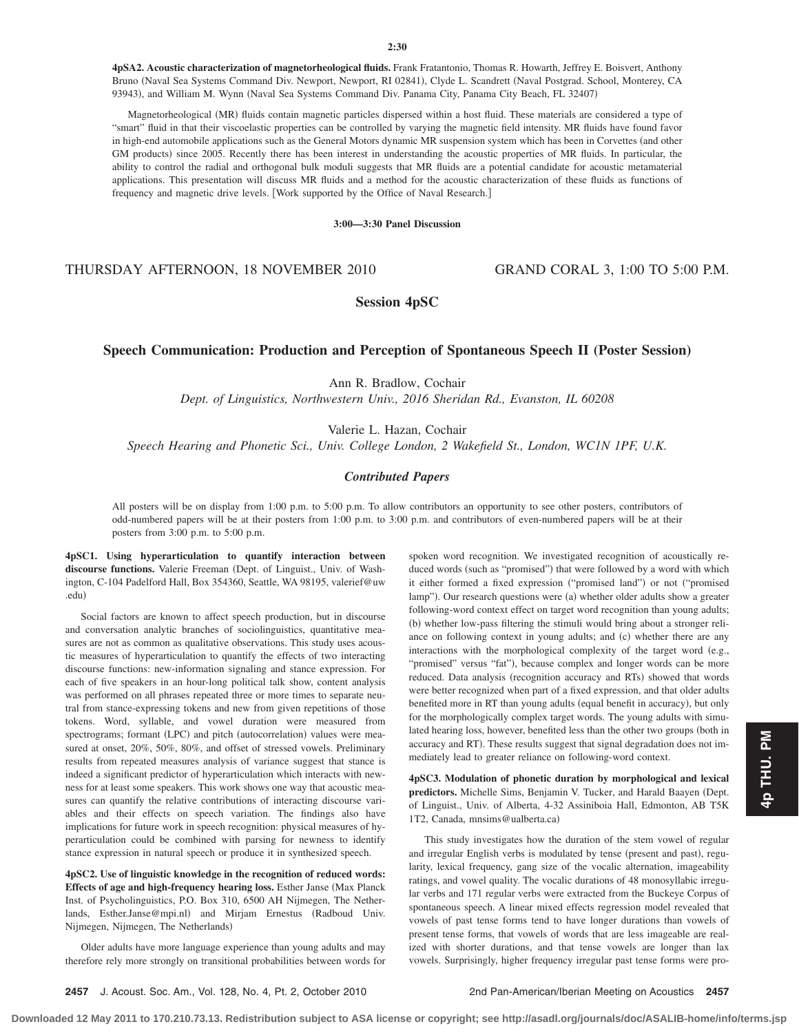2:30

**4pSA2. Acoustic characterization of magnetorheological fluids.** Frank Fratantonio, Thomas R. Howarth, Jeffrey E. Boisvert, Anthony Bruno (Naval Sea Systems Command Div. Newport, Newport, RI 02841), Clyde L. Scandrett (Naval Postgrad. School, Monterey, CA 93943), and William M. Wynn (Naval Sea Systems Command Div. Panama City, Panama City Beach, FL 32407)

Magnetorheological (MR) fluids contain magnetic particles dispersed within a host fluid. These materials are considered a type of "smart" fluid in that their viscoelastic properties can be controlled by varying the magnetic field intensity. MR fluids have found favor in high-end automobile applications such as the General Motors dynamic MR suspension system which has been in Corvettes (and other GM products) since 2005. Recently there has been interest in understanding the acoustic properties of MR fluids. In particular, the ability to control the radial and orthogonal bulk moduli suggests that MR fluids are a potential candidate for acoustic metamaterial applications. This presentation will discuss MR fluids and a method for the acoustic characterization of these fluids as functions of frequency and magnetic drive levels. [Work supported by the Office of Naval Research.]

**3:00—3:30 Panel Discussion**

THURSDAY AFTERNOON, 18 NOVEMBER 2010 GRAND CORAL 3, 1:00 TO 5:00 P.M.

## Session 4pSC

## Speech Communication: Production and Perception of Spontaneous Speech II (Poster Session)

Ann R. Bradlow, Cochair
*Dept. of Linguistics, Northwestern Univ., 2016 Sheridan Rd., Evanston, IL 60208*

Valerie L. Hazan, Cochair
*Speech Hearing and Phonetic Sci., Univ. College London, 2 Wakefield St., London, WC1N 1PF, U.K.*

### *Contributed Papers*

All posters will be on display from 1:00 p.m. to 5:00 p.m. To allow contributors an opportunity to see other posters, contributors of odd-numbered papers will be at their posters from 1:00 p.m. to 3:00 p.m. and contributors of even-numbered papers will be at their posters from 3:00 p.m. to 5:00 p.m.

**4pSC1. Using hyperarticulation to quantify interaction between discourse functions.** Valerie Freeman (Dept. of Linguist., Univ. of Washington, C-104 Padelford Hall, Box 354360, Seattle, WA 98195, valerief@uw.edu)

Social factors are known to affect speech production, but in discourse and conversation analytic branches of sociolinguistics, quantitative measures are not as common as qualitative observations. This study uses acoustic measures of hyperarticulation to quantify the effects of two interacting discourse functions: new-information signaling and stance expression. For each of five speakers in an hour-long political talk show, content analysis was performed on all phrases repeated three or more times to separate neutral from stance-expressing tokens and new from given repetitions of those tokens. Word, syllable, and vowel duration were measured from spectrograms; formant (LPC) and pitch (autocorrelation) values were measured at onset, 20%, 50%, 80%, and offset of stressed vowels. Preliminary results from repeated measures analysis of variance suggest that stance is indeed a significant predictor of hyperarticulation which interacts with newness for at least some speakers. This work shows one way that acoustic measures can quantify the relative contributions of interacting discourse variables and their effects on speech variation. The findings also have implications for future work in speech recognition: physical measures of hyperarticulation could be combined with parsing for newness to identify stance expression in natural speech or produce it in synthesized speech.

**4pSC2. Use of linguistic knowledge in the recognition of reduced words: Effects of age and high-frequency hearing loss.** Esther Janse (Max Planck Inst. of Psycholinguistics, P.O. Box 310, 6500 AH Nijmegen, The Netherlands, Esther.Janse@mpi.nl) and Mirjam Ernestus (Radboud Univ. Nijmegen, Nijmegen, The Netherlands)

Older adults have more language experience than young adults and may therefore rely more strongly on transitional probabilities between words for spoken word recognition. We investigated recognition of acoustically reduced words (such as "promised") that were followed by a word with which it either formed a fixed expression ("promised land") or not ("promised lamp"). Our research questions were (a) whether older adults show a greater following-word context effect on target word recognition than young adults; (b) whether low-pass filtering the stimuli would bring about a stronger reliance on following context in young adults; and (c) whether there are any interactions with the morphological complexity of the target word (e.g., "promised" versus "fat"), because complex and longer words can be more reduced. Data analysis (recognition accuracy and RTs) showed that words were better recognized when part of a fixed expression, and that older adults benefited more in RT than young adults (equal benefit in accuracy), but only for the morphologically complex target words. The young adults with simulated hearing loss, however, benefited less than the other two groups (both in accuracy and RT). These results suggest that signal degradation does not immediately lead to greater reliance on following-word context.

**4pSC3. Modulation of phonetic duration by morphological and lexical predictors.** Michelle Sims, Benjamin V. Tucker, and Harald Baayen (Dept. of Linguist., Univ. of Alberta, 4-32 Assiniboia Hall, Edmonton, AB T5K 1T2, Canada, mnsims@ualberta.ca)

This study investigates how the duration of the stem vowel of regular and irregular English verbs is modulated by tense (present and past), regularity, lexical frequency, gang size of the vocalic alternation, imageability ratings, and vowel quality. The vocalic durations of 48 monosyllabic irregular verbs and 171 regular verbs were extracted from the Buckeye Corpus of spontaneous speech. A linear mixed effects regression model revealed that vowels of past tense forms tend to have longer durations than vowels of present tense forms, that vowels of words that are less imageable are realized with shorter durations, and that tense vowels are longer than lax vowels. Surprisingly, higher frequency irregular past tense forms were pro-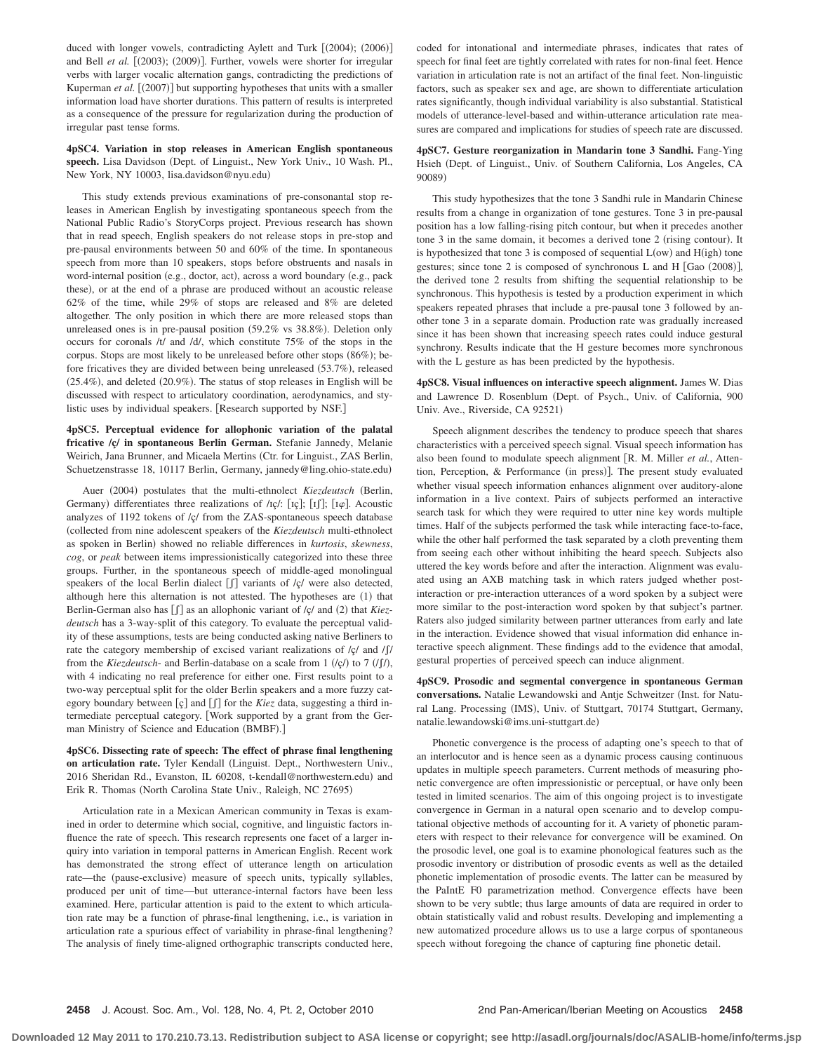duced with longer vowels, contradicting Aylett and Turk [(2004); (2006)] and Bell *et al.* [(2003); (2009)]. Further, vowels were shorter for irregular verbs with larger vocalic alternation gangs, contradicting the predictions of Kuperman *et al.* [(2007)] but supporting hypotheses that units with a smaller information load have shorter durations. This pattern of results is interpreted as a consequence of the pressure for regularization during the production of irregular past tense forms.

**4pSC4. Variation in stop releases in American English spontaneous speech.** Lisa Davidson (Dept. of Linguist., New York Univ., 10 Wash. Pl., New York, NY 10003, lisa.davidson@nyu.edu)

This study extends previous examinations of pre-consonantal stop releases in American English by investigating spontaneous speech from the National Public Radio's StoryCorps project. Previous research has shown that in read speech, English speakers do not release stops in pre-stop and pre-pausal environments between 50 and 60% of the time. In spontaneous speech from more than 10 speakers, stops before obstruents and nasals in word-internal position (e.g., doctor, act), across a word boundary (e.g., pack these), or at the end of a phrase are produced without an acoustic release 62% of the time, while 29% of stops are released and 8% are deleted altogether. The only position in which there are more released stops than unreleased ones is in pre-pausal position (59.2% vs 38.8%). Deletion only occurs for coronals /t/ and /d/, which constitute 75% of the stops in the corpus. Stops are most likely to be unreleased before other stops (86%); before fricatives they are divided between being unreleased (53.7%), released (25.4%), and deleted (20.9%). The status of stop releases in English will be discussed with respect to articulatory coordination, aerodynamics, and stylistic uses by individual speakers. [Research supported by NSF.]

**4pSC5. Perceptual evidence for allophonic variation of the palatal fricative /ç/ in spontaneous Berlin German.** Stefanie Jannedy, Melanie Weirich, Jana Brunner, and Micaela Mertins (Ctr. for Linguist., ZAS Berlin, Schuetzenstrasse 18, 10117 Berlin, Germany, jannedy@ling.ohio-state.edu)

Auer (2004) postulates that the multi-ethnolect *Kiezdeutsch* (Berlin, Germany) differentiates three realizations of /ɪç/: [ɪç]; [ɪʃ]; [ɪɕ]. Acoustic analyzes of 1192 tokens of /ç/ from the ZAS-spontaneous speech database (collected from nine adolescent speakers of the *Kiezdeutsch* multi-ethnolect as spoken in Berlin) showed no reliable differences in *kurtosis*, *skewness*, *cog*, or *peak* between items impressionistically categorized into these three groups. Further, in the spontaneous speech of middle-aged monolingual speakers of the local Berlin dialect [ʃ] variants of /ç/ were also detected, although here this alternation is not attested. The hypotheses are (1) that Berlin-German also has [ʃ] as an allophonic variant of /ç/ and (2) that *Kiezdeutsch* has a 3-way-split of this category. To evaluate the perceptual validity of these assumptions, tests are being conducted asking native Berliners to rate the category membership of excised variant realizations of /ç/ and /ʃ/ from the *Kiezdeutsch*- and Berlin-database on a scale from 1 (/ç/) to 7 (/ʃ/), with 4 indicating no real preference for either one. First results point to a two-way perceptual split for the older Berlin speakers and a more fuzzy category boundary between [ç] and [ʃ] for the *Kiez* data, suggesting a third intermediate perceptual category. [Work supported by a grant from the German Ministry of Science and Education (BMBF).]

**4pSC6. Dissecting rate of speech: The effect of phrase final lengthening on articulation rate.** Tyler Kendall (Linguist. Dept., Northwestern Univ., 2016 Sheridan Rd., Evanston, IL 60208, t-kendall@northwestern.edu) and Erik R. Thomas (North Carolina State Univ., Raleigh, NC 27695)

Articulation rate in a Mexican American community in Texas is examined in order to determine which social, cognitive, and linguistic factors influence the rate of speech. This research represents one facet of a larger inquiry into variation in temporal patterns in American English. Recent work has demonstrated the strong effect of utterance length on articulation rate—the (pause-exclusive) measure of speech units, typically syllables, produced per unit of time—but utterance-internal factors have been less examined. Here, particular attention is paid to the extent to which articulation rate may be a function of phrase-final lengthening, i.e., is variation in articulation rate a spurious effect of variability in phrase-final lengthening? The analysis of finely time-aligned orthographic transcripts conducted here, coded for intonational and intermediate phrases, indicates that rates of speech for final feet are tightly correlated with rates for non-final feet. Hence variation in articulation rate is not an artifact of the final feet. Non-linguistic factors, such as speaker sex and age, are shown to differentiate articulation rates significantly, though individual variability is also substantial. Statistical models of utterance-level-based and within-utterance articulation rate measures are compared and implications for studies of speech rate are discussed.

**4pSC7. Gesture reorganization in Mandarin tone 3 Sandhi.** Fang-Ying Hsieh (Dept. of Linguist., Univ. of Southern California, Los Angeles, CA 90089)

This study hypothesizes that the tone 3 Sandhi rule in Mandarin Chinese results from a change in organization of tone gestures. Tone 3 in pre-pausal position has a low falling-rising pitch contour, but when it precedes another tone 3 in the same domain, it becomes a derived tone 2 (rising contour). It is hypothesized that tone 3 is composed of sequential L(ow) and H(igh) tone gestures; since tone 2 is composed of synchronous L and H [Gao (2008)], the derived tone 2 results from shifting the sequential relationship to be synchronous. This hypothesis is tested by a production experiment in which speakers repeated phrases that include a pre-pausal tone 3 followed by another tone 3 in a separate domain. Production rate was gradually increased since it has been shown that increasing speech rates could induce gestural synchrony. Results indicate that the H gesture becomes more synchronous with the L gesture as has been predicted by the hypothesis.

**4pSC8. Visual influences on interactive speech alignment.** James W. Dias and Lawrence D. Rosenblum (Dept. of Psych., Univ. of California, 900 Univ. Ave., Riverside, CA 92521)

Speech alignment describes the tendency to produce speech that shares characteristics with a perceived speech signal. Visual speech information has also been found to modulate speech alignment [R. M. Miller *et al.*, Attention, Perception, & Performance (in press)]. The present study evaluated whether visual speech information enhances alignment over auditory-alone information in a live context. Pairs of subjects performed an interactive search task for which they were required to utter nine key words multiple times. Half of the subjects performed the task while interacting face-to-face, while the other half performed the task separated by a cloth preventing them from seeing each other without inhibiting the heard speech. Subjects also uttered the key words before and after the interaction. Alignment was evaluated using an AXB matching task in which raters judged whether post-interaction or pre-interaction utterances of a word spoken by a subject were more similar to the post-interaction word spoken by that subject's partner. Raters also judged similarity between partner utterances from early and late in the interaction. Evidence showed that visual information did enhance interactive speech alignment. These findings add to the evidence that amodal, gestural properties of perceived speech can induce alignment.

**4pSC9. Prosodic and segmental convergence in spontaneous German conversations.** Natalie Lewandowski and Antje Schweitzer (Inst. for Natural Lang. Processing (IMS), Univ. of Stuttgart, 70174 Stuttgart, Germany, natalie.lewandowski@ims.uni-stuttgart.de)

Phonetic convergence is the process of adapting one's speech to that of an interlocutor and is hence seen as a dynamic process causing continuous updates in multiple speech parameters. Current methods of measuring phonetic convergence are often impressionistic or perceptual, or have only been tested in limited scenarios. The aim of this ongoing project is to investigate convergence in German in a natural open scenario and to develop computational objective methods of accounting for it. A variety of phonetic parameters with respect to their relevance for convergence will be examined. On the prosodic level, one goal is to examine phonological features such as the prosodic inventory or distribution of prosodic events as well as the detailed phonetic implementation of prosodic events. The latter can be measured by the PaIntE F0 parametrization method. Convergence effects have been shown to be very subtle; thus large amounts of data are required in order to obtain statistically valid and robust results. Developing and implementing a new automatized procedure allows us to use a large corpus of spontaneous speech without foregoing the chance of capturing fine phonetic detail.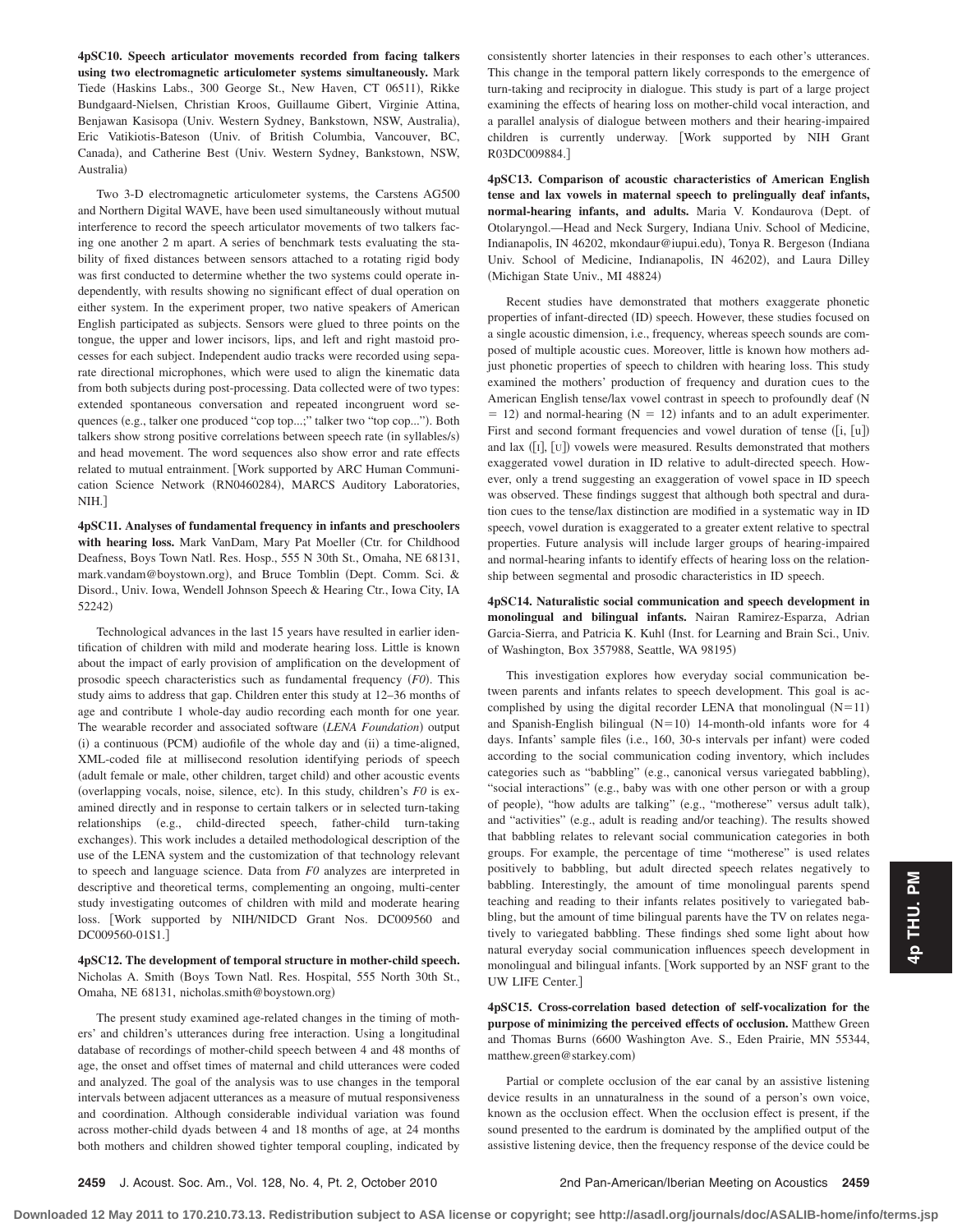**4pSC10. Speech articulator movements recorded from facing talkers using two electromagnetic articulometer systems simultaneously.** Mark Tiede (Haskins Labs., 300 George St., New Haven, CT 06511), Rikke Bundgaard-Nielsen, Christian Kroos, Guillaume Gibert, Virginie Attina, Benjawan Kasisopa (Univ. Western Sydney, Bankstown, NSW, Australia), Eric Vatikiotis-Bateson (Univ. of British Columbia, Vancouver, BC, Canada), and Catherine Best (Univ. Western Sydney, Bankstown, NSW, Australia)

Two 3-D electromagnetic articulometer systems, the Carstens AG500 and Northern Digital WAVE, have been used simultaneously without mutual interference to record the speech articulator movements of two talkers facing one another 2 m apart. A series of benchmark tests evaluating the stability of fixed distances between sensors attached to a rotating rigid body was first conducted to determine whether the two systems could operate independently, with results showing no significant effect of dual operation on either system. In the experiment proper, two native speakers of American English participated as subjects. Sensors were glued to three points on the tongue, the upper and lower incisors, lips, and left and right mastoid processes for each subject. Independent audio tracks were recorded using separate directional microphones, which were used to align the kinematic data from both subjects during post-processing. Data collected were of two types: extended spontaneous conversation and repeated incongruent word sequences (e.g., talker one produced "cop top...;" talker two "top cop..."). Both talkers show strong positive correlations between speech rate (in syllables/s) and head movement. The word sequences also show error and rate effects related to mutual entrainment. [Work supported by ARC Human Communication Science Network (RN0460284), MARCS Auditory Laboratories, NIH.]

**4pSC11. Analyses of fundamental frequency in infants and preschoolers with hearing loss.** Mark VanDam, Mary Pat Moeller (Ctr. for Childhood Deafness, Boys Town Natl. Res. Hosp., 555 N 30th St., Omaha, NE 68131, mark.vandam@boystown.org), and Bruce Tomblin (Dept. Comm. Sci. & Disord., Univ. Iowa, Wendell Johnson Speech & Hearing Ctr., Iowa City, IA 52242)

Technological advances in the last 15 years have resulted in earlier identification of children with mild and moderate hearing loss. Little is known about the impact of early provision of amplification on the development of prosodic speech characteristics such as fundamental frequency (*F0*). This study aims to address that gap. Children enter this study at 12–36 months of age and contribute 1 whole-day audio recording each month for one year. The wearable recorder and associated software (*LENA Foundation*) output (i) a continuous (PCM) audiofile of the whole day and (ii) a time-aligned, XML-coded file at millisecond resolution identifying periods of speech (adult female or male, other children, target child) and other acoustic events (overlapping vocals, noise, silence, etc). In this study, children's *F0* is examined directly and in response to certain talkers or in selected turn-taking relationships (e.g., child-directed speech, father-child turn-taking exchanges). This work includes a detailed methodological description of the use of the LENA system and the customization of that technology relevant to speech and language science. Data from *F0* analyzes are interpreted in descriptive and theoretical terms, complementing an ongoing, multi-center study investigating outcomes of children with mild and moderate hearing loss. [Work supported by NIH/NIDCD Grant Nos. DC009560 and DC009560-01S1.]

**4pSC12. The development of temporal structure in mother-child speech.** Nicholas A. Smith (Boys Town Natl. Res. Hospital, 555 North 30th St., Omaha, NE 68131, nicholas.smith@boystown.org)

The present study examined age-related changes in the timing of mothers' and children's utterances during free interaction. Using a longitudinal database of recordings of mother-child speech between 4 and 48 months of age, the onset and offset times of maternal and child utterances were coded and analyzed. The goal of the analysis was to use changes in the temporal intervals between adjacent utterances as a measure of mutual responsiveness and coordination. Although considerable individual variation was found across mother-child dyads between 4 and 18 months of age, at 24 months both mothers and children showed tighter temporal coupling, indicated by consistently shorter latencies in their responses to each other's utterances. This change in the temporal pattern likely corresponds to the emergence of turn-taking and reciprocity in dialogue. This study is part of a large project examining the effects of hearing loss on mother-child vocal interaction, and a parallel analysis of dialogue between mothers and their hearing-impaired children is currently underway. [Work supported by NIH Grant R03DC009884.]

**4pSC13. Comparison of acoustic characteristics of American English tense and lax vowels in maternal speech to prelingually deaf infants, normal-hearing infants, and adults.** Maria V. Kondaurova (Dept. of Otolaryngol.—Head and Neck Surgery, Indiana Univ. School of Medicine, Indianapolis, IN 46202, mkondaur@iupui.edu), Tonya R. Bergeson (Indiana Univ. School of Medicine, Indianapolis, IN 46202), and Laura Dilley (Michigan State Univ., MI 48824)

Recent studies have demonstrated that mothers exaggerate phonetic properties of infant-directed (ID) speech. However, these studies focused on a single acoustic dimension, i.e., frequency, whereas speech sounds are composed of multiple acoustic cues. Moreover, little is known how mothers adjust phonetic properties of speech to children with hearing loss. This study examined the mothers' production of frequency and duration cues to the American English tense/lax vowel contrast in speech to profoundly deaf (N = 12) and normal-hearing (N = 12) infants and to an adult experimenter. First and second formant frequencies and vowel duration of tense ([i, [u]) and lax ([ɪ], [ʊ]) vowels were measured. Results demonstrated that mothers exaggerated vowel duration in ID relative to adult-directed speech. However, only a trend suggesting an exaggeration of vowel space in ID speech was observed. These findings suggest that although both spectral and duration cues to the tense/lax distinction are modified in a systematic way in ID speech, vowel duration is exaggerated to a greater extent relative to spectral properties. Future analysis will include larger groups of hearing-impaired and normal-hearing infants to identify effects of hearing loss on the relationship between segmental and prosodic characteristics in ID speech.

**4pSC14. Naturalistic social communication and speech development in monolingual and bilingual infants.** Nairan Ramirez-Esparza, Adrian Garcia-Sierra, and Patricia K. Kuhl (Inst. for Learning and Brain Sci., Univ. of Washington, Box 357988, Seattle, WA 98195)

This investigation explores how everyday social communication between parents and infants relates to speech development. This goal is accomplished by using the digital recorder LENA that monolingual (N=11) and Spanish-English bilingual (N=10) 14-month-old infants wore for 4 days. Infants' sample files (i.e., 160, 30-s intervals per infant) were coded according to the social communication coding inventory, which includes categories such as "babbling" (e.g., canonical versus variegated babbling), "social interactions" (e.g., baby was with one other person or with a group of people), "how adults are talking" (e.g., "motherese" versus adult talk), and "activities" (e.g., adult is reading and/or teaching). The results showed that babbling relates to relevant social communication categories in both groups. For example, the percentage of time "motherese" is used relates positively to babbling, but adult directed speech relates negatively to babbling. Interestingly, the amount of time monolingual parents spend teaching and reading to their infants relates positively to variegated babbling, but the amount of time bilingual parents have the TV on relates negatively to variegated babbling. These findings shed some light about how natural everyday social communication influences speech development in monolingual and bilingual infants. [Work supported by an NSF grant to the UW LIFE Center.]

**4pSC15. Cross-correlation based detection of self-vocalization for the purpose of minimizing the perceived effects of occlusion.** Matthew Green and Thomas Burns (6600 Washington Ave. S., Eden Prairie, MN 55344, matthew.green@starkey.com)

Partial or complete occlusion of the ear canal by an assistive listening device results in an unnaturalness in the sound of a person's own voice, known as the occlusion effect. When the occlusion effect is present, if the sound presented to the eardrum is dominated by the amplified output of the assistive listening device, then the frequency response of the device could be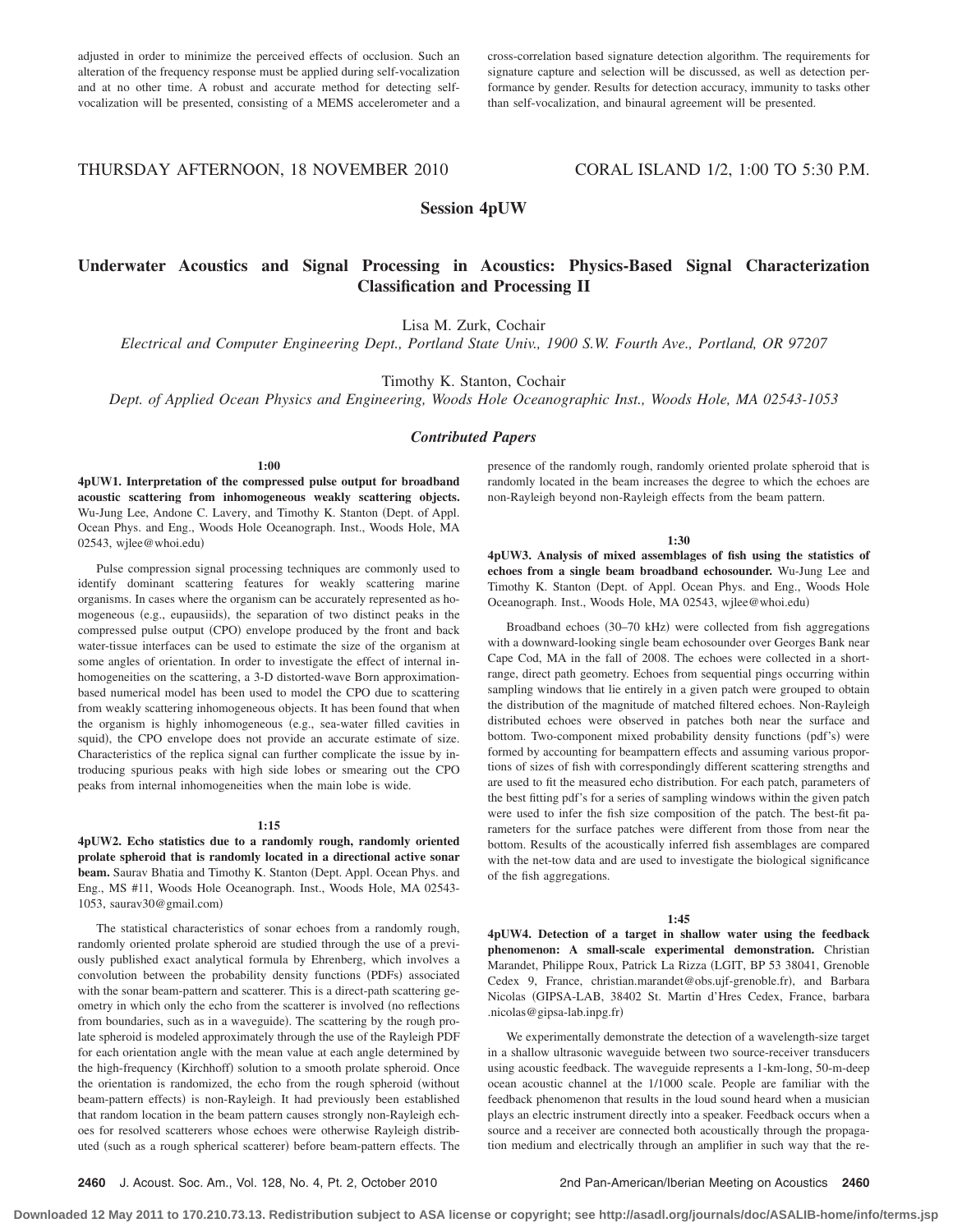adjusted in order to minimize the perceived effects of occlusion. Such an alteration of the frequency response must be applied during self-vocalization and at no other time. A robust and accurate method for detecting self-vocalization will be presented, consisting of a MEMS accelerometer and a cross-correlation based signature detection algorithm. The requirements for signature capture and selection will be discussed, as well as detection performance by gender. Results for detection accuracy, immunity to tasks other than self-vocalization, and binaural agreement will be presented.

THURSDAY AFTERNOON, 18 NOVEMBER 2010 — CORAL ISLAND 1/2, 1:00 TO 5:30 P.M.

## Session 4pUW

## Underwater Acoustics and Signal Processing in Acoustics: Physics-Based Signal Characterization Classification and Processing II

Lisa M. Zurk, Cochair

*Electrical and Computer Engineering Dept., Portland State Univ., 1900 S.W. Fourth Ave., Portland, OR 97207*

Timothy K. Stanton, Cochair

*Dept. of Applied Ocean Physics and Engineering, Woods Hole Oceanographic Inst., Woods Hole, MA 02543-1053*

### *Contributed Papers*

**1:00**

**4pUW1. Interpretation of the compressed pulse output for broadband acoustic scattering from inhomogeneous weakly scattering objects.** Wu-Jung Lee, Andone C. Lavery, and Timothy K. Stanton (Dept. of Appl. Ocean Phys. and Eng., Woods Hole Oceanograph. Inst., Woods Hole, MA 02543, wjlee@whoi.edu)

Pulse compression signal processing techniques are commonly used to identify dominant scattering features for weakly scattering marine organisms. In cases where the organism can be accurately represented as homogeneous (e.g., eupausiids), the separation of two distinct peaks in the compressed pulse output (CPO) envelope produced by the front and back water-tissue interfaces can be used to estimate the size of the organism at some angles of orientation. In order to investigate the effect of internal inhomogeneities on the scattering, a 3-D distorted-wave Born approximation-based numerical model has been used to model the CPO due to scattering from weakly scattering inhomogeneous objects. It has been found that when the organism is highly inhomogeneous (e.g., sea-water filled cavities in squid), the CPO envelope does not provide an accurate estimate of size. Characteristics of the replica signal can further complicate the issue by introducing spurious peaks with high side lobes or smearing out the CPO peaks from internal inhomogeneities when the main lobe is wide.

**1:15**

**4pUW2. Echo statistics due to a randomly rough, randomly oriented prolate spheroid that is randomly located in a directional active sonar beam.** Saurav Bhatia and Timothy K. Stanton (Dept. Appl. Ocean Phys. and Eng., MS #11, Woods Hole Oceanograph. Inst., Woods Hole, MA 02543-1053, saurav30@gmail.com)

The statistical characteristics of sonar echoes from a randomly rough, randomly oriented prolate spheroid are studied through the use of a previously published exact analytical formula by Ehrenberg, which involves a convolution between the probability density functions (PDFs) associated with the sonar beam-pattern and scatterer. This is a direct-path scattering geometry in which only the echo from the scatterer is involved (no reflections from boundaries, such as in a waveguide). The scattering by the rough prolate spheroid is modeled approximately through the use of the Rayleigh PDF for each orientation angle with the mean value at each angle determined by the high-frequency (Kirchhoff) solution to a smooth prolate spheroid. Once the orientation is randomized, the echo from the rough spheroid (without beam-pattern effects) is non-Rayleigh. It had previously been established that random location in the beam pattern causes strongly non-Rayleigh echoes for resolved scatterers whose echoes were otherwise Rayleigh distributed (such as a rough spherical scatterer) before beam-pattern effects. The presence of the randomly rough, randomly oriented prolate spheroid that is randomly located in the beam increases the degree to which the echoes are non-Rayleigh beyond non-Rayleigh effects from the beam pattern.

**1:30**

**4pUW3. Analysis of mixed assemblages of fish using the statistics of echoes from a single beam broadband echosounder.** Wu-Jung Lee and Timothy K. Stanton (Dept. of Appl. Ocean Phys. and Eng., Woods Hole Oceanograph. Inst., Woods Hole, MA 02543, wjlee@whoi.edu)

Broadband echoes (30–70 kHz) were collected from fish aggregations with a downward-looking single beam echosounder over Georges Bank near Cape Cod, MA in the fall of 2008. The echoes were collected in a short-range, direct path geometry. Echoes from sequential pings occurring within sampling windows that lie entirely in a given patch were grouped to obtain the distribution of the magnitude of matched filtered echoes. Non-Rayleigh distributed echoes were observed in patches both near the surface and bottom. Two-component mixed probability density functions (pdf's) were formed by accounting for beampattern effects and assuming various proportions of sizes of fish with correspondingly different scattering strengths and are used to fit the measured echo distribution. For each patch, parameters of the best fitting pdf's for a series of sampling windows within the given patch were used to infer the fish size composition of the patch. The best-fit parameters for the surface patches were different from those from near the bottom. Results of the acoustically inferred fish assemblages are compared with the net-tow data and are used to investigate the biological significance of the fish aggregations.

**1:45**

**4pUW4. Detection of a target in shallow water using the feedback phenomenon: A small-scale experimental demonstration.** Christian Marandet, Philippe Roux, Patrick La Rizza (LGIT, BP 53 38041, Grenoble Cedex 9, France, christian.marandet@obs.ujf-grenoble.fr), and Barbara Nicolas (GIPSA-LAB, 38402 St. Martin d'Hres Cedex, France, barbara .nicolas@gipsa-lab.inpg.fr)

We experimentally demonstrate the detection of a wavelength-size target in a shallow ultrasonic waveguide between two source-receiver transducers using acoustic feedback. The waveguide represents a 1-km-long, 50-m-deep ocean acoustic channel at the 1/1000 scale. People are familiar with the feedback phenomenon that results in the loud sound heard when a musician plays an electric instrument directly into a speaker. Feedback occurs when a source and a receiver are connected both acoustically through the propagation medium and electrically through an amplifier in such way that the re-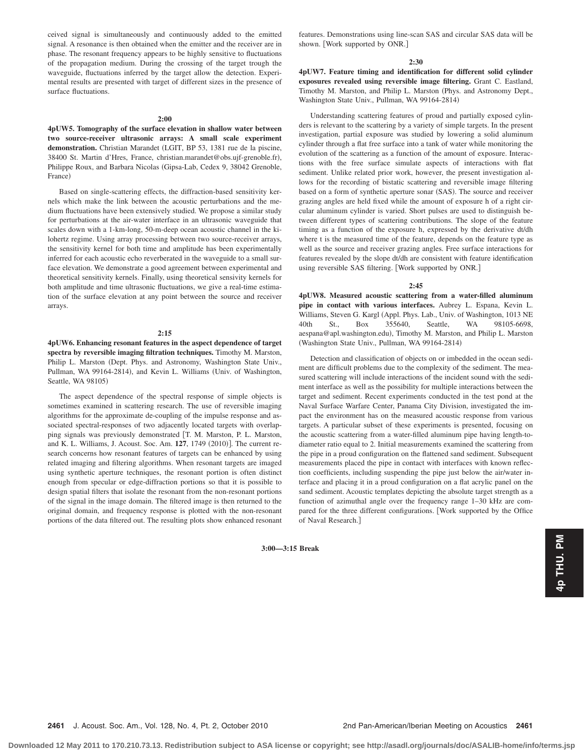ceived signal is simultaneously and continuously added to the emitted signal. A resonance is then obtained when the emitter and the receiver are in phase. The resonant frequency appears to be highly sensitive to fluctuations of the propagation medium. During the crossing of the target trough the waveguide, fluctuations inferred by the target allow the detection. Experimental results are presented with target of different sizes in the presence of surface fluctuations.

**2:00**

**4pUW5. Tomography of the surface elevation in shallow water between two source-receiver ultrasonic arrays: A small scale experiment demonstration.** Christian Marandet (LGIT, BP 53, 1381 rue de la piscine, 38400 St. Martin d'Hres, France, christian.marandet@obs.ujf-grenoble.fr), Philippe Roux, and Barbara Nicolas (Gipsa-Lab, Cedex 9, 38042 Grenoble, France)

Based on single-scattering effects, the diffraction-based sensitivity kernels which make the link between the acoustic perturbations and the medium fluctuations have been extensively studied. We propose a similar study for perturbations at the air-water interface in an ultrasonic waveguide that scales down with a 1-km-long, 50-m-deep ocean acoustic channel in the kilohertz regime. Using array processing between two source-receiver arrays, the sensitivity kernel for both time and amplitude has been experimentally inferred for each acoustic echo reverberated in the waveguide to a small surface elevation. We demonstrate a good agreement between experimental and theoretical sensitivity kernels. Finally, using theoretical sensivity kernels for both amplitude and time ultrasonic fluctuations, we give a real-time estimation of the surface elevation at any point between the source and receiver arrays.

**2:15**

**4pUW6. Enhancing resonant features in the aspect dependence of target spectra by reversible imaging filtration techniques.** Timothy M. Marston, Philip L. Marston (Dept. Phys. and Astronomy, Washington State Univ., Pullman, WA 99164-2814), and Kevin L. Williams (Univ. of Washington, Seattle, WA 98105)

The aspect dependence of the spectral response of simple objects is sometimes examined in scattering research. The use of reversible imaging algorithms for the approximate de-coupling of the impulse response and associated spectral-responses of two adjacently located targets with overlapping signals was previously demonstrated [T. M. Marston, P. L. Marston, and K. L. Williams, J. Acoust. Soc. Am. **127**, 1749 (2010)]. The current research concerns how resonant features of targets can be enhanced by using related imaging and filtering algorithms. When resonant targets are imaged using synthetic aperture techniques, the resonant portion is often distinct enough from specular or edge-diffraction portions so that it is possible to design spatial filters that isolate the resonant from the non-resonant portions of the signal in the image domain. The filtered image is then returned to the original domain, and frequency response is plotted with the non-resonant portions of the data filtered out. The resulting plots show enhanced resonant features. Demonstrations using line-scan SAS and circular SAS data will be shown. [Work supported by ONR.]

**2:30**

**4pUW7. Feature timing and identification for different solid cylinder exposures revealed using reversible image filtering.** Grant C. Eastland, Timothy M. Marston, and Philip L. Marston (Phys. and Astronomy Dept., Washington State Univ., Pullman, WA 99164-2814)

Understanding scattering features of proud and partially exposed cylinders is relevant to the scattering by a variety of simple targets. In the present investigation, partial exposure was studied by lowering a solid aluminum cylinder through a flat free surface into a tank of water while monitoring the evolution of the scattering as a function of the amount of exposure. Interactions with the free surface simulate aspects of interactions with flat sediment. Unlike related prior work, however, the present investigation allows for the recording of bistatic scattering and reversible image filtering based on a form of synthetic aperture sonar (SAS). The source and receiver grazing angles are held fixed while the amount of exposure h of a right circular aluminum cylinder is varied. Short pulses are used to distinguish between different types of scattering contributions. The slope of the feature timing as a function of the exposure h, expressed by the derivative dt/dh where t is the measured time of the feature, depends on the feature type as well as the source and receiver grazing angles. Free surface interactions for features revealed by the slope dt/dh are consistent with feature identification using reversible SAS filtering. [Work supported by ONR.]

**2:45**

**4pUW8. Measured acoustic scattering from a water-filled aluminum pipe in contact with various interfaces.** Aubrey L. Espana, Kevin L. Williams, Steven G. Kargl (Appl. Phys. Lab., Univ. of Washington, 1013 NE 40th St., Box 355640, Seattle, WA 98105-6698, aespana@apl.washington.edu), Timothy M. Marston, and Philip L. Marston (Washington State Univ., Pullman, WA 99164-2814)

Detection and classification of objects on or imbedded in the ocean sediment are difficult problems due to the complexity of the sediment. The measured scattering will include interactions of the incident sound with the sediment interface as well as the possibility for multiple interactions between the target and sediment. Recent experiments conducted in the test pond at the Naval Surface Warfare Center, Panama City Division, investigated the impact the environment has on the measured acoustic response from various targets. A particular subset of these experiments is presented, focusing on the acoustic scattering from a water-filled aluminum pipe having length-to-diameter ratio equal to 2. Initial measurements examined the scattering from the pipe in a proud configuration on the flattened sand sediment. Subsequent measurements placed the pipe in contact with interfaces with known reflection coefficients, including suspending the pipe just below the air/water interface and placing it in a proud configuration on a flat acrylic panel on the sand sediment. Acoustic templates depicting the absolute target strength as a function of azimuthal angle over the frequency range 1–30 kHz are compared for the three different configurations. [Work supported by the Office of Naval Research.]

**3:00—3:15 Break**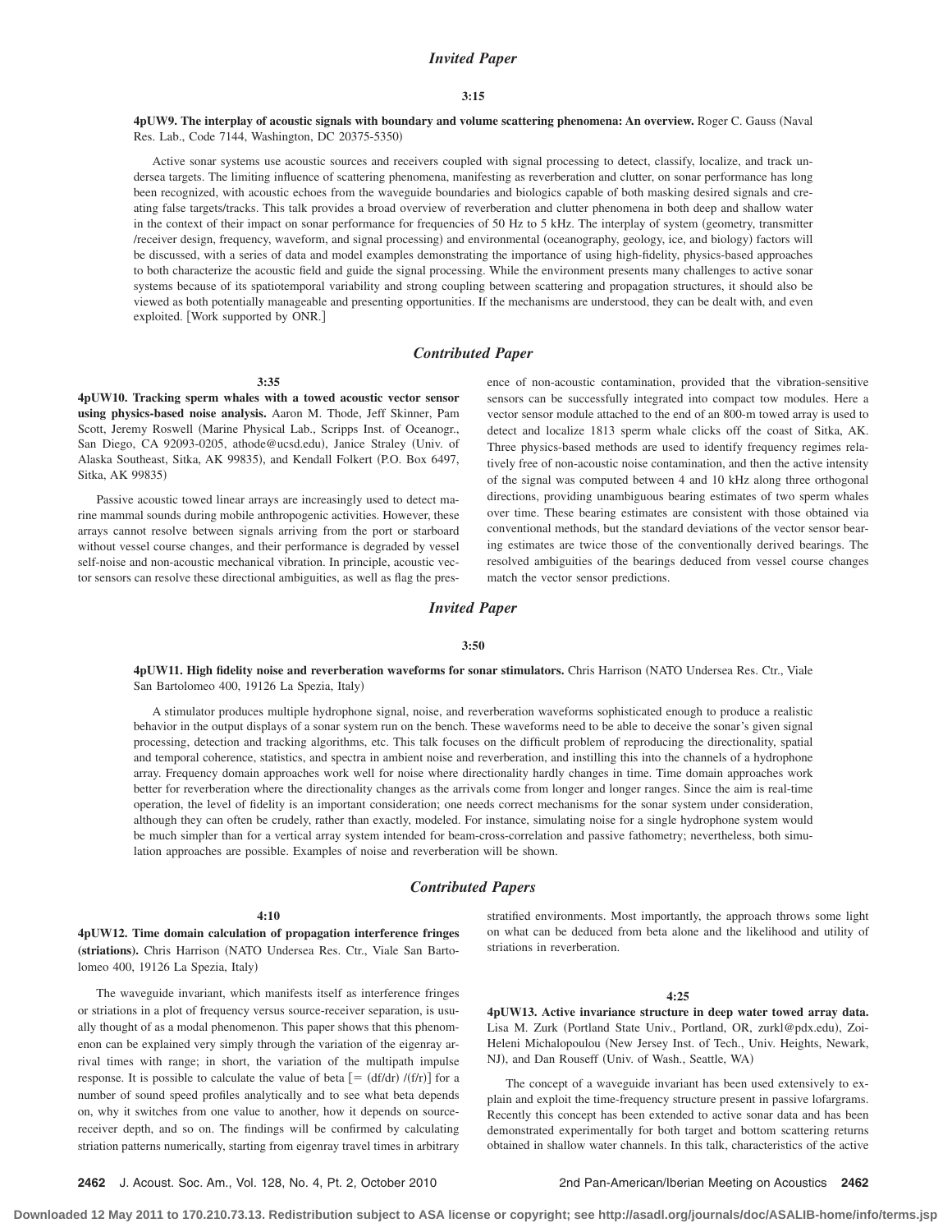### *Invited Paper*

**3:15**

**4pUW9. The interplay of acoustic signals with boundary and volume scattering phenomena: An overview.** Roger C. Gauss (Naval Res. Lab., Code 7144, Washington, DC 20375-5350)

Active sonar systems use acoustic sources and receivers coupled with signal processing to detect, classify, localize, and track undersea targets. The limiting influence of scattering phenomena, manifesting as reverberation and clutter, on sonar performance has long been recognized, with acoustic echoes from the waveguide boundaries and biologics capable of both masking desired signals and creating false targets/tracks. This talk provides a broad overview of reverberation and clutter phenomena in both deep and shallow water in the context of their impact on sonar performance for frequencies of 50 Hz to 5 kHz. The interplay of system (geometry, transmitter /receiver design, frequency, waveform, and signal processing) and environmental (oceanography, geology, ice, and biology) factors will be discussed, with a series of data and model examples demonstrating the importance of using high-fidelity, physics-based approaches to both characterize the acoustic field and guide the signal processing. While the environment presents many challenges to active sonar systems because of its spatiotemporal variability and strong coupling between scattering and propagation structures, it should also be viewed as both potentially manageable and presenting opportunities. If the mechanisms are understood, they can be dealt with, and even exploited. [Work supported by ONR.]

### *Contributed Paper*

**3:35**

**4pUW10. Tracking sperm whales with a towed acoustic vector sensor using physics-based noise analysis.** Aaron M. Thode, Jeff Skinner, Pam Scott, Jeremy Roswell (Marine Physical Lab., Scripps Inst. of Oceanogr., San Diego, CA 92093-0205, athode@ucsd.edu), Janice Straley (Univ. of Alaska Southeast, Sitka, AK 99835), and Kendall Folkert (P.O. Box 6497, Sitka, AK 99835)

Passive acoustic towed linear arrays are increasingly used to detect marine mammal sounds during mobile anthropogenic activities. However, these arrays cannot resolve between signals arriving from the port or starboard without vessel course changes, and their performance is degraded by vessel self-noise and non-acoustic mechanical vibration. In principle, acoustic vector sensors can resolve these directional ambiguities, as well as flag the presence of non-acoustic contamination, provided that the vibration-sensitive sensors can be successfully integrated into compact tow modules. Here a vector sensor module attached to the end of an 800-m towed array is used to detect and localize 1813 sperm whale clicks off the coast of Sitka, AK. Three physics-based methods are used to identify frequency regimes relatively free of non-acoustic noise contamination, and then the active intensity of the signal was computed between 4 and 10 kHz along three orthogonal directions, providing unambiguous bearing estimates of two sperm whales over time. These bearing estimates are consistent with those obtained via conventional methods, but the standard deviations of the vector sensor bearing estimates are twice those of the conventionally derived bearings. The resolved ambiguities of the bearings deduced from vessel course changes match the vector sensor predictions.

### *Invited Paper*

**3:50**

**4pUW11. High fidelity noise and reverberation waveforms for sonar stimulators.** Chris Harrison (NATO Undersea Res. Ctr., Viale San Bartolomeo 400, 19126 La Spezia, Italy)

A stimulator produces multiple hydrophone signal, noise, and reverberation waveforms sophisticated enough to produce a realistic behavior in the output displays of a sonar system run on the bench. These waveforms need to be able to deceive the sonar's given signal processing, detection and tracking algorithms, etc. This talk focuses on the difficult problem of reproducing the directionality, spatial and temporal coherence, statistics, and spectra in ambient noise and reverberation, and instilling this into the channels of a hydrophone array. Frequency domain approaches work well for noise where directionality hardly changes in time. Time domain approaches work better for reverberation where the directionality changes as the arrivals come from longer and longer ranges. Since the aim is real-time operation, the level of fidelity is an important consideration; one needs correct mechanisms for the sonar system under consideration, although they can often be crudely, rather than exactly, modeled. For instance, simulating noise for a single hydrophone system would be much simpler than for a vertical array system intended for beam-cross-correlation and passive fathometry; nevertheless, both simulation approaches are possible. Examples of noise and reverberation will be shown.

### *Contributed Papers*

**4:10**

**4pUW12. Time domain calculation of propagation interference fringes (striations).** Chris Harrison (NATO Undersea Res. Ctr., Viale San Bartolomeo 400, 19126 La Spezia, Italy)

The waveguide invariant, which manifests itself as interference fringes or striations in a plot of frequency versus source-receiver separation, is usually thought of as a modal phenomenon. This paper shows that this phenomenon can be explained very simply through the variation of the eigenray arrival times with range; in short, the variation of the multipath impulse response. It is possible to calculate the value of beta [= (df/dr) /(f/r)] for a number of sound speed profiles analytically and to see what beta depends on, why it switches from one value to another, how it depends on source-receiver depth, and so on. The findings will be confirmed by calculating striation patterns numerically, starting from eigenray travel times in arbitrary stratified environments. Most importantly, the approach throws some light on what can be deduced from beta alone and the likelihood and utility of striations in reverberation.

**4:25**

**4pUW13. Active invariance structure in deep water towed array data.** Lisa M. Zurk (Portland State Univ., Portland, OR, zurkl@pdx.edu), Zoi-Heleni Michalopoulou (New Jersey Inst. of Tech., Univ. Heights, Newark, NJ), and Dan Rouseff (Univ. of Wash., Seattle, WA)

The concept of a waveguide invariant has been used extensively to explain and exploit the time-frequency structure present in passive lofargrams. Recently this concept has been extended to active sonar data and has been demonstrated experimentally for both target and bottom scattering returns obtained in shallow water channels. In this talk, characteristics of the active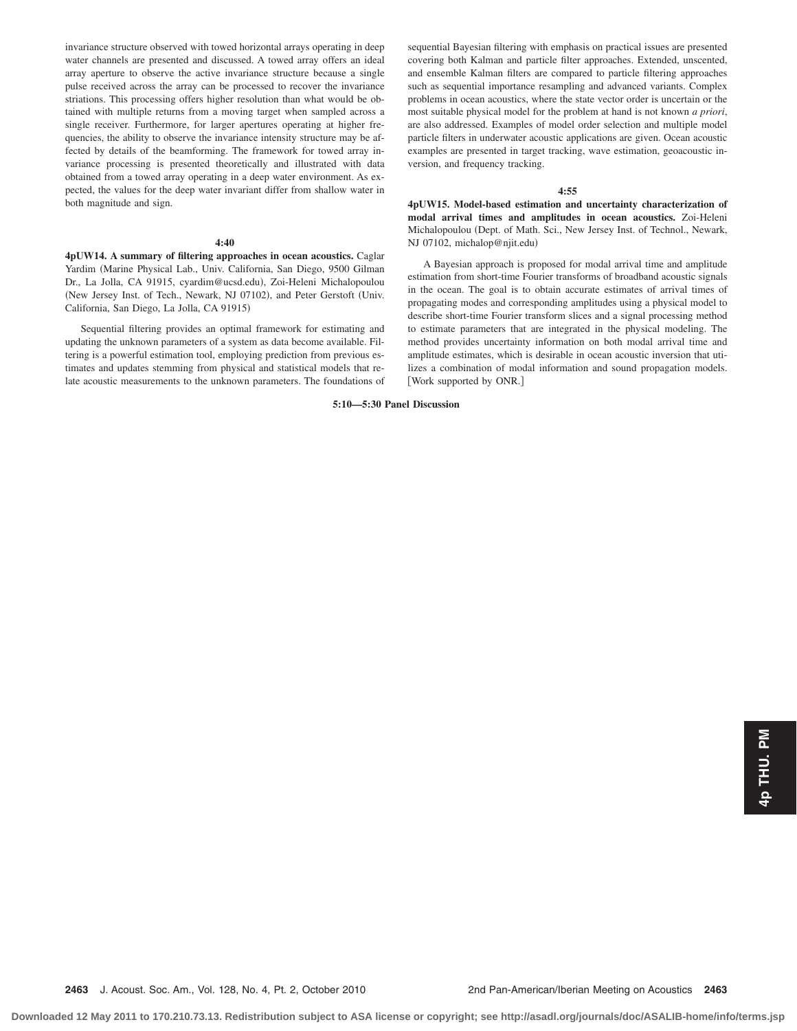invariance structure observed with towed horizontal arrays operating in deep water channels are presented and discussed. A towed array offers an ideal array aperture to observe the active invariance structure because a single pulse received across the array can be processed to recover the invariance striations. This processing offers higher resolution than what would be obtained with multiple returns from a moving target when sampled across a single receiver. Furthermore, for larger apertures operating at higher frequencies, the ability to observe the invariance intensity structure may be affected by details of the beamforming. The framework for towed array invariance processing is presented theoretically and illustrated with data obtained from a towed array operating in a deep water environment. As expected, the values for the deep water invariant differ from shallow water in both magnitude and sign.

**4:40**

**4pUW14. A summary of filtering approaches in ocean acoustics.** Caglar Yardim (Marine Physical Lab., Univ. California, San Diego, 9500 Gilman Dr., La Jolla, CA 91915, cyardim@ucsd.edu), Zoi-Heleni Michalopoulou (New Jersey Inst. of Tech., Newark, NJ 07102), and Peter Gerstoft (Univ. California, San Diego, La Jolla, CA 91915)

Sequential filtering provides an optimal framework for estimating and updating the unknown parameters of a system as data become available. Filtering is a powerful estimation tool, employing prediction from previous estimates and updates stemming from physical and statistical models that relate acoustic measurements to the unknown parameters. The foundations of sequential Bayesian filtering with emphasis on practical issues are presented covering both Kalman and particle filter approaches. Extended, unscented, and ensemble Kalman filters are compared to particle filtering approaches such as sequential importance resampling and advanced variants. Complex problems in ocean acoustics, where the state vector order is uncertain or the most suitable physical model for the problem at hand is not known *a priori*, are also addressed. Examples of model order selection and multiple model particle filters in underwater acoustic applications are given. Ocean acoustic examples are presented in target tracking, wave estimation, geoacoustic inversion, and frequency tracking.

**4:55**

**4pUW15. Model-based estimation and uncertainty characterization of modal arrival times and amplitudes in ocean acoustics.** Zoi-Heleni Michalopoulou (Dept. of Math. Sci., New Jersey Inst. of Technol., Newark, NJ 07102, michalop@njit.edu)

A Bayesian approach is proposed for modal arrival time and amplitude estimation from short-time Fourier transforms of broadband acoustic signals in the ocean. The goal is to obtain accurate estimates of arrival times of propagating modes and corresponding amplitudes using a physical model to describe short-time Fourier transform slices and a signal processing method to estimate parameters that are integrated in the physical modeling. The method provides uncertainty information on both modal arrival time and amplitude estimates, which is desirable in ocean acoustic inversion that utilizes a combination of modal information and sound propagation models. [Work supported by ONR.]

**5:10—5:30 Panel Discussion**